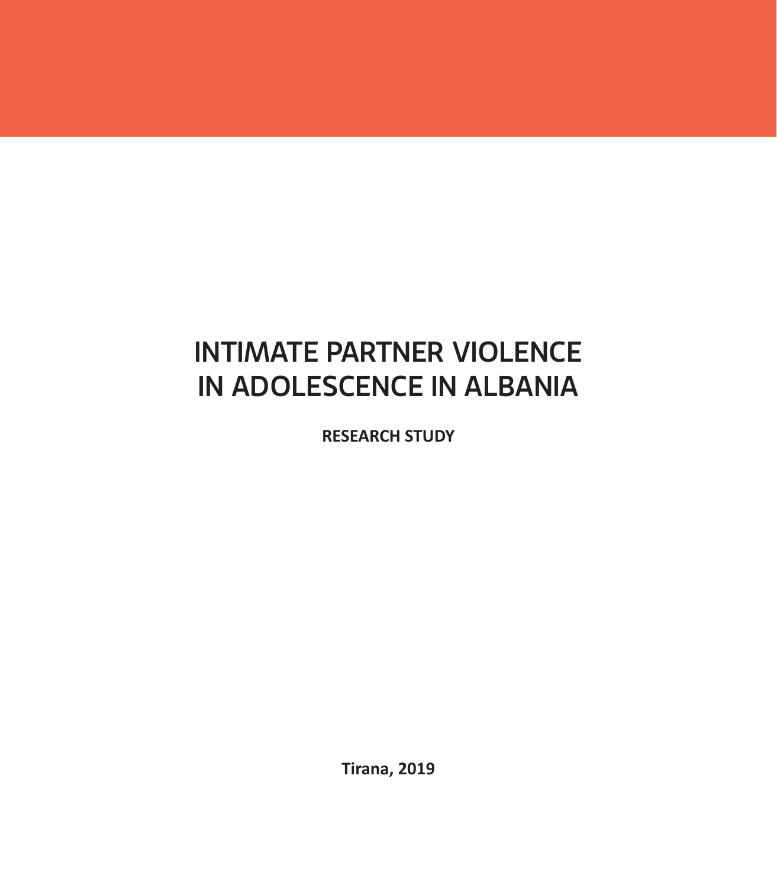# INTIMATE PARTNER VIOLENCE IN ADOLESCENCE IN ALBANIA

**RESEARCH STUDY**

**Tirana, 2019**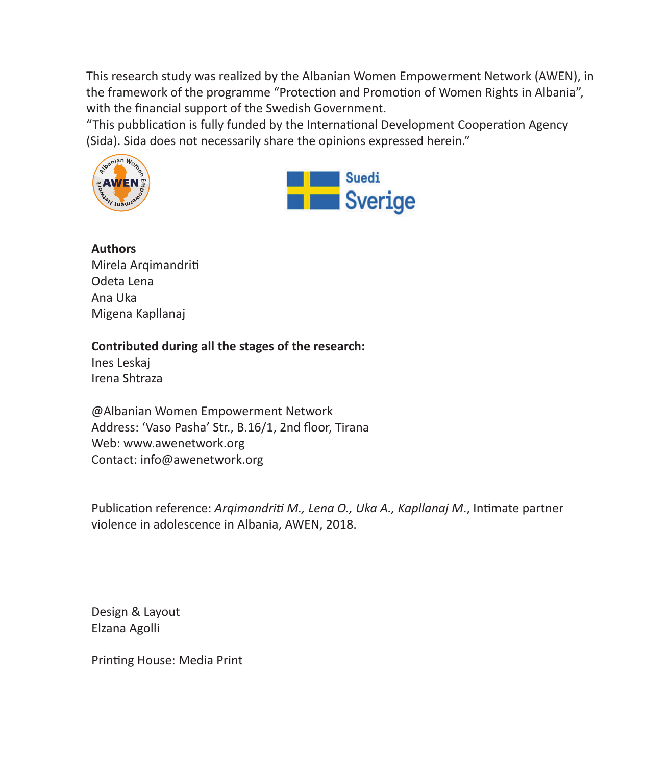This research study was realized by the Albanian Women Empowerment Network (AWEN), in the framework of the programme "Protection and Promotion of Women Rights in Albania", with the financial support of the Swedish Government.
"This pubblication is fully funded by the International Development Cooperation Agency (Sida). Sida does not necessarily share the opinions expressed herein."

**Authors**
Mirela Arqimandriti
Odeta Lena
Ana Uka
Migena Kapllanaj

**Contributed during all the stages of the research:**
Ines Leskaj
Irena Shtraza

@Albanian Women Empowerment Network
Address: 'Vaso Pasha' Str., B.16/1, 2nd floor, Tirana
Web: www.awenetwork.org
Contact: info@awenetwork.org

Publication reference: *Arqimandriti M., Lena O., Uka A., Kapllanaj M.*, Intimate partner violence in adolescence in Albania, AWEN, 2018.

Design & Layout
Elzana Agolli

Printing House: Media Print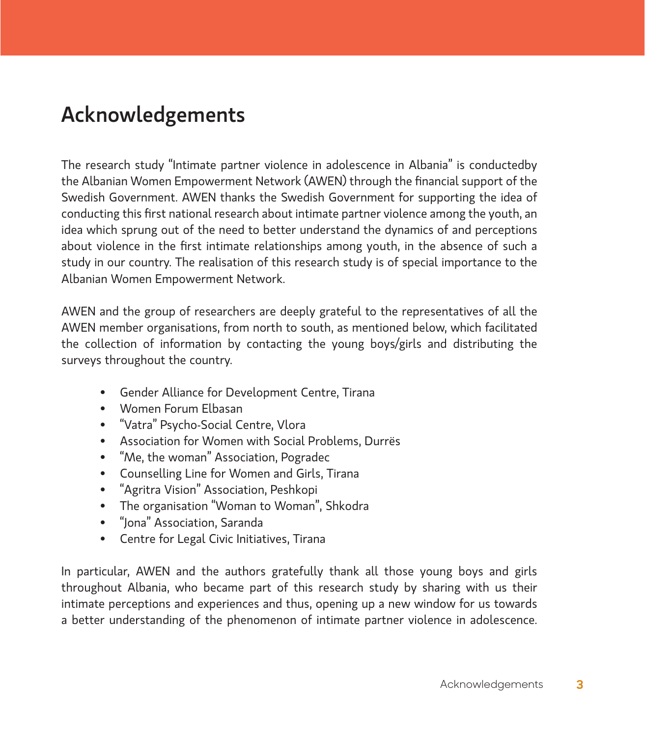# Acknowledgements

The research study "Intimate partner violence in adolescence in Albania" is conductedby the Albanian Women Empowerment Network (AWEN) through the financial support of the Swedish Government. AWEN thanks the Swedish Government for supporting the idea of conducting this first national research about intimate partner violence among the youth, an idea which sprung out of the need to better understand the dynamics of and perceptions about violence in the first intimate relationships among youth, in the absence of such a study in our country. The realisation of this research study is of special importance to the Albanian Women Empowerment Network.

AWEN and the group of researchers are deeply grateful to the representatives of all the AWEN member organisations, from north to south, as mentioned below, which facilitated the collection of information by contacting the young boys/girls and distributing the surveys throughout the country.

- Gender Alliance for Development Centre, Tirana
- Women Forum Elbasan
- "Vatra" Psycho-Social Centre, Vlora
- Association for Women with Social Problems, Durrës
- "Me, the woman" Association, Pogradec
- Counselling Line for Women and Girls, Tirana
- "Agritra Vision" Association, Peshkopi
- The organisation "Woman to Woman", Shkodra
- "Jona" Association, Saranda
- Centre for Legal Civic Initiatives, Tirana

In particular, AWEN and the authors gratefully thank all those young boys and girls throughout Albania, who became part of this research study by sharing with us their intimate perceptions and experiences and thus, opening up a new window for us towards a better understanding of the phenomenon of intimate partner violence in adolescence.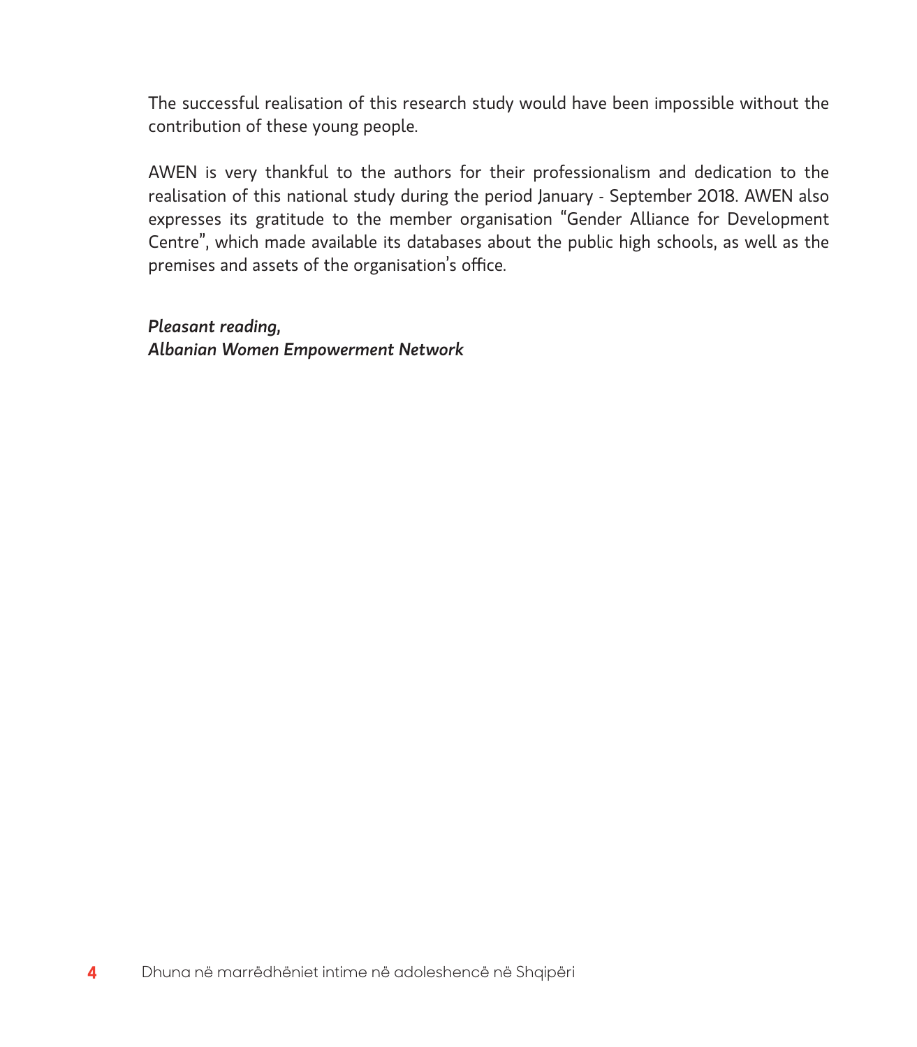The successful realisation of this research study would have been impossible without the contribution of these young people.

AWEN is very thankful to the authors for their professionalism and dedication to the realisation of this national study during the period January - September 2018. AWEN also expresses its gratitude to the member organisation "Gender Alliance for Development Centre", which made available its databases about the public high schools, as well as the premises and assets of the organisation's office.

***Pleasant reading,***
***Albanian Women Empowerment Network***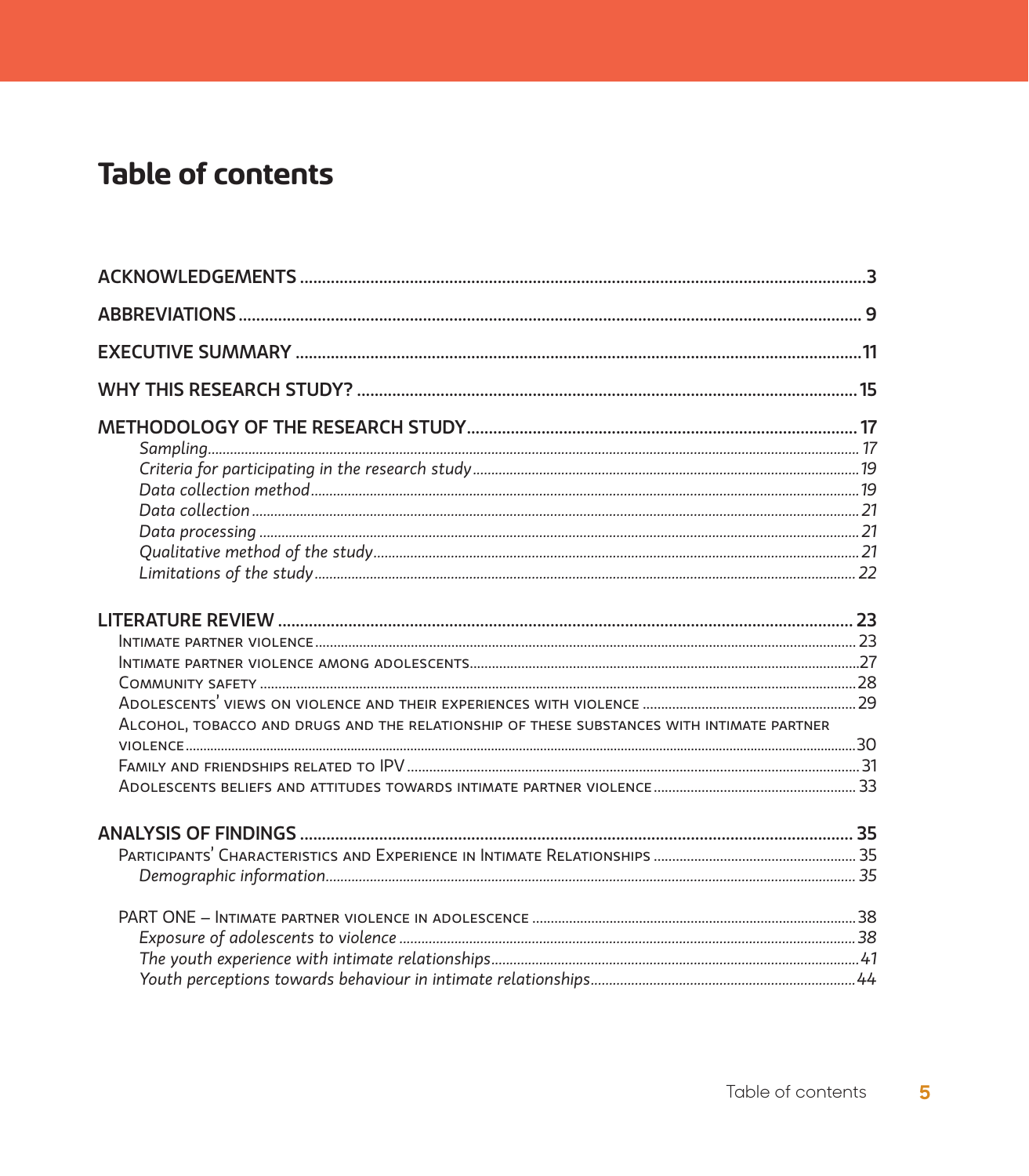# Table of contents

**ACKNOWLEDGEMENTS** ..... 3

**ABBREVIATIONS** ..... 9

**EXECUTIVE SUMMARY** ..... 11

**WHY THIS RESEARCH STUDY?** ..... 15

**METHODOLOGY OF THE RESEARCH STUDY** ..... 17

- *Sampling* ..... 17
- *Criteria for participating in the research study* ..... 19
- *Data collection method* ..... 19
- *Data collection* ..... 21
- *Data processing* ..... 21
- *Qualitative method of the study* ..... 21
- *Limitations of the study* ..... 22

**LITERATURE REVIEW** ..... 23

- Intimate partner violence ..... 23
- Intimate partner violence among adolescents ..... 27
- Community safety ..... 28
- Adolescents' views on violence and their experiences with violence ..... 29
- Alcohol, tobacco and drugs and the relationship of these substances with intimate partner violence ..... 30
- Family and friendships related to IPV ..... 31
- Adolescents beliefs and attitudes towards intimate partner violence ..... 33

**ANALYSIS OF FINDINGS** ..... 35

- Participants' Characteristics and Experience in Intimate Relationships ..... 35
  - *Demographic information* ..... 35

- PART ONE – Intimate partner violence in adolescence ..... 38
  - *Exposure of adolescents to violence* ..... 38
  - *The youth experience with intimate relationships* ..... 41
  - *Youth perceptions towards behaviour in intimate relationships* ..... 44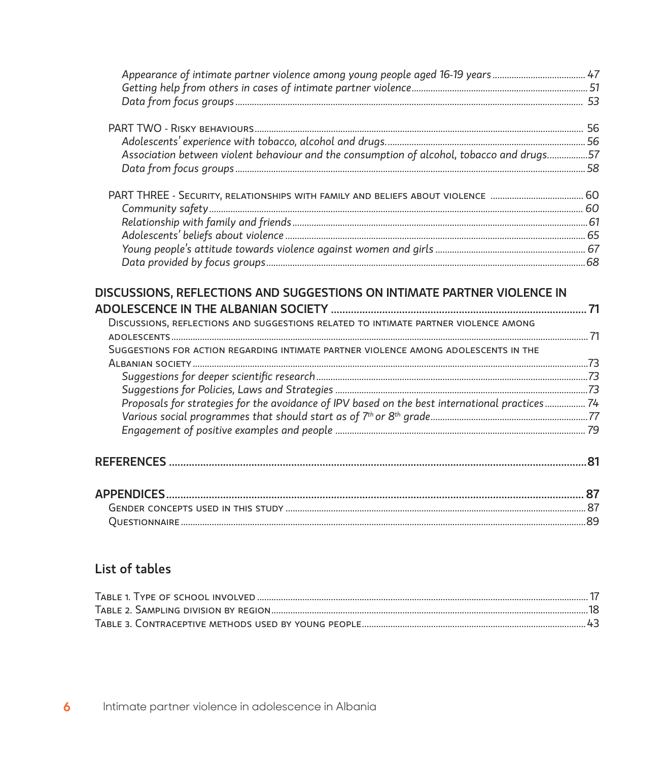*Appearance of intimate partner violence among young people aged 16-19 years* ... 47
*Getting help from others in cases of intimate partner violence* ... 51
*Data from focus groups* ... 53

PART TWO - Risky behaviours ... 56
*Adolescents' experience with tobacco, alcohol and drugs.* ... 56
*Association between violent behaviour and the consumption of alcohol, tobacco and drugs* ... 57
*Data from focus groups* ... 58

PART THREE - Security, relationships with family and beliefs about violence ... 60
*Community safety* ... 60
*Relationship with family and friends* ... 61
*Adolescents' beliefs about violence* ... 65
*Young people's attitude towards violence against women and girls* ... 67
*Data provided by focus groups* ... 68

**DISCUSSIONS, REFLECTIONS AND SUGGESTIONS ON INTIMATE PARTNER VIOLENCE IN ADOLESCENCE IN THE ALBANIAN SOCIETY ... 71**

Discussions, reflections and suggestions related to intimate partner violence among adolescents ... 71
Suggestions for action regarding intimate partner violence among adolescents in the Albanian society ... 73
*Suggestions for deeper scientific research* ... 73
*Suggestions for Policies, Laws and Strategies* ... 73
*Proposals for strategies for the avoidance of IPV based on the best international practices* ... 74
*Various social programmes that should start as of 7th or 8th grade* ... 77
*Engagement of positive examples and people* ... 79

**REFERENCES ... 81**

**APPENDICES ... 87**

Gender concepts used in this study ... 87
Questionnaire ... 89

## List of tables

Table 1. Type of school involved ... 17
Table 2. Sampling division by region ... 18
Table 3. Contraceptive methods used by young people ... 43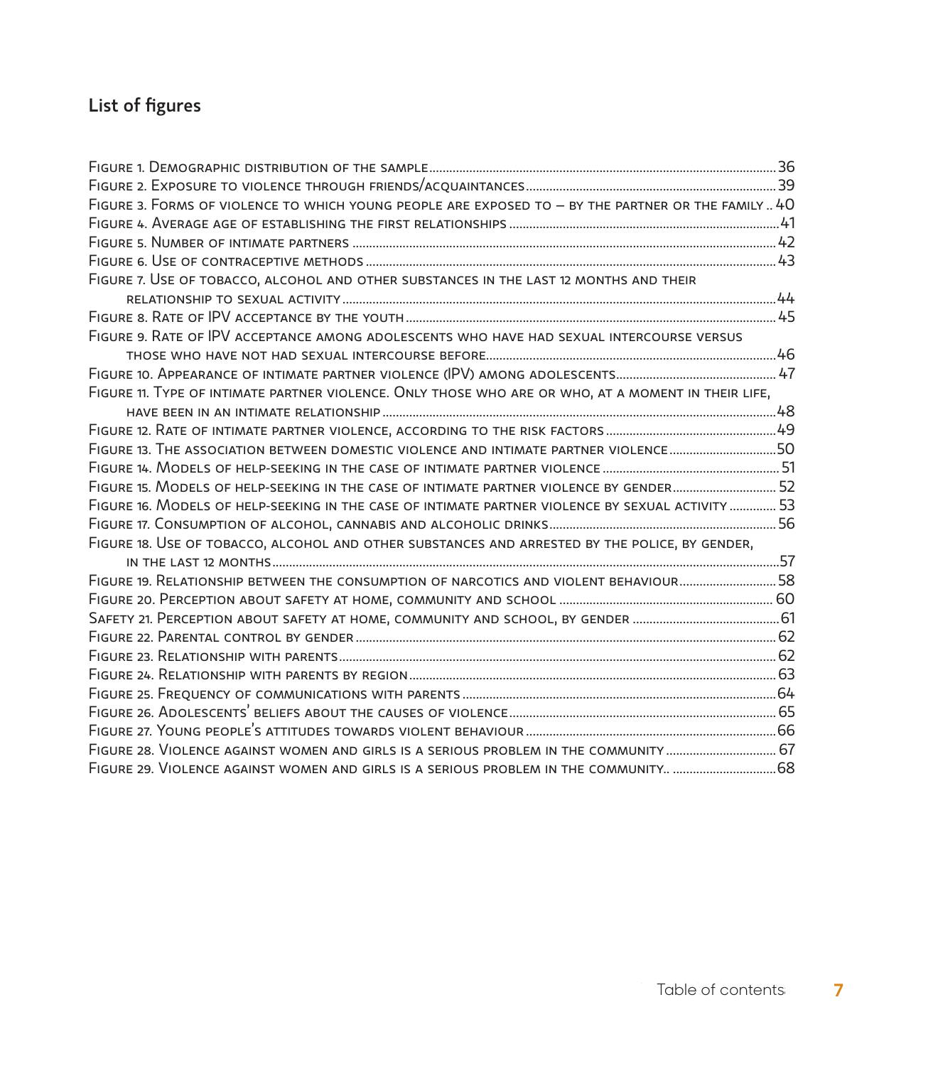## List of figures

Figure 1. Demographic distribution of the sample....36
Figure 2. Exposure to violence through friends/acquaintances....39
Figure 3. Forms of violence to which young people are exposed to – by the partner or the family .. 40
Figure 4. Average age of establishing the first relationships....41
Figure 5. Number of intimate partners....42
Figure 6. Use of contraceptive methods....43
Figure 7. Use of tobacco, alcohol and other substances in the last 12 months and their relationship to sexual activity....44
Figure 8. Rate of IPV acceptance by the youth....45
Figure 9. Rate of IPV acceptance among adolescents who have had sexual intercourse versus those who have not had sexual intercourse before....46
Figure 10. Appearance of intimate partner violence (IPV) among adolescents....47
Figure 11. Type of intimate partner violence. Only those who are or who, at a moment in their life, have been in an intimate relationship....48
Figure 12. Rate of intimate partner violence, according to the risk factors....49
Figure 13. The association between domestic violence and intimate partner violence....50
Figure 14. Models of help-seeking in the case of intimate partner violence....51
Figure 15. Models of help-seeking in the case of intimate partner violence by gender....52
Figure 16. Models of help-seeking in the case of intimate partner violence by sexual activity....53
Figure 17. Consumption of alcohol, cannabis and alcoholic drinks....56
Figure 18. Use of tobacco, alcohol and other substances and arrested by the police, by gender, in the last 12 months....57
Figure 19. Relationship between the consumption of narcotics and violent behaviour....58
Figure 20. Perception about safety at home, community and school....60
Safety 21. Perception about safety at home, community and school, by gender....61
Figure 22. Parental control by gender....62
Figure 23. Relationship with parents....62
Figure 24. Relationship with parents by region....63
Figure 25. Frequency of communications with parents....64
Figure 26. Adolescents' beliefs about the causes of violence....65
Figure 27. Young people's attitudes towards violent behaviour....66
Figure 28. Violence against women and girls is a serious problem in the community....67
Figure 29. Violence against women and girls is a serious problem in the community.. ....68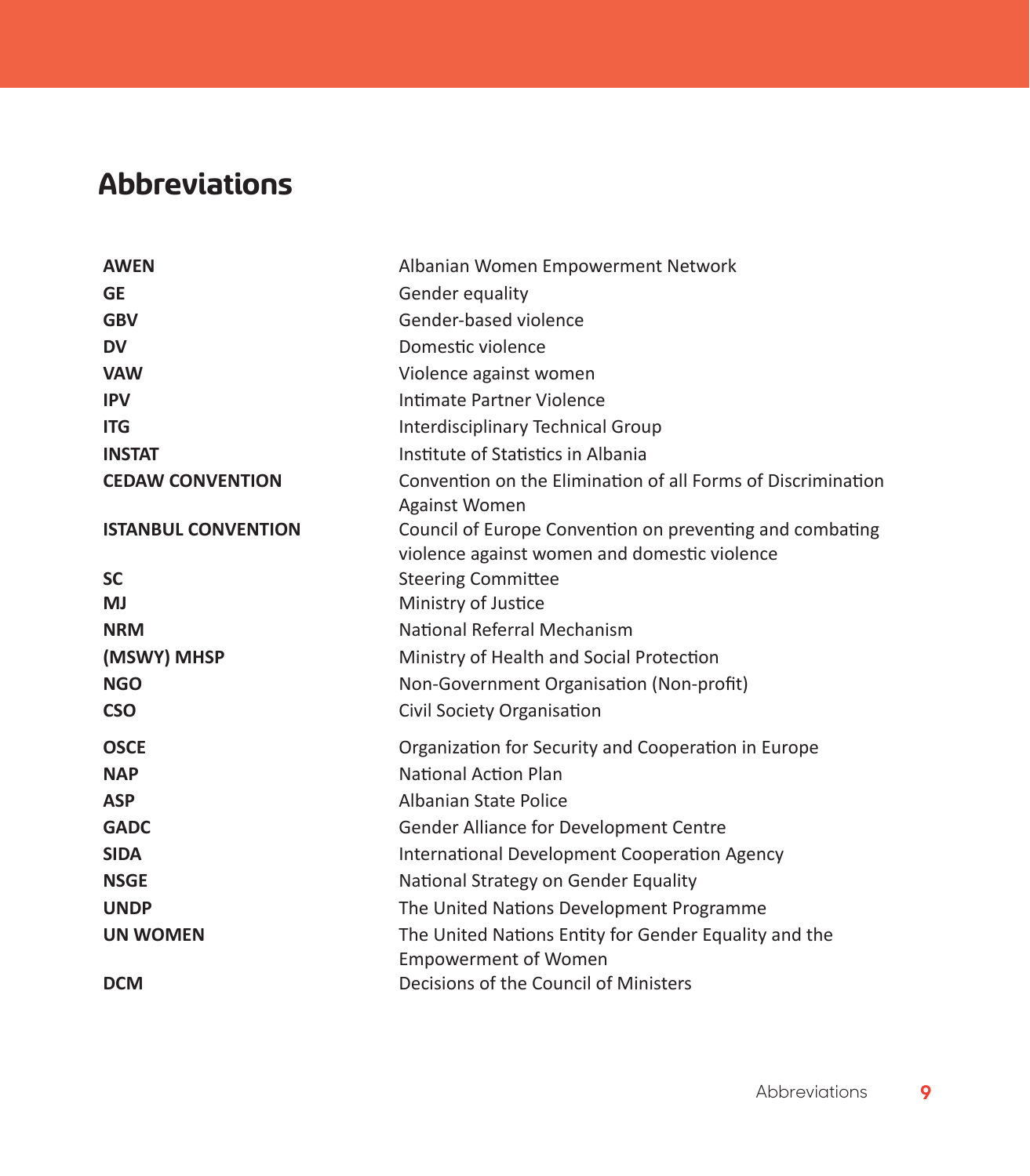## Abbreviations

| | |
|---|---|
| **AWEN** | Albanian Women Empowerment Network |
| **GE** | Gender equality |
| **GBV** | Gender-based violence |
| **DV** | Domestic violence |
| **VAW** | Violence against women |
| **IPV** | Intimate Partner Violence |
| **ITG** | Interdisciplinary Technical Group |
| **INSTAT** | Institute of Statistics in Albania |
| **CEDAW CONVENTION** | Convention on the Elimination of all Forms of Discrimination Against Women |
| **ISTANBUL CONVENTION** | Council of Europe Convention on preventing and combating violence against women and domestic violence |
| **SC** | Steering Committee |
| **MJ** | Ministry of Justice |
| **NRM** | National Referral Mechanism |
| **(MSWY) MHSP** | Ministry of Health and Social Protection |
| **NGO** | Non-Government Organisation (Non-profit) |
| **CSO** | Civil Society Organisation |
| **OSCE** | Organization for Security and Cooperation in Europe |
| **NAP** | National Action Plan |
| **ASP** | Albanian State Police |
| **GADC** | Gender Alliance for Development Centre |
| **SIDA** | International Development Cooperation Agency |
| **NSGE** | National Strategy on Gender Equality |
| **UNDP** | The United Nations Development Programme |
| **UN WOMEN** | The United Nations Entity for Gender Equality and the Empowerment of Women |
| **DCM** | Decisions of the Council of Ministers |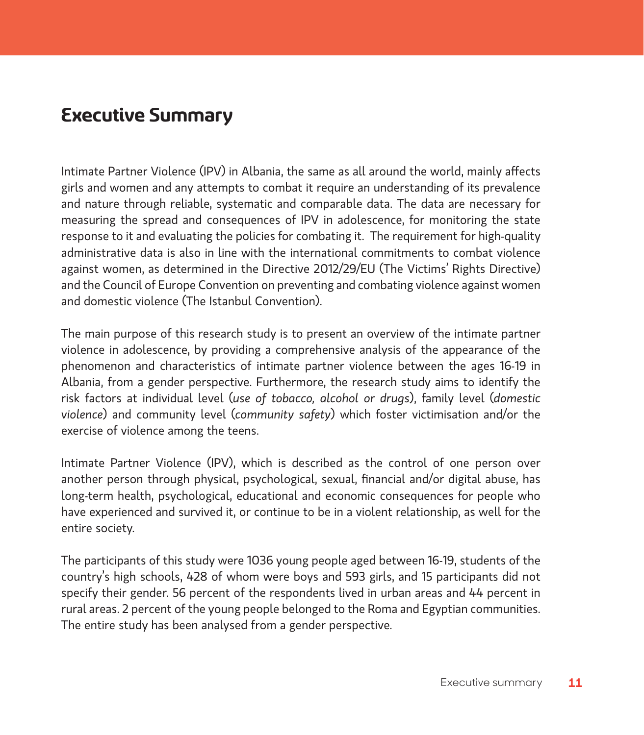# Executive Summary

Intimate Partner Violence (IPV) in Albania, the same as all around the world, mainly affects girls and women and any attempts to combat it require an understanding of its prevalence and nature through reliable, systematic and comparable data. The data are necessary for measuring the spread and consequences of IPV in adolescence, for monitoring the state response to it and evaluating the policies for combating it. The requirement for high-quality administrative data is also in line with the international commitments to combat violence against women, as determined in the Directive 2012/29/EU (The Victims' Rights Directive) and the Council of Europe Convention on preventing and combating violence against women and domestic violence (The Istanbul Convention).

The main purpose of this research study is to present an overview of the intimate partner violence in adolescence, by providing a comprehensive analysis of the appearance of the phenomenon and characteristics of intimate partner violence between the ages 16-19 in Albania, from a gender perspective. Furthermore, the research study aims to identify the risk factors at individual level (*use of tobacco, alcohol or drugs*), family level (*domestic violence*) and community level (*community safety*) which foster victimisation and/or the exercise of violence among the teens.

Intimate Partner Violence (IPV), which is described as the control of one person over another person through physical, psychological, sexual, financial and/or digital abuse, has long-term health, psychological, educational and economic consequences for people who have experienced and survived it, or continue to be in a violent relationship, as well for the entire society.

The participants of this study were 1036 young people aged between 16-19, students of the country's high schools, 428 of whom were boys and 593 girls, and 15 participants did not specify their gender. 56 percent of the respondents lived in urban areas and 44 percent in rural areas. 2 percent of the young people belonged to the Roma and Egyptian communities. The entire study has been analysed from a gender perspective.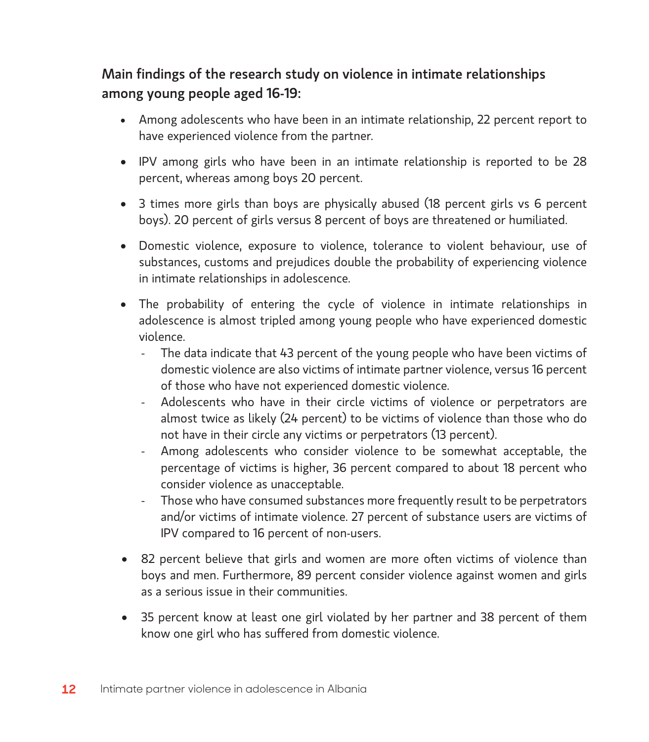**Main findings of the research study on violence in intimate relationships among young people aged 16-19:**

- Among adolescents who have been in an intimate relationship, 22 percent report to have experienced violence from the partner.
- IPV among girls who have been in an intimate relationship is reported to be 28 percent, whereas among boys 20 percent.
- 3 times more girls than boys are physically abused (18 percent girls vs 6 percent boys). 20 percent of girls versus 8 percent of boys are threatened or humiliated.
- Domestic violence, exposure to violence, tolerance to violent behaviour, use of substances, customs and prejudices double the probability of experiencing violence in intimate relationships in adolescence.
- The probability of entering the cycle of violence in intimate relationships in adolescence is almost tripled among young people who have experienced domestic violence.
  - The data indicate that 43 percent of the young people who have been victims of domestic violence are also victims of intimate partner violence, versus 16 percent of those who have not experienced domestic violence.
  - Adolescents who have in their circle victims of violence or perpetrators are almost twice as likely (24 percent) to be victims of violence than those who do not have in their circle any victims or perpetrators (13 percent).
  - Among adolescents who consider violence to be somewhat acceptable, the percentage of victims is higher, 36 percent compared to about 18 percent who consider violence as unacceptable.
  - Those who have consumed substances more frequently result to be perpetrators and/or victims of intimate violence. 27 percent of substance users are victims of IPV compared to 16 percent of non-users.
- 82 percent believe that girls and women are more often victims of violence than boys and men. Furthermore, 89 percent consider violence against women and girls as a serious issue in their communities.
- 35 percent know at least one girl violated by her partner and 38 percent of them know one girl who has suffered from domestic violence.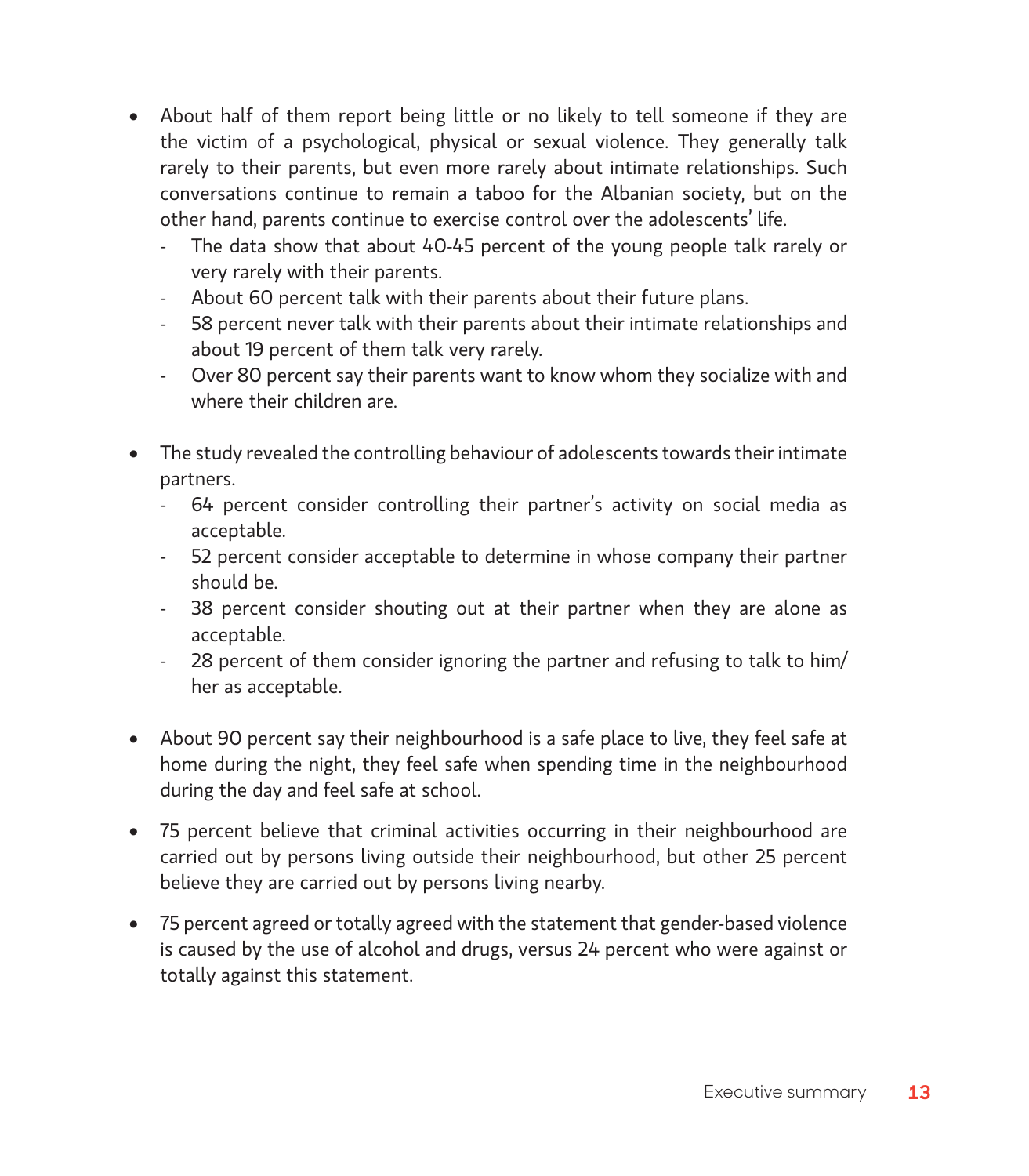- About half of them report being little or no likely to tell someone if they are the victim of a psychological, physical or sexual violence. They generally talk rarely to their parents, but even more rarely about intimate relationships. Such conversations continue to remain a taboo for the Albanian society, but on the other hand, parents continue to exercise control over the adolescents' life.
  - The data show that about 40-45 percent of the young people talk rarely or very rarely with their parents.
  - About 60 percent talk with their parents about their future plans.
  - 58 percent never talk with their parents about their intimate relationships and about 19 percent of them talk very rarely.
  - Over 80 percent say their parents want to know whom they socialize with and where their children are.

- The study revealed the controlling behaviour of adolescents towards their intimate partners.
  - 64 percent consider controlling their partner's activity on social media as acceptable.
  - 52 percent consider acceptable to determine in whose company their partner should be.
  - 38 percent consider shouting out at their partner when they are alone as acceptable.
  - 28 percent of them consider ignoring the partner and refusing to talk to him/her as acceptable.

- About 90 percent say their neighbourhood is a safe place to live, they feel safe at home during the night, they feel safe when spending time in the neighbourhood during the day and feel safe at school.

- 75 percent believe that criminal activities occurring in their neighbourhood are carried out by persons living outside their neighbourhood, but other 25 percent believe they are carried out by persons living nearby.

- 75 percent agreed or totally agreed with the statement that gender-based violence is caused by the use of alcohol and drugs, versus 24 percent who were against or totally against this statement.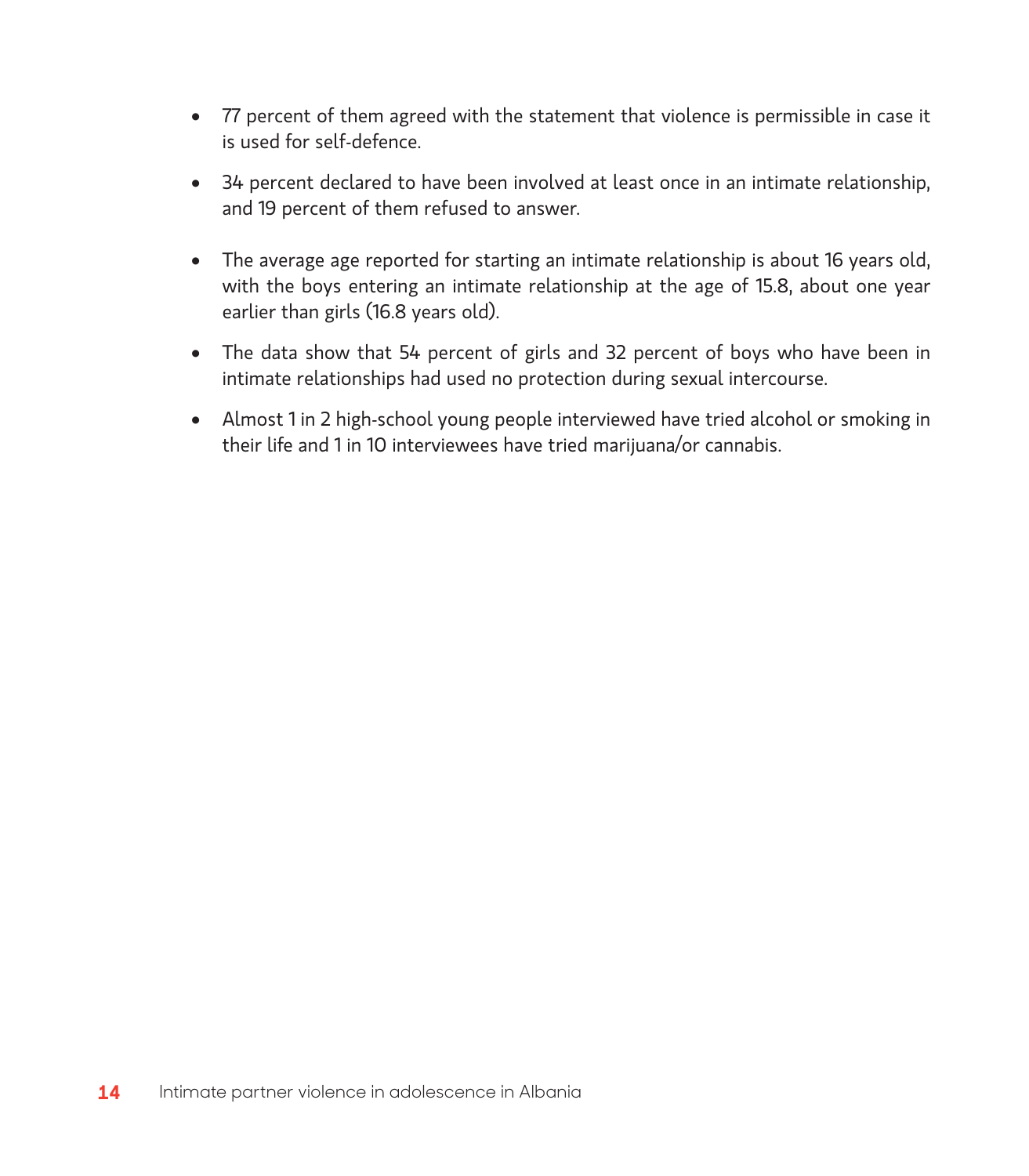- 77 percent of them agreed with the statement that violence is permissible in case it is used for self-defence.
- 34 percent declared to have been involved at least once in an intimate relationship, and 19 percent of them refused to answer.
- The average age reported for starting an intimate relationship is about 16 years old, with the boys entering an intimate relationship at the age of 15.8, about one year earlier than girls (16.8 years old).
- The data show that 54 percent of girls and 32 percent of boys who have been in intimate relationships had used no protection during sexual intercourse.
- Almost 1 in 2 high-school young people interviewed have tried alcohol or smoking in their life and 1 in 10 interviewees have tried marijuana/or cannabis.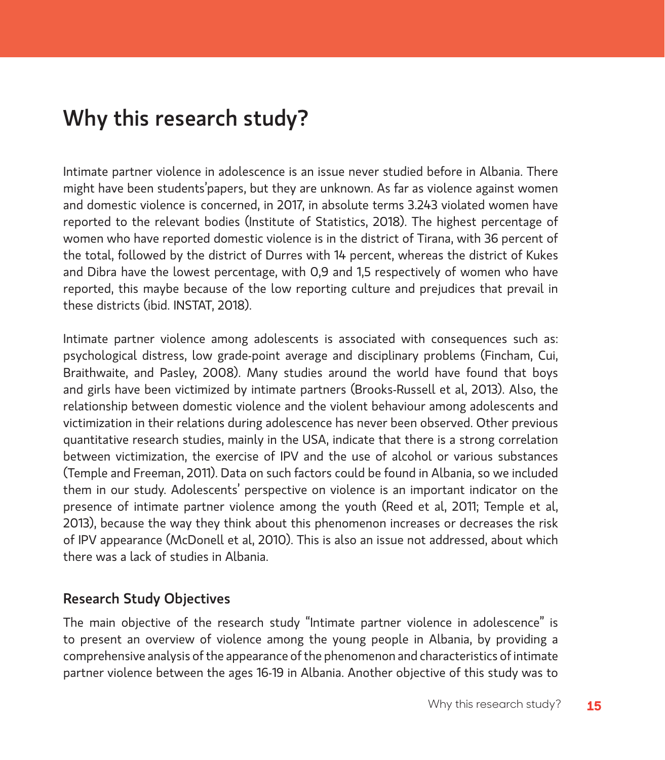# Why this research study?

Intimate partner violence in adolescence is an issue never studied before in Albania. There might have been students'papers, but they are unknown. As far as violence against women and domestic violence is concerned, in 2017, in absolute terms 3.243 violated women have reported to the relevant bodies (Institute of Statistics, 2018). The highest percentage of women who have reported domestic violence is in the district of Tirana, with 36 percent of the total, followed by the district of Durres with 14 percent, whereas the district of Kukes and Dibra have the lowest percentage, with 0,9 and 1,5 respectively of women who have reported, this maybe because of the low reporting culture and prejudices that prevail in these districts (ibid. INSTAT, 2018).

Intimate partner violence among adolescents is associated with consequences such as: psychological distress, low grade-point average and disciplinary problems (Fincham, Cui, Braithwaite, and Pasley, 2008). Many studies around the world have found that boys and girls have been victimized by intimate partners (Brooks-Russell et al, 2013). Also, the relationship between domestic violence and the violent behaviour among adolescents and victimization in their relations during adolescence has never been observed. Other previous quantitative research studies, mainly in the USA, indicate that there is a strong correlation between victimization, the exercise of IPV and the use of alcohol or various substances (Temple and Freeman, 2011). Data on such factors could be found in Albania, so we included them in our study. Adolescents' perspective on violence is an important indicator on the presence of intimate partner violence among the youth (Reed et al, 2011; Temple et al, 2013), because the way they think about this phenomenon increases or decreases the risk of IPV appearance (McDonell et al, 2010). This is also an issue not addressed, about which there was a lack of studies in Albania.

## Research Study Objectives

The main objective of the research study "Intimate partner violence in adolescence" is to present an overview of violence among the young people in Albania, by providing a comprehensive analysis of the appearance of the phenomenon and characteristics of intimate partner violence between the ages 16-19 in Albania. Another objective of this study was to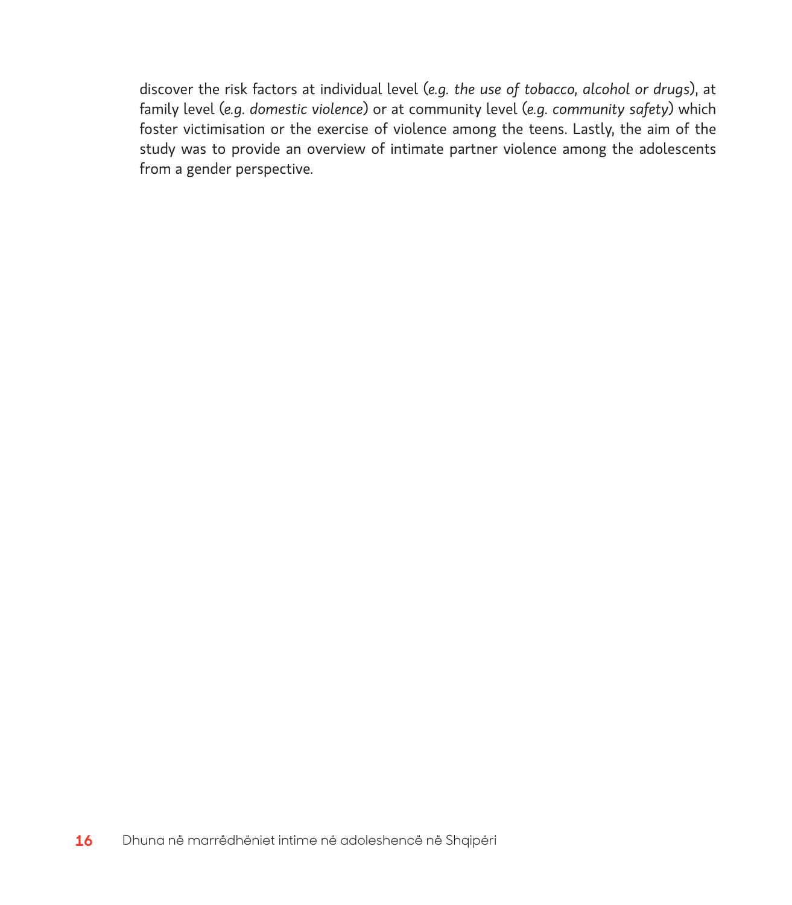discover the risk factors at individual level (*e.g. the use of tobacco, alcohol or drugs*), at family level (*e.g. domestic violence*) or at community level (*e.g. community safety*) which foster victimisation or the exercise of violence among the teens. Lastly, the aim of the study was to provide an overview of intimate partner violence among the adolescents from a gender perspective.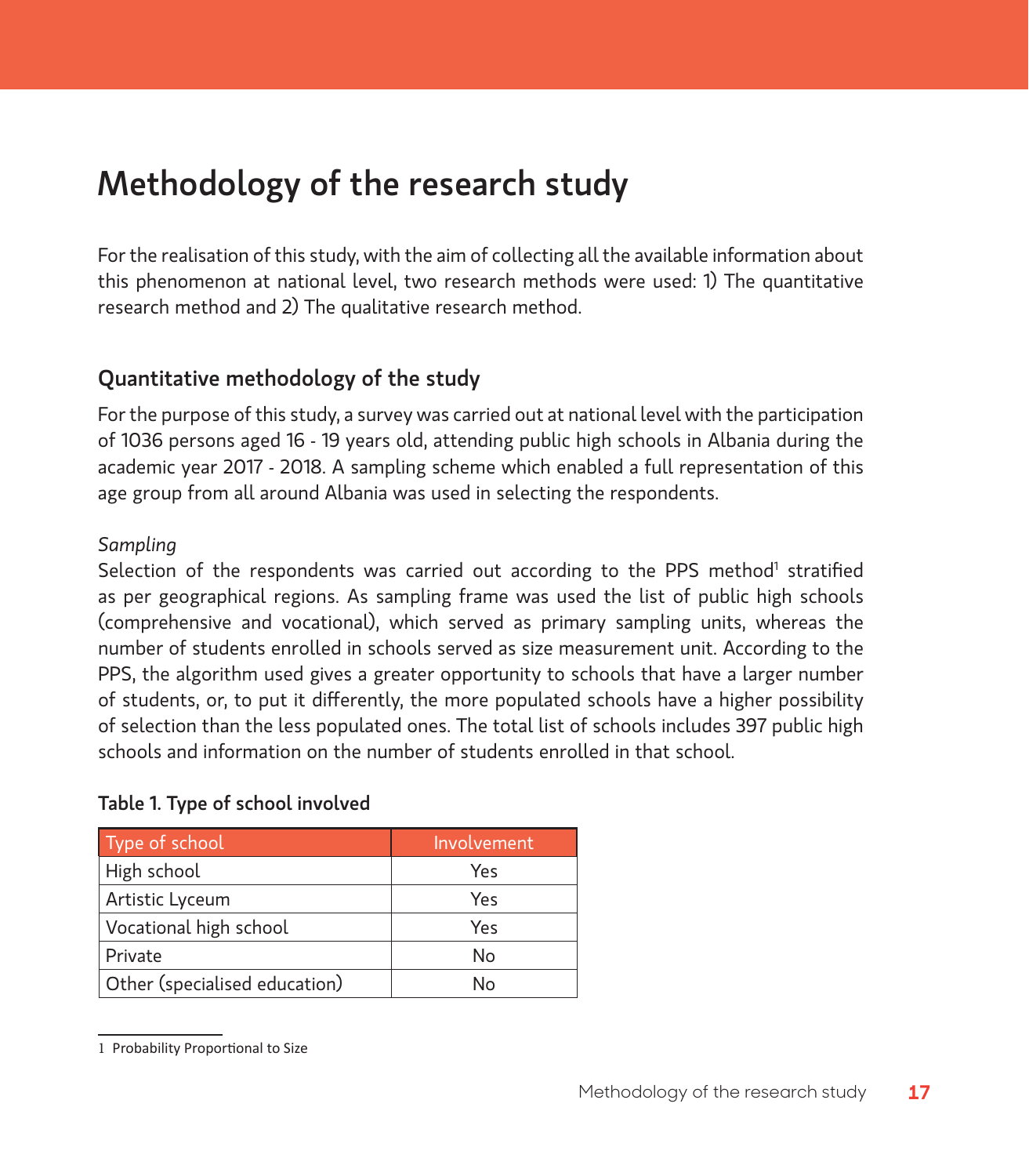# Methodology of the research study

For the realisation of this study, with the aim of collecting all the available information about this phenomenon at national level, two research methods were used: 1) The quantitative research method and 2) The qualitative research method.

## Quantitative methodology of the study

For the purpose of this study, a survey was carried out at national level with the participation of 1036 persons aged 16 - 19 years old, attending public high schools in Albania during the academic year 2017 - 2018. A sampling scheme which enabled a full representation of this age group from all around Albania was used in selecting the respondents.

*Sampling*

Selection of the respondents was carried out according to the PPS method[1] stratified as per geographical regions. As sampling frame was used the list of public high schools (comprehensive and vocational), which served as primary sampling units, whereas the number of students enrolled in schools served as size measurement unit. According to the PPS, the algorithm used gives a greater opportunity to schools that have a larger number of students, or, to put it differently, the more populated schools have a higher possibility of selection than the less populated ones. The total list of schools includes 397 public high schools and information on the number of students enrolled in that school.

**Table 1. Type of school involved**

| Type of school | Involvement |
|---|---|
| High school | Yes |
| Artistic Lyceum | Yes |
| Vocational high school | Yes |
| Private | No |
| Other (specialised education) | No |

1 Probability Proportional to Size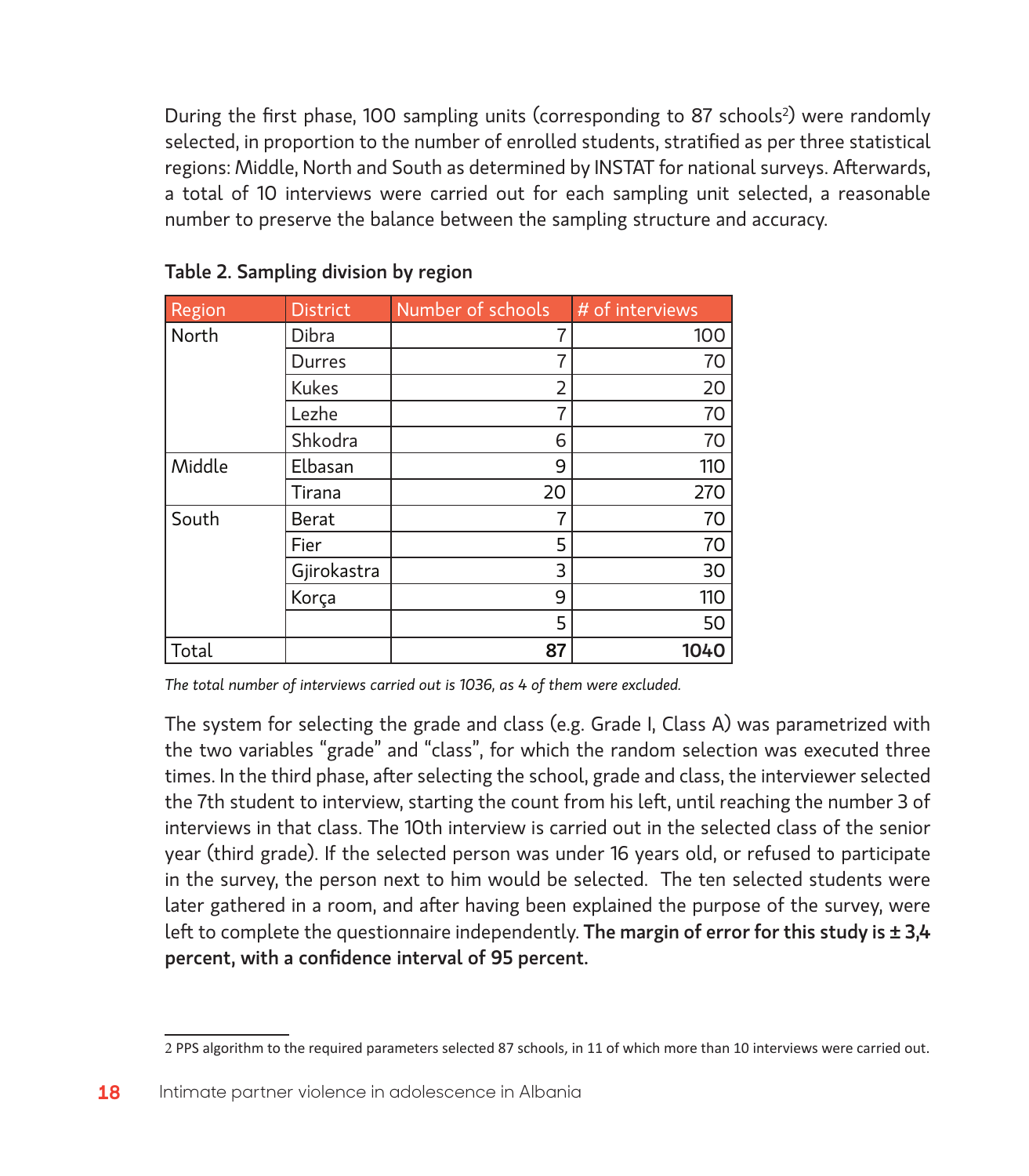During the first phase, 100 sampling units (corresponding to 87 schools[2]) were randomly selected, in proportion to the number of enrolled students, stratified as per three statistical regions: Middle, North and South as determined by INSTAT for national surveys. Afterwards, a total of 10 interviews were carried out for each sampling unit selected, a reasonable number to preserve the balance between the sampling structure and accuracy.

**Table 2. Sampling division by region**

| Region | District | Number of schools | # of interviews |
|---|---|---|---|
| North | Dibra | 7 | 100 |
| | Durres | 7 | 70 |
| | Kukes | 2 | 20 |
| | Lezhe | 7 | 70 |
| | Shkodra | 6 | 70 |
| Middle | Elbasan | 9 | 110 |
| | Tirana | 20 | 270 |
| South | Berat | 7 | 70 |
| | Fier | 5 | 70 |
| | Gjirokastra | 3 | 30 |
| | Korça | 9 | 110 |
| | | 5 | 50 |
| Total | | **87** | **1040** |

*The total number of interviews carried out is 1036, as 4 of them were excluded.*

The system for selecting the grade and class (e.g. Grade I, Class A) was parametrized with the two variables "grade" and "class", for which the random selection was executed three times. In the third phase, after selecting the school, grade and class, the interviewer selected the 7th student to interview, starting the count from his left, until reaching the number 3 of interviews in that class. The 10th interview is carried out in the selected class of the senior year (third grade). If the selected person was under 16 years old, or refused to participate in the survey, the person next to him would be selected. The ten selected students were later gathered in a room, and after having been explained the purpose of the survey, were left to complete the questionnaire independently. **The margin of error for this study is ± 3,4 percent, with a confidence interval of 95 percent.**

---

2 PPS algorithm to the required parameters selected 87 schools, in 11 of which more than 10 interviews were carried out.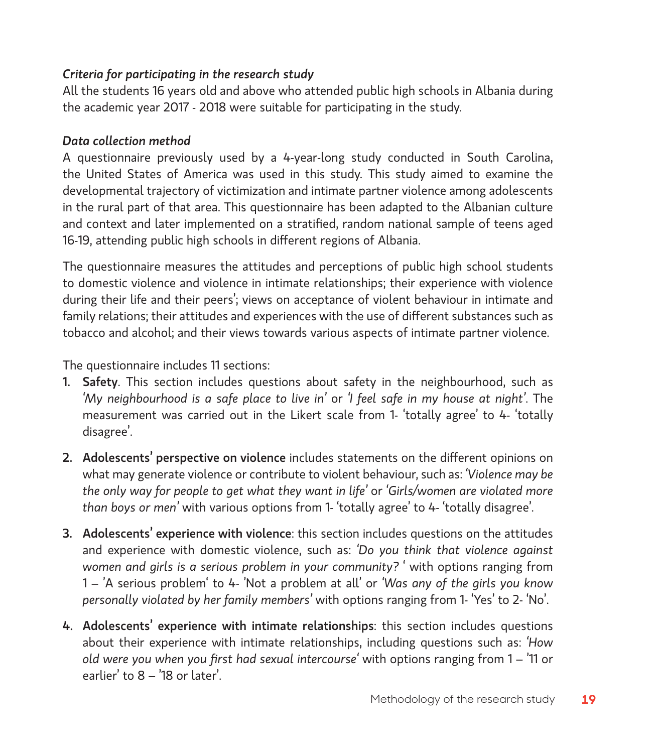*Criteria for participating in the research study*

All the students 16 years old and above who attended public high schools in Albania during the academic year 2017 - 2018 were suitable for participating in the study.

*Data collection method*

A questionnaire previously used by a 4-year-long study conducted in South Carolina, the United States of America was used in this study. This study aimed to examine the developmental trajectory of victimization and intimate partner violence among adolescents in the rural part of that area. This questionnaire has been adapted to the Albanian culture and context and later implemented on a stratified, random national sample of teens aged 16-19, attending public high schools in different regions of Albania.

The questionnaire measures the attitudes and perceptions of public high school students to domestic violence and violence in intimate relationships; their experience with violence during their life and their peers'; views on acceptance of violent behaviour in intimate and family relations; their attitudes and experiences with the use of different substances such as tobacco and alcohol; and their views towards various aspects of intimate partner violence.

The questionnaire includes 11 sections:

1. **Safety**. This section includes questions about safety in the neighbourhood, such as *'My neighbourhood is a safe place to live in'* or *'I feel safe in my house at night'*. The measurement was carried out in the Likert scale from 1- 'totally agree' to 4- 'totally disagree'.

2. **Adolescents' perspective on violence** includes statements on the different opinions on what may generate violence or contribute to violent behaviour, such as: *'Violence may be the only way for people to get what they want in life'* or *'Girls/women are violated more than boys or men'* with various options from 1- 'totally agree' to 4- 'totally disagree'.

3. **Adolescents' experience with violence**: this section includes questions on the attitudes and experience with domestic violence, such as: *'Do you think that violence against women and girls is a serious problem in your community?* ' with options ranging from 1 – 'A serious problem' to 4- 'Not a problem at all' or *'Was any of the girls you know personally violated by her family members'* with options ranging from 1- 'Yes' to 2- 'No'.

4. **Adolescents' experience with intimate relationships**: this section includes questions about their experience with intimate relationships, including questions such as: *'How old were you when you first had sexual intercourse'* with options ranging from 1 – '11 or earlier' to 8 – '18 or later'.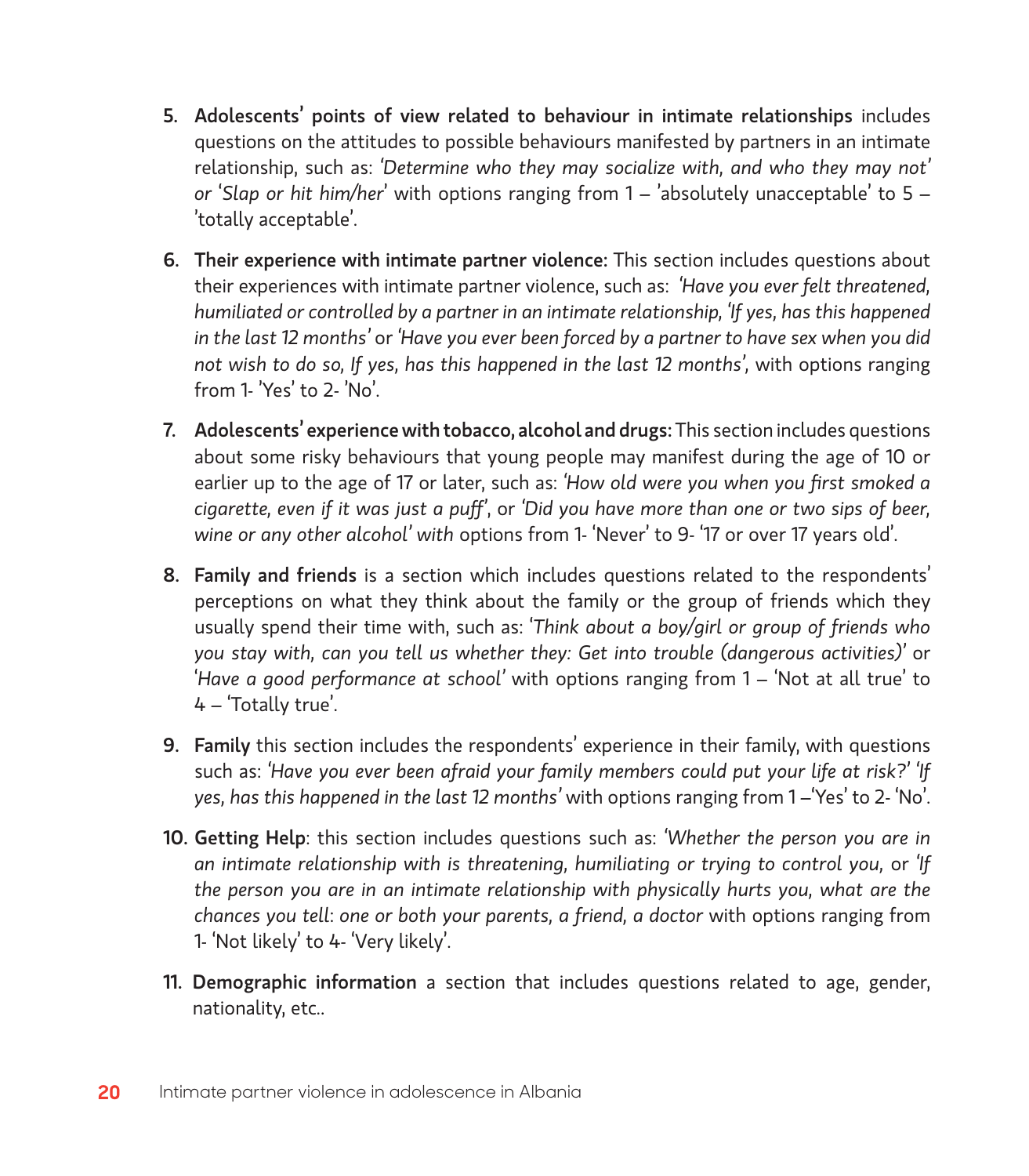5. **Adolescents' points of view related to behaviour in intimate relationships** includes questions on the attitudes to possible behaviours manifested by partners in an intimate relationship, such as: *'Determine who they may socialize with, and who they may not' or 'Slap or hit him/her'* with options ranging from 1 – 'absolutely unacceptable' to 5 – 'totally acceptable'.

6. **Their experience with intimate partner violence:** This section includes questions about their experiences with intimate partner violence, such as: *'Have you ever felt threatened, humiliated or controlled by a partner in an intimate relationship, 'If yes, has this happened in the last 12 months'* or *'Have you ever been forced by a partner to have sex when you did not wish to do so, If yes, has this happened in the last 12 months'*, with options ranging from 1- 'Yes' to 2- 'No'.

7. **Adolescents' experience with tobacco, alcohol and drugs:** This section includes questions about some risky behaviours that young people may manifest during the age of 10 or earlier up to the age of 17 or later, such as: *'How old were you when you first smoked a cigarette, even if it was just a puff'*, or *'Did you have more than one or two sips of beer, wine or any other alcohol' with* options from 1- 'Never' to 9- '17 or over 17 years old'.

8. **Family and friends** is a section which includes questions related to the respondents' perceptions on what they think about the family or the group of friends which they usually spend their time with, such as: *'Think about a boy/girl or group of friends who you stay with, can you tell us whether they: Get into trouble (dangerous activities)'* or *'Have a good performance at school'* with options ranging from 1 – 'Not at all true' to 4 – 'Totally true'.

9. **Family** this section includes the respondents' experience in their family, with questions such as: *'Have you ever been afraid your family members could put your life at risk?' 'If yes, has this happened in the last 12 months'* with options ranging from 1 –'Yes' to 2- 'No'.

10. **Getting Help**: this section includes questions such as: *'Whether the person you are in an intimate relationship with is threatening, humiliating or trying to control you,* or *'If the person you are in an intimate relationship with physically hurts you, what are the chances you tell: one or both your parents, a friend, a doctor* with options ranging from 1- 'Not likely' to 4- 'Very likely'.

11. **Demographic information** a section that includes questions related to age, gender, nationality, etc..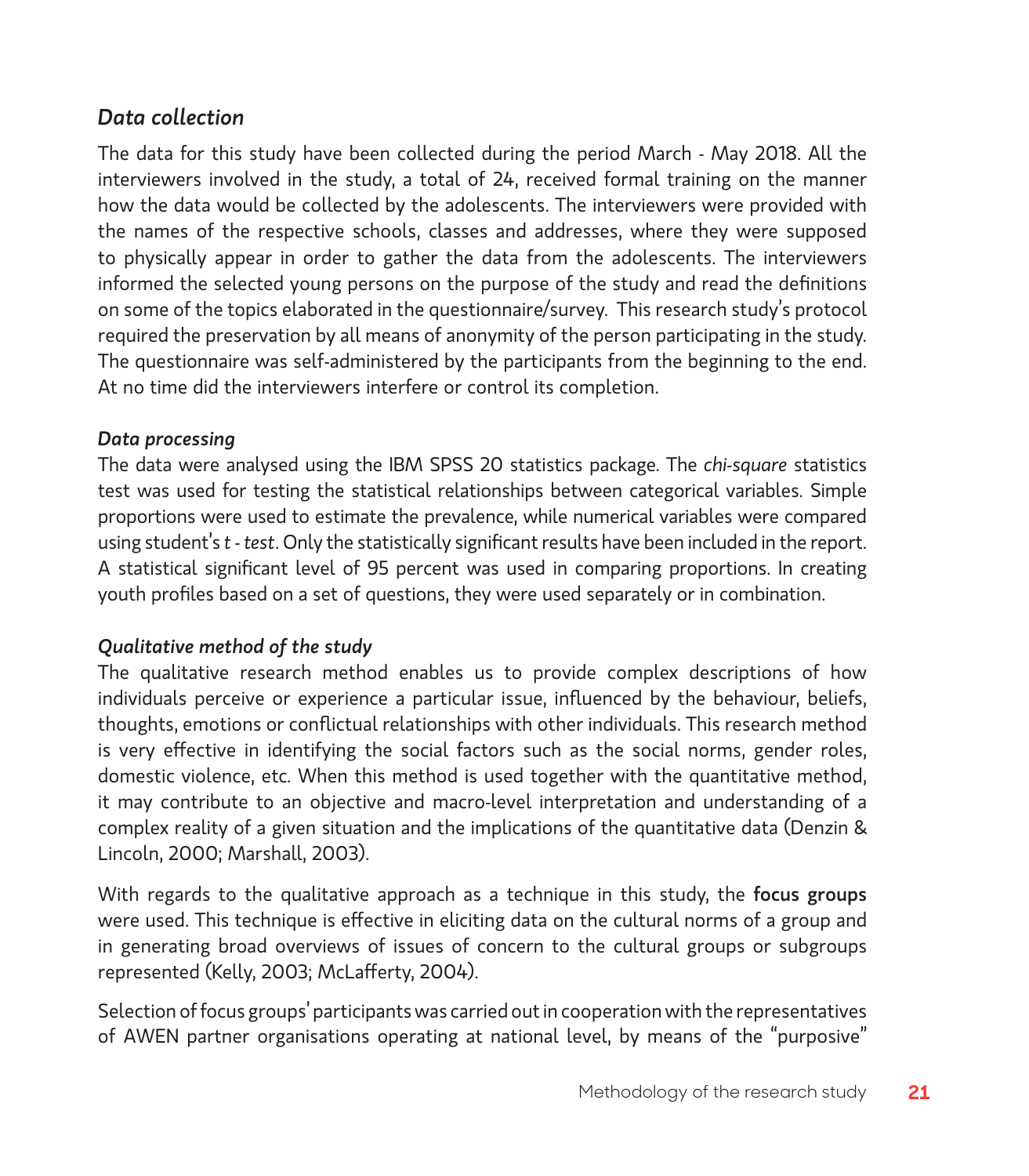### *Data collection*

The data for this study have been collected during the period March - May 2018. All the interviewers involved in the study, a total of 24, received formal training on the manner how the data would be collected by the adolescents. The interviewers were provided with the names of the respective schools, classes and addresses, where they were supposed to physically appear in order to gather the data from the adolescents. The interviewers informed the selected young persons on the purpose of the study and read the definitions on some of the topics elaborated in the questionnaire/survey. This research study's protocol required the preservation by all means of anonymity of the person participating in the study. The questionnaire was self-administered by the participants from the beginning to the end. At no time did the interviewers interfere or control its completion.

#### *Data processing*

The data were analysed using the IBM SPSS 20 statistics package. The *chi-square* statistics test was used for testing the statistical relationships between categorical variables. Simple proportions were used to estimate the prevalence, while numerical variables were compared using student's *t - test*. Only the statistically significant results have been included in the report. A statistical significant level of 95 percent was used in comparing proportions. In creating youth profiles based on a set of questions, they were used separately or in combination.

#### *Qualitative method of the study*

The qualitative research method enables us to provide complex descriptions of how individuals perceive or experience a particular issue, influenced by the behaviour, beliefs, thoughts, emotions or conflictual relationships with other individuals. This research method is very effective in identifying the social factors such as the social norms, gender roles, domestic violence, etc. When this method is used together with the quantitative method, it may contribute to an objective and macro-level interpretation and understanding of a complex reality of a given situation and the implications of the quantitative data (Denzin & Lincoln, 2000; Marshall, 2003).

With regards to the qualitative approach as a technique in this study, the **focus groups** were used. This technique is effective in eliciting data on the cultural norms of a group and in generating broad overviews of issues of concern to the cultural groups or subgroups represented (Kelly, 2003; McLafferty, 2004).

Selection of focus groups' participants was carried out in cooperation with the representatives of AWEN partner organisations operating at national level, by means of the "purposive"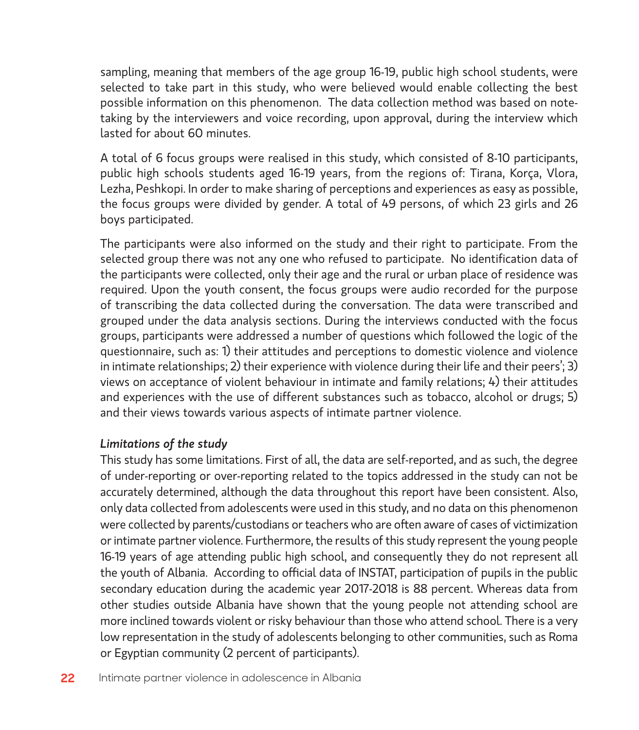sampling, meaning that members of the age group 16-19, public high school students, were selected to take part in this study, who were believed would enable collecting the best possible information on this phenomenon. The data collection method was based on note-taking by the interviewers and voice recording, upon approval, during the interview which lasted for about 60 minutes.

A total of 6 focus groups were realised in this study, which consisted of 8-10 participants, public high schools students aged 16-19 years, from the regions of: Tirana, Korça, Vlora, Lezha, Peshkopi. In order to make sharing of perceptions and experiences as easy as possible, the focus groups were divided by gender. A total of 49 persons, of which 23 girls and 26 boys participated.

The participants were also informed on the study and their right to participate. From the selected group there was not any one who refused to participate. No identification data of the participants were collected, only their age and the rural or urban place of residence was required. Upon the youth consent, the focus groups were audio recorded for the purpose of transcribing the data collected during the conversation. The data were transcribed and grouped under the data analysis sections. During the interviews conducted with the focus groups, participants were addressed a number of questions which followed the logic of the questionnaire, such as: 1) their attitudes and perceptions to domestic violence and violence in intimate relationships; 2) their experience with violence during their life and their peers'; 3) views on acceptance of violent behaviour in intimate and family relations; 4) their attitudes and experiences with the use of different substances such as tobacco, alcohol or drugs; 5) and their views towards various aspects of intimate partner violence.

***Limitations of the study***

This study has some limitations. First of all, the data are self-reported, and as such, the degree of under-reporting or over-reporting related to the topics addressed in the study can not be accurately determined, although the data throughout this report have been consistent. Also, only data collected from adolescents were used in this study, and no data on this phenomenon were collected by parents/custodians or teachers who are often aware of cases of victimization or intimate partner violence. Furthermore, the results of this study represent the young people 16-19 years of age attending public high school, and consequently they do not represent all the youth of Albania. According to official data of INSTAT, participation of pupils in the public secondary education during the academic year 2017-2018 is 88 percent. Whereas data from other studies outside Albania have shown that the young people not attending school are more inclined towards violent or risky behaviour than those who attend school. There is a very low representation in the study of adolescents belonging to other communities, such as Roma or Egyptian community (2 percent of participants).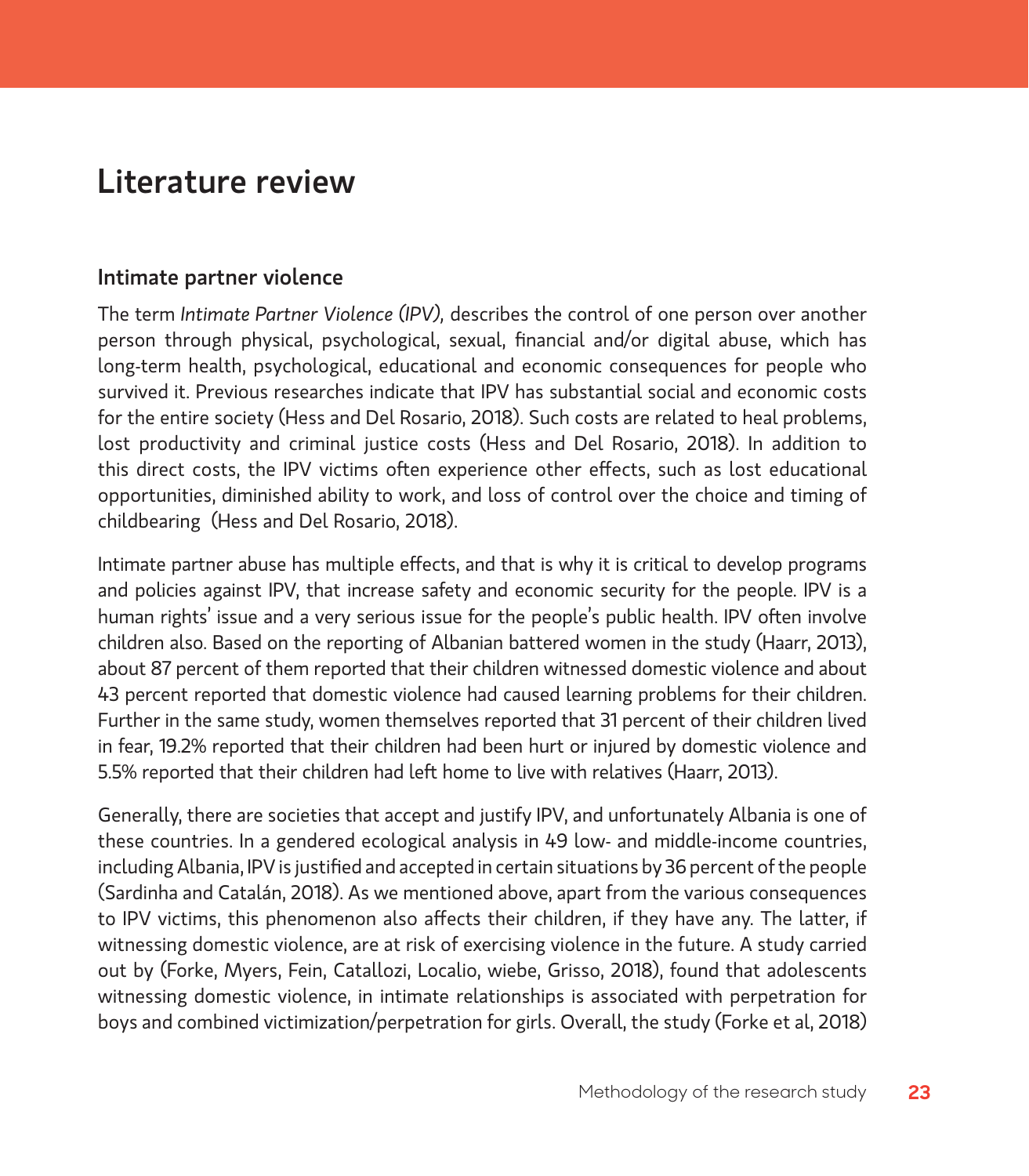# Literature review

## Intimate partner violence

The term *Intimate Partner Violence (IPV),* describes the control of one person over another person through physical, psychological, sexual, financial and/or digital abuse, which has long-term health, psychological, educational and economic consequences for people who survived it. Previous researches indicate that IPV has substantial social and economic costs for the entire society (Hess and Del Rosario, 2018). Such costs are related to heal problems, lost productivity and criminal justice costs (Hess and Del Rosario, 2018). In addition to this direct costs, the IPV victims often experience other effects, such as lost educational opportunities, diminished ability to work, and loss of control over the choice and timing of childbearing (Hess and Del Rosario, 2018).

Intimate partner abuse has multiple effects, and that is why it is critical to develop programs and policies against IPV, that increase safety and economic security for the people. IPV is a human rights' issue and a very serious issue for the people's public health. IPV often involve children also. Based on the reporting of Albanian battered women in the study (Haarr, 2013), about 87 percent of them reported that their children witnessed domestic violence and about 43 percent reported that domestic violence had caused learning problems for their children. Further in the same study, women themselves reported that 31 percent of their children lived in fear, 19.2% reported that their children had been hurt or injured by domestic violence and 5.5% reported that their children had left home to live with relatives (Haarr, 2013).

Generally, there are societies that accept and justify IPV, and unfortunately Albania is one of these countries. In a gendered ecological analysis in 49 low- and middle-income countries, including Albania, IPV is justified and accepted in certain situations by 36 percent of the people (Sardinha and Catalán, 2018). As we mentioned above, apart from the various consequences to IPV victims, this phenomenon also affects their children, if they have any. The latter, if witnessing domestic violence, are at risk of exercising violence in the future. A study carried out by (Forke, Myers, Fein, Catallozi, Localio, wiebe, Grisso, 2018), found that adolescents witnessing domestic violence, in intimate relationships is associated with perpetration for boys and combined victimization/perpetration for girls. Overall, the study (Forke et al, 2018)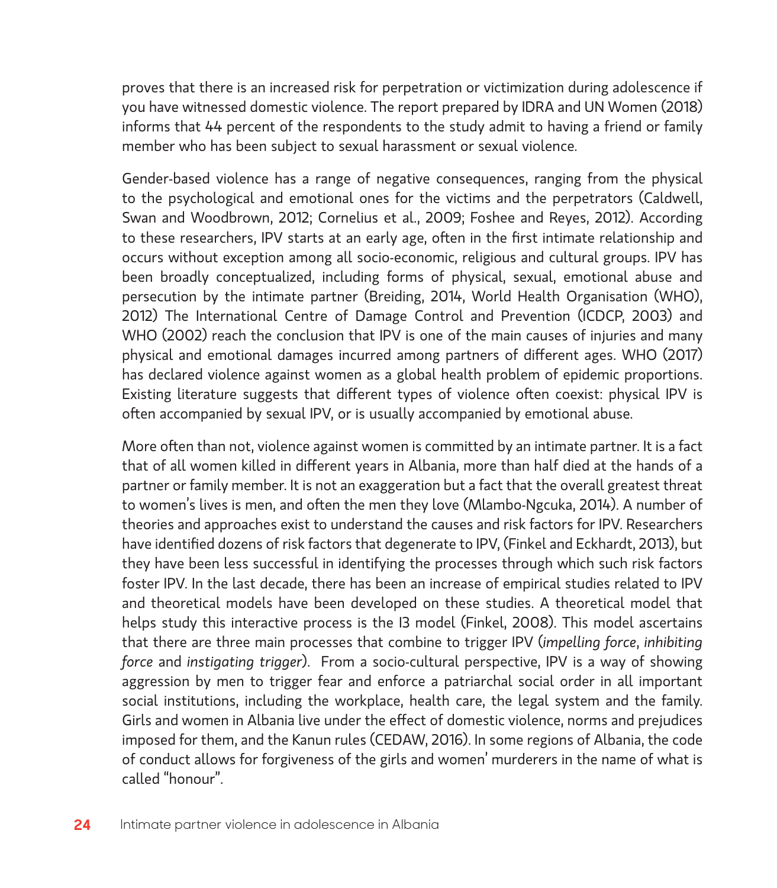proves that there is an increased risk for perpetration or victimization during adolescence if you have witnessed domestic violence. The report prepared by IDRA and UN Women (2018) informs that 44 percent of the respondents to the study admit to having a friend or family member who has been subject to sexual harassment or sexual violence.

Gender-based violence has a range of negative consequences, ranging from the physical to the psychological and emotional ones for the victims and the perpetrators (Caldwell, Swan and Woodbrown, 2012; Cornelius et al., 2009; Foshee and Reyes, 2012). According to these researchers, IPV starts at an early age, often in the first intimate relationship and occurs without exception among all socio-economic, religious and cultural groups. IPV has been broadly conceptualized, including forms of physical, sexual, emotional abuse and persecution by the intimate partner (Breiding, 2014, World Health Organisation (WHO), 2012) The International Centre of Damage Control and Prevention (ICDCP, 2003) and WHO (2002) reach the conclusion that IPV is one of the main causes of injuries and many physical and emotional damages incurred among partners of different ages. WHO (2017) has declared violence against women as a global health problem of epidemic proportions. Existing literature suggests that different types of violence often coexist: physical IPV is often accompanied by sexual IPV, or is usually accompanied by emotional abuse.

More often than not, violence against women is committed by an intimate partner. It is a fact that of all women killed in different years in Albania, more than half died at the hands of a partner or family member. It is not an exaggeration but a fact that the overall greatest threat to women's lives is men, and often the men they love (Mlambo-Ngcuka, 2014). A number of theories and approaches exist to understand the causes and risk factors for IPV. Researchers have identified dozens of risk factors that degenerate to IPV, (Finkel and Eckhardt, 2013), but they have been less successful in identifying the processes through which such risk factors foster IPV. In the last decade, there has been an increase of empirical studies related to IPV and theoretical models have been developed on these studies. A theoretical model that helps study this interactive process is the I3 model (Finkel, 2008). This model ascertains that there are three main processes that combine to trigger IPV (*impelling force*, *inhibiting force* and *instigating trigger*). From a socio-cultural perspective, IPV is a way of showing aggression by men to trigger fear and enforce a patriarchal social order in all important social institutions, including the workplace, health care, the legal system and the family. Girls and women in Albania live under the effect of domestic violence, norms and prejudices imposed for them, and the Kanun rules (CEDAW, 2016). In some regions of Albania, the code of conduct allows for forgiveness of the girls and women' murderers in the name of what is called "honour".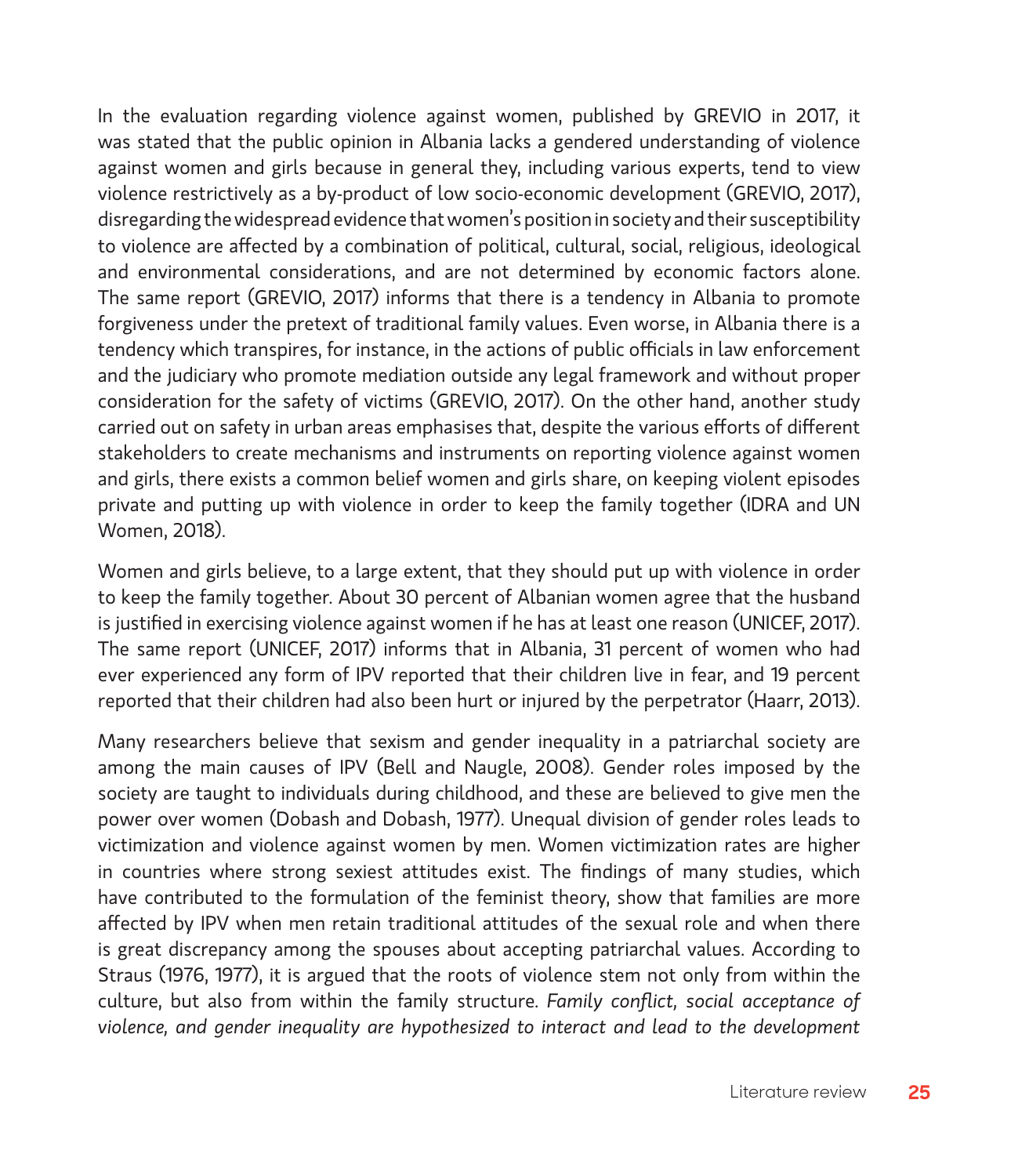In the evaluation regarding violence against women, published by GREVIO in 2017, it was stated that the public opinion in Albania lacks a gendered understanding of violence against women and girls because in general they, including various experts, tend to view violence restrictively as a by-product of low socio-economic development (GREVIO, 2017), disregarding the widespread evidence that women's position in society and their susceptibility to violence are affected by a combination of political, cultural, social, religious, ideological and environmental considerations, and are not determined by economic factors alone. The same report (GREVIO, 2017) informs that there is a tendency in Albania to promote forgiveness under the pretext of traditional family values. Even worse, in Albania there is a tendency which transpires, for instance, in the actions of public officials in law enforcement and the judiciary who promote mediation outside any legal framework and without proper consideration for the safety of victims (GREVIO, 2017). On the other hand, another study carried out on safety in urban areas emphasises that, despite the various efforts of different stakeholders to create mechanisms and instruments on reporting violence against women and girls, there exists a common belief women and girls share, on keeping violent episodes private and putting up with violence in order to keep the family together (IDRA and UN Women, 2018).

Women and girls believe, to a large extent, that they should put up with violence in order to keep the family together. About 30 percent of Albanian women agree that the husband is justified in exercising violence against women if he has at least one reason (UNICEF, 2017). The same report (UNICEF, 2017) informs that in Albania, 31 percent of women who had ever experienced any form of IPV reported that their children live in fear, and 19 percent reported that their children had also been hurt or injured by the perpetrator (Haarr, 2013).

Many researchers believe that sexism and gender inequality in a patriarchal society are among the main causes of IPV (Bell and Naugle, 2008). Gender roles imposed by the society are taught to individuals during childhood, and these are believed to give men the power over women (Dobash and Dobash, 1977). Unequal division of gender roles leads to victimization and violence against women by men. Women victimization rates are higher in countries where strong sexiest attitudes exist. The findings of many studies, which have contributed to the formulation of the feminist theory, show that families are more affected by IPV when men retain traditional attitudes of the sexual role and when there is great discrepancy among the spouses about accepting patriarchal values. According to Straus (1976, 1977), it is argued that the roots of violence stem not only from within the culture, but also from within the family structure. *Family conflict, social acceptance of violence, and gender inequality are hypothesized to interact and lead to the development*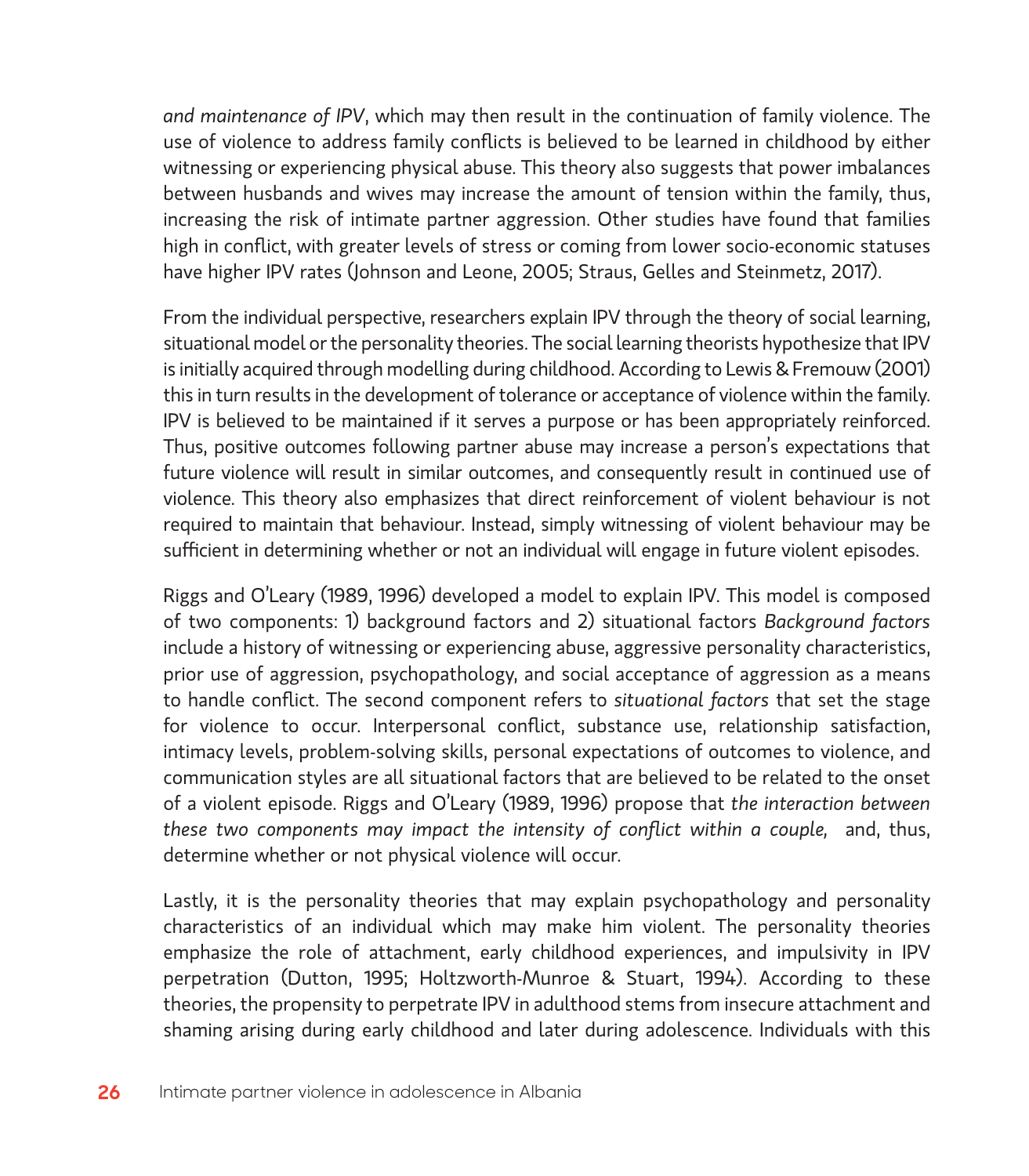*and maintenance of IPV*, which may then result in the continuation of family violence. The use of violence to address family conflicts is believed to be learned in childhood by either witnessing or experiencing physical abuse. This theory also suggests that power imbalances between husbands and wives may increase the amount of tension within the family, thus, increasing the risk of intimate partner aggression. Other studies have found that families high in conflict, with greater levels of stress or coming from lower socio-economic statuses have higher IPV rates (Johnson and Leone, 2005; Straus, Gelles and Steinmetz, 2017).

From the individual perspective, researchers explain IPV through the theory of social learning, situational model or the personality theories. The social learning theorists hypothesize that IPV is initially acquired through modelling during childhood. According to Lewis & Fremouw (2001) this in turn results in the development of tolerance or acceptance of violence within the family. IPV is believed to be maintained if it serves a purpose or has been appropriately reinforced. Thus, positive outcomes following partner abuse may increase a person's expectations that future violence will result in similar outcomes, and consequently result in continued use of violence. This theory also emphasizes that direct reinforcement of violent behaviour is not required to maintain that behaviour. Instead, simply witnessing of violent behaviour may be sufficient in determining whether or not an individual will engage in future violent episodes.

Riggs and O'Leary (1989, 1996) developed a model to explain IPV. This model is composed of two components: 1) background factors and 2) situational factors *Background factors* include a history of witnessing or experiencing abuse, aggressive personality characteristics, prior use of aggression, psychopathology, and social acceptance of aggression as a means to handle conflict. The second component refers to *situational factors* that set the stage for violence to occur. Interpersonal conflict, substance use, relationship satisfaction, intimacy levels, problem-solving skills, personal expectations of outcomes to violence, and communication styles are all situational factors that are believed to be related to the onset of a violent episode. Riggs and O'Leary (1989, 1996) propose that *the interaction between these two components may impact the intensity of conflict within a couple,* and, thus, determine whether or not physical violence will occur.

Lastly, it is the personality theories that may explain psychopathology and personality characteristics of an individual which may make him violent. The personality theories emphasize the role of attachment, early childhood experiences, and impulsivity in IPV perpetration (Dutton, 1995; Holtzworth-Munroe & Stuart, 1994). According to these theories, the propensity to perpetrate IPV in adulthood stems from insecure attachment and shaming arising during early childhood and later during adolescence. Individuals with this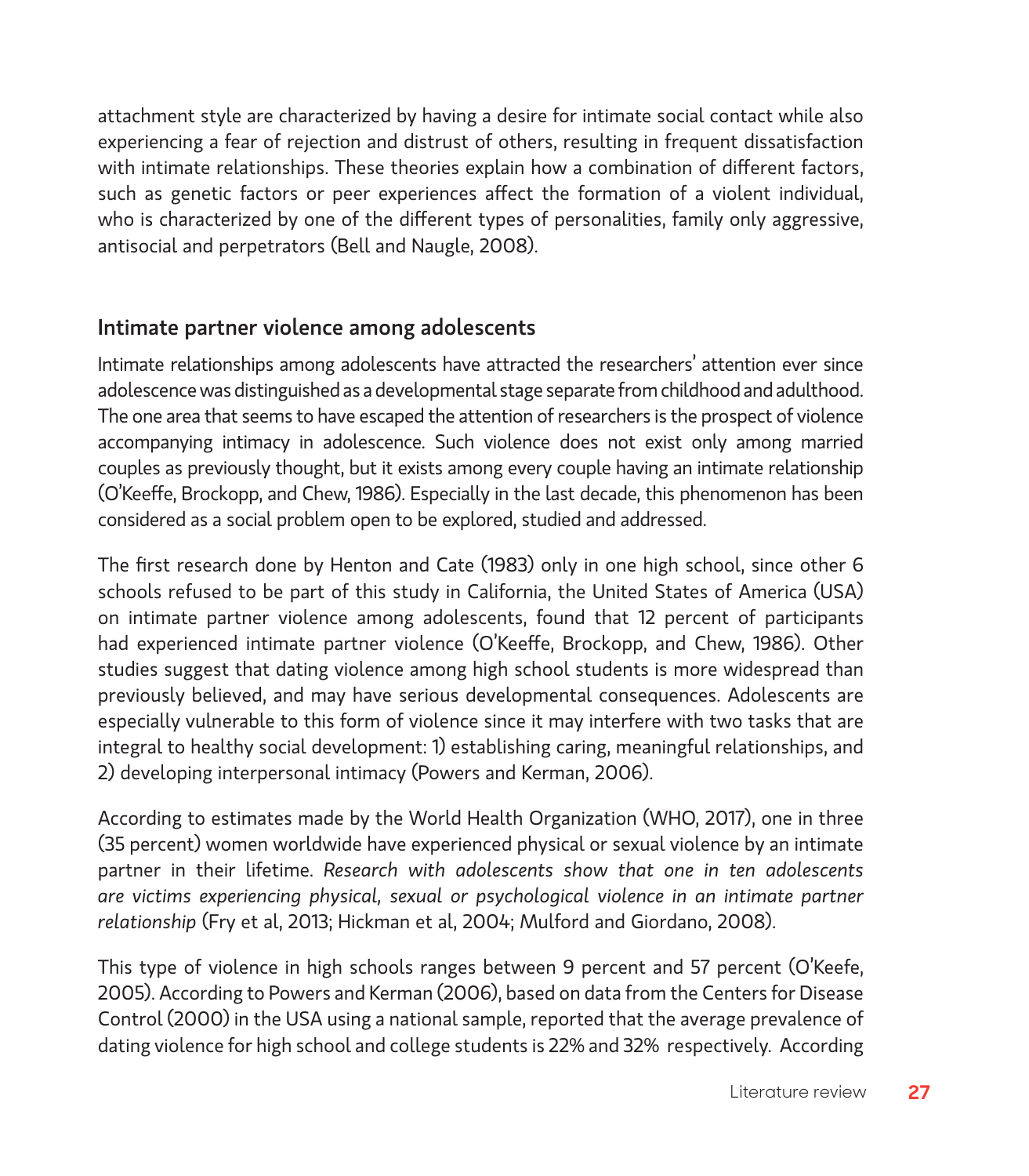attachment style are characterized by having a desire for intimate social contact while also experiencing a fear of rejection and distrust of others, resulting in frequent dissatisfaction with intimate relationships. These theories explain how a combination of different factors, such as genetic factors or peer experiences affect the formation of a violent individual, who is characterized by one of the different types of personalities, family only aggressive, antisocial and perpetrators (Bell and Naugle, 2008).

## Intimate partner violence among adolescents

Intimate relationships among adolescents have attracted the researchers' attention ever since adolescence was distinguished as a developmental stage separate from childhood and adulthood. The one area that seems to have escaped the attention of researchers is the prospect of violence accompanying intimacy in adolescence. Such violence does not exist only among married couples as previously thought, but it exists among every couple having an intimate relationship (O'Keeffe, Brockopp, and Chew, 1986). Especially in the last decade, this phenomenon has been considered as a social problem open to be explored, studied and addressed.

The first research done by Henton and Cate (1983) only in one high school, since other 6 schools refused to be part of this study in California, the United States of America (USA) on intimate partner violence among adolescents, found that 12 percent of participants had experienced intimate partner violence (O'Keeffe, Brockopp, and Chew, 1986). Other studies suggest that dating violence among high school students is more widespread than previously believed, and may have serious developmental consequences. Adolescents are especially vulnerable to this form of violence since it may interfere with two tasks that are integral to healthy social development: 1) establishing caring, meaningful relationships, and 2) developing interpersonal intimacy (Powers and Kerman, 2006).

According to estimates made by the World Health Organization (WHO, 2017), one in three (35 percent) women worldwide have experienced physical or sexual violence by an intimate partner in their lifetime. *Research with adolescents show that one in ten adolescents are victims experiencing physical, sexual or psychological violence in an intimate partner relationship* (Fry et al, 2013; Hickman et al, 2004; Mulford and Giordano, 2008).

This type of violence in high schools ranges between 9 percent and 57 percent (O'Keefe, 2005). According to Powers and Kerman (2006), based on data from the Centers for Disease Control (2000) in the USA using a national sample, reported that the average prevalence of dating violence for high school and college students is 22% and 32% respectively. According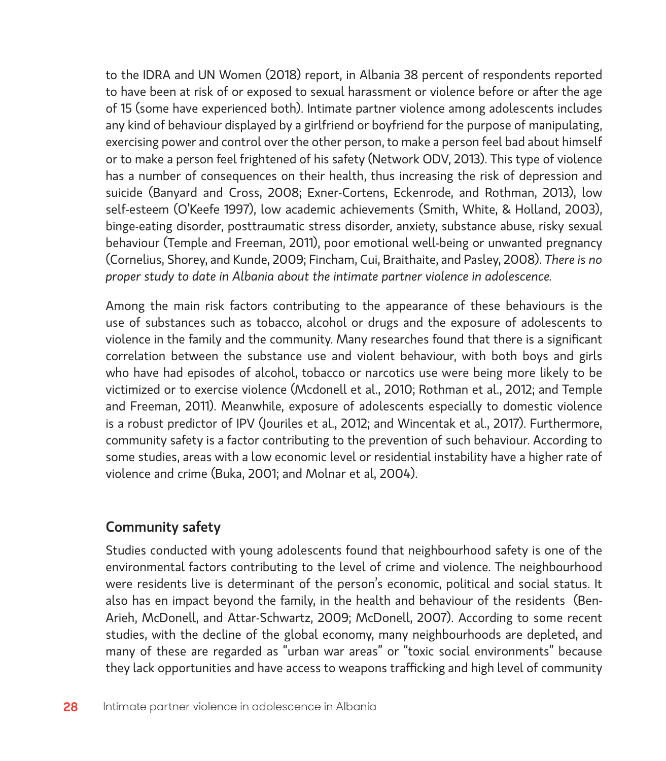to the IDRA and UN Women (2018) report, in Albania 38 percent of respondents reported to have been at risk of or exposed to sexual harassment or violence before or after the age of 15 (some have experienced both). Intimate partner violence among adolescents includes any kind of behaviour displayed by a girlfriend or boyfriend for the purpose of manipulating, exercising power and control over the other person, to make a person feel bad about himself or to make a person feel frightened of his safety (Network ODV, 2013). This type of violence has a number of consequences on their health, thus increasing the risk of depression and suicide (Banyard and Cross, 2008; Exner-Cortens, Eckenrode, and Rothman, 2013), low self-esteem (O'Keefe 1997), low academic achievements (Smith, White, & Holland, 2003), binge-eating disorder, posttraumatic stress disorder, anxiety, substance abuse, risky sexual behaviour (Temple and Freeman, 2011), poor emotional well-being or unwanted pregnancy (Cornelius, Shorey, and Kunde, 2009; Fincham, Cui, Braithaite, and Pasley, 2008). *There is no proper study to date in Albania about the intimate partner violence in adolescence.*

Among the main risk factors contributing to the appearance of these behaviours is the use of substances such as tobacco, alcohol or drugs and the exposure of adolescents to violence in the family and the community. Many researches found that there is a significant correlation between the substance use and violent behaviour, with both boys and girls who have had episodes of alcohol, tobacco or narcotics use were being more likely to be victimized or to exercise violence (Mcdonell et al., 2010; Rothman et al., 2012; and Temple and Freeman, 2011). Meanwhile, exposure of adolescents especially to domestic violence is a robust predictor of IPV (Jouriles et al., 2012; and Wincentak et al., 2017). Furthermore, community safety is a factor contributing to the prevention of such behaviour. According to some studies, areas with a low economic level or residential instability have a higher rate of violence and crime (Buka, 2001; and Molnar et al, 2004).

## Community safety

Studies conducted with young adolescents found that neighbourhood safety is one of the environmental factors contributing to the level of crime and violence. The neighbourhood were residents live is determinant of the person's economic, political and social status. It also has en impact beyond the family, in the health and behaviour of the residents (Ben-Arieh, McDonell, and Attar-Schwartz, 2009; McDonell, 2007). According to some recent studies, with the decline of the global economy, many neighbourhoods are depleted, and many of these are regarded as "urban war areas" or "toxic social environments" because they lack opportunities and have access to weapons trafficking and high level of community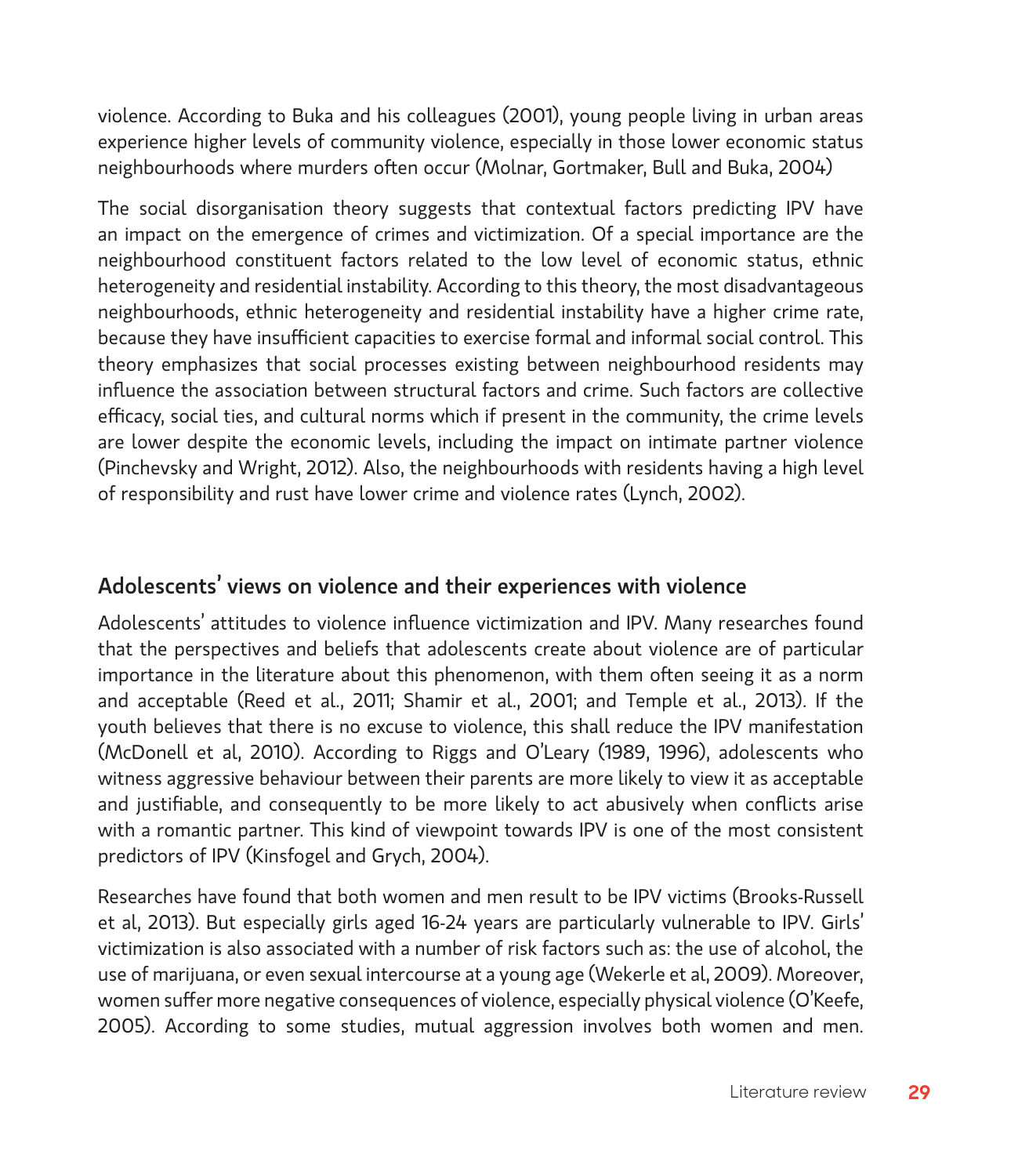violence. According to Buka and his colleagues (2001), young people living in urban areas experience higher levels of community violence, especially in those lower economic status neighbourhoods where murders often occur (Molnar, Gortmaker, Bull and Buka, 2004)

The social disorganisation theory suggests that contextual factors predicting IPV have an impact on the emergence of crimes and victimization. Of a special importance are the neighbourhood constituent factors related to the low level of economic status, ethnic heterogeneity and residential instability. According to this theory, the most disadvantageous neighbourhoods, ethnic heterogeneity and residential instability have a higher crime rate, because they have insufficient capacities to exercise formal and informal social control. This theory emphasizes that social processes existing between neighbourhood residents may influence the association between structural factors and crime. Such factors are collective efficacy, social ties, and cultural norms which if present in the community, the crime levels are lower despite the economic levels, including the impact on intimate partner violence (Pinchevsky and Wright, 2012). Also, the neighbourhoods with residents having a high level of responsibility and rust have lower crime and violence rates (Lynch, 2002).

## Adolescents' views on violence and their experiences with violence

Adolescents' attitudes to violence influence victimization and IPV. Many researches found that the perspectives and beliefs that adolescents create about violence are of particular importance in the literature about this phenomenon, with them often seeing it as a norm and acceptable (Reed et al., 2011; Shamir et al., 2001; and Temple et al., 2013). If the youth believes that there is no excuse to violence, this shall reduce the IPV manifestation (McDonell et al, 2010). According to Riggs and O'Leary (1989, 1996), adolescents who witness aggressive behaviour between their parents are more likely to view it as acceptable and justifiable, and consequently to be more likely to act abusively when conflicts arise with a romantic partner. This kind of viewpoint towards IPV is one of the most consistent predictors of IPV (Kinsfogel and Grych, 2004).

Researches have found that both women and men result to be IPV victims (Brooks-Russell et al, 2013). But especially girls aged 16-24 years are particularly vulnerable to IPV. Girls' victimization is also associated with a number of risk factors such as: the use of alcohol, the use of marijuana, or even sexual intercourse at a young age (Wekerle et al, 2009). Moreover, women suffer more negative consequences of violence, especially physical violence (O'Keefe, 2005). According to some studies, mutual aggression involves both women and men.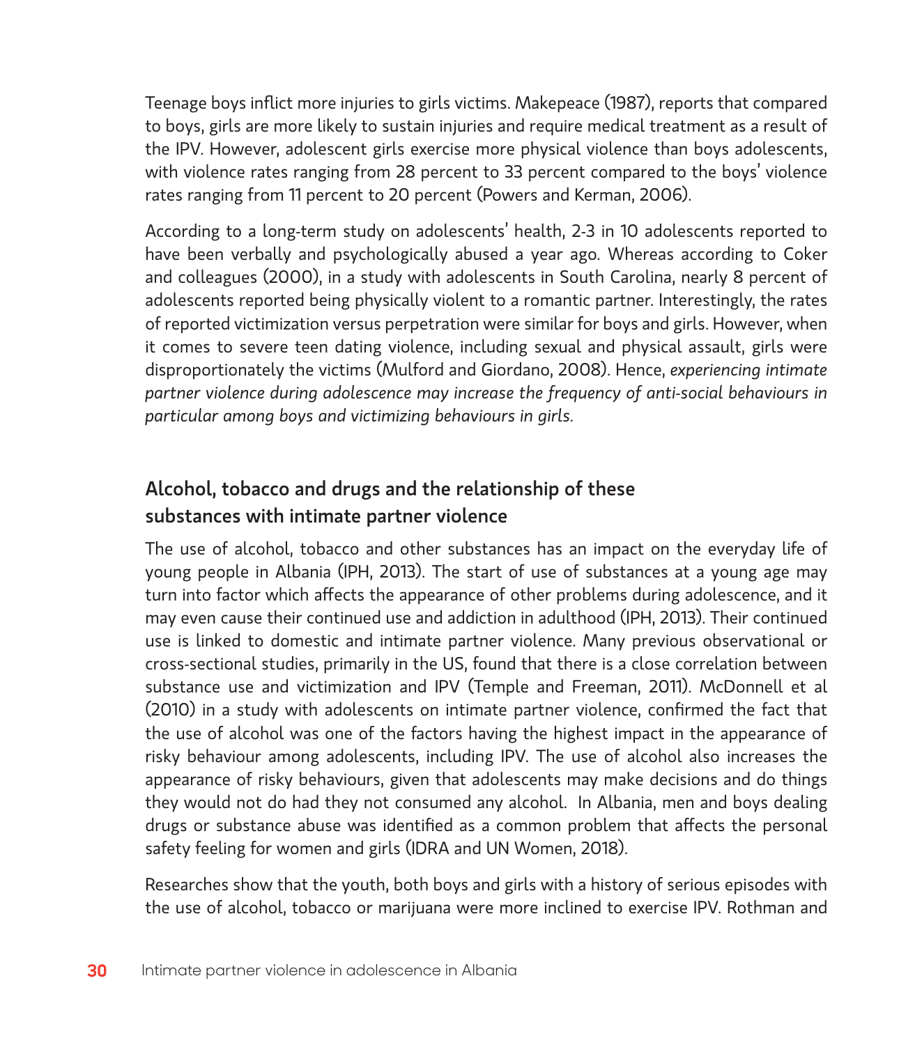Teenage boys inflict more injuries to girls victims. Makepeace (1987), reports that compared to boys, girls are more likely to sustain injuries and require medical treatment as a result of the IPV. However, adolescent girls exercise more physical violence than boys adolescents, with violence rates ranging from 28 percent to 33 percent compared to the boys' violence rates ranging from 11 percent to 20 percent (Powers and Kerman, 2006).

According to a long-term study on adolescents' health, 2-3 in 10 adolescents reported to have been verbally and psychologically abused a year ago. Whereas according to Coker and colleagues (2000), in a study with adolescents in South Carolina, nearly 8 percent of adolescents reported being physically violent to a romantic partner. Interestingly, the rates of reported victimization versus perpetration were similar for boys and girls. However, when it comes to severe teen dating violence, including sexual and physical assault, girls were disproportionately the victims (Mulford and Giordano, 2008). Hence, *experiencing intimate partner violence during adolescence may increase the frequency of anti-social behaviours in particular among boys and victimizing behaviours in girls.*

## Alcohol, tobacco and drugs and the relationship of these substances with intimate partner violence

The use of alcohol, tobacco and other substances has an impact on the everyday life of young people in Albania (IPH, 2013). The start of use of substances at a young age may turn into factor which affects the appearance of other problems during adolescence, and it may even cause their continued use and addiction in adulthood (IPH, 2013). Their continued use is linked to domestic and intimate partner violence. Many previous observational or cross-sectional studies, primarily in the US, found that there is a close correlation between substance use and victimization and IPV (Temple and Freeman, 2011). McDonnell et al (2010) in a study with adolescents on intimate partner violence, confirmed the fact that the use of alcohol was one of the factors having the highest impact in the appearance of risky behaviour among adolescents, including IPV. The use of alcohol also increases the appearance of risky behaviours, given that adolescents may make decisions and do things they would not do had they not consumed any alcohol. In Albania, men and boys dealing drugs or substance abuse was identified as a common problem that affects the personal safety feeling for women and girls (IDRA and UN Women, 2018).

Researches show that the youth, both boys and girls with a history of serious episodes with the use of alcohol, tobacco or marijuana were more inclined to exercise IPV. Rothman and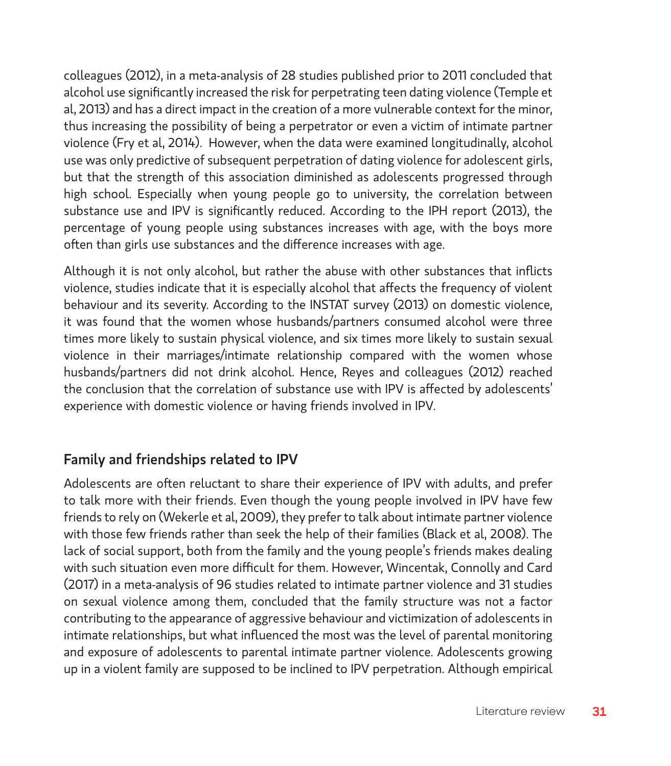colleagues (2012), in a meta-analysis of 28 studies published prior to 2011 concluded that alcohol use significantly increased the risk for perpetrating teen dating violence (Temple et al, 2013) and has a direct impact in the creation of a more vulnerable context for the minor, thus increasing the possibility of being a perpetrator or even a victim of intimate partner violence (Fry et al, 2014). However, when the data were examined longitudinally, alcohol use was only predictive of subsequent perpetration of dating violence for adolescent girls, but that the strength of this association diminished as adolescents progressed through high school. Especially when young people go to university, the correlation between substance use and IPV is significantly reduced. According to the IPH report (2013), the percentage of young people using substances increases with age, with the boys more often than girls use substances and the difference increases with age.

Although it is not only alcohol, but rather the abuse with other substances that inflicts violence, studies indicate that it is especially alcohol that affects the frequency of violent behaviour and its severity. According to the INSTAT survey (2013) on domestic violence, it was found that the women whose husbands/partners consumed alcohol were three times more likely to sustain physical violence, and six times more likely to sustain sexual violence in their marriages/intimate relationship compared with the women whose husbands/partners did not drink alcohol. Hence, Reyes and colleagues (2012) reached the conclusion that the correlation of substance use with IPV is affected by adolescents' experience with domestic violence or having friends involved in IPV.

## Family and friendships related to IPV

Adolescents are often reluctant to share their experience of IPV with adults, and prefer to talk more with their friends. Even though the young people involved in IPV have few friends to rely on (Wekerle et al, 2009), they prefer to talk about intimate partner violence with those few friends rather than seek the help of their families (Black et al, 2008). The lack of social support, both from the family and the young people's friends makes dealing with such situation even more difficult for them. However, Wincentak, Connolly and Card (2017) in a meta-analysis of 96 studies related to intimate partner violence and 31 studies on sexual violence among them, concluded that the family structure was not a factor contributing to the appearance of aggressive behaviour and victimization of adolescents in intimate relationships, but what influenced the most was the level of parental monitoring and exposure of adolescents to parental intimate partner violence. Adolescents growing up in a violent family are supposed to be inclined to IPV perpetration. Although empirical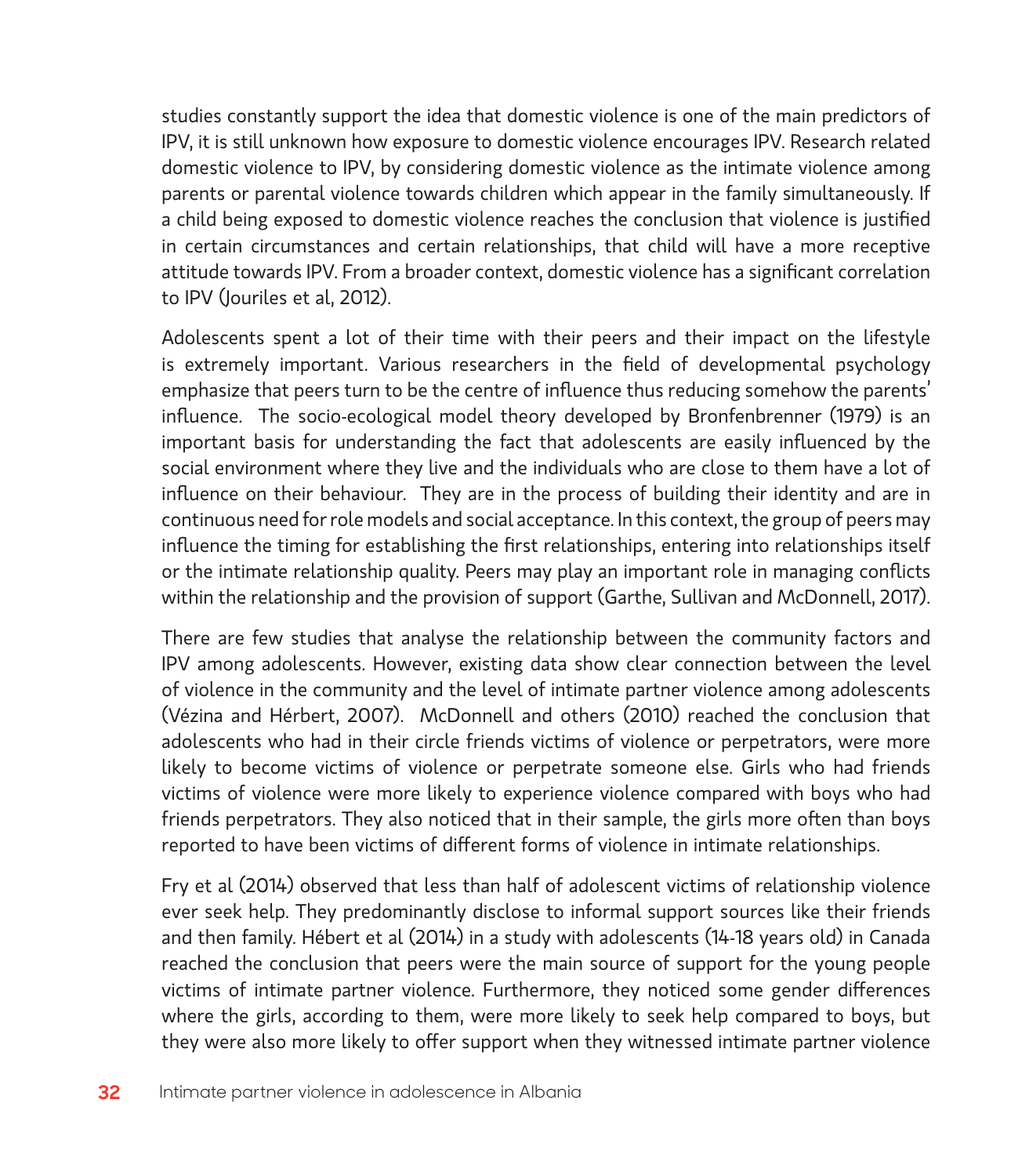studies constantly support the idea that domestic violence is one of the main predictors of IPV, it is still unknown how exposure to domestic violence encourages IPV. Research related domestic violence to IPV, by considering domestic violence as the intimate violence among parents or parental violence towards children which appear in the family simultaneously. If a child being exposed to domestic violence reaches the conclusion that violence is justified in certain circumstances and certain relationships, that child will have a more receptive attitude towards IPV. From a broader context, domestic violence has a significant correlation to IPV (Jouriles et al, 2012).

Adolescents spent a lot of their time with their peers and their impact on the lifestyle is extremely important. Various researchers in the field of developmental psychology emphasize that peers turn to be the centre of influence thus reducing somehow the parents' influence. The socio-ecological model theory developed by Bronfenbrenner (1979) is an important basis for understanding the fact that adolescents are easily influenced by the social environment where they live and the individuals who are close to them have a lot of influence on their behaviour. They are in the process of building their identity and are in continuous need for role models and social acceptance. In this context, the group of peers may influence the timing for establishing the first relationships, entering into relationships itself or the intimate relationship quality. Peers may play an important role in managing conflicts within the relationship and the provision of support (Garthe, Sullivan and McDonnell, 2017).

There are few studies that analyse the relationship between the community factors and IPV among adolescents. However, existing data show clear connection between the level of violence in the community and the level of intimate partner violence among adolescents (Vézina and Hérbert, 2007). McDonnell and others (2010) reached the conclusion that adolescents who had in their circle friends victims of violence or perpetrators, were more likely to become victims of violence or perpetrate someone else. Girls who had friends victims of violence were more likely to experience violence compared with boys who had friends perpetrators. They also noticed that in their sample, the girls more often than boys reported to have been victims of different forms of violence in intimate relationships.

Fry et al (2014) observed that less than half of adolescent victims of relationship violence ever seek help. They predominantly disclose to informal support sources like their friends and then family. Hébert et al (2014) in a study with adolescents (14-18 years old) in Canada reached the conclusion that peers were the main source of support for the young people victims of intimate partner violence. Furthermore, they noticed some gender differences where the girls, according to them, were more likely to seek help compared to boys, but they were also more likely to offer support when they witnessed intimate partner violence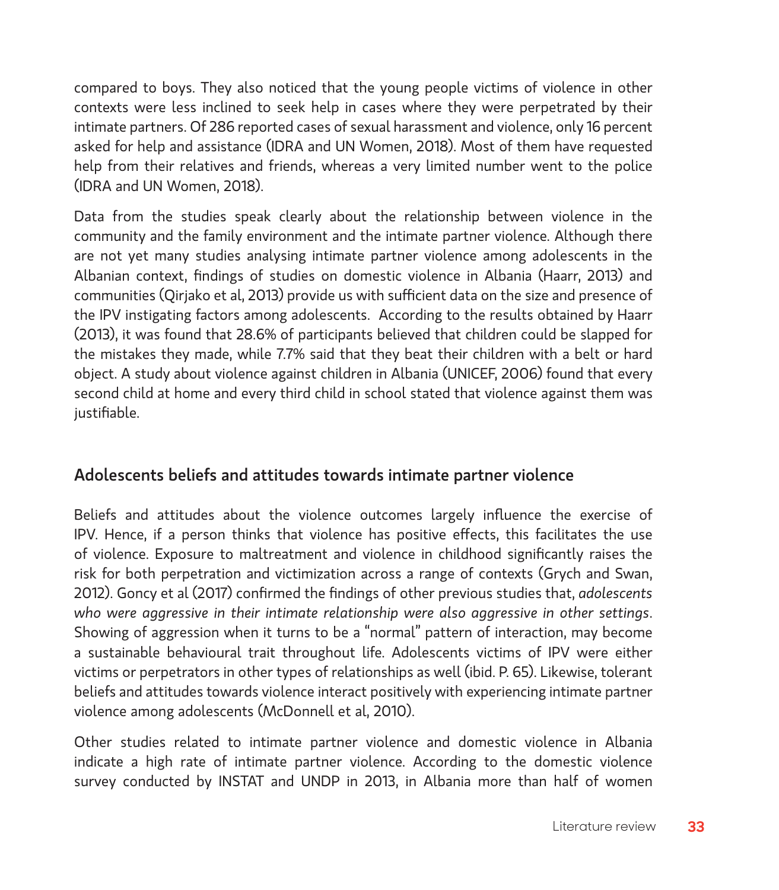compared to boys. They also noticed that the young people victims of violence in other contexts were less inclined to seek help in cases where they were perpetrated by their intimate partners. Of 286 reported cases of sexual harassment and violence, only 16 percent asked for help and assistance (IDRA and UN Women, 2018). Most of them have requested help from their relatives and friends, whereas a very limited number went to the police (IDRA and UN Women, 2018).

Data from the studies speak clearly about the relationship between violence in the community and the family environment and the intimate partner violence. Although there are not yet many studies analysing intimate partner violence among adolescents in the Albanian context, findings of studies on domestic violence in Albania (Haarr, 2013) and communities (Qirjako et al, 2013) provide us with sufficient data on the size and presence of the IPV instigating factors among adolescents. According to the results obtained by Haarr (2013), it was found that 28.6% of participants believed that children could be slapped for the mistakes they made, while 7.7% said that they beat their children with a belt or hard object. A study about violence against children in Albania (UNICEF, 2006) found that every second child at home and every third child in school stated that violence against them was justifiable.

## Adolescents beliefs and attitudes towards intimate partner violence

Beliefs and attitudes about the violence outcomes largely influence the exercise of IPV. Hence, if a person thinks that violence has positive effects, this facilitates the use of violence. Exposure to maltreatment and violence in childhood significantly raises the risk for both perpetration and victimization across a range of contexts (Grych and Swan, 2012). Goncy et al (2017) confirmed the findings of other previous studies that, *adolescents who were aggressive in their intimate relationship were also aggressive in other settings*. Showing of aggression when it turns to be a "normal" pattern of interaction, may become a sustainable behavioural trait throughout life. Adolescents victims of IPV were either victims or perpetrators in other types of relationships as well (ibid. P. 65). Likewise, tolerant beliefs and attitudes towards violence interact positively with experiencing intimate partner violence among adolescents (McDonnell et al, 2010).

Other studies related to intimate partner violence and domestic violence in Albania indicate a high rate of intimate partner violence. According to the domestic violence survey conducted by INSTAT and UNDP in 2013, in Albania more than half of women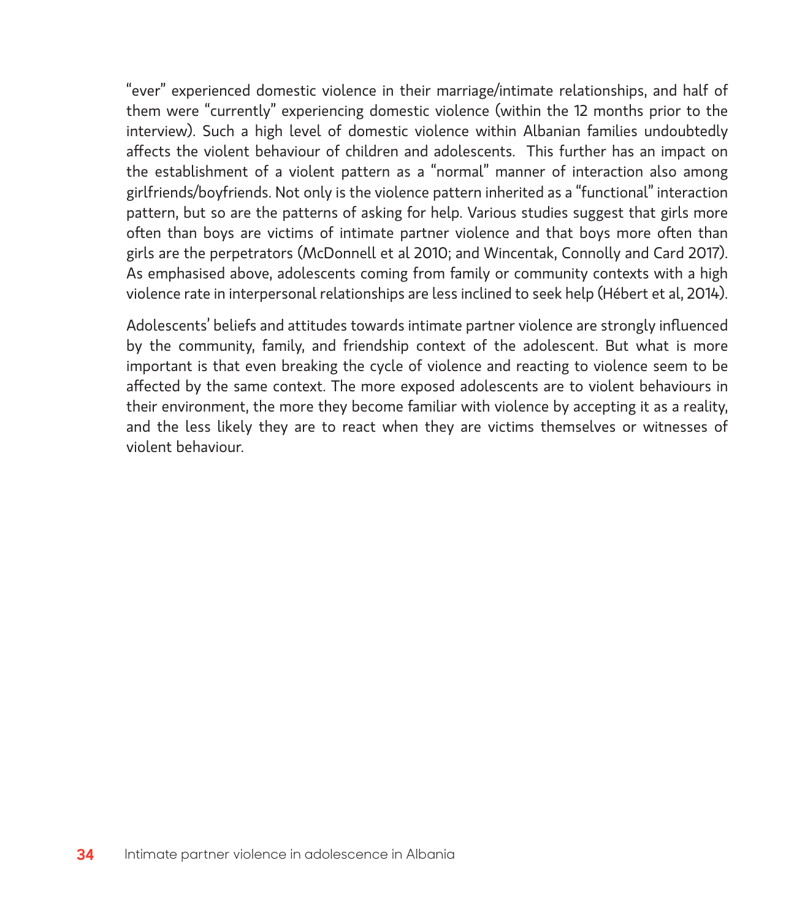"ever" experienced domestic violence in their marriage/intimate relationships, and half of them were "currently" experiencing domestic violence (within the 12 months prior to the interview). Such a high level of domestic violence within Albanian families undoubtedly affects the violent behaviour of children and adolescents.  This further has an impact on the establishment of a violent pattern as a "normal" manner of interaction also among girlfriends/boyfriends. Not only is the violence pattern inherited as a "functional" interaction pattern, but so are the patterns of asking for help. Various studies suggest that girls more often than boys are victims of intimate partner violence and that boys more often than girls are the perpetrators (McDonnell et al 2010; and Wincentak, Connolly and Card 2017). As emphasised above, adolescents coming from family or community contexts with a high violence rate in interpersonal relationships are less inclined to seek help (Hébert et al, 2014).

Adolescents' beliefs and attitudes towards intimate partner violence are strongly influenced by the community, family, and friendship context of the adolescent. But what is more important is that even breaking the cycle of violence and reacting to violence seem to be affected by the same context. The more exposed adolescents are to violent behaviours in their environment, the more they become familiar with violence by accepting it as a reality, and the less likely they are to react when they are victims themselves or witnesses of violent behaviour.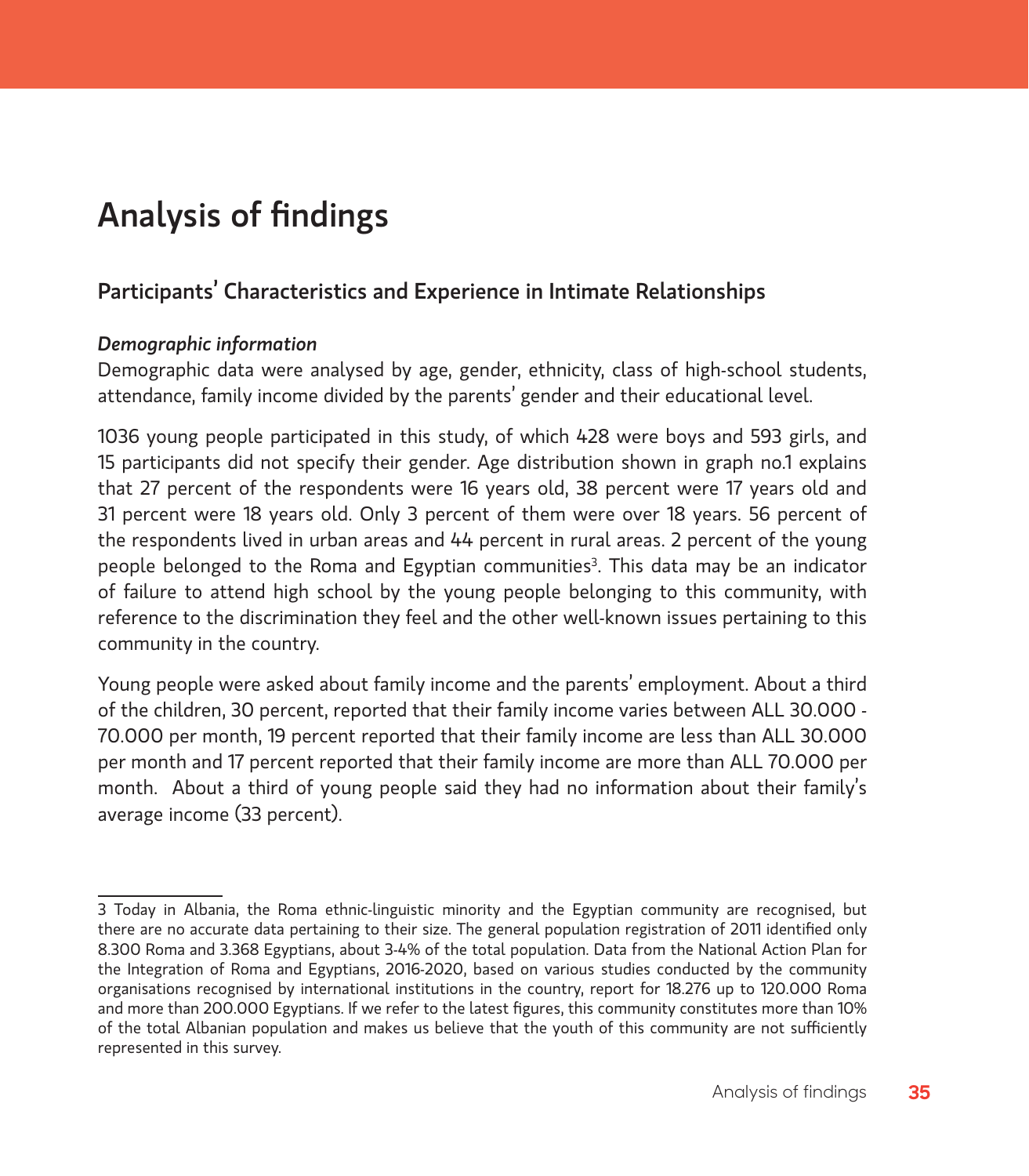# Analysis of findings

## Participants' Characteristics and Experience in Intimate Relationships

### *Demographic information*

Demographic data were analysed by age, gender, ethnicity, class of high-school students, attendance, family income divided by the parents' gender and their educational level.

1036 young people participated in this study, of which 428 were boys and 593 girls, and 15 participants did not specify their gender. Age distribution shown in graph no.1 explains that 27 percent of the respondents were 16 years old, 38 percent were 17 years old and 31 percent were 18 years old. Only 3 percent of them were over 18 years. 56 percent of the respondents lived in urban areas and 44 percent in rural areas. 2 percent of the young people belonged to the Roma and Egyptian communities[3]. This data may be an indicator of failure to attend high school by the young people belonging to this community, with reference to the discrimination they feel and the other well-known issues pertaining to this community in the country.

Young people were asked about family income and the parents' employment. About a third of the children, 30 percent, reported that their family income varies between ALL 30.000 - 70.000 per month, 19 percent reported that their family income are less than ALL 30.000 per month and 17 percent reported that their family income are more than ALL 70.000 per month. About a third of young people said they had no information about their family's average income (33 percent).

---

3 Today in Albania, the Roma ethnic-linguistic minority and the Egyptian community are recognised, but there are no accurate data pertaining to their size. The general population registration of 2011 identified only 8.300 Roma and 3.368 Egyptians, about 3-4% of the total population. Data from the National Action Plan for the Integration of Roma and Egyptians, 2016-2020, based on various studies conducted by the community organisations recognised by international institutions in the country, report for 18.276 up to 120.000 Roma and more than 200.000 Egyptians. If we refer to the latest figures, this community constitutes more than 10% of the total Albanian population and makes us believe that the youth of this community are not sufficiently represented in this survey.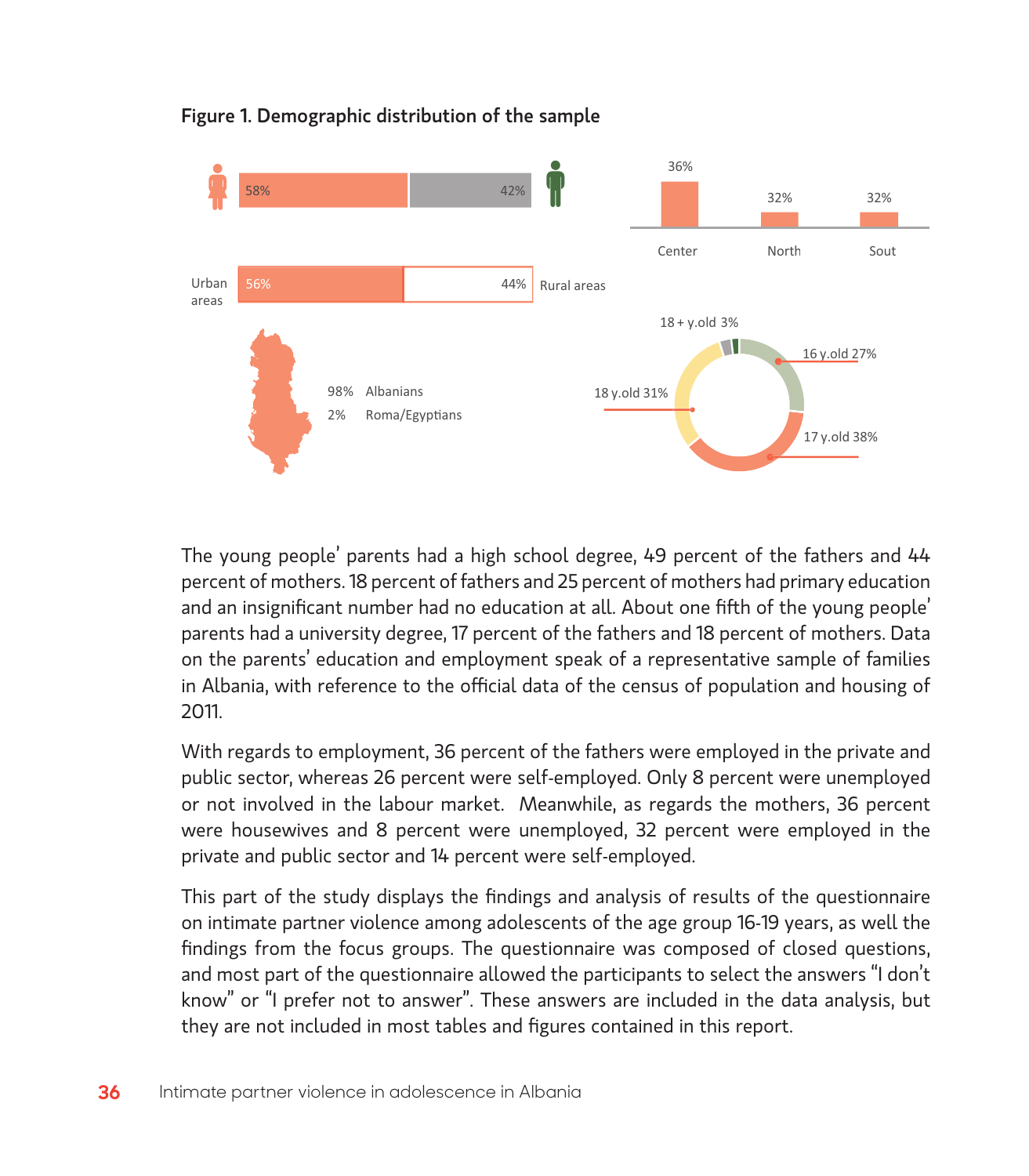**Figure 1. Demographic distribution of the sample**

58% | 42%

Urban areas 56% | 44% Rural areas

36% Center | 32% North | 32% Sout

98% Albanians
2% Roma/Egyptians

18 + y.old 3%
16 y.old 27%
18 y.old 31%
17 y.old 38%

The young people' parents had a high school degree, 49 percent of the fathers and 44 percent of mothers. 18 percent of fathers and 25 percent of mothers had primary education and an insignificant number had no education at all. About one fifth of the young people' parents had a university degree, 17 percent of the fathers and 18 percent of mothers. Data on the parents' education and employment speak of a representative sample of families in Albania, with reference to the official data of the census of population and housing of 2011.

With regards to employment, 36 percent of the fathers were employed in the private and public sector, whereas 26 percent were self-employed. Only 8 percent were unemployed or not involved in the labour market. Meanwhile, as regards the mothers, 36 percent were housewives and 8 percent were unemployed, 32 percent were employed in the private and public sector and 14 percent were self-employed.

This part of the study displays the findings and analysis of results of the questionnaire on intimate partner violence among adolescents of the age group 16-19 years, as well the findings from the focus groups. The questionnaire was composed of closed questions, and most part of the questionnaire allowed the participants to select the answers "I don't know" or "I prefer not to answer". These answers are included in the data analysis, but they are not included in most tables and figures contained in this report.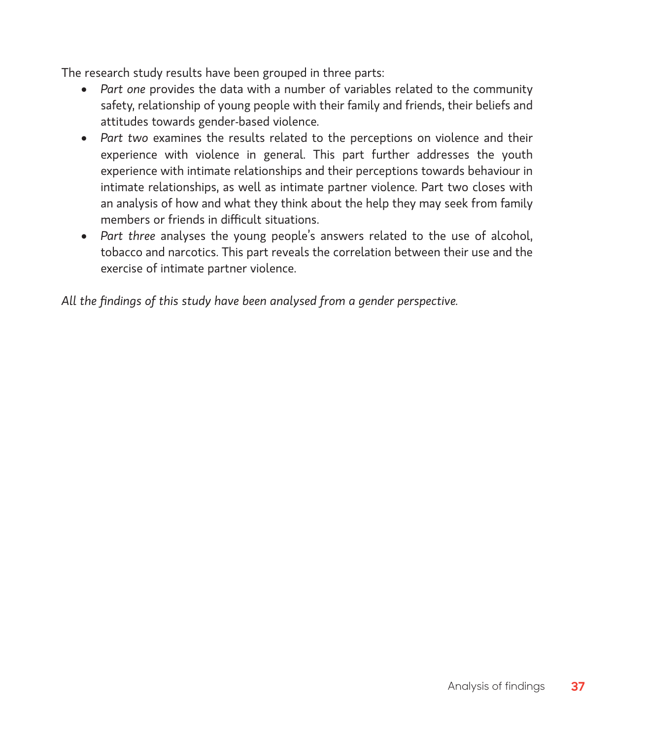The research study results have been grouped in three parts:

- *Part one* provides the data with a number of variables related to the community safety, relationship of young people with their family and friends, their beliefs and attitudes towards gender-based violence.
- *Part two* examines the results related to the perceptions on violence and their experience with violence in general. This part further addresses the youth experience with intimate relationships and their perceptions towards behaviour in intimate relationships, as well as intimate partner violence. Part two closes with an analysis of how and what they think about the help they may seek from family members or friends in difficult situations.
- *Part three* analyses the young people's answers related to the use of alcohol, tobacco and narcotics. This part reveals the correlation between their use and the exercise of intimate partner violence.

*All the findings of this study have been analysed from a gender perspective.*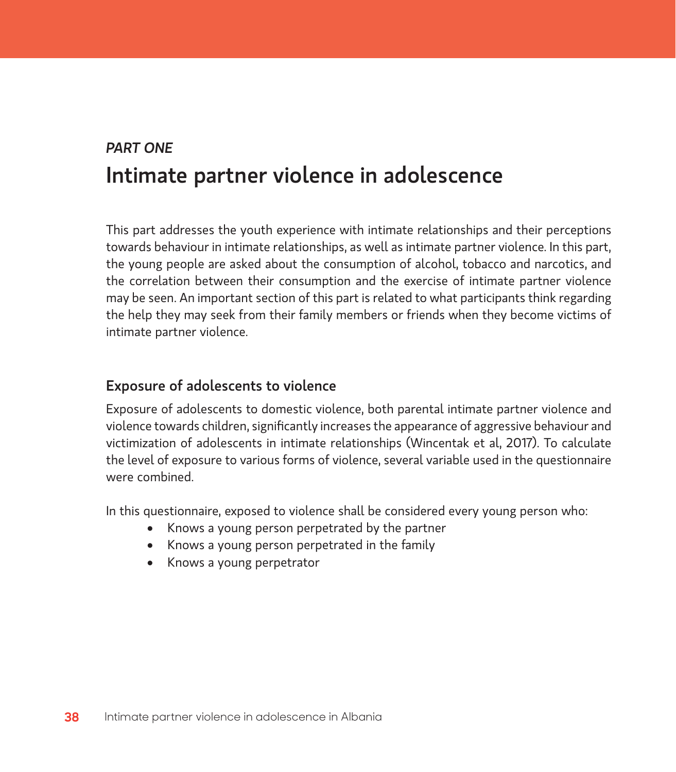*PART ONE*

# Intimate partner violence in adolescence

This part addresses the youth experience with intimate relationships and their perceptions towards behaviour in intimate relationships, as well as intimate partner violence. In this part, the young people are asked about the consumption of alcohol, tobacco and narcotics, and the correlation between their consumption and the exercise of intimate partner violence may be seen. An important section of this part is related to what participants think regarding the help they may seek from their family members or friends when they become victims of intimate partner violence.

## Exposure of adolescents to violence

Exposure of adolescents to domestic violence, both parental intimate partner violence and violence towards children, significantly increases the appearance of aggressive behaviour and victimization of adolescents in intimate relationships (Wincentak et al, 2017). To calculate the level of exposure to various forms of violence, several variable used in the questionnaire were combined.

In this questionnaire, exposed to violence shall be considered every young person who:

- Knows a young person perpetrated by the partner
- Knows a young person perpetrated in the family
- Knows a young perpetrator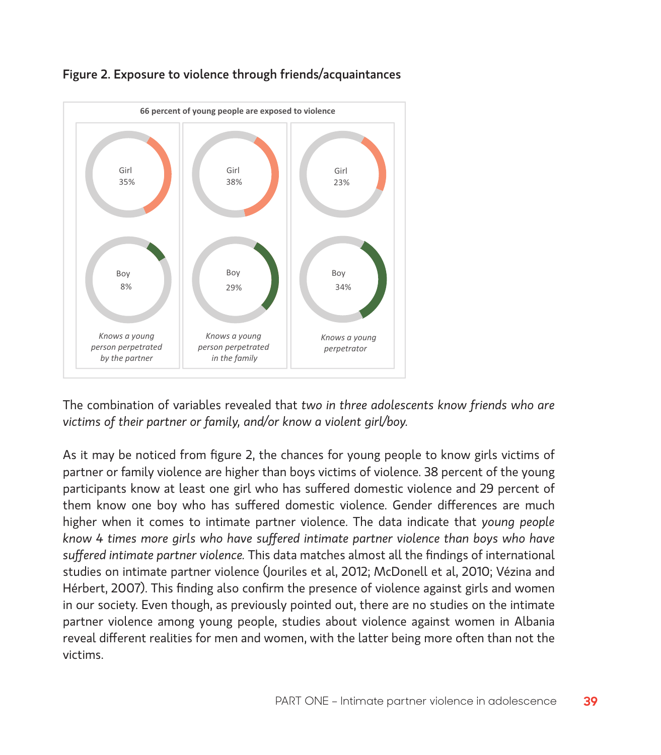**Figure 2. Exposure to violence through friends/acquaintances**

66 percent of young people are exposed to violence

| | Knows a young person perpetrated by the partner | Knows a young person perpetrated in the family | Knows a young perpetrator |
|---|---|---|---|
| Girl | 35% | 38% | 23% |
| Boy | 8% | 29% | 34% |

The combination of variables revealed that *two in three adolescents know friends who are victims of their partner or family, and/or know a violent girl/boy.*

As it may be noticed from figure 2, the chances for young people to know girls victims of partner or family violence are higher than boys victims of violence. 38 percent of the young participants know at least one girl who has suffered domestic violence and 29 percent of them know one boy who has suffered domestic violence. Gender differences are much higher when it comes to intimate partner violence. The data indicate that *young people know 4 times more girls who have suffered intimate partner violence than boys who have suffered intimate partner violence.* This data matches almost all the findings of international studies on intimate partner violence (Jouriles et al, 2012; McDonell et al, 2010; Vézina and Hérbert, 2007). This finding also confirm the presence of violence against girls and women in our society. Even though, as previously pointed out, there are no studies on the intimate partner violence among young people, studies about violence against women in Albania reveal different realities for men and women, with the latter being more often than not the victims.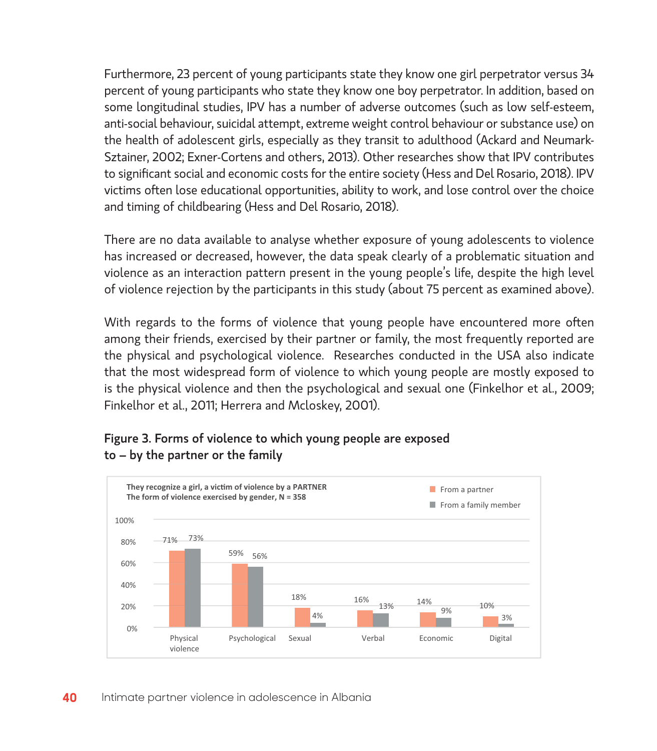Furthermore, 23 percent of young participants state they know one girl perpetrator versus 34 percent of young participants who state they know one boy perpetrator. In addition, based on some longitudinal studies, IPV has a number of adverse outcomes (such as low self-esteem, anti-social behaviour, suicidal attempt, extreme weight control behaviour or substance use) on the health of adolescent girls, especially as they transit to adulthood (Ackard and Neumark-Sztainer, 2002; Exner-Cortens and others, 2013). Other researches show that IPV contributes to significant social and economic costs for the entire society (Hess and Del Rosario, 2018). IPV victims often lose educational opportunities, ability to work, and lose control over the choice and timing of childbearing (Hess and Del Rosario, 2018).

There are no data available to analyse whether exposure of young adolescents to violence has increased or decreased, however, the data speak clearly of a problematic situation and violence as an interaction pattern present in the young people's life, despite the high level of violence rejection by the participants in this study (about 75 percent as examined above).

With regards to the forms of violence that young people have encountered more often among their friends, exercised by their partner or family, the most frequently reported are the physical and psychological violence. Researches conducted in the USA also indicate that the most widespread form of violence to which young people are mostly exposed to is the physical violence and then the psychological and sexual one (Finkelhor et al., 2009; Finkelhor et al., 2011; Herrera and Mcloskey, 2001).

**Figure 3. Forms of violence to which young people are exposed to – by the partner or the family**

**They recognize a girl, a victim of violence by a PARTNER**
**The form of violence exercised by gender, N = 358**

| | From a partner | From a family member |
|---|---|---|
| Physical violence | 71% | 73% |
| Psychological | 59% | 56% |
| Sexual | 18% | 4% |
| Verbal | 16% | 13% |
| Economic | 14% | 9% |
| Digital | 10% | 3% |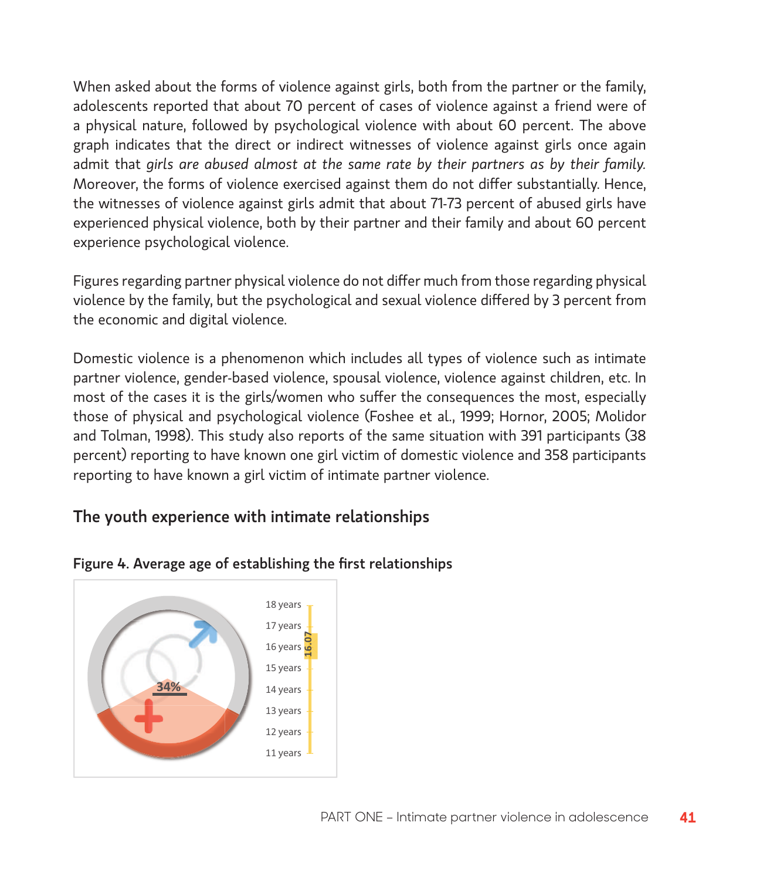When asked about the forms of violence against girls, both from the partner or the family, adolescents reported that about 70 percent of cases of violence against a friend were of a physical nature, followed by psychological violence with about 60 percent. The above graph indicates that the direct or indirect witnesses of violence against girls once again admit that *girls are abused almost at the same rate by their partners as by their family.* Moreover, the forms of violence exercised against them do not differ substantially. Hence, the witnesses of violence against girls admit that about 71-73 percent of abused girls have experienced physical violence, both by their partner and their family and about 60 percent experience psychological violence.

Figures regarding partner physical violence do not differ much from those regarding physical violence by the family, but the psychological and sexual violence differed by 3 percent from the economic and digital violence.

Domestic violence is a phenomenon which includes all types of violence such as intimate partner violence, gender-based violence, spousal violence, violence against children, etc. In most of the cases it is the girls/women who suffer the consequences the most, especially those of physical and psychological violence (Foshee et al., 1999; Hornor, 2005; Molidor and Tolman, 1998). This study also reports of the same situation with 391 participants (38 percent) reporting to have known one girl victim of domestic violence and 358 participants reporting to have known a girl victim of intimate partner violence.

## The youth experience with intimate relationships

**Figure 4. Average age of establishing the first relationships**

34%

16.07

18 years
17 years
16 years
15 years
14 years
13 years
12 years
11 years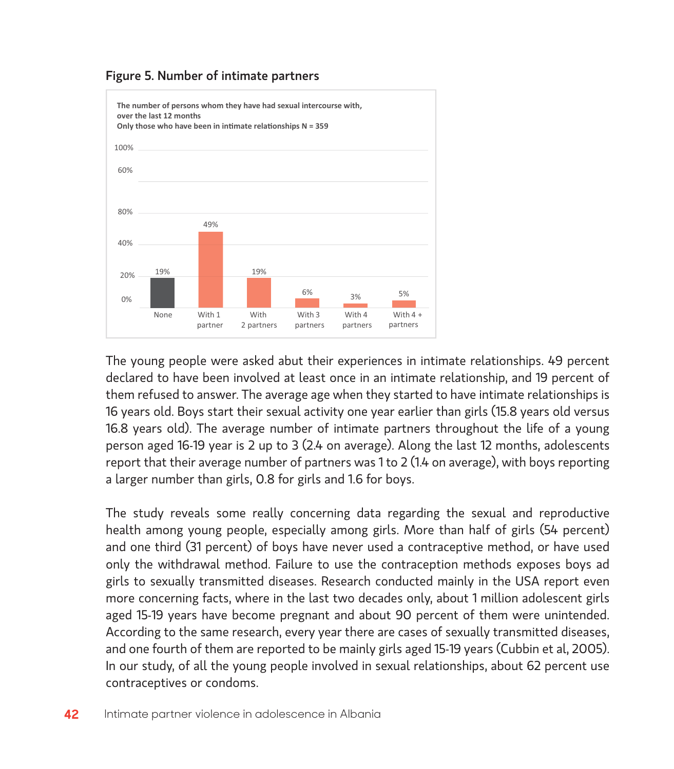**Figure 5. Number of intimate partners**

The number of persons whom they have had sexual intercourse with, over the last 12 months
Only those who have been in intimate relationships N = 359

| None | With 1 partner | With 2 partners | With 3 partners | With 4 partners | With 4 + partners |
|---|---|---|---|---|---|
| 19% | 49% | 19% | 6% | 3% | 5% |

The young people were asked abut their experiences in intimate relationships. 49 percent declared to have been involved at least once in an intimate relationship, and 19 percent of them refused to answer. The average age when they started to have intimate relationships is 16 years old. Boys start their sexual activity one year earlier than girls (15.8 years old versus 16.8 years old). The average number of intimate partners throughout the life of a young person aged 16-19 year is 2 up to 3 (2.4 on average). Along the last 12 months, adolescents report that their average number of partners was 1 to 2 (1.4 on average), with boys reporting a larger number than girls, 0.8 for girls and 1.6 for boys.

The study reveals some really concerning data regarding the sexual and reproductive health among young people, especially among girls. More than half of girls (54 percent) and one third (31 percent) of boys have never used a contraceptive method, or have used only the withdrawal method. Failure to use the contraception methods exposes boys ad girls to sexually transmitted diseases. Research conducted mainly in the USA report even more concerning facts, where in the last two decades only, about 1 million adolescent girls aged 15-19 years have become pregnant and about 90 percent of them were unintended. According to the same research, every year there are cases of sexually transmitted diseases, and one fourth of them are reported to be mainly girls aged 15-19 years (Cubbin et al, 2005). In our study, of all the young people involved in sexual relationships, about 62 percent use contraceptives or condoms.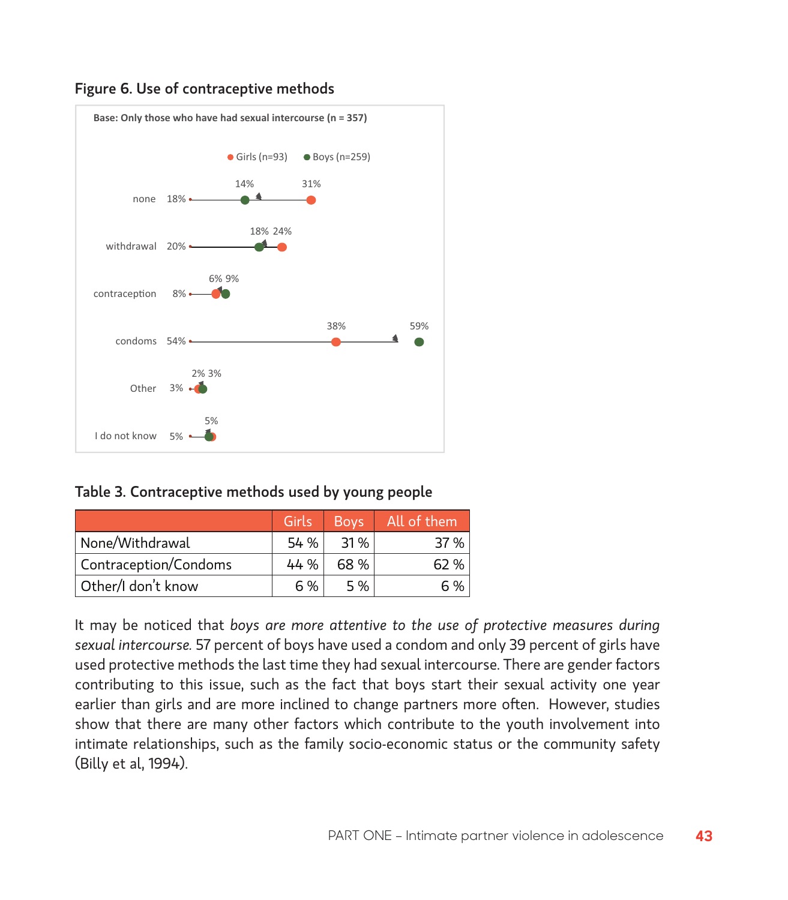**Figure 6. Use of contraceptive methods**

Base: Only those who have had sexual intercourse (n = 357)

Girls (n=93) Boys (n=259)

| | Total | Boys | Girls |
|---|---|---|---|
| none | 18% | 14% | 31% |
| withdrawal | 20% | 18% | 24% |
| contraception | 8% | 9% | 6% |
| condoms | 54% | 59% | 38% |
| Other | 3% | 3% | 2% |
| I do not know | 5% | 5% | 5% |

**Table 3. Contraceptive methods used by young people**

| | Girls | Boys | All of them |
|---|---|---|---|
| None/Withdrawal | 54 % | 31 % | 37 % |
| Contraception/Condoms | 44 % | 68 % | 62 % |
| Other/I don't know | 6 % | 5 % | 6 % |

It may be noticed that *boys are more attentive to the use of protective measures during sexual intercourse.* 57 percent of boys have used a condom and only 39 percent of girls have used protective methods the last time they had sexual intercourse. There are gender factors contributing to this issue, such as the fact that boys start their sexual activity one year earlier than girls and are more inclined to change partners more often. However, studies show that there are many other factors which contribute to the youth involvement into intimate relationships, such as the family socio-economic status or the community safety (Billy et al, 1994).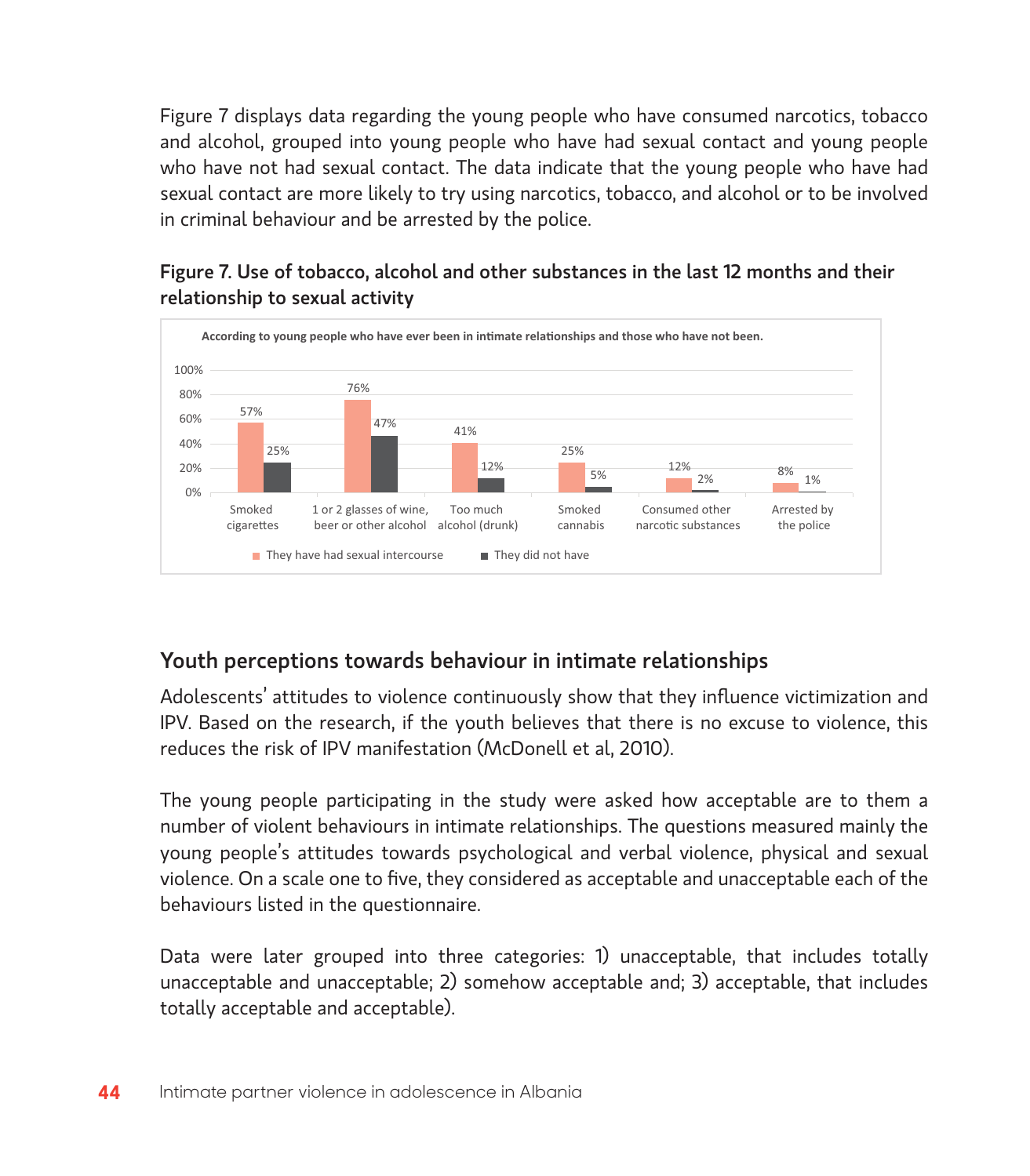Figure 7 displays data regarding the young people who have consumed narcotics, tobacco and alcohol, grouped into young people who have had sexual contact and young people who have not had sexual contact. The data indicate that the young people who have had sexual contact are more likely to try using narcotics, tobacco, and alcohol or to be involved in criminal behaviour and be arrested by the police.

**Figure 7. Use of tobacco, alcohol and other substances in the last 12 months and their relationship to sexual activity**

According to young people who have ever been in intimate relationships and those who have not been.

| | They have had sexual intercourse | They did not have |
|---|---|---|
| Smoked cigarettes | 57% | 25% |
| 1 or 2 glasses of wine, beer or other alcohol | 76% | 47% |
| Too much alcohol (drunk) | 41% | 12% |
| Smoked cannabis | 25% | 5% |
| Consumed other narcotic substances | 12% | 2% |
| Arrested by the police | 8% | 1% |

## Youth perceptions towards behaviour in intimate relationships

Adolescents' attitudes to violence continuously show that they influence victimization and IPV. Based on the research, if the youth believes that there is no excuse to violence, this reduces the risk of IPV manifestation (McDonell et al, 2010).

The young people participating in the study were asked how acceptable are to them a number of violent behaviours in intimate relationships. The questions measured mainly the young people's attitudes towards psychological and verbal violence, physical and sexual violence. On a scale one to five, they considered as acceptable and unacceptable each of the behaviours listed in the questionnaire.

Data were later grouped into three categories: 1) unacceptable, that includes totally unacceptable and unacceptable; 2) somehow acceptable and; 3) acceptable, that includes totally acceptable and acceptable).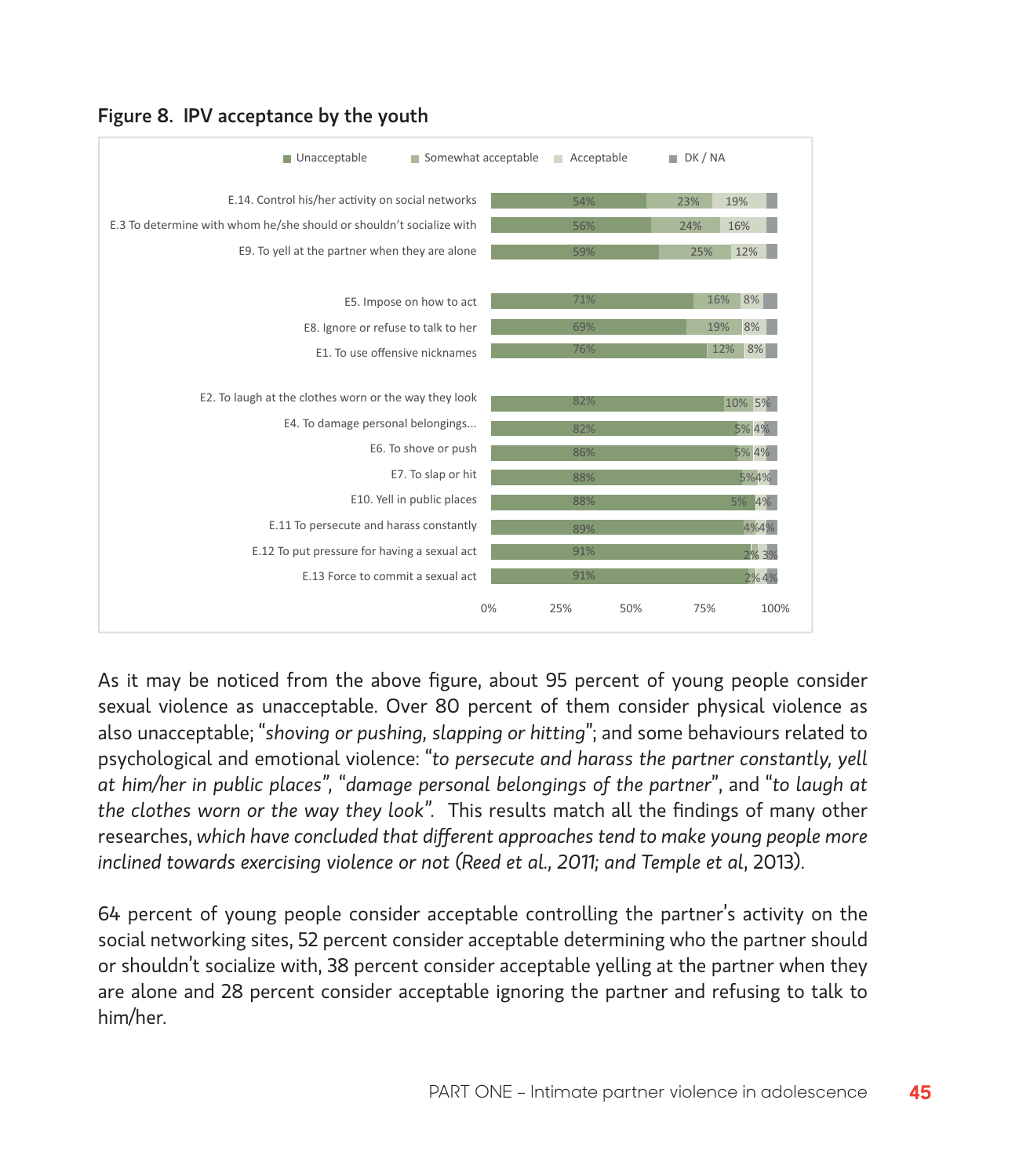**Figure 8. IPV acceptance by the youth**

| | Unacceptable | Somewhat acceptable | Acceptable | DK / NA |
|---|---|---|---|---|
| E.14. Control his/her activity on social networks | 54% | 23% | 19% | |
| E.3 To determine with whom he/she should or shouldn't socialize with | 56% | 24% | 16% | |
| E9. To yell at the partner when they are alone | 59% | 25% | 12% | |
| E5. Impose on how to act | 71% | 16% | 8% | |
| E8. Ignore or refuse to talk to her | 69% | 19% | 8% | |
| E1. To use offensive nicknames | 76% | 12% | 8% | |
| E2. To laugh at the clothes worn or the way they look | 82% | 10% | 5% | |
| E4. To damage personal belongings... | 82% | 5% | 4% | |
| E6. To shove or push | 86% | 5% | 4% | |
| E7. To slap or hit | 88% | 5% | 4% | |
| E10. Yell in public places | 88% | 5% | 4% | |
| E.11 To persecute and harass constantly | 89% | 4% | 4% | |
| E.12 To put pressure for having a sexual act | 91% | 2% | 3% | |
| E.13 Force to commit a sexual act | 91% | 2% | 4% | |

As it may be noticed from the above figure, about 95 percent of young people consider sexual violence as unacceptable. Over 80 percent of them consider physical violence as also unacceptable; "*shoving or pushing, slapping or hitting*"; and some behaviours related to psychological and emotional violence: "*to persecute and harass the partner constantly, yell at him/her in public places*", "*damage personal belongings of the partner*", and "*to laugh at the clothes worn or the way they look*". This results match all the findings of many other researches, *which have concluded that different approaches tend to make young people more inclined towards exercising violence or not (Reed et al., 2011; and Temple et al*, 2013).

64 percent of young people consider acceptable controlling the partner's activity on the social networking sites, 52 percent consider acceptable determining who the partner should or shouldn't socialize with, 38 percent consider acceptable yelling at the partner when they are alone and 28 percent consider acceptable ignoring the partner and refusing to talk to him/her.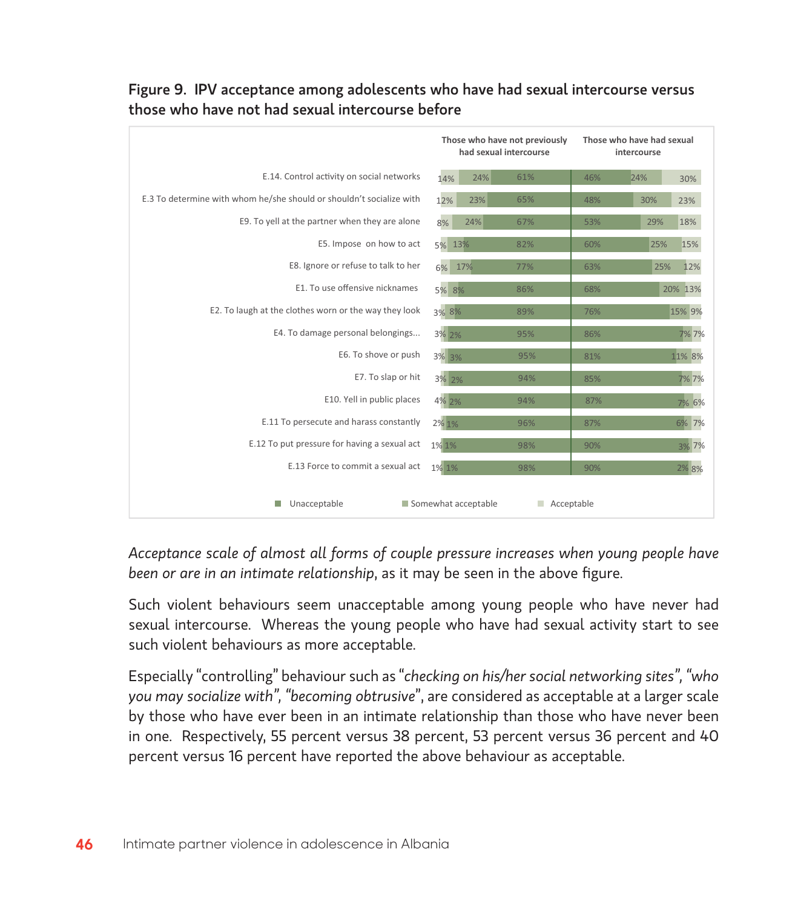**Figure 9. IPV acceptance among adolescents who have had sexual intercourse versus those who have not had sexual intercourse before**

| | Those who have not previously had sexual intercourse | | | Those who have had sexual intercourse | | |
|---|---|---|---|---|---|---|
| | Acceptable | Somewhat acceptable | Unacceptable | Unacceptable | Somewhat acceptable | Acceptable |
| E.14. Control activity on social networks | 14% | 24% | 61% | 46% | 24% | 30% |
| E.3 To determine with whom he/she should or shouldn't socialize with | 12% | 23% | 65% | 48% | 30% | 23% |
| E9. To yell at the partner when they are alone | 8% | 24% | 67% | 53% | 29% | 18% |
| E5. Impose on how to act | 5% | 13% | 82% | 60% | 25% | 15% |
| E8. Ignore or refuse to talk to her | 6% | 17% | 77% | 63% | 25% | 12% |
| E1. To use offensive nicknames | 5% | 8% | 86% | 68% | 20% | 13% |
| E2. To laugh at the clothes worn or the way they look | 3% | 8% | 89% | 76% | 15% | 9% |
| E4. To damage personal belongings... | 3% | 2% | 95% | 86% | 7% | 7% |
| E6. To shove or push | 3% | 3% | 95% | 81% | 11% | 8% |
| E7. To slap or hit | 3% | 2% | 94% | 85% | 7% | 7% |
| E10. Yell in public places | 4% | 2% | 94% | 87% | 7% | 6% |
| E.11 To persecute and harass constantly | 2% | 1% | 96% | 87% | 6% | 7% |
| E.12 To put pressure for having a sexual act | 1% | 1% | 98% | 90% | 3% | 7% |
| E.13 Force to commit a sexual act | 1% | 1% | 98% | 90% | 2% | 8% |

*Acceptance scale of almost all forms of couple pressure increases when young people have been or are in an intimate relationship*, as it may be seen in the above figure.

Such violent behaviours seem unacceptable among young people who have never had sexual intercourse. Whereas the young people who have had sexual activity start to see such violent behaviours as more acceptable.

Especially "controlling" behaviour such as "*checking on his/her social networking sites*", "*who you may socialize with*", "*becoming obtrusive*", are considered as acceptable at a larger scale by those who have ever been in an intimate relationship than those who have never been in one. Respectively, 55 percent versus 38 percent, 53 percent versus 36 percent and 40 percent versus 16 percent have reported the above behaviour as acceptable.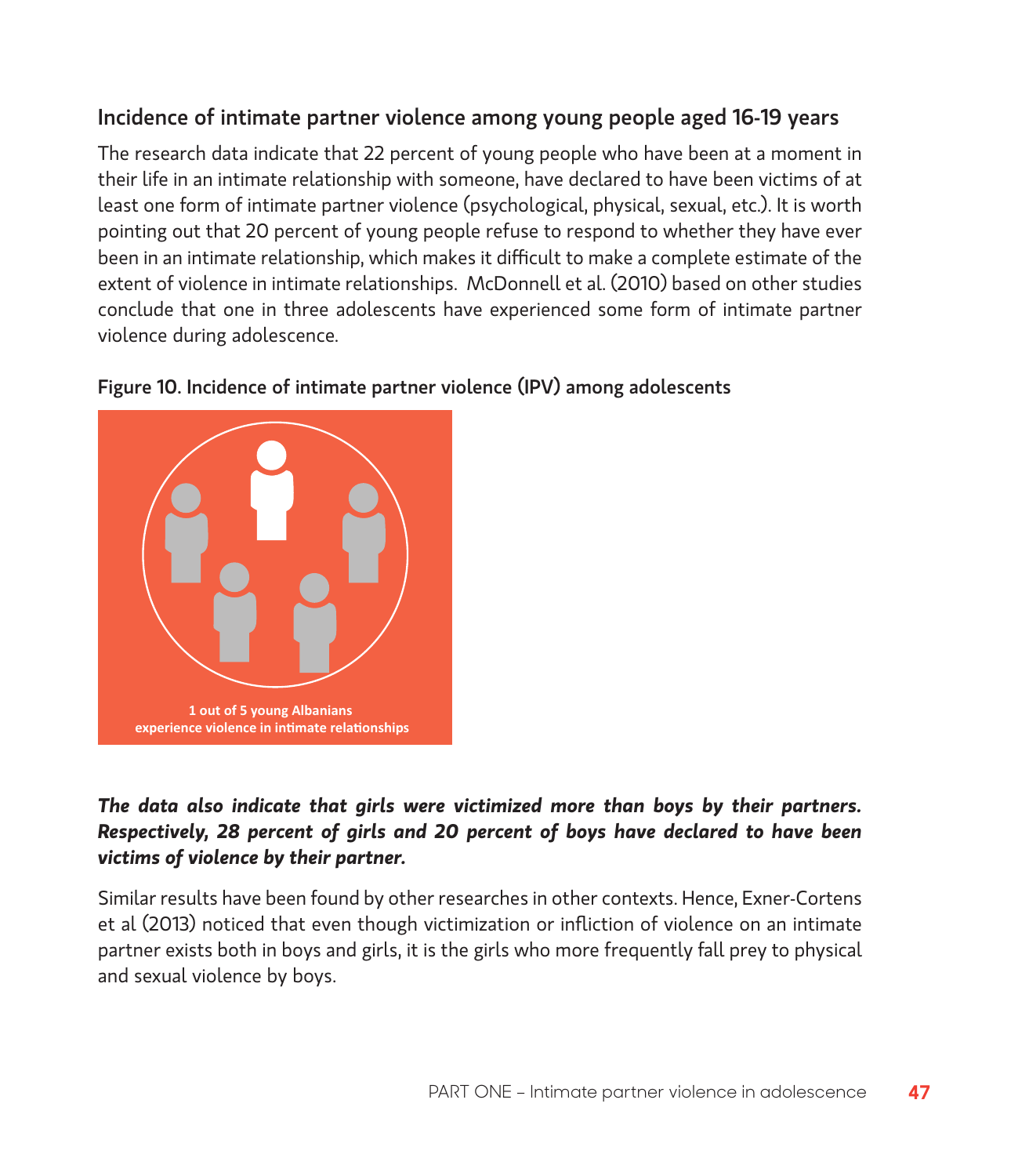## Incidence of intimate partner violence among young people aged 16-19 years

The research data indicate that 22 percent of young people who have been at a moment in their life in an intimate relationship with someone, have declared to have been victims of at least one form of intimate partner violence (psychological, physical, sexual, etc.). It is worth pointing out that 20 percent of young people refuse to respond to whether they have ever been in an intimate relationship, which makes it difficult to make a complete estimate of the extent of violence in intimate relationships. McDonnell et al. (2010) based on other studies conclude that one in three adolescents have experienced some form of intimate partner violence during adolescence.

**Figure 10. Incidence of intimate partner violence (IPV) among adolescents**

**1 out of 5 young Albanians experience violence in intimate relationships**

***The data also indicate that girls were victimized more than boys by their partners. Respectively, 28 percent of girls and 20 percent of boys have declared to have been victims of violence by their partner.***

Similar results have been found by other researches in other contexts. Hence, Exner-Cortens et al (2013) noticed that even though victimization or infliction of violence on an intimate partner exists both in boys and girls, it is the girls who more frequently fall prey to physical and sexual violence by boys.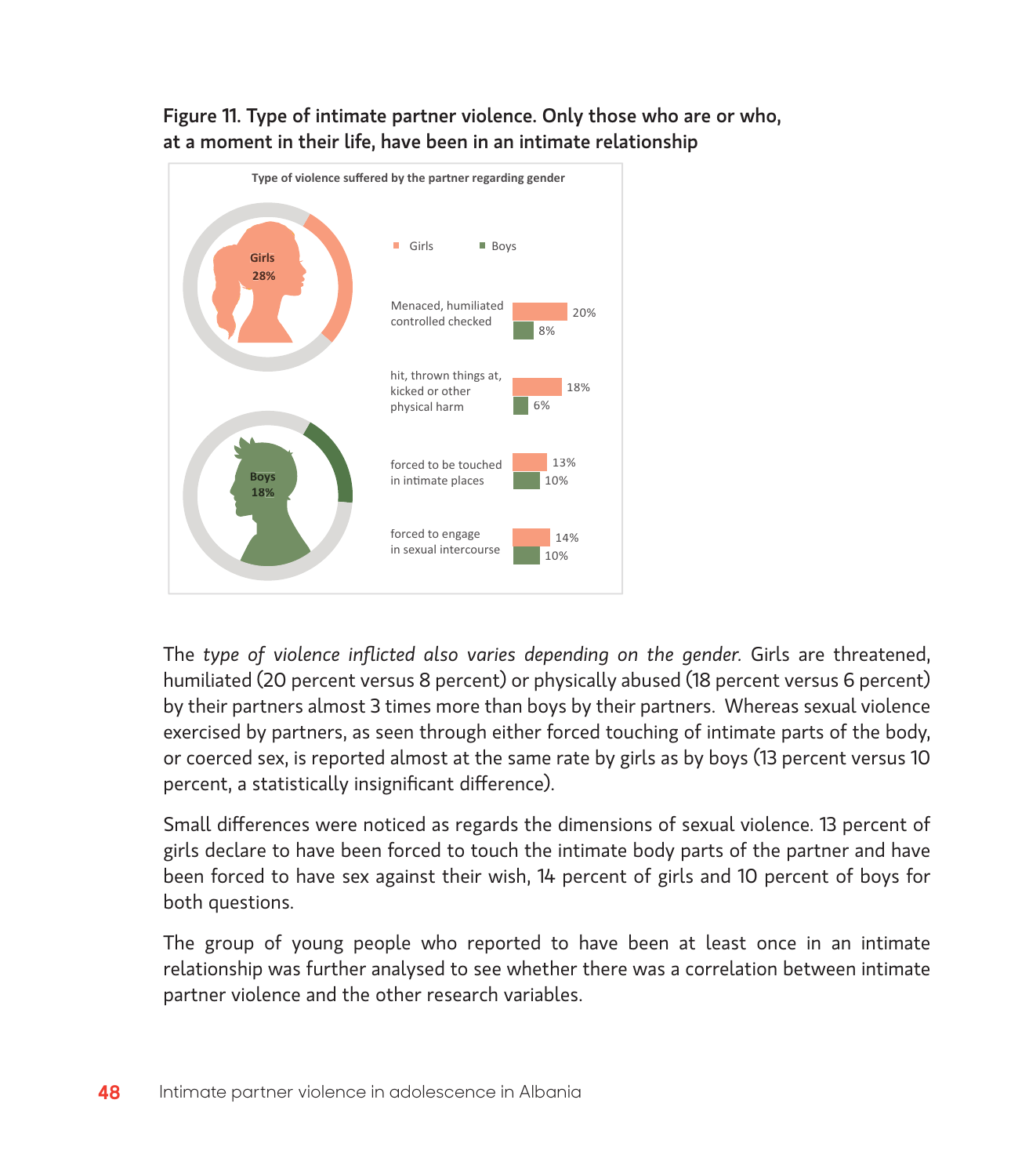**Figure 11. Type of intimate partner violence. Only those who are or who, at a moment in their life, have been in an intimate relationship**

Type of violence suffered by the partner regarding gender

| | Girls | Boys |
|---|---|---|
| Overall | 28% | 18% |
| Menaced, humiliated controlled checked | 20% | 8% |
| hit, thrown things at, kicked or other physical harm | 18% | 6% |
| forced to be touched in intimate places | 13% | 10% |
| forced to engage in sexual intercourse | 14% | 10% |

The *type of violence inflicted also varies depending on the gender.* Girls are threatened, humiliated (20 percent versus 8 percent) or physically abused (18 percent versus 6 percent) by their partners almost 3 times more than boys by their partners. Whereas sexual violence exercised by partners, as seen through either forced touching of intimate parts of the body, or coerced sex, is reported almost at the same rate by girls as by boys (13 percent versus 10 percent, a statistically insignificant difference).

Small differences were noticed as regards the dimensions of sexual violence. 13 percent of girls declare to have been forced to touch the intimate body parts of the partner and have been forced to have sex against their wish, 14 percent of girls and 10 percent of boys for both questions.

The group of young people who reported to have been at least once in an intimate relationship was further analysed to see whether there was a correlation between intimate partner violence and the other research variables.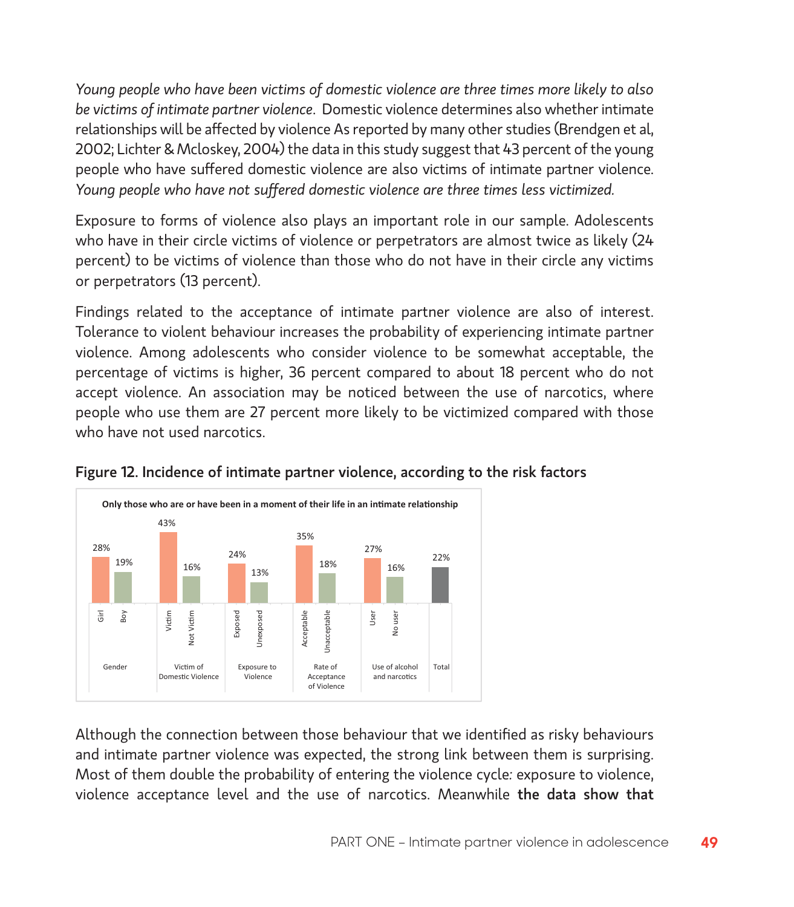*Young people who have been victims of domestic violence are three times more likely to also be victims of intimate partner violence*. Domestic violence determines also whether intimate relationships will be affected by violence As reported by many other studies (Brendgen et al, 2002; Lichter & Mcloskey, 2004) the data in this study suggest that 43 percent of the young people who have suffered domestic violence are also victims of intimate partner violence. *Young people who have not suffered domestic violence are three times less victimized.*

Exposure to forms of violence also plays an important role in our sample. Adolescents who have in their circle victims of violence or perpetrators are almost twice as likely (24 percent) to be victims of violence than those who do not have in their circle any victims or perpetrators (13 percent).

Findings related to the acceptance of intimate partner violence are also of interest. Tolerance to violent behaviour increases the probability of experiencing intimate partner violence. Among adolescents who consider violence to be somewhat acceptable, the percentage of victims is higher, 36 percent compared to about 18 percent who do not accept violence. An association may be noticed between the use of narcotics, where people who use them are 27 percent more likely to be victimized compared with those who have not used narcotics.

**Figure 12. Incidence of intimate partner violence, according to the risk factors**

Only those who are or have been in a moment of their life in an intimate relationship

| Risk factor | Category | Incidence |
|---|---|---|
| Gender | Girl | 28% |
| | Boy | 19% |
| Victim of Domestic Violence | Victim | 43% |
| | Not Victim | 16% |
| Exposure to Violence | Exposed | 24% |
| | Unexposed | 13% |
| Rate of Acceptance of Violence | Acceptable | 35% |
| | Unacceptable | 18% |
| Use of alcohol and narcotics | User | 27% |
| | No user | 16% |
| Total | | 22% |

Although the connection between those behaviour that we identified as risky behaviours and intimate partner violence was expected, the strong link between them is surprising. Most of them double the probability of entering the violence cycle: exposure to violence, violence acceptance level and the use of narcotics. Meanwhile **the data show that**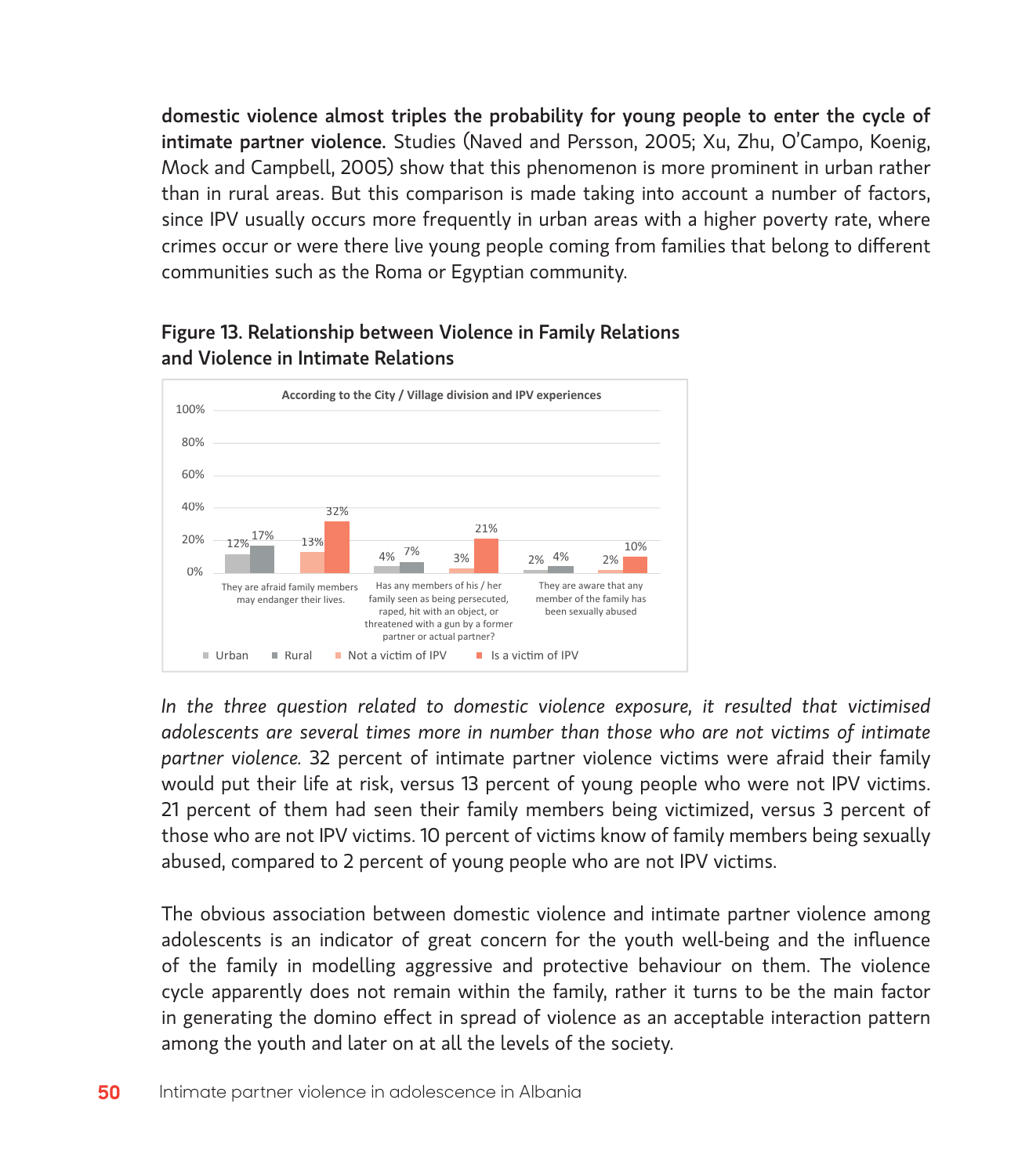**domestic violence almost triples the probability for young people to enter the cycle of intimate partner violence.** Studies (Naved and Persson, 2005; Xu, Zhu, O'Campo, Koenig, Mock and Campbell, 2005) show that this phenomenon is more prominent in urban rather than in rural areas. But this comparison is made taking into account a number of factors, since IPV usually occurs more frequently in urban areas with a higher poverty rate, where crimes occur or were there live young people coming from families that belong to different communities such as the Roma or Egyptian community.

**Figure 13. Relationship between Violence in Family Relations and Violence in Intimate Relations**

According to the City / Village division and IPV experiences

| | Urban | Rural | Not a victim of IPV | Is a victim of IPV |
|---|---|---|---|---|
| They are afraid family members may endanger their lives. | 12% | 17% | 13% | 32% |
| Has any members of his / her family seen as being persecuted, raped, hit with an object, or threatened with a gun by a former partner or actual partner? | 4% | 7% | 3% | 21% |
| They are aware that any member of the family has been sexually abused | 2% | 4% | 2% | 10% |

*In the three question related to domestic violence exposure, it resulted that victimised adolescents are several times more in number than those who are not victims of intimate partner violence.* 32 percent of intimate partner violence victims were afraid their family would put their life at risk, versus 13 percent of young people who were not IPV victims. 21 percent of them had seen their family members being victimized, versus 3 percent of those who are not IPV victims. 10 percent of victims know of family members being sexually abused, compared to 2 percent of young people who are not IPV victims.

The obvious association between domestic violence and intimate partner violence among adolescents is an indicator of great concern for the youth well-being and the influence of the family in modelling aggressive and protective behaviour on them. The violence cycle apparently does not remain within the family, rather it turns to be the main factor in generating the domino effect in spread of violence as an acceptable interaction pattern among the youth and later on at all the levels of the society.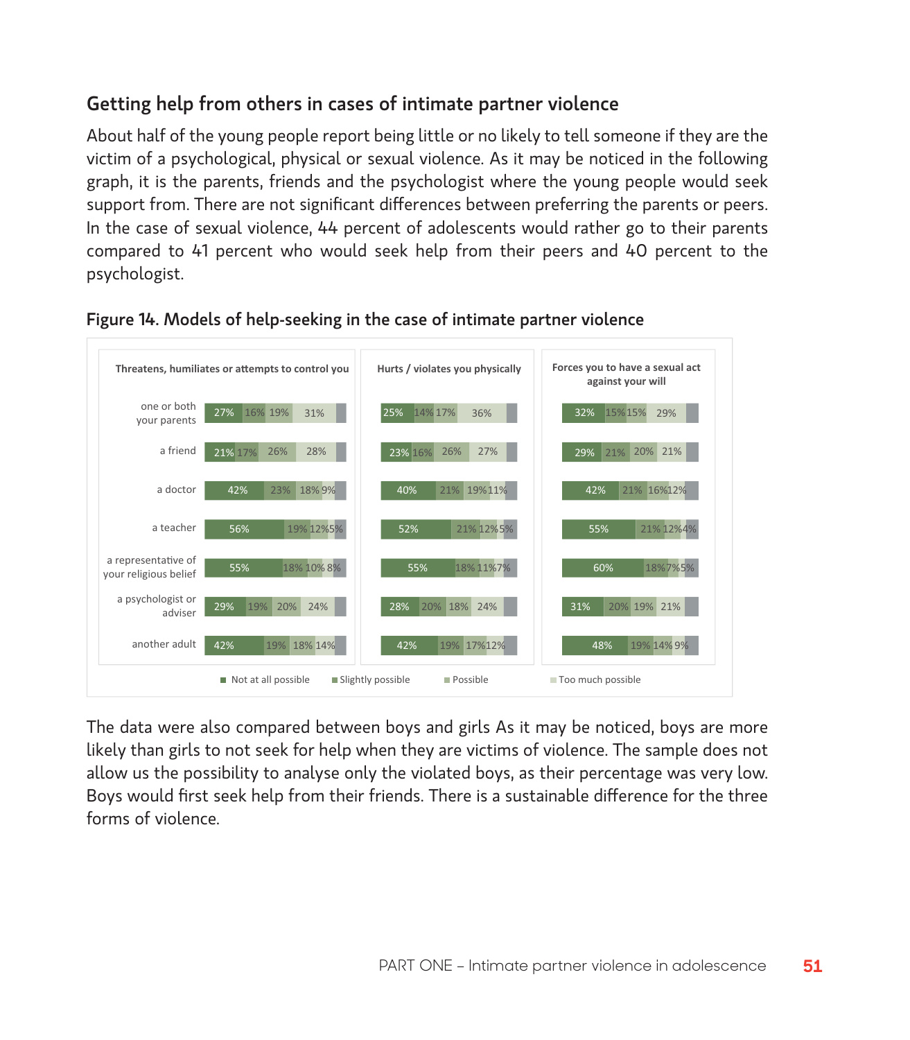## Getting help from others in cases of intimate partner violence

About half of the young people report being little or no likely to tell someone if they are the victim of a psychological, physical or sexual violence. As it may be noticed in the following graph, it is the parents, friends and the psychologist where the young people would seek support from. There are not significant differences between preferring the parents or peers. In the case of sexual violence, 44 percent of adolescents would rather go to their parents compared to 41 percent who would seek help from their peers and 40 percent to the psychologist.

**Figure 14. Models of help-seeking in the case of intimate partner violence**

| | Threatens, humiliates or attempts to control you | | | | Hurts / violates you physically | | | | Forces you to have a sexual act against your will | | | |
|---|---|---|---|---|---|---|---|---|---|---|---|---|
| | Not at all possible | Slightly possible | Possible | Too much possible | Not at all possible | Slightly possible | Possible | Too much possible | Not at all possible | Slightly possible | Possible | Too much possible |
| one or both your parents | 27% | 16% | 19% | 31% | 25% | 14% | 17% | 36% | 32% | 15% | 15% | 29% |
| a friend | 21% | 17% | 26% | 28% | 23% | 16% | 26% | 27% | 29% | 21% | 20% | 21% |
| a doctor | 42% | 23% | 18% | 9% | 40% | 21% | 19% | 11% | 42% | 21% | 16% | 12% |
| a teacher | 56% | 19% | 12% | 5% | 52% | 21% | 12% | 5% | 55% | 21% | 12% | 4% |
| a representative of your religious belief | 55% | 18% | 10% | 8% | 55% | 18% | 11% | 7% | 60% | 18% | 7% | 5% |
| a psychologist or adviser | 29% | 19% | 20% | 24% | 28% | 20% | 18% | 24% | 31% | 20% | 19% | 21% |
| another adult | 42% | 19% | 18% | 14% | 42% | 19% | 17% | 12% | 48% | 19% | 14% | 9% |

The data were also compared between boys and girls As it may be noticed, boys are more likely than girls to not seek for help when they are victims of violence. The sample does not allow us the possibility to analyse only the violated boys, as their percentage was very low. Boys would first seek help from their friends. There is a sustainable difference for the three forms of violence.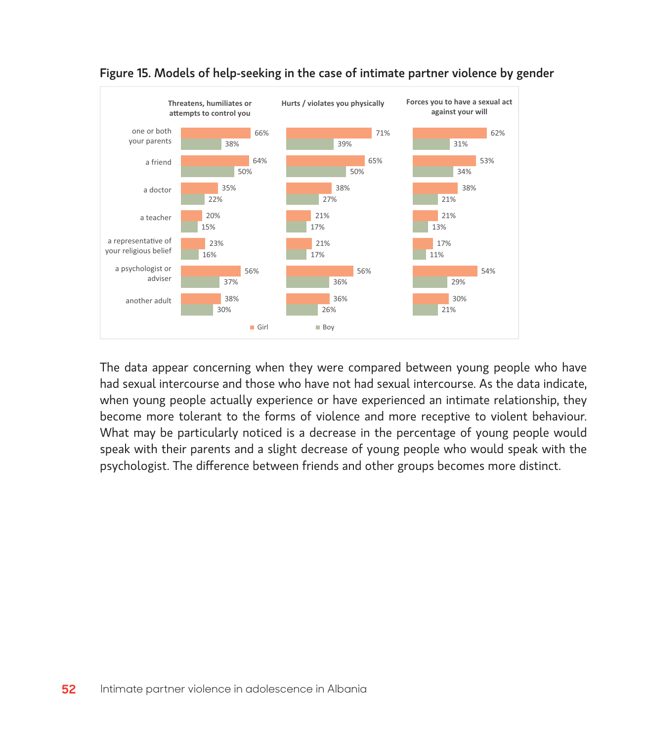**Figure 15. Models of help-seeking in the case of intimate partner violence by gender**

| | Threatens, humiliates or attempts to control you | | Hurts / violates you physically | | Forces you to have a sexual act against your will | |
|---|---|---|---|---|---|---|
| | Girl | Boy | Girl | Boy | Girl | Boy |
| one or both your parents | 66% | 38% | 71% | 39% | 62% | 31% |
| a friend | 64% | 50% | 65% | 50% | 53% | 34% |
| a doctor | 35% | 22% | 38% | 27% | 38% | 21% |
| a teacher | 20% | 15% | 21% | 17% | 21% | 13% |
| a representative of your religious belief | 23% | 16% | 21% | 17% | 17% | 11% |
| a psychologist or adviser | 56% | 37% | 56% | 36% | 54% | 29% |
| another adult | 38% | 30% | 36% | 26% | 30% | 21% |

The data appear concerning when they were compared between young people who have had sexual intercourse and those who have not had sexual intercourse. As the data indicate, when young people actually experience or have experienced an intimate relationship, they become more tolerant to the forms of violence and more receptive to violent behaviour. What may be particularly noticed is a decrease in the percentage of young people would speak with their parents and a slight decrease of young people who would speak with the psychologist. The difference between friends and other groups becomes more distinct.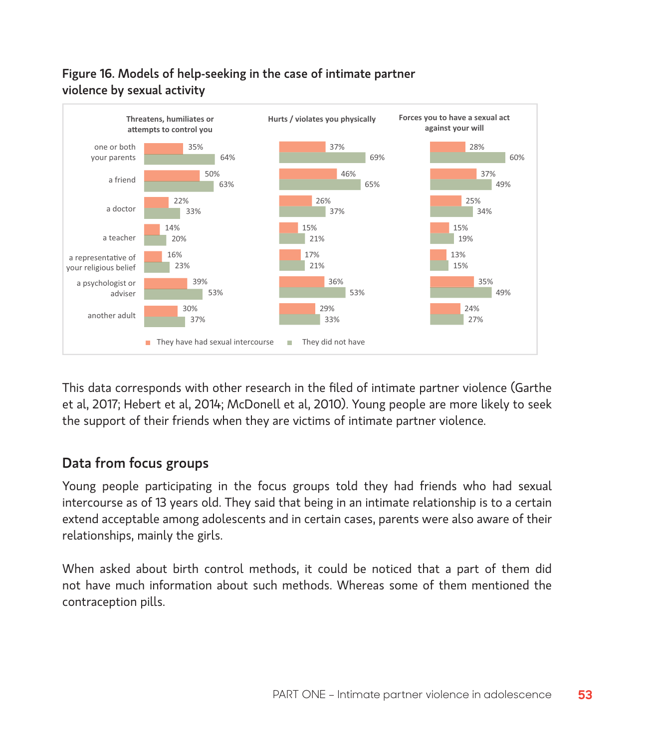**Figure 16. Models of help-seeking in the case of intimate partner violence by sexual activity**

| | Threatens, humiliates or attempts to control you | | Hurts / violates you physically | | Forces you to have a sexual act against your will | |
|---|---|---|---|---|---|---|
| | They have had sexual intercourse | They did not have | They have had sexual intercourse | They did not have | They have had sexual intercourse | They did not have |
| one or both your parents | 35% | 64% | 37% | 69% | 28% | 60% |
| a friend | 50% | 63% | 46% | 65% | 37% | 49% |
| a doctor | 22% | 33% | 26% | 37% | 25% | 34% |
| a teacher | 14% | 20% | 15% | 21% | 15% | 19% |
| a representative of your religious belief | 16% | 23% | 17% | 21% | 13% | 15% |
| a psychologist or adviser | 39% | 53% | 36% | 53% | 35% | 49% |
| another adult | 30% | 37% | 29% | 33% | 24% | 27% |

This data corresponds with other research in the filed of intimate partner violence (Garthe et al, 2017; Hebert et al, 2014; McDonell et al, 2010). Young people are more likely to seek the support of their friends when they are victims of intimate partner violence.

## Data from focus groups

Young people participating in the focus groups told they had friends who had sexual intercourse as of 13 years old. They said that being in an intimate relationship is to a certain extend acceptable among adolescents and in certain cases, parents were also aware of their relationships, mainly the girls.

When asked about birth control methods, it could be noticed that a part of them did not have much information about such methods. Whereas some of them mentioned the contraception pills.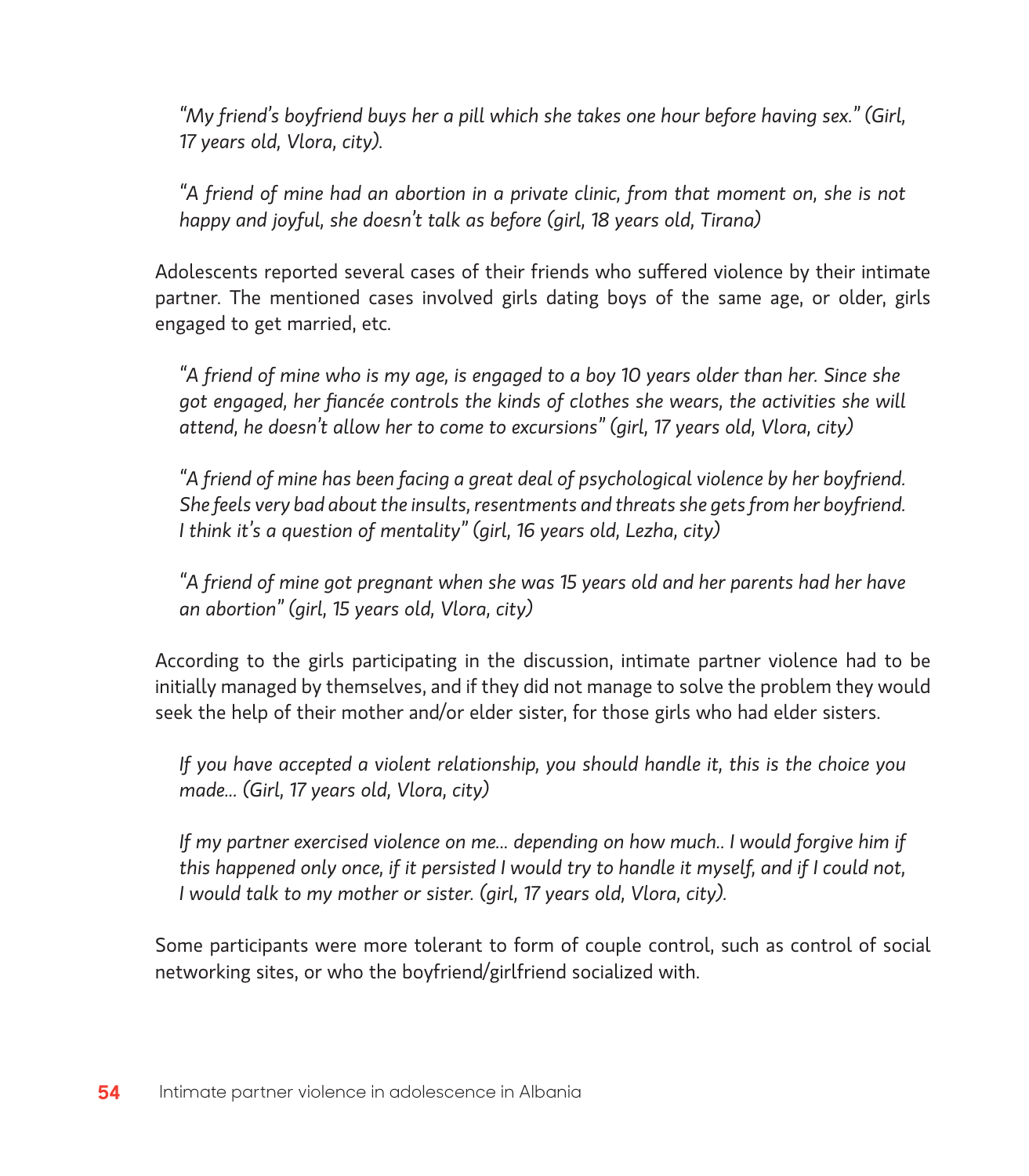*"My friend's boyfriend buys her a pill which she takes one hour before having sex." (Girl, 17 years old, Vlora, city).*

*"A friend of mine had an abortion in a private clinic, from that moment on, she is not happy and joyful, she doesn't talk as before (girl, 18 years old, Tirana)*

Adolescents reported several cases of their friends who suffered violence by their intimate partner. The mentioned cases involved girls dating boys of the same age, or older, girls engaged to get married, etc.

*"A friend of mine who is my age, is engaged to a boy 10 years older than her. Since she got engaged, her fiancée controls the kinds of clothes she wears, the activities she will attend, he doesn't allow her to come to excursions" (girl, 17 years old, Vlora, city)*

*"A friend of mine has been facing a great deal of psychological violence by her boyfriend. She feels very bad about the insults, resentments and threats she gets from her boyfriend. I think it's a question of mentality" (girl, 16 years old, Lezha, city)*

*"A friend of mine got pregnant when she was 15 years old and her parents had her have an abortion" (girl, 15 years old, Vlora, city)*

According to the girls participating in the discussion, intimate partner violence had to be initially managed by themselves, and if they did not manage to solve the problem they would seek the help of their mother and/or elder sister, for those girls who had elder sisters.

*If you have accepted a violent relationship, you should handle it, this is the choice you made... (Girl, 17 years old, Vlora, city)*

*If my partner exercised violence on me... depending on how much.. I would forgive him if this happened only once, if it persisted I would try to handle it myself, and if I could not, I would talk to my mother or sister. (girl, 17 years old, Vlora, city).*

Some participants were more tolerant to form of couple control, such as control of social networking sites, or who the boyfriend/girlfriend socialized with.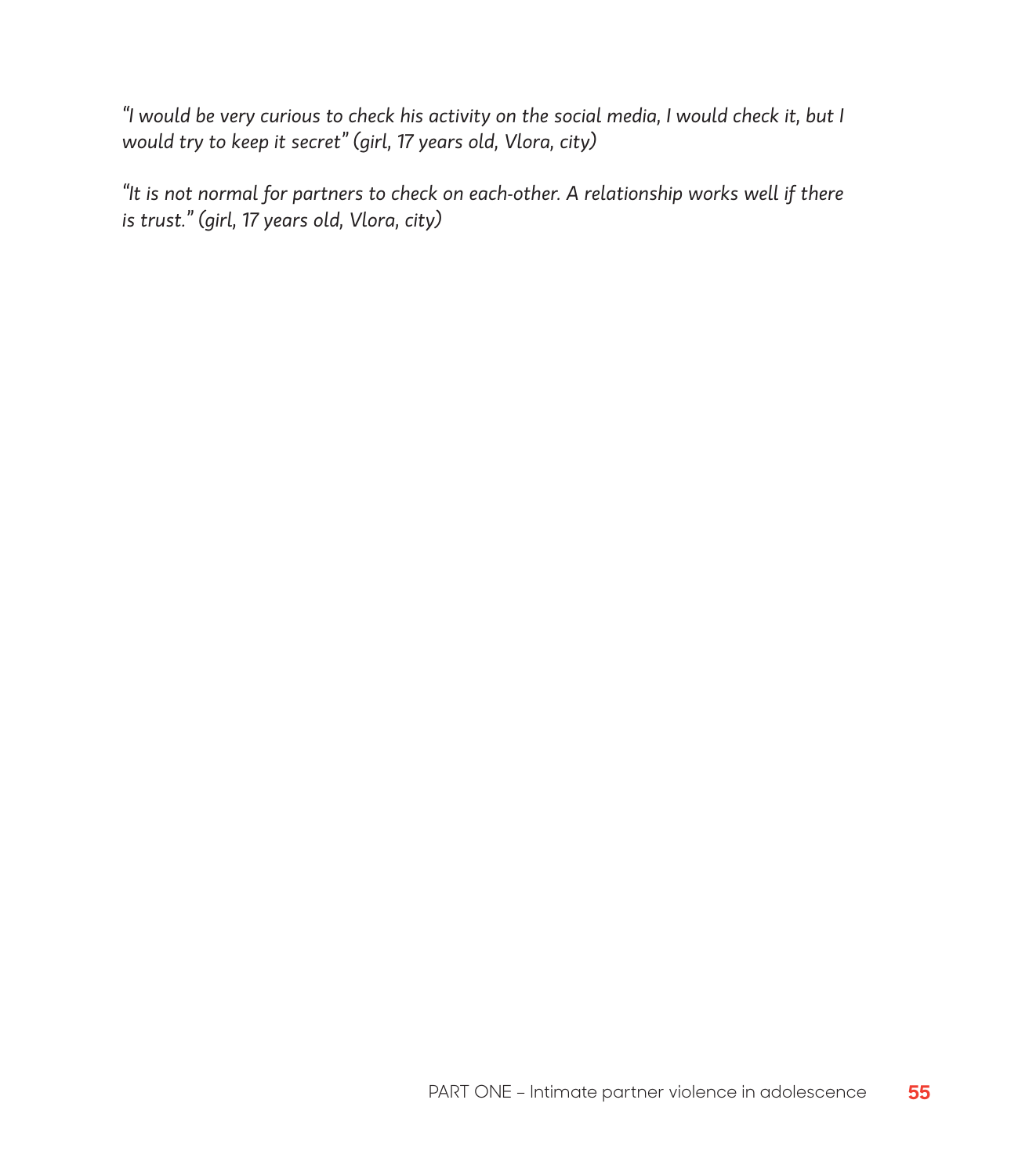*"I would be very curious to check his activity on the social media, I would check it, but I would try to keep it secret" (girl, 17 years old, Vlora, city)*

*"It is not normal for partners to check on each-other. A relationship works well if there is trust." (girl, 17 years old, Vlora, city)*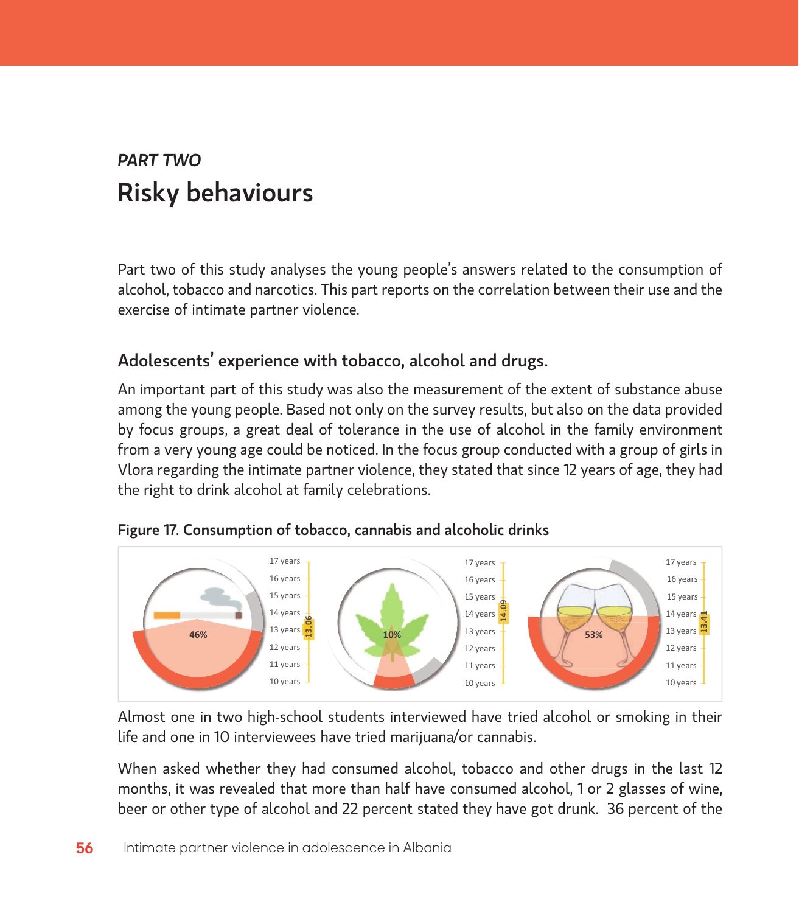*PART TWO*

# Risky behaviours

Part two of this study analyses the young people's answers related to the consumption of alcohol, tobacco and narcotics. This part reports on the correlation between their use and the exercise of intimate partner violence.

## Adolescents' experience with tobacco, alcohol and drugs.

An important part of this study was also the measurement of the extent of substance abuse among the young people. Based not only on the survey results, but also on the data provided by focus groups, a great deal of tolerance in the use of alcohol in the family environment from a very young age could be noticed. In the focus group conducted with a group of girls in Vlora regarding the intimate partner violence, they stated that since 12 years of age, they had the right to drink alcohol at family celebrations.

**Figure 17. Consumption of tobacco, cannabis and alcoholic drinks**

| | Tobacco | Cannabis | Alcoholic drinks |
|---|---|---|---|
| Percentage | 46% | 10% | 53% |
| Age (years) | 13.06 | 14.09 | 13.41 |

Almost one in two high-school students interviewed have tried alcohol or smoking in their life and one in 10 interviewees have tried marijuana/or cannabis.

When asked whether they had consumed alcohol, tobacco and other drugs in the last 12 months, it was revealed that more than half have consumed alcohol, 1 or 2 glasses of wine, beer or other type of alcohol and 22 percent stated they have got drunk. 36 percent of the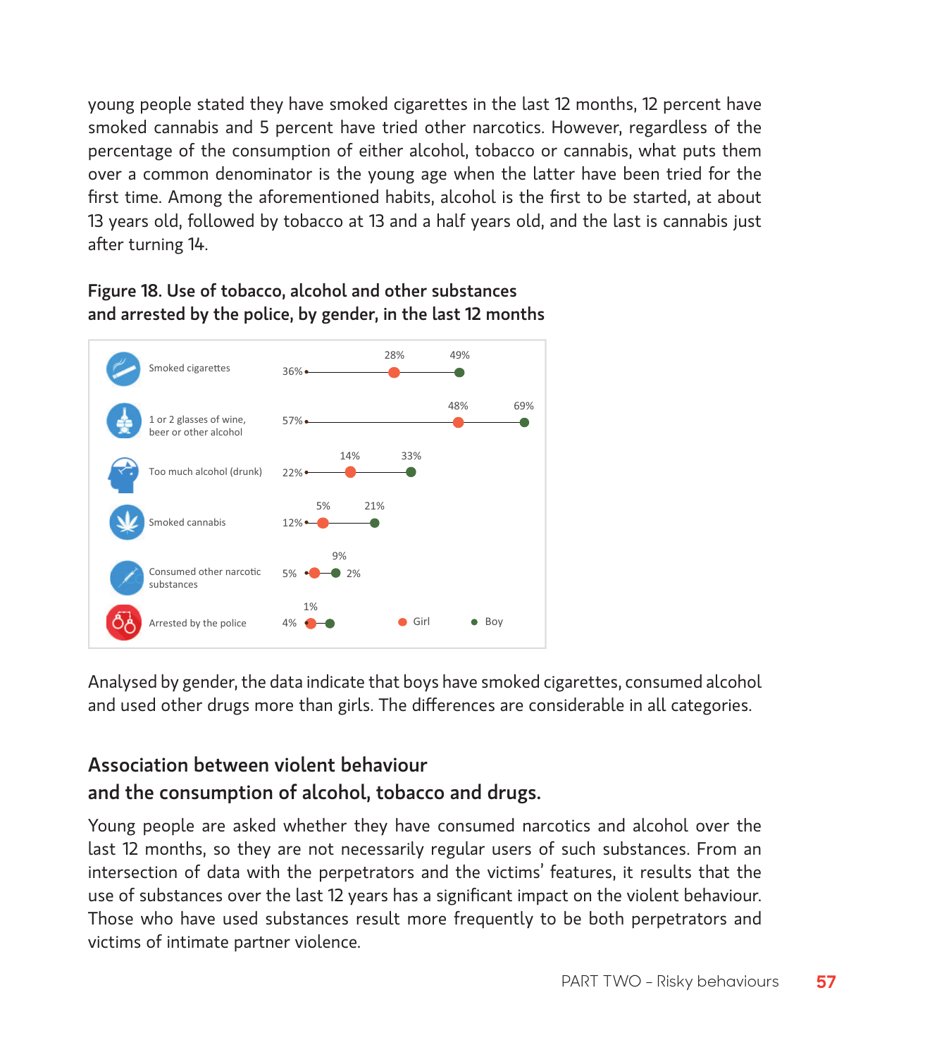young people stated they have smoked cigarettes in the last 12 months, 12 percent have smoked cannabis and 5 percent have tried other narcotics. However, regardless of the percentage of the consumption of either alcohol, tobacco or cannabis, what puts them over a common denominator is the young age when the latter have been tried for the first time. Among the aforementioned habits, alcohol is the first to be started, at about 13 years old, followed by tobacco at 13 and a half years old, and the last is cannabis just after turning 14.

**Figure 18. Use of tobacco, alcohol and other substances and arrested by the police, by gender, in the last 12 months**

| | Total | Girl | Boy |
|---|---|---|---|
| Smoked cigarettes | 36% | 28% | 49% |
| 1 or 2 glasses of wine, beer or other alcohol | 57% | 48% | 69% |
| Too much alcohol (drunk) | 22% | 14% | 33% |
| Smoked cannabis | 12% | 5% | 21% |
| Consumed other narcotic substances | 5% | 2% | 9% |
| Arrested by the police | 4% | 1% | |

Analysed by gender, the data indicate that boys have smoked cigarettes, consumed alcohol and used other drugs more than girls. The differences are considerable in all categories.

## Association between violent behaviour and the consumption of alcohol, tobacco and drugs.

Young people are asked whether they have consumed narcotics and alcohol over the last 12 months, so they are not necessarily regular users of such substances. From an intersection of data with the perpetrators and the victims' features, it results that the use of substances over the last 12 years has a significant impact on the violent behaviour. Those who have used substances result more frequently to be both perpetrators and victims of intimate partner violence.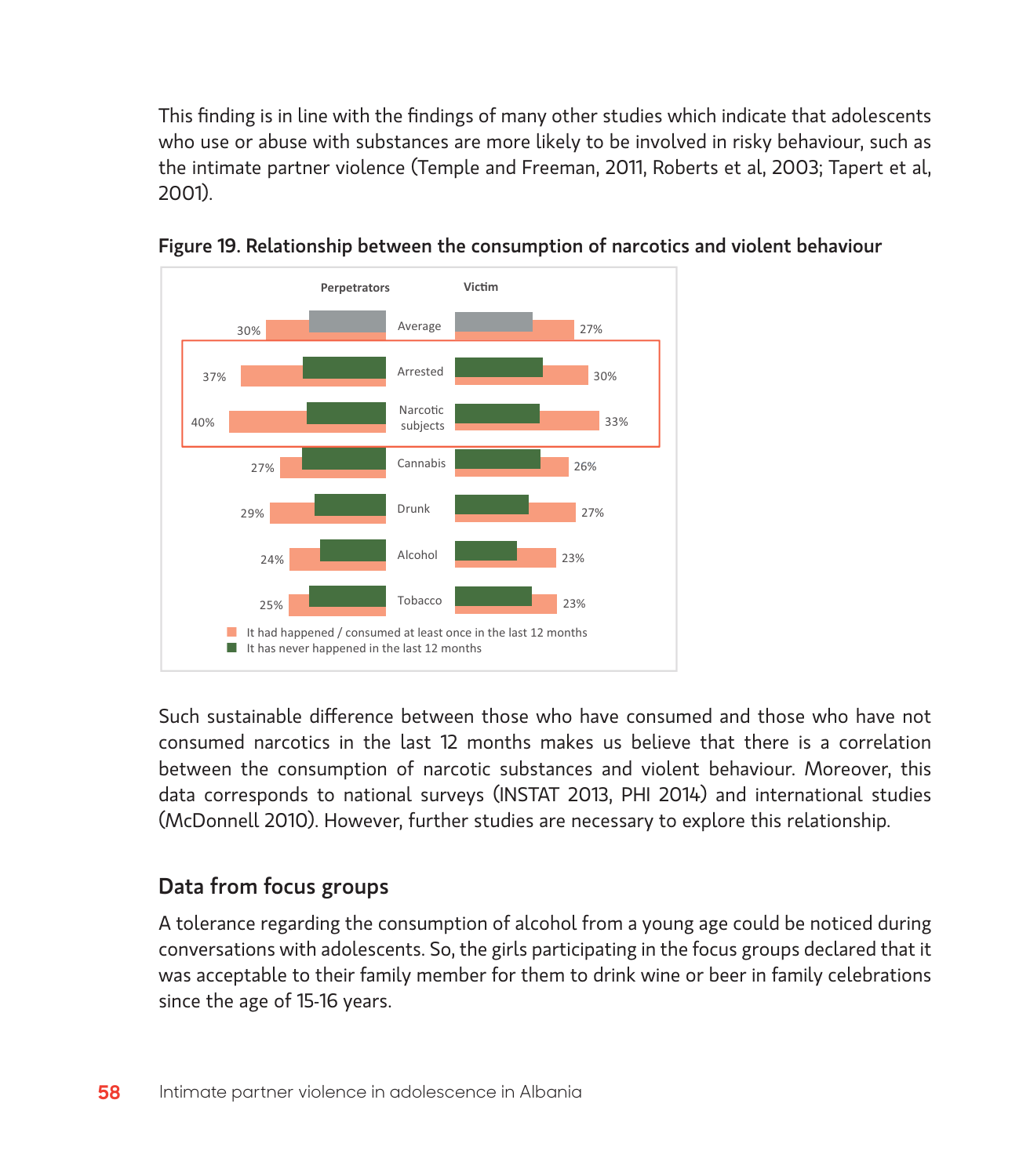This finding is in line with the findings of many other studies which indicate that adolescents who use or abuse with substances are more likely to be involved in risky behaviour, such as the intimate partner violence (Temple and Freeman, 2011, Roberts et al, 2003; Tapert et al, 2001).

**Figure 19. Relationship between the consumption of narcotics and violent behaviour**

| | Perpetrators | Victim |
|---|---|---|
| Average | 30% | 27% |
| Arrested | 37% | 30% |
| Narcotic subjects | 40% | 33% |
| Cannabis | 27% | 26% |
| Drunk | 29% | 27% |
| Alcohol | 24% | 23% |
| Tobacco | 25% | 23% |

■ It had happened / consumed at least once in the last 12 months
■ It has never happened in the last 12 months

Such sustainable difference between those who have consumed and those who have not consumed narcotics in the last 12 months makes us believe that there is a correlation between the consumption of narcotic substances and violent behaviour. Moreover, this data corresponds to national surveys (INSTAT 2013, PHI 2014) and international studies (McDonnell 2010). However, further studies are necessary to explore this relationship.

## Data from focus groups

A tolerance regarding the consumption of alcohol from a young age could be noticed during conversations with adolescents. So, the girls participating in the focus groups declared that it was acceptable to their family member for them to drink wine or beer in family celebrations since the age of 15-16 years.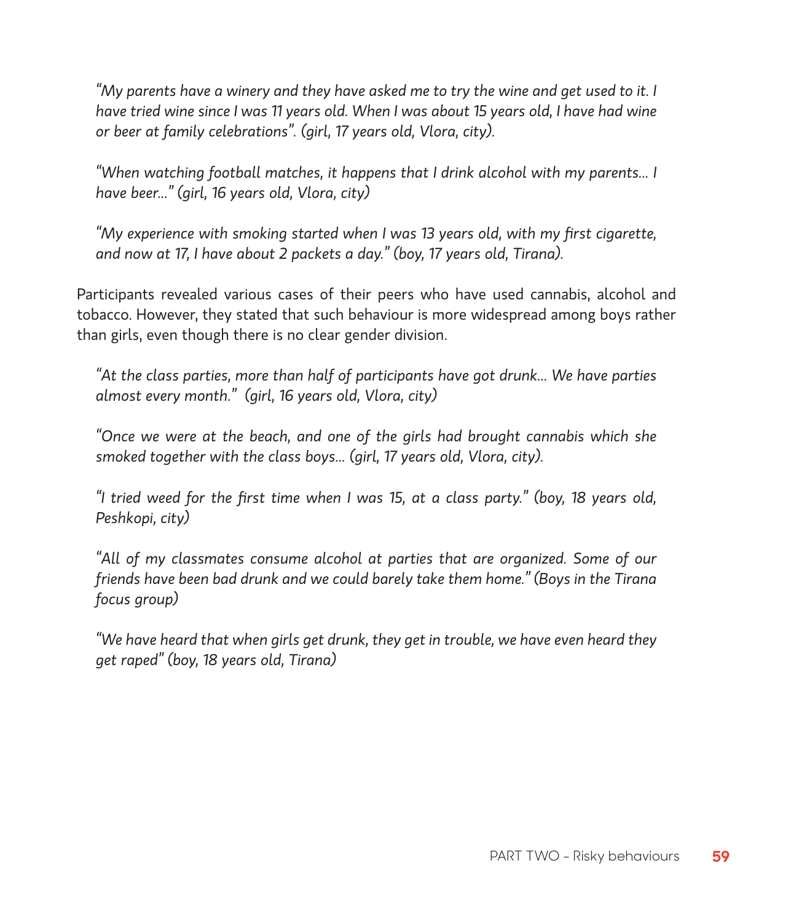*"My parents have a winery and they have asked me to try the wine and get used to it. I have tried wine since I was 11 years old. When I was about 15 years old, I have had wine or beer at family celebrations". (girl, 17 years old, Vlora, city).*

*"When watching football matches, it happens that I drink alcohol with my parents... I have beer..." (girl, 16 years old, Vlora, city)*

*"My experience with smoking started when I was 13 years old, with my first cigarette, and now at 17, I have about 2 packets a day." (boy, 17 years old, Tirana).*

Participants revealed various cases of their peers who have used cannabis, alcohol and tobacco. However, they stated that such behaviour is more widespread among boys rather than girls, even though there is no clear gender division.

*"At the class parties, more than half of participants have got drunk... We have parties almost every month." (girl, 16 years old, Vlora, city)*

*"Once we were at the beach, and one of the girls had brought cannabis which she smoked together with the class boys... (girl, 17 years old, Vlora, city).*

*"I tried weed for the first time when I was 15, at a class party." (boy, 18 years old, Peshkopi, city)*

*"All of my classmates consume alcohol at parties that are organized. Some of our friends have been bad drunk and we could barely take them home." (Boys in the Tirana focus group)*

*"We have heard that when girls get drunk, they get in trouble, we have even heard they get raped" (boy, 18 years old, Tirana)*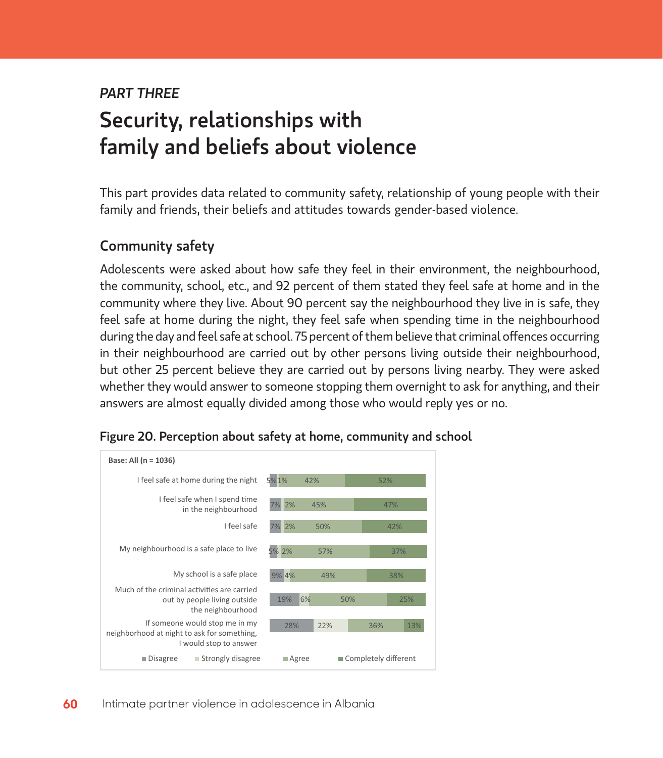*PART THREE*

# Security, relationships with family and beliefs about violence

This part provides data related to community safety, relationship of young people with their family and friends, their beliefs and attitudes towards gender-based violence.

## Community safety

Adolescents were asked about how safe they feel in their environment, the neighbourhood, the community, school, etc., and 92 percent of them stated they feel safe at home and in the community where they live. About 90 percent say the neighbourhood they live in is safe, they feel safe at home during the night, they feel safe when spending time in the neighbourhood during the day and feel safe at school. 75 percent of them believe that criminal offences occurring in their neighbourhood are carried out by other persons living outside their neighbourhood, but other 25 percent believe they are carried out by persons living nearby. They were asked whether they would answer to someone stopping them overnight to ask for anything, and their answers are almost equally divided among those who would reply yes or no.

**Figure 20. Perception about safety at home, community and school**

Base: All (n = 1036)

| Statement | Disagree | Strongly disagree | Agree | Completely different |
|---|---|---|---|---|
| I feel safe at home during the night | 5% | 1% | 42% | 52% |
| I feel safe when I spend time in the neighbourhood | 7% | 2% | 45% | 47% |
| I feel safe | 7% | 2% | 50% | 42% |
| My neighbourhood is a safe place to live | 5% | 2% | 57% | 37% |
| My school is a safe place | 9% | 4% | 49% | 38% |
| Much of the criminal activities are carried out by people living outside the neighbourhood | 19% | 6% | 50% | 25% |
| If someone would stop me in my neighborhood at night to ask for something, I would stop to answer | 28% | 22% | 36% | 13% |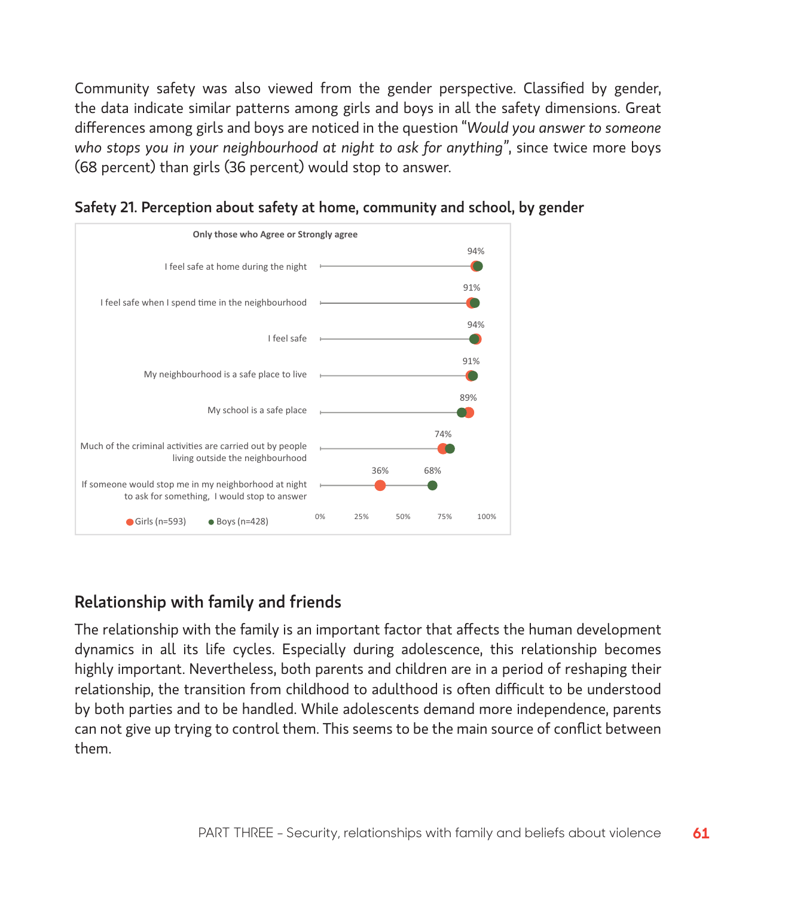Community safety was also viewed from the gender perspective. Classified by gender, the data indicate similar patterns among girls and boys in all the safety dimensions. Great differences among girls and boys are noticed in the question "*Would you answer to someone who stops you in your neighbourhood at night to ask for anything*", since twice more boys (68 percent) than girls (36 percent) would stop to answer.

**Safety 21. Perception about safety at home, community and school, by gender**

Only those who Agree or Strongly agree

| Statement | Value(s) shown |
|---|---|
| I feel safe at home during the night | 94% |
| I feel safe when I spend time in the neighbourhood | 91% |
| I feel safe | 94% |
| My neighbourhood is a safe place to live | 91% |
| My school is a safe place | 89% |
| Much of the criminal activities are carried out by people living outside the neighbourhood | 74% |
| If someone would stop me in my neighborhood at night to ask for something, I would stop to answer | Girls: 36%; Boys: 68% |

Girls (n=593) · Boys (n=428)

## Relationship with family and friends

The relationship with the family is an important factor that affects the human development dynamics in all its life cycles. Especially during adolescence, this relationship becomes highly important. Nevertheless, both parents and children are in a period of reshaping their relationship, the transition from childhood to adulthood is often difficult to be understood by both parties and to be handled. While adolescents demand more independence, parents can not give up trying to control them. This seems to be the main source of conflict between them.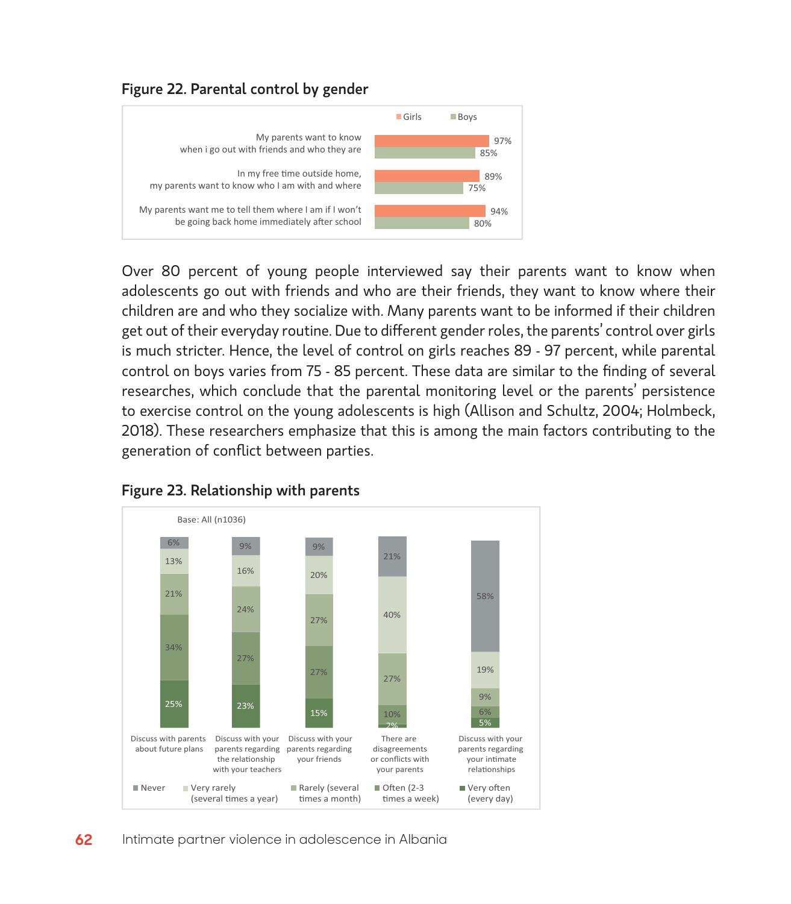**Figure 22. Parental control by gender**

| | Girls | Boys |
|---|---|---|
| My parents want to know when i go out with friends and who they are | 97% | 85% |
| In my free time outside home, my parents want to know who I am with and where | 89% | 75% |
| My parents want me to tell them where I am if I won't be going back home immediately after school | 94% | 80% |

Over 80 percent of young people interviewed say their parents want to know when adolescents go out with friends and who are their friends, they want to know where their children are and who they socialize with. Many parents want to be informed if their children get out of their everyday routine. Due to different gender roles, the parents' control over girls is much stricter. Hence, the level of control on girls reaches 89 - 97 percent, while parental control on boys varies from 75 - 85 percent. These data are similar to the finding of several researches, which conclude that the parental monitoring level or the parents' persistence to exercise control on the young adolescents is high (Allison and Schultz, 2004; Holmbeck, 2018). These researchers emphasize that this is among the main factors contributing to the generation of conflict between parties.

**Figure 23. Relationship with parents**

Base: All (n1036)

| | Never | Very rarely (several times a year) | Rarely (several times a month) | Often (2-3 times a week) | Very often (every day) |
|---|---|---|---|---|---|
| Discuss with parents about future plans | 6% | 13% | 21% | 34% | 25% |
| Discuss with your parents regarding the relationship with your teachers | 9% | 16% | 24% | 27% | 23% |
| Discuss with your parents regarding your friends | 9% | 20% | 27% | 27% | 15% |
| There are disagreements or conflicts with your parents | 21% | 40% | 27% | 10% | 2% |
| Discuss with your parents regarding your intimate relationships | 58% | 19% | 9% | 6% | 5% |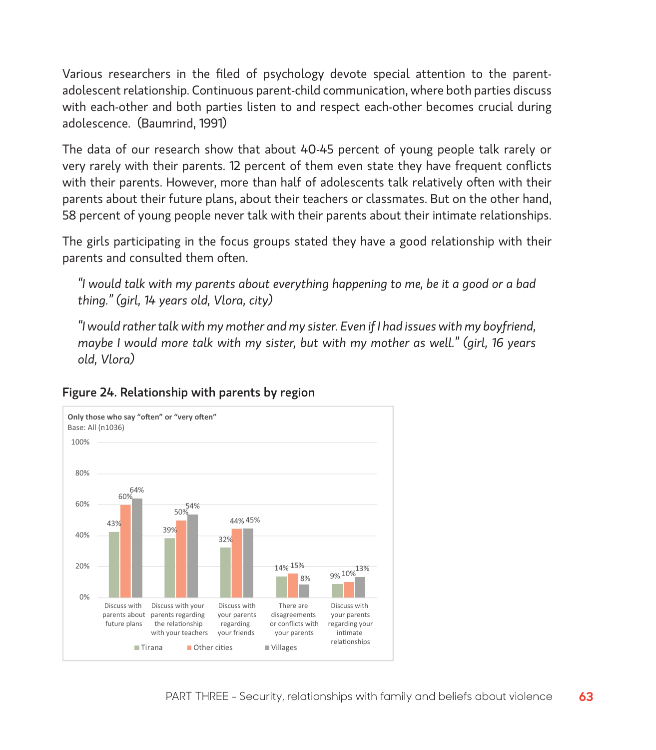Various researchers in the filed of psychology devote special attention to the parent-adolescent relationship. Continuous parent-child communication, where both parties discuss with each-other and both parties listen to and respect each-other becomes crucial during adolescence. (Baumrind, 1991)

The data of our research show that about 40-45 percent of young people talk rarely or very rarely with their parents. 12 percent of them even state they have frequent conflicts with their parents. However, more than half of adolescents talk relatively often with their parents about their future plans, about their teachers or classmates. But on the other hand, 58 percent of young people never talk with their parents about their intimate relationships.

The girls participating in the focus groups stated they have a good relationship with their parents and consulted them often.

> *"I would talk with my parents about everything happening to me, be it a good or a bad thing." (girl, 14 years old, Vlora, city)*

> *"I would rather talk with my mother and my sister. Even if I had issues with my boyfriend, maybe I would more talk with my sister, but with my mother as well." (girl, 16 years old, Vlora)*

**Figure 24. Relationship with parents by region**

**Only those who say "often" or "very often"**
Base: All (n1036)

| | Tirana | Other cities | Villages |
|---|---|---|---|
| Discuss with parents about future plans | 43% | 60% | 64% |
| Discuss with your parents regarding the relationship with your teachers | 39% | 50% | 54% |
| Discuss with your parents regarding your friends | 32% | 44% | 45% |
| There are disagreements or conflicts with your parents | 14% | 15% | 8% |
| Discuss with your parents regarding your intimate relationships | 9% | 10% | 13% |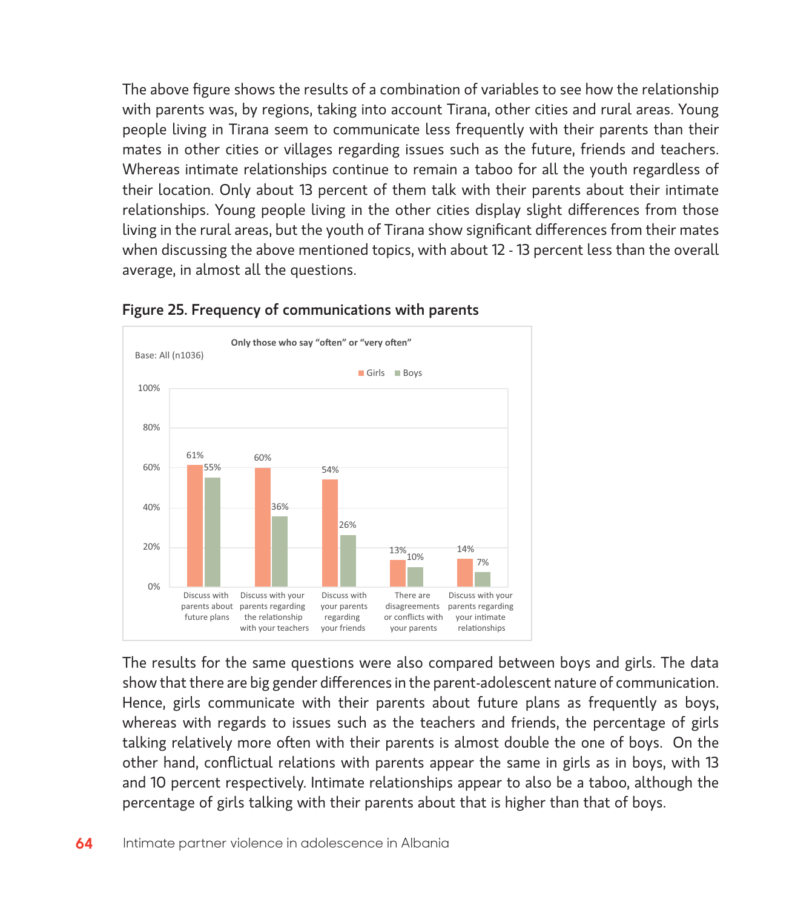The above figure shows the results of a combination of variables to see how the relationship with parents was, by regions, taking into account Tirana, other cities and rural areas. Young people living in Tirana seem to communicate less frequently with their parents than their mates in other cities or villages regarding issues such as the future, friends and teachers. Whereas intimate relationships continue to remain a taboo for all the youth regardless of their location. Only about 13 percent of them talk with their parents about their intimate relationships. Young people living in the other cities display slight differences from those living in the rural areas, but the youth of Tirana show significant differences from their mates when discussing the above mentioned topics, with about 12 - 13 percent less than the overall average, in almost all the questions.

**Figure 25. Frequency of communications with parents**

Only those who say "often" or "very often"

Base: All (n1036)

| | Girls | Boys |
|---|---|---|
| Discuss with parents about future plans | 61% | 55% |
| Discuss with your parents regarding the relationship with your teachers | 60% | 36% |
| Discuss with your parents regarding your friends | 54% | 26% |
| There are disagreements or conflicts with your parents | 13% | 10% |
| Discuss with your parents regarding your intimate relationships | 14% | 7% |

The results for the same questions were also compared between boys and girls. The data show that there are big gender differences in the parent-adolescent nature of communication. Hence, girls communicate with their parents about future plans as frequently as boys, whereas with regards to issues such as the teachers and friends, the percentage of girls talking relatively more often with their parents is almost double the one of boys. On the other hand, conflictual relations with parents appear the same in girls as in boys, with 13 and 10 percent respectively. Intimate relationships appear to also be a taboo, although the percentage of girls talking with their parents about that is higher than that of boys.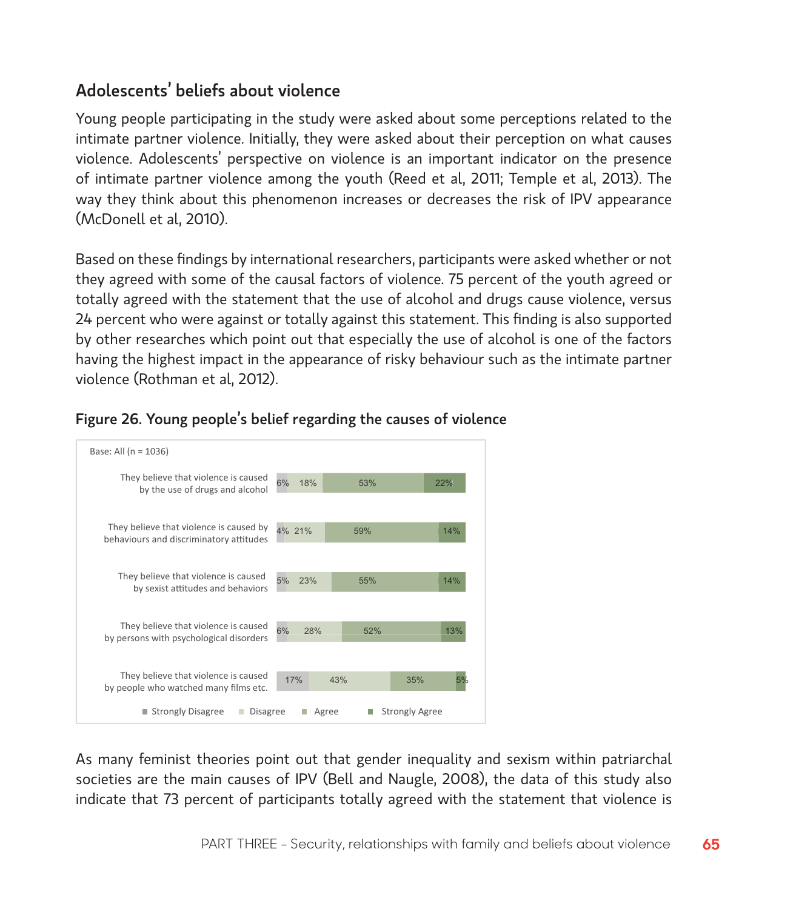## Adolescents' beliefs about violence

Young people participating in the study were asked about some perceptions related to the intimate partner violence. Initially, they were asked about their perception on what causes violence. Adolescents' perspective on violence is an important indicator on the presence of intimate partner violence among the youth (Reed et al, 2011; Temple et al, 2013). The way they think about this phenomenon increases or decreases the risk of IPV appearance (McDonell et al, 2010).

Based on these findings by international researchers, participants were asked whether or not they agreed with some of the causal factors of violence. 75 percent of the youth agreed or totally agreed with the statement that the use of alcohol and drugs cause violence, versus 24 percent who were against or totally against this statement. This finding is also supported by other researches which point out that especially the use of alcohol is one of the factors having the highest impact in the appearance of risky behaviour such as the intimate partner violence (Rothman et al, 2012).

**Figure 26. Young people's belief regarding the causes of violence**

Base: All (n = 1036)

| | Strongly Disagree | Disagree | Agree | Strongly Agree |
|---|---|---|---|---|
| They believe that violence is caused by the use of drugs and alcohol | 6% | 18% | 53% | 22% |
| They believe that violence is caused by behaviours and discriminatory attitudes | 4% | 21% | 59% | 14% |
| They believe that violence is caused by sexist attitudes and behaviors | 5% | 23% | 55% | 14% |
| They believe that violence is caused by persons with psychological disorders | 6% | 28% | 52% | 13% |
| They believe that violence is caused by people who watched many films etc. | 17% | 43% | 35% | 5% |

As many feminist theories point out that gender inequality and sexism within patriarchal societies are the main causes of IPV (Bell and Naugle, 2008), the data of this study also indicate that 73 percent of participants totally agreed with the statement that violence is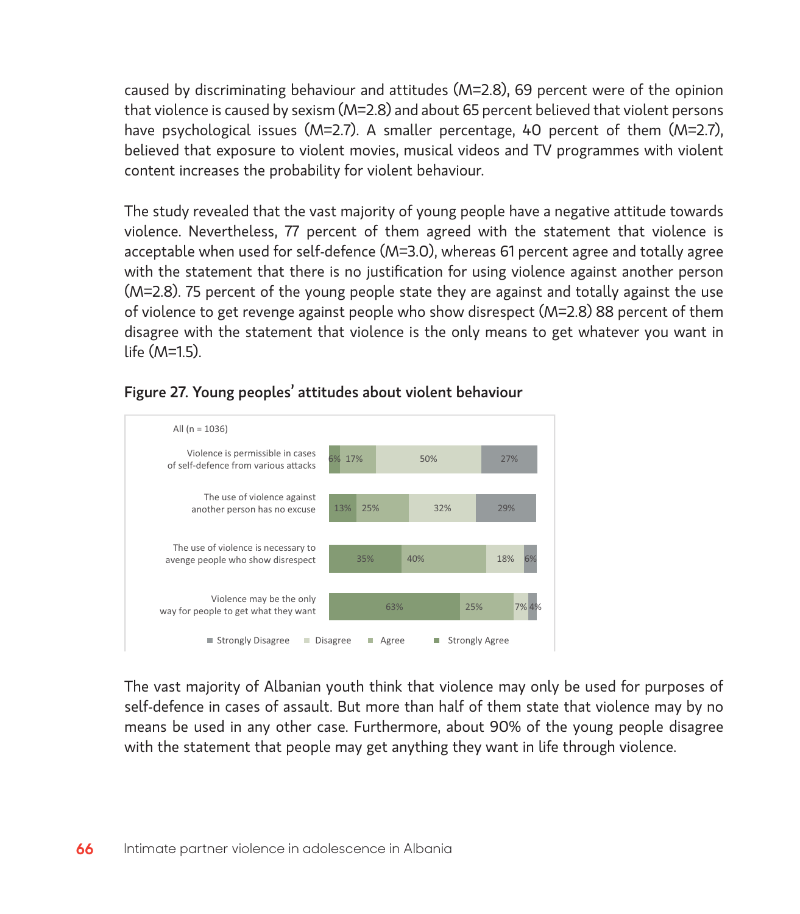caused by discriminating behaviour and attitudes (M=2.8), 69 percent were of the opinion that violence is caused by sexism (M=2.8) and about 65 percent believed that violent persons have psychological issues (M=2.7). A smaller percentage, 40 percent of them (M=2.7), believed that exposure to violent movies, musical videos and TV programmes with violent content increases the probability for violent behaviour.

The study revealed that the vast majority of young people have a negative attitude towards violence. Nevertheless, 77 percent of them agreed with the statement that violence is acceptable when used for self-defence (M=3.0), whereas 61 percent agree and totally agree with the statement that there is no justification for using violence against another person (M=2.8). 75 percent of the young people state they are against and totally against the use of violence to get revenge against people who show disrespect (M=2.8) 88 percent of them disagree with the statement that violence is the only means to get whatever you want in life (M=1.5).

**Figure 27. Young peoples' attitudes about violent behaviour**

All (n = 1036)

| | Strongly Agree | Agree | Disagree | Strongly Disagree |
|---|---|---|---|---|
| Violence is permissible in cases of self-defence from various attacks | 6% | 17% | 50% | 27% |
| The use of violence against another person has no excuse | 13% | 25% | 32% | 29% |
| The use of violence is necessary to avenge people who show disrespect | 35% | 40% | 18% | 6% |
| Violence may be the only way for people to get what they want | 63% | 25% | 7% | 4% |

The vast majority of Albanian youth think that violence may only be used for purposes of self-defence in cases of assault. But more than half of them state that violence may by no means be used in any other case. Furthermore, about 90% of the young people disagree with the statement that people may get anything they want in life through violence.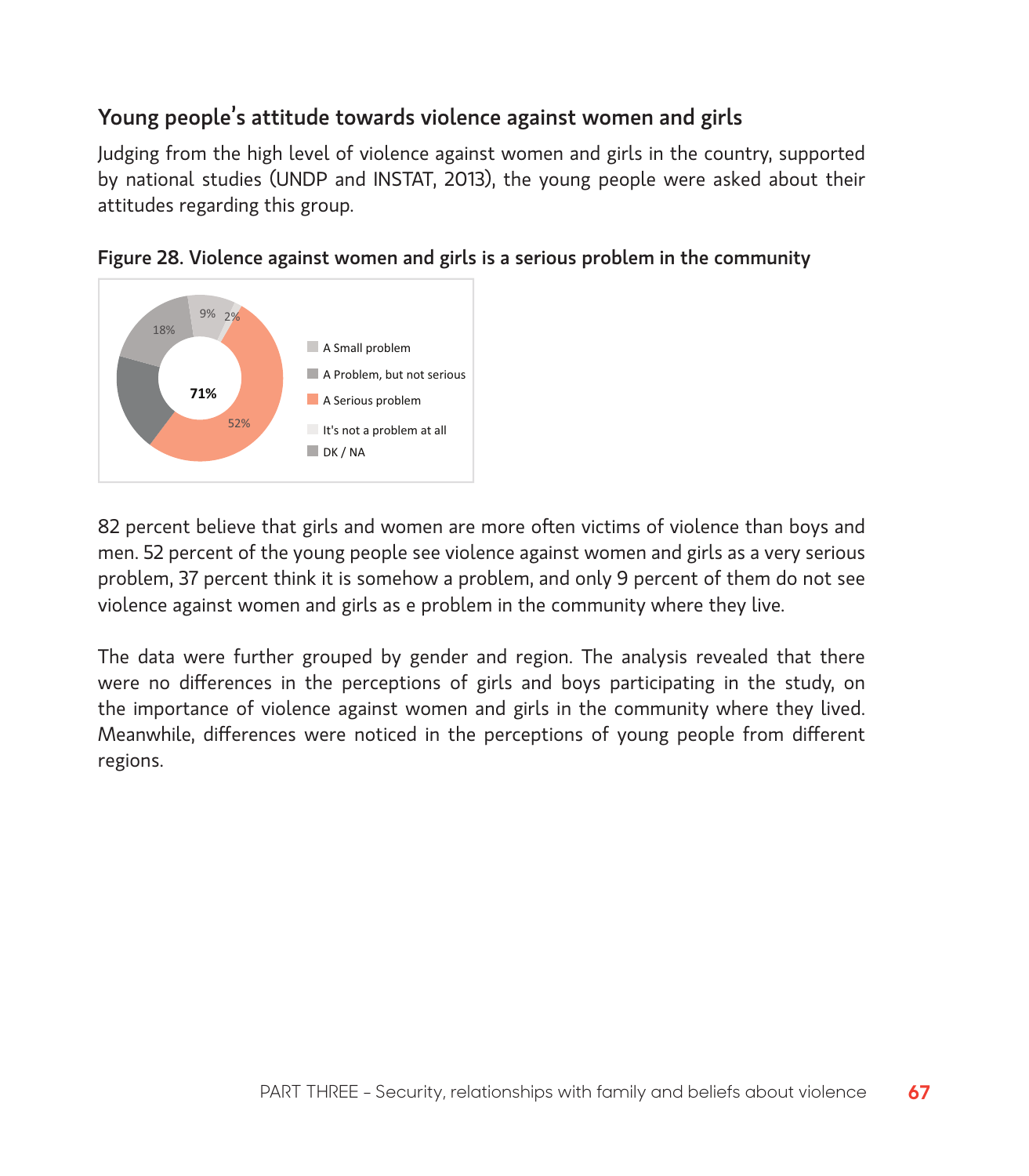## Young people's attitude towards violence against women and girls

Judging from the high level of violence against women and girls in the country, supported by national studies (UNDP and INSTAT, 2013), the young people were asked about their attitudes regarding this group.

**Figure 28. Violence against women and girls is a serious problem in the community**

82 percent believe that girls and women are more often victims of violence than boys and men. 52 percent of the young people see violence against women and girls as a very serious problem, 37 percent think it is somehow a problem, and only 9 percent of them do not see violence against women and girls as e problem in the community where they live.

The data were further grouped by gender and region. The analysis revealed that there were no differences in the perceptions of girls and boys participating in the study, on the importance of violence against women and girls in the community where they lived. Meanwhile, differences were noticed in the perceptions of young people from different regions.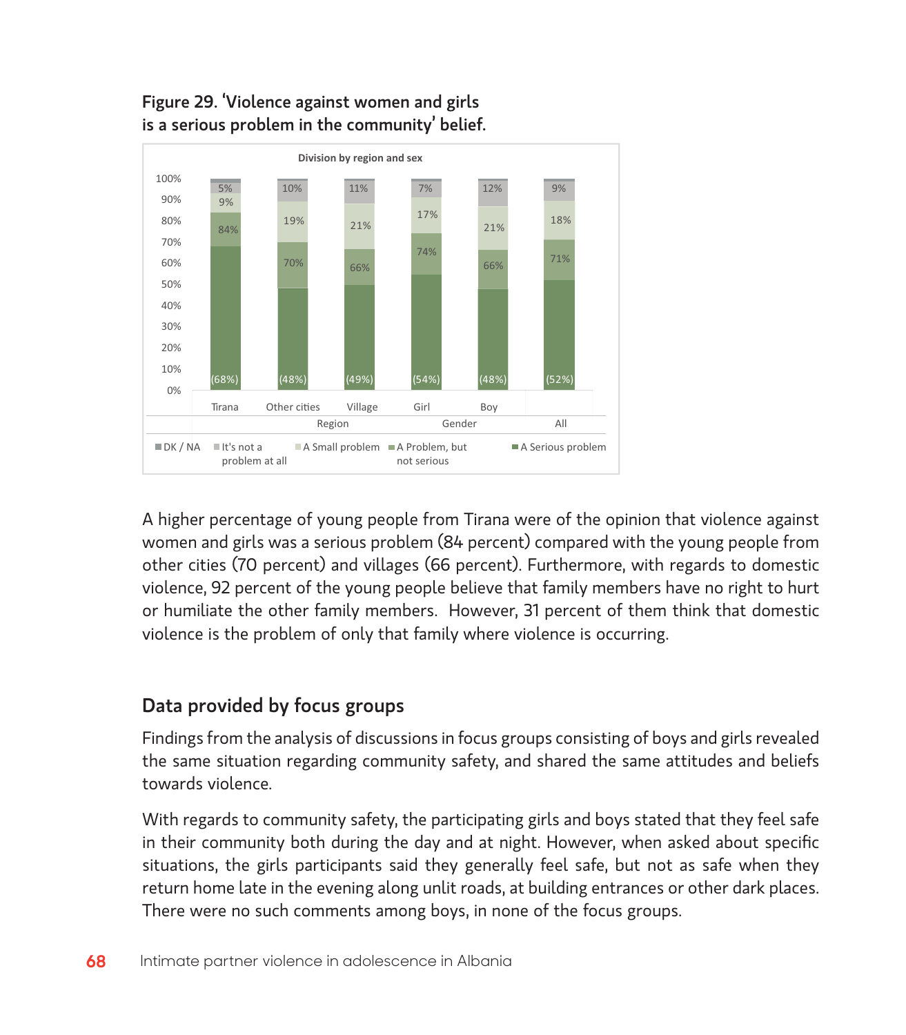**Figure 29. 'Violence against women and girls is a serious problem in the community' belief.**

Division by region and sex

| | Tirana | Other cities | Village | Girl | Boy | All |
|---|---|---|---|---|---|---|
| | Region | | | Gender | | All |
| It's not a problem at all | 5% | 10% | 11% | 7% | 12% | 9% |
| A Small problem | 9% | 19% | 21% | 17% | 21% | 18% |
| A Problem, but not serious | 84% | 70% | 66% | 74% | 66% | 71% |
| A Serious problem | (68%) | (48%) | (49%) | (54%) | (48%) | (52%) |

Legend: DK / NA; It's not a problem at all; A Small problem; A Problem, but not serious; A Serious problem

A higher percentage of young people from Tirana were of the opinion that violence against women and girls was a serious problem (84 percent) compared with the young people from other cities (70 percent) and villages (66 percent). Furthermore, with regards to domestic violence, 92 percent of the young people believe that family members have no right to hurt or humiliate the other family members. However, 31 percent of them think that domestic violence is the problem of only that family where violence is occurring.

## Data provided by focus groups

Findings from the analysis of discussions in focus groups consisting of boys and girls revealed the same situation regarding community safety, and shared the same attitudes and beliefs towards violence.

With regards to community safety, the participating girls and boys stated that they feel safe in their community both during the day and at night. However, when asked about specific situations, the girls participants said they generally feel safe, but not as safe when they return home late in the evening along unlit roads, at building entrances or other dark places. There were no such comments among boys, in none of the focus groups.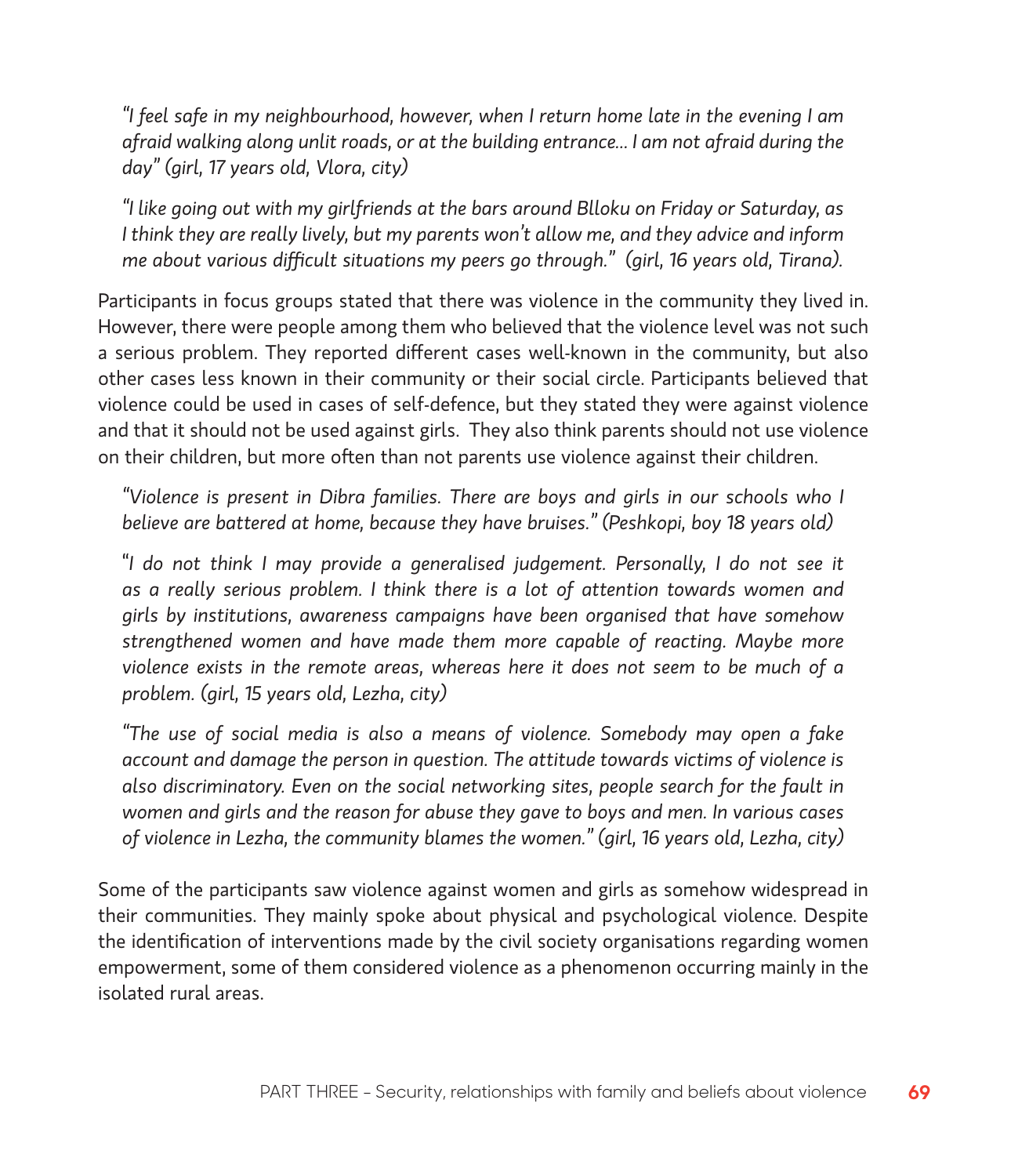*"I feel safe in my neighbourhood, however, when I return home late in the evening I am afraid walking along unlit roads, or at the building entrance... I am not afraid during the day" (girl, 17 years old, Vlora, city)*

*"I like going out with my girlfriends at the bars around Blloku on Friday or Saturday, as I think they are really lively, but my parents won't allow me, and they advice and inform me about various difficult situations my peers go through." (girl, 16 years old, Tirana).*

Participants in focus groups stated that there was violence in the community they lived in. However, there were people among them who believed that the violence level was not such a serious problem. They reported different cases well-known in the community, but also other cases less known in their community or their social circle. Participants believed that violence could be used in cases of self-defence, but they stated they were against violence and that it should not be used against girls. They also think parents should not use violence on their children, but more often than not parents use violence against their children.

*"Violence is present in Dibra families. There are boys and girls in our schools who I believe are battered at home, because they have bruises." (Peshkopi, boy 18 years old)*

*"I do not think I may provide a generalised judgement. Personally, I do not see it as a really serious problem. I think there is a lot of attention towards women and girls by institutions, awareness campaigns have been organised that have somehow strengthened women and have made them more capable of reacting. Maybe more violence exists in the remote areas, whereas here it does not seem to be much of a problem. (girl, 15 years old, Lezha, city)*

*"The use of social media is also a means of violence. Somebody may open a fake account and damage the person in question. The attitude towards victims of violence is also discriminatory. Even on the social networking sites, people search for the fault in women and girls and the reason for abuse they gave to boys and men. In various cases of violence in Lezha, the community blames the women." (girl, 16 years old, Lezha, city)*

Some of the participants saw violence against women and girls as somehow widespread in their communities. They mainly spoke about physical and psychological violence. Despite the identification of interventions made by the civil society organisations regarding women empowerment, some of them considered violence as a phenomenon occurring mainly in the isolated rural areas.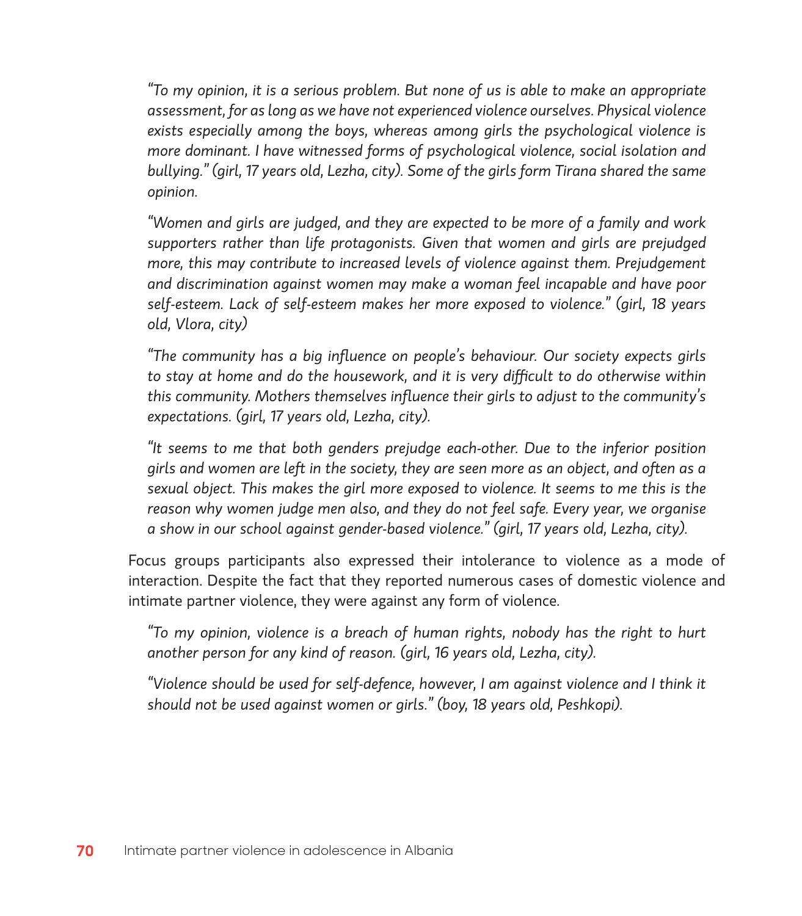*"To my opinion, it is a serious problem. But none of us is able to make an appropriate assessment, for as long as we have not experienced violence ourselves. Physical violence exists especially among the boys, whereas among girls the psychological violence is more dominant. I have witnessed forms of psychological violence, social isolation and bullying." (girl, 17 years old, Lezha, city). Some of the girls form Tirana shared the same opinion.*

*"Women and girls are judged, and they are expected to be more of a family and work supporters rather than life protagonists. Given that women and girls are prejudged more, this may contribute to increased levels of violence against them. Prejudgement and discrimination against women may make a woman feel incapable and have poor self-esteem. Lack of self-esteem makes her more exposed to violence." (girl, 18 years old, Vlora, city)*

*"The community has a big influence on people's behaviour. Our society expects girls to stay at home and do the housework, and it is very difficult to do otherwise within this community. Mothers themselves influence their girls to adjust to the community's expectations. (girl, 17 years old, Lezha, city).*

*"It seems to me that both genders prejudge each-other. Due to the inferior position girls and women are left in the society, they are seen more as an object, and often as a sexual object. This makes the girl more exposed to violence. It seems to me this is the reason why women judge men also, and they do not feel safe. Every year, we organise a show in our school against gender-based violence." (girl, 17 years old, Lezha, city).*

Focus groups participants also expressed their intolerance to violence as a mode of interaction. Despite the fact that they reported numerous cases of domestic violence and intimate partner violence, they were against any form of violence.

*"To my opinion, violence is a breach of human rights, nobody has the right to hurt another person for any kind of reason. (girl, 16 years old, Lezha, city).*

*"Violence should be used for self-defence, however, I am against violence and I think it should not be used against women or girls." (boy, 18 years old, Peshkopi).*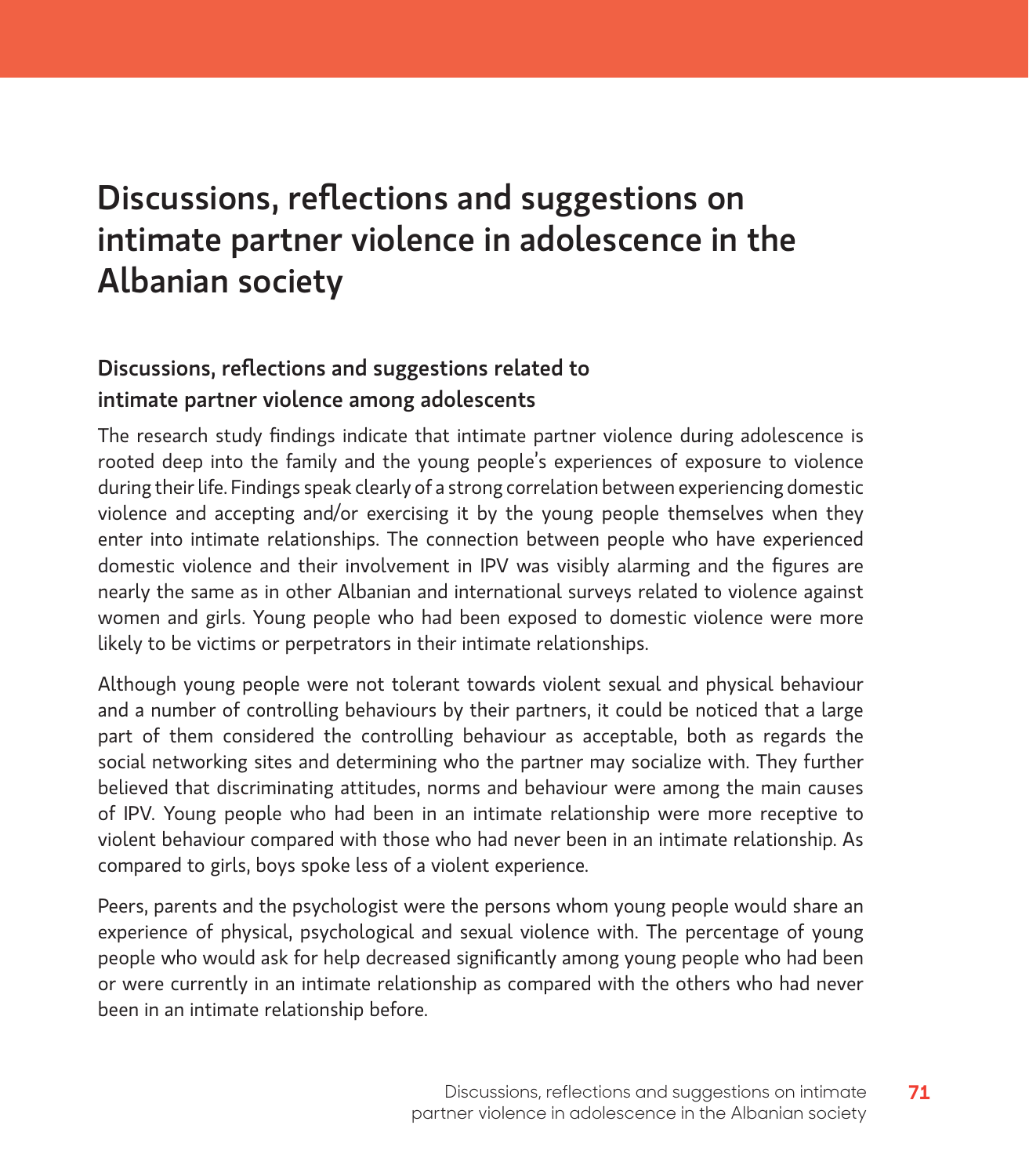# Discussions, reflections and suggestions on intimate partner violence in adolescence in the Albanian society

## Discussions, reflections and suggestions related to intimate partner violence among adolescents

The research study findings indicate that intimate partner violence during adolescence is rooted deep into the family and the young people's experiences of exposure to violence during their life. Findings speak clearly of a strong correlation between experiencing domestic violence and accepting and/or exercising it by the young people themselves when they enter into intimate relationships. The connection between people who have experienced domestic violence and their involvement in IPV was visibly alarming and the figures are nearly the same as in other Albanian and international surveys related to violence against women and girls. Young people who had been exposed to domestic violence were more likely to be victims or perpetrators in their intimate relationships.

Although young people were not tolerant towards violent sexual and physical behaviour and a number of controlling behaviours by their partners, it could be noticed that a large part of them considered the controlling behaviour as acceptable, both as regards the social networking sites and determining who the partner may socialize with. They further believed that discriminating attitudes, norms and behaviour were among the main causes of IPV. Young people who had been in an intimate relationship were more receptive to violent behaviour compared with those who had never been in an intimate relationship. As compared to girls, boys spoke less of a violent experience.

Peers, parents and the psychologist were the persons whom young people would share an experience of physical, psychological and sexual violence with. The percentage of young people who would ask for help decreased significantly among young people who had been or were currently in an intimate relationship as compared with the others who had never been in an intimate relationship before.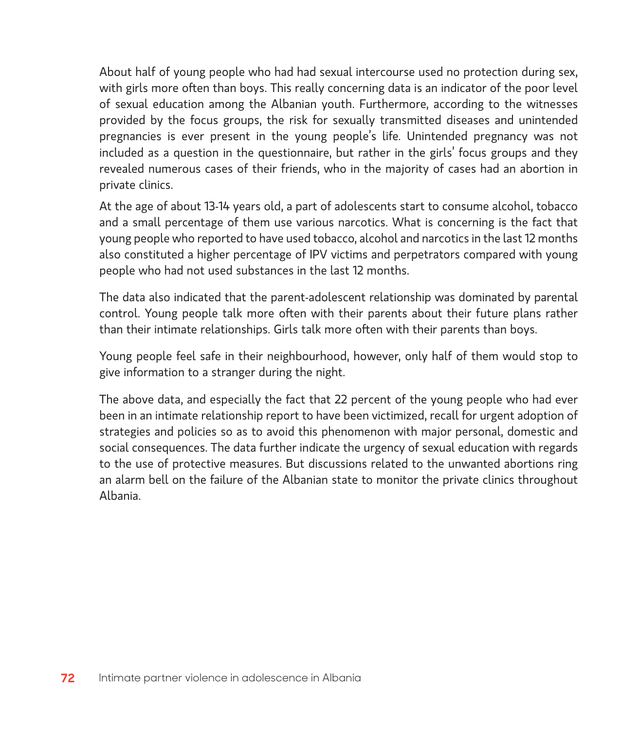About half of young people who had had sexual intercourse used no protection during sex, with girls more often than boys. This really concerning data is an indicator of the poor level of sexual education among the Albanian youth. Furthermore, according to the witnesses provided by the focus groups, the risk for sexually transmitted diseases and unintended pregnancies is ever present in the young people's life. Unintended pregnancy was not included as a question in the questionnaire, but rather in the girls' focus groups and they revealed numerous cases of their friends, who in the majority of cases had an abortion in private clinics.

At the age of about 13-14 years old, a part of adolescents start to consume alcohol, tobacco and a small percentage of them use various narcotics. What is concerning is the fact that young people who reported to have used tobacco, alcohol and narcotics in the last 12 months also constituted a higher percentage of IPV victims and perpetrators compared with young people who had not used substances in the last 12 months.

The data also indicated that the parent-adolescent relationship was dominated by parental control. Young people talk more often with their parents about their future plans rather than their intimate relationships. Girls talk more often with their parents than boys.

Young people feel safe in their neighbourhood, however, only half of them would stop to give information to a stranger during the night.

The above data, and especially the fact that 22 percent of the young people who had ever been in an intimate relationship report to have been victimized, recall for urgent adoption of strategies and policies so as to avoid this phenomenon with major personal, domestic and social consequences. The data further indicate the urgency of sexual education with regards to the use of protective measures. But discussions related to the unwanted abortions ring an alarm bell on the failure of the Albanian state to monitor the private clinics throughout Albania.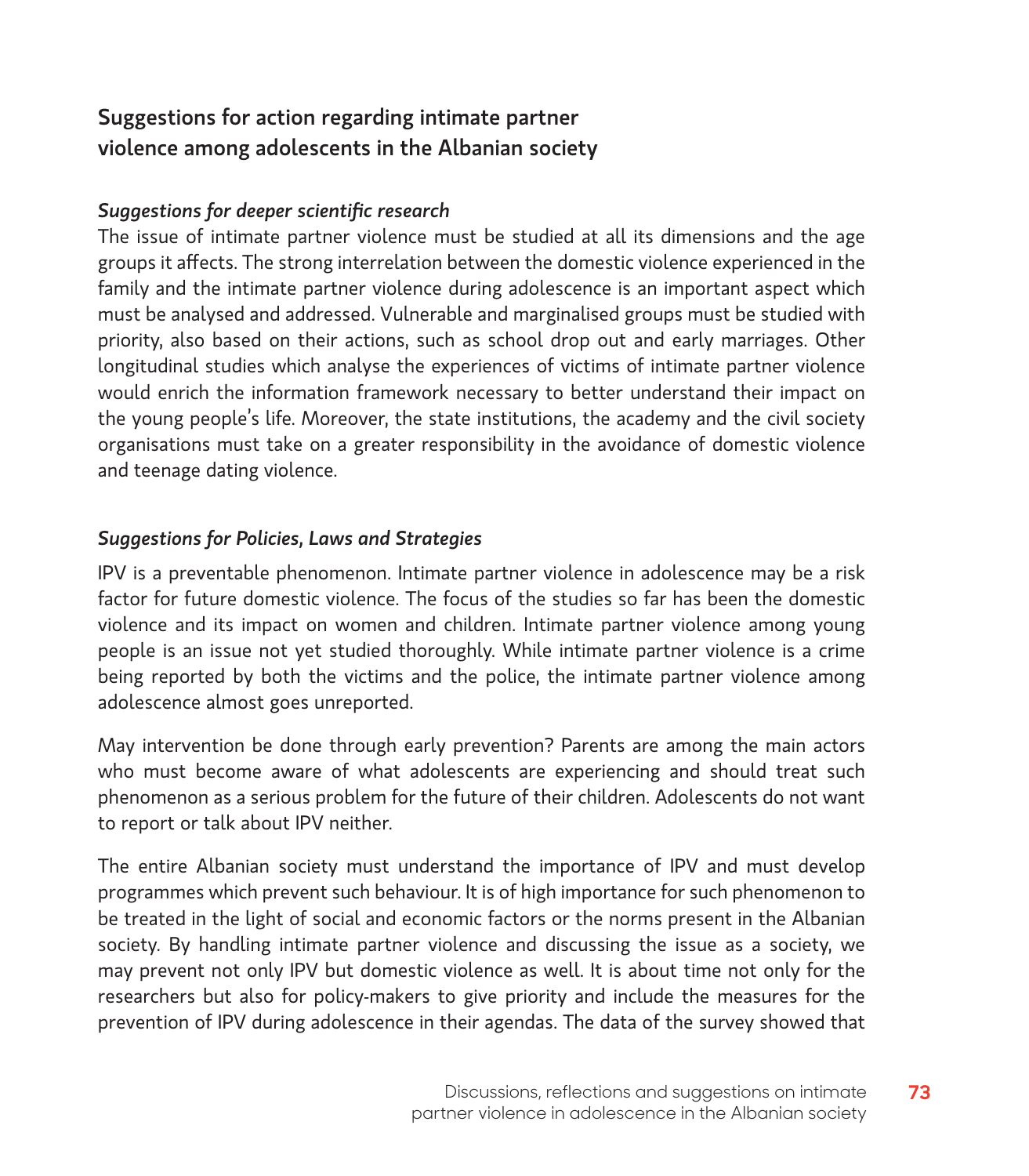## Suggestions for action regarding intimate partner violence among adolescents in the Albanian society

### *Suggestions for deeper scientific research*

The issue of intimate partner violence must be studied at all its dimensions and the age groups it affects. The strong interrelation between the domestic violence experienced in the family and the intimate partner violence during adolescence is an important aspect which must be analysed and addressed. Vulnerable and marginalised groups must be studied with priority, also based on their actions, such as school drop out and early marriages. Other longitudinal studies which analyse the experiences of victims of intimate partner violence would enrich the information framework necessary to better understand their impact on the young people's life. Moreover, the state institutions, the academy and the civil society organisations must take on a greater responsibility in the avoidance of domestic violence and teenage dating violence.

### *Suggestions for Policies, Laws and Strategies*

IPV is a preventable phenomenon. Intimate partner violence in adolescence may be a risk factor for future domestic violence. The focus of the studies so far has been the domestic violence and its impact on women and children. Intimate partner violence among young people is an issue not yet studied thoroughly. While intimate partner violence is a crime being reported by both the victims and the police, the intimate partner violence among adolescence almost goes unreported.

May intervention be done through early prevention? Parents are among the main actors who must become aware of what adolescents are experiencing and should treat such phenomenon as a serious problem for the future of their children. Adolescents do not want to report or talk about IPV neither.

The entire Albanian society must understand the importance of IPV and must develop programmes which prevent such behaviour. It is of high importance for such phenomenon to be treated in the light of social and economic factors or the norms present in the Albanian society. By handling intimate partner violence and discussing the issue as a society, we may prevent not only IPV but domestic violence as well. It is about time not only for the researchers but also for policy-makers to give priority and include the measures for the prevention of IPV during adolescence in their agendas. The data of the survey showed that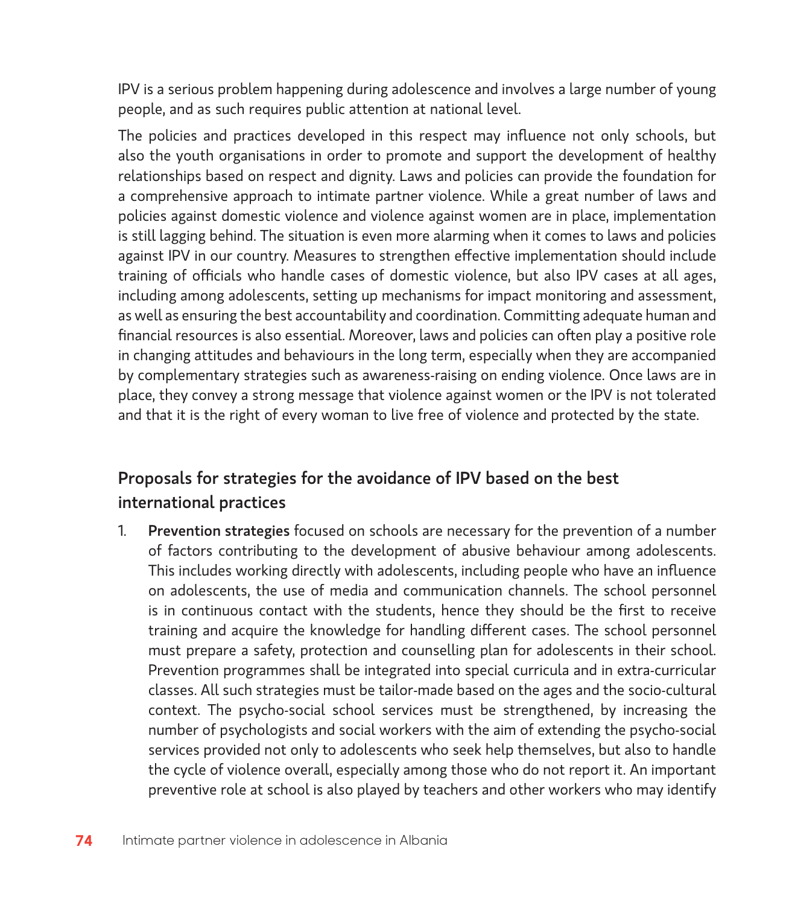IPV is a serious problem happening during adolescence and involves a large number of young people, and as such requires public attention at national level.

The policies and practices developed in this respect may influence not only schools, but also the youth organisations in order to promote and support the development of healthy relationships based on respect and dignity. Laws and policies can provide the foundation for a comprehensive approach to intimate partner violence. While a great number of laws and policies against domestic violence and violence against women are in place, implementation is still lagging behind. The situation is even more alarming when it comes to laws and policies against IPV in our country. Measures to strengthen effective implementation should include training of officials who handle cases of domestic violence, but also IPV cases at all ages, including among adolescents, setting up mechanisms for impact monitoring and assessment, as well as ensuring the best accountability and coordination. Committing adequate human and financial resources is also essential. Moreover, laws and policies can often play a positive role in changing attitudes and behaviours in the long term, especially when they are accompanied by complementary strategies such as awareness-raising on ending violence. Once laws are in place, they convey a strong message that violence against women or the IPV is not tolerated and that it is the right of every woman to live free of violence and protected by the state.

## Proposals for strategies for the avoidance of IPV based on the best international practices

1. **Prevention strategies** focused on schools are necessary for the prevention of a number of factors contributing to the development of abusive behaviour among adolescents. This includes working directly with adolescents, including people who have an influence on adolescents, the use of media and communication channels. The school personnel is in continuous contact with the students, hence they should be the first to receive training and acquire the knowledge for handling different cases. The school personnel must prepare a safety, protection and counselling plan for adolescents in their school. Prevention programmes shall be integrated into special curricula and in extra-curricular classes. All such strategies must be tailor-made based on the ages and the socio-cultural context. The psycho-social school services must be strengthened, by increasing the number of psychologists and social workers with the aim of extending the psycho-social services provided not only to adolescents who seek help themselves, but also to handle the cycle of violence overall, especially among those who do not report it. An important preventive role at school is also played by teachers and other workers who may identify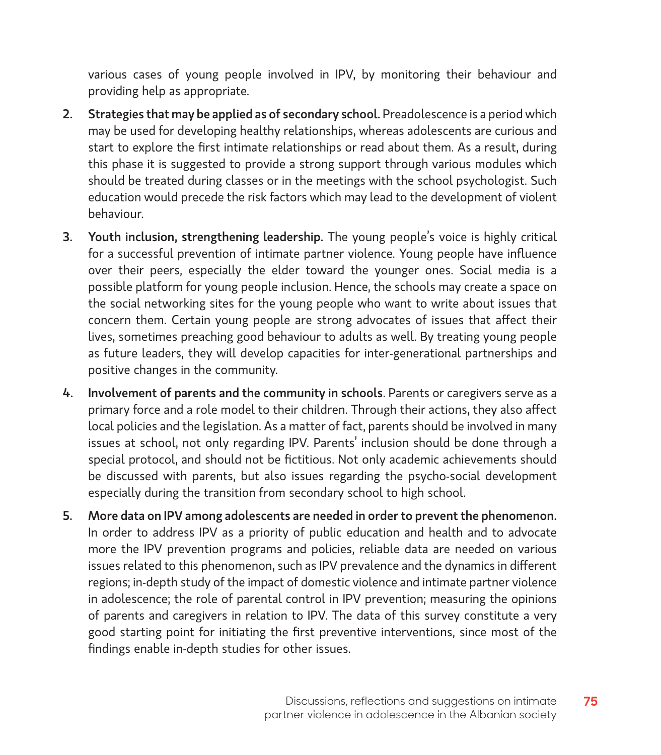various cases of young people involved in IPV, by monitoring their behaviour and providing help as appropriate.

2. **Strategies that may be applied as of secondary school.** Preadolescence is a period which may be used for developing healthy relationships, whereas adolescents are curious and start to explore the first intimate relationships or read about them. As a result, during this phase it is suggested to provide a strong support through various modules which should be treated during classes or in the meetings with the school psychologist. Such education would precede the risk factors which may lead to the development of violent behaviour.

3. **Youth inclusion, strengthening leadership.** The young people's voice is highly critical for a successful prevention of intimate partner violence. Young people have influence over their peers, especially the elder toward the younger ones. Social media is a possible platform for young people inclusion. Hence, the schools may create a space on the social networking sites for the young people who want to write about issues that concern them. Certain young people are strong advocates of issues that affect their lives, sometimes preaching good behaviour to adults as well. By treating young people as future leaders, they will develop capacities for inter-generational partnerships and positive changes in the community.

4. **Involvement of parents and the community in schools**. Parents or caregivers serve as a primary force and a role model to their children. Through their actions, they also affect local policies and the legislation. As a matter of fact, parents should be involved in many issues at school, not only regarding IPV. Parents' inclusion should be done through a special protocol, and should not be fictitious. Not only academic achievements should be discussed with parents, but also issues regarding the psycho-social development especially during the transition from secondary school to high school.

5. **More data on IPV among adolescents are needed in order to prevent the phenomenon.** In order to address IPV as a priority of public education and health and to advocate more the IPV prevention programs and policies, reliable data are needed on various issues related to this phenomenon, such as IPV prevalence and the dynamics in different regions; in-depth study of the impact of domestic violence and intimate partner violence in adolescence; the role of parental control in IPV prevention; measuring the opinions of parents and caregivers in relation to IPV. The data of this survey constitute a very good starting point for initiating the first preventive interventions, since most of the findings enable in-depth studies for other issues.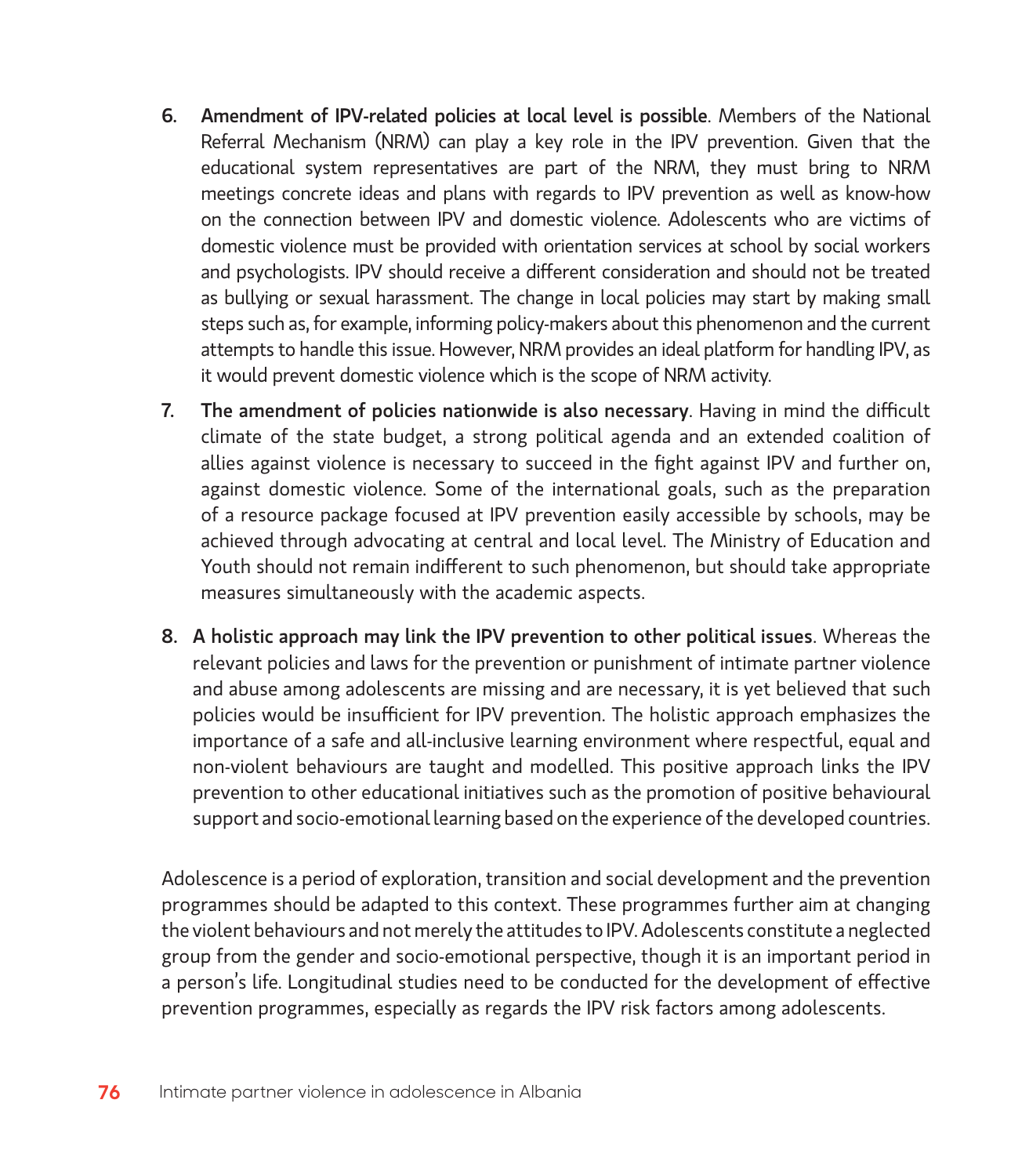6. **Amendment of IPV-related policies at local level is possible**. Members of the National Referral Mechanism (NRM) can play a key role in the IPV prevention. Given that the educational system representatives are part of the NRM, they must bring to NRM meetings concrete ideas and plans with regards to IPV prevention as well as know-how on the connection between IPV and domestic violence. Adolescents who are victims of domestic violence must be provided with orientation services at school by social workers and psychologists. IPV should receive a different consideration and should not be treated as bullying or sexual harassment. The change in local policies may start by making small steps such as, for example, informing policy-makers about this phenomenon and the current attempts to handle this issue. However, NRM provides an ideal platform for handling IPV, as it would prevent domestic violence which is the scope of NRM activity.
7. **The amendment of policies nationwide is also necessary**. Having in mind the difficult climate of the state budget, a strong political agenda and an extended coalition of allies against violence is necessary to succeed in the fight against IPV and further on, against domestic violence. Some of the international goals, such as the preparation of a resource package focused at IPV prevention easily accessible by schools, may be achieved through advocating at central and local level. The Ministry of Education and Youth should not remain indifferent to such phenomenon, but should take appropriate measures simultaneously with the academic aspects.
8. **A holistic approach may link the IPV prevention to other political issues**. Whereas the relevant policies and laws for the prevention or punishment of intimate partner violence and abuse among adolescents are missing and are necessary, it is yet believed that such policies would be insufficient for IPV prevention. The holistic approach emphasizes the importance of a safe and all-inclusive learning environment where respectful, equal and non-violent behaviours are taught and modelled. This positive approach links the IPV prevention to other educational initiatives such as the promotion of positive behavioural support and socio-emotional learning based on the experience of the developed countries.

Adolescence is a period of exploration, transition and social development and the prevention programmes should be adapted to this context. These programmes further aim at changing the violent behaviours and not merely the attitudes to IPV. Adolescents constitute a neglected group from the gender and socio-emotional perspective, though it is an important period in a person's life. Longitudinal studies need to be conducted for the development of effective prevention programmes, especially as regards the IPV risk factors among adolescents.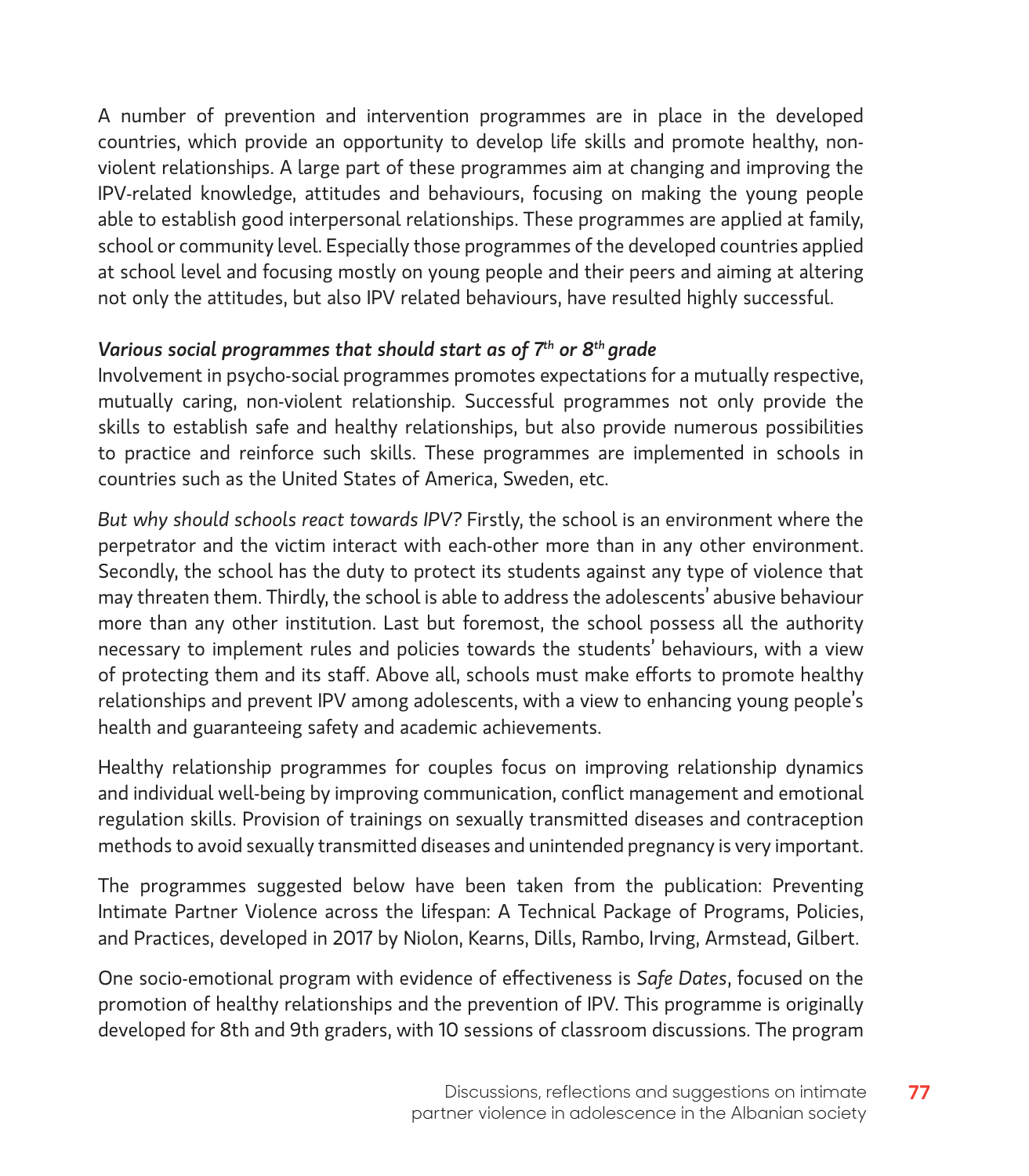A number of prevention and intervention programmes are in place in the developed countries, which provide an opportunity to develop life skills and promote healthy, non-violent relationships. A large part of these programmes aim at changing and improving the IPV-related knowledge, attitudes and behaviours, focusing on making the young people able to establish good interpersonal relationships. These programmes are applied at family, school or community level. Especially those programmes of the developed countries applied at school level and focusing mostly on young people and their peers and aiming at altering not only the attitudes, but also IPV related behaviours, have resulted highly successful.

***Various social programmes that should start as of 7th or 8th grade***

Involvement in psycho-social programmes promotes expectations for a mutually respective, mutually caring, non-violent relationship. Successful programmes not only provide the skills to establish safe and healthy relationships, but also provide numerous possibilities to practice and reinforce such skills. These programmes are implemented in schools in countries such as the United States of America, Sweden, etc.

*But why should schools react towards IPV?* Firstly, the school is an environment where the perpetrator and the victim interact with each-other more than in any other environment. Secondly, the school has the duty to protect its students against any type of violence that may threaten them. Thirdly, the school is able to address the adolescents' abusive behaviour more than any other institution. Last but foremost, the school possess all the authority necessary to implement rules and policies towards the students' behaviours, with a view of protecting them and its staff. Above all, schools must make efforts to promote healthy relationships and prevent IPV among adolescents, with a view to enhancing young people's health and guaranteeing safety and academic achievements.

Healthy relationship programmes for couples focus on improving relationship dynamics and individual well-being by improving communication, conflict management and emotional regulation skills. Provision of trainings on sexually transmitted diseases and contraception methods to avoid sexually transmitted diseases and unintended pregnancy is very important.

The programmes suggested below have been taken from the publication: Preventing Intimate Partner Violence across the lifespan: A Technical Package of Programs, Policies, and Practices, developed in 2017 by Niolon, Kearns, Dills, Rambo, Irving, Armstead, Gilbert.

One socio-emotional program with evidence of effectiveness is *Safe Dates*, focused on the promotion of healthy relationships and the prevention of IPV. This programme is originally developed for 8th and 9th graders, with 10 sessions of classroom discussions. The program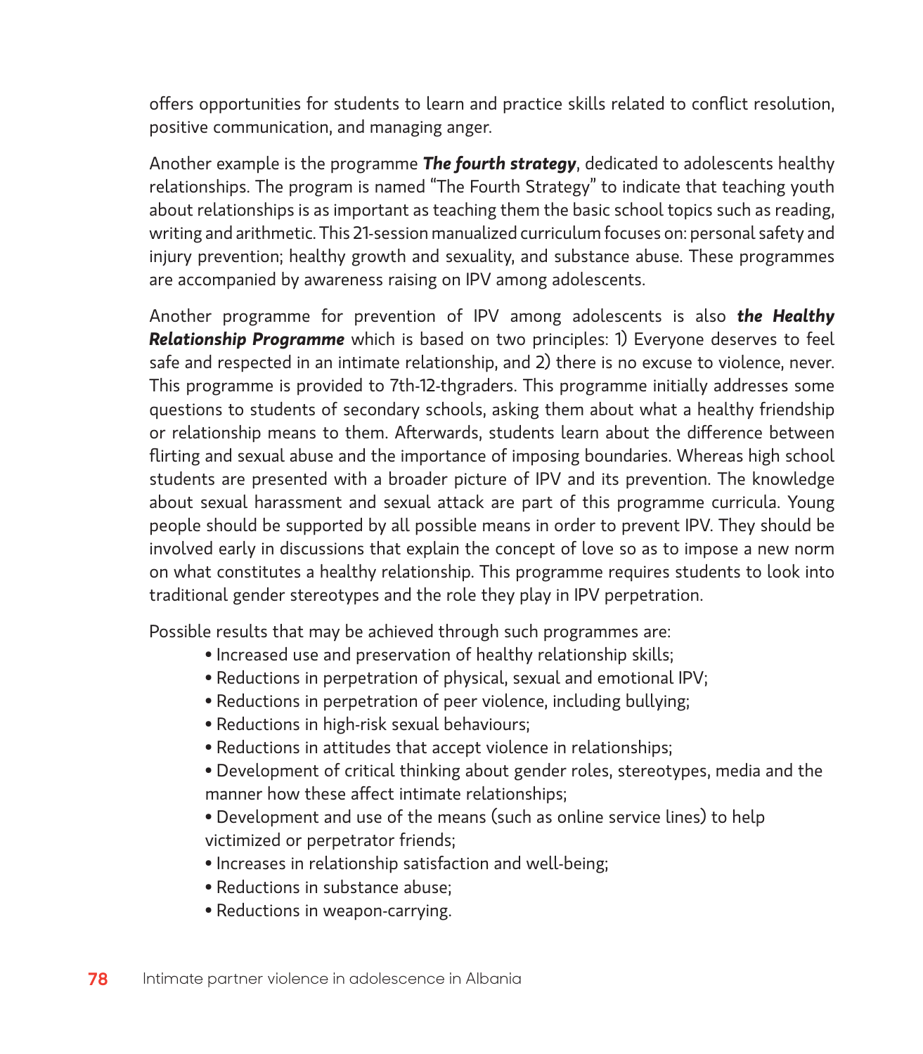offers opportunities for students to learn and practice skills related to conflict resolution, positive communication, and managing anger.

Another example is the programme ***The fourth strategy***, dedicated to adolescents healthy relationships. The program is named "The Fourth Strategy" to indicate that teaching youth about relationships is as important as teaching them the basic school topics such as reading, writing and arithmetic. This 21-session manualized curriculum focuses on: personal safety and injury prevention; healthy growth and sexuality, and substance abuse. These programmes are accompanied by awareness raising on IPV among adolescents.

Another programme for prevention of IPV among adolescents is also ***the Healthy Relationship Programme*** which is based on two principles: 1) Everyone deserves to feel safe and respected in an intimate relationship, and 2) there is no excuse to violence, never. This programme is provided to 7th-12-thgraders. This programme initially addresses some questions to students of secondary schools, asking them about what a healthy friendship or relationship means to them. Afterwards, students learn about the difference between flirting and sexual abuse and the importance of imposing boundaries. Whereas high school students are presented with a broader picture of IPV and its prevention. The knowledge about sexual harassment and sexual attack are part of this programme curricula. Young people should be supported by all possible means in order to prevent IPV. They should be involved early in discussions that explain the concept of love so as to impose a new norm on what constitutes a healthy relationship. This programme requires students to look into traditional gender stereotypes and the role they play in IPV perpetration.

Possible results that may be achieved through such programmes are:

- Increased use and preservation of healthy relationship skills;
- Reductions in perpetration of physical, sexual and emotional IPV;
- Reductions in perpetration of peer violence, including bullying;
- Reductions in high-risk sexual behaviours;
- Reductions in attitudes that accept violence in relationships;
- Development of critical thinking about gender roles, stereotypes, media and the manner how these affect intimate relationships;
- Development and use of the means (such as online service lines) to help victimized or perpetrator friends;
- Increases in relationship satisfaction and well-being;
- Reductions in substance abuse;
- Reductions in weapon-carrying.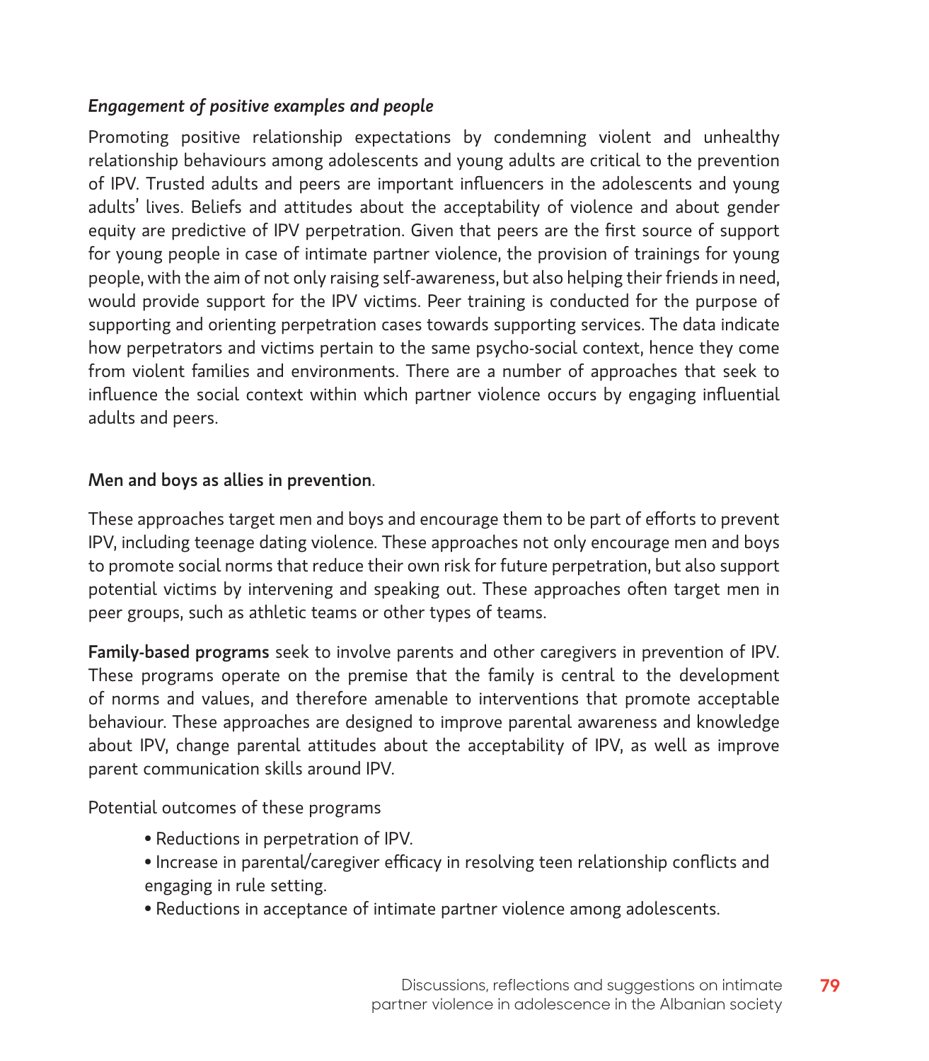### *Engagement of positive examples and people*

Promoting positive relationship expectations by condemning violent and unhealthy relationship behaviours among adolescents and young adults are critical to the prevention of IPV. Trusted adults and peers are important influencers in the adolescents and young adults' lives. Beliefs and attitudes about the acceptability of violence and about gender equity are predictive of IPV perpetration. Given that peers are the first source of support for young people in case of intimate partner violence, the provision of trainings for young people, with the aim of not only raising self-awareness, but also helping their friends in need, would provide support for the IPV victims. Peer training is conducted for the purpose of supporting and orienting perpetration cases towards supporting services. The data indicate how perpetrators and victims pertain to the same psycho-social context, hence they come from violent families and environments. There are a number of approaches that seek to influence the social context within which partner violence occurs by engaging influential adults and peers.

**Men and boys as allies in prevention**.

These approaches target men and boys and encourage them to be part of efforts to prevent IPV, including teenage dating violence. These approaches not only encourage men and boys to promote social norms that reduce their own risk for future perpetration, but also support potential victims by intervening and speaking out. These approaches often target men in peer groups, such as athletic teams or other types of teams.

**Family-based programs** seek to involve parents and other caregivers in prevention of IPV. These programs operate on the premise that the family is central to the development of norms and values, and therefore amenable to interventions that promote acceptable behaviour. These approaches are designed to improve parental awareness and knowledge about IPV, change parental attitudes about the acceptability of IPV, as well as improve parent communication skills around IPV.

Potential outcomes of these programs

- Reductions in perpetration of IPV.
- Increase in parental/caregiver efficacy in resolving teen relationship conflicts and engaging in rule setting.
- Reductions in acceptance of intimate partner violence among adolescents.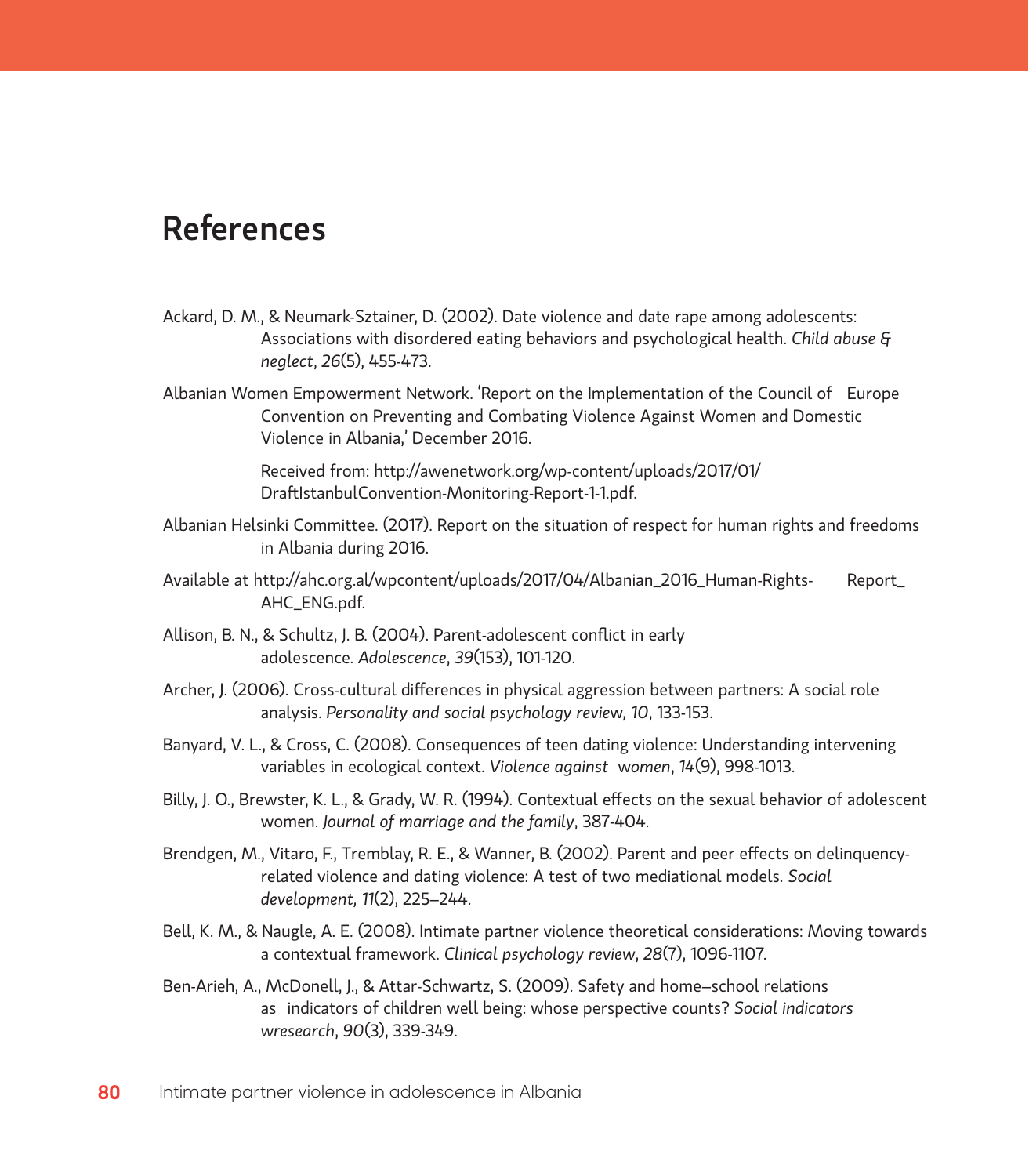# References

Ackard, D. M., & Neumark-Sztainer, D. (2002). Date violence and date rape among adolescents: Associations with disordered eating behaviors and psychological health. *Child abuse & neglect*, *26*(5), 455-473.

Albanian Women Empowerment Network. 'Report on the Implementation of the Council of Europe Convention on Preventing and Combating Violence Against Women and Domestic Violence in Albania,' December 2016.

Received from: http://awenetwork.org/wp-content/uploads/2017/01/DraftIstanbulConvention-Monitoring-Report-1-1.pdf.

Albanian Helsinki Committee. (2017). Report on the situation of respect for human rights and freedoms in Albania during 2016.

Available at http://ahc.org.al/wpcontent/uploads/2017/04/Albanian_2016_Human-Rights- Report_AHC_ENG.pdf.

Allison, B. N., & Schultz, J. B. (2004). Parent-adolescent conflict in early adolescence. *Adolescence*, *39*(153), 101-120.

Archer, J. (2006). Cross-cultural differences in physical aggression between partners: A social role analysis. *Personality and social psychology review, 10*, 133-153.

Banyard, V. L., & Cross, C. (2008). Consequences of teen dating violence: Understanding intervening variables in ecological context. *Violence against women*, *14*(9), 998-1013.

Billy, J. O., Brewster, K. L., & Grady, W. R. (1994). Contextual effects on the sexual behavior of adolescent women. *Journal of marriage and the family*, 387-404.

Brendgen, M., Vitaro, F., Tremblay, R. E., & Wanner, B. (2002). Parent and peer effects on delinquency-related violence and dating violence: A test of two mediational models. *Social development, 11*(2), 225–244.

Bell, K. M., & Naugle, A. E. (2008). Intimate partner violence theoretical considerations: Moving towards a contextual framework. *Clinical psychology review*, *28*(7), 1096-1107.

Ben-Arieh, A., McDonell, J., & Attar-Schwartz, S. (2009). Safety and home–school relations as indicators of children well being: whose perspective counts? *Social indicators wresearch*, *90*(3), 339-349.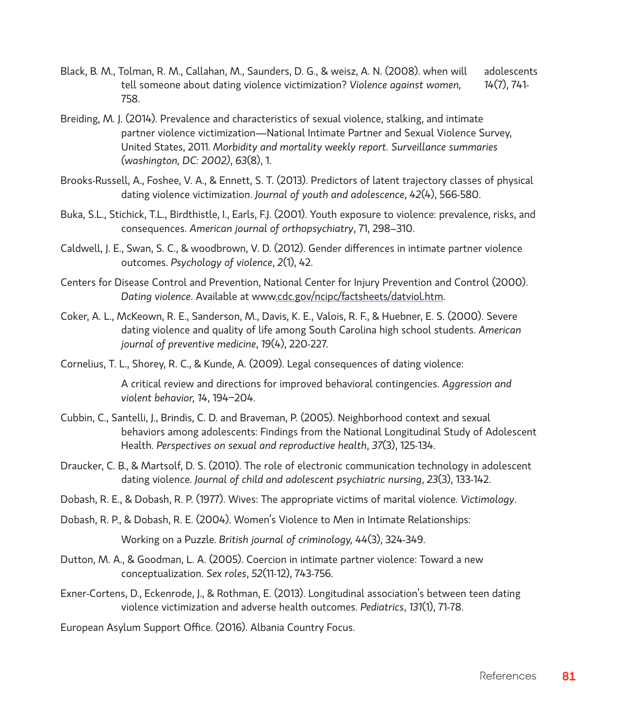Black, B. M., Tolman, R. M., Callahan, M., Saunders, D. G., & weisz, A. N. (2008). when will adolescents tell someone about dating violence victimization? *Violence against women, 14*(7), 741-758.

Breiding, M. J. (2014). Prevalence and characteristics of sexual violence, stalking, and intimate partner violence victimization—National Intimate Partner and Sexual Violence Survey, United States, 2011. *Morbidity and mortality weekly report. Surveillance summaries (washington, DC: 2002)*, *63*(8), 1.

Brooks-Russell, A., Foshee, V. A., & Ennett, S. T. (2013). Predictors of latent trajectory classes of physical dating violence victimization. *Journal of youth and adolescence*, *42*(4), 566-580.

Buka, S.L., Stichick, T.L., Birdthistle, I., Earls, F.J. (2001). Youth exposure to violence: prevalence, risks, and consequences. *American journal of orthopsychiatry*, 71, 298–310.

Caldwell, J. E., Swan, S. C., & woodbrown, V. D. (2012). Gender differences in intimate partner violence outcomes. *Psychology of violence*, *2*(1), 42.

Centers for Disease Control and Prevention, National Center for Injury Prevention and Control (2000). *Dating violence*. Available at www.cdc.gov/ncipc/factsheets/datviol.htm.

Coker, A. L., McKeown, R. E., Sanderson, M., Davis, K. E., Valois, R. F., & Huebner, E. S. (2000). Severe dating violence and quality of life among South Carolina high school students. *American journal of preventive medicine*, *19*(4), 220-227.

Cornelius, T. L., Shorey, R. C., & Kunde, A. (2009). Legal consequences of dating violence: A critical review and directions for improved behavioral contingencies. *Aggression and violent behavior, 14*, 194–204.

Cubbin, C., Santelli, J., Brindis, C. D. and Braveman, P. (2005). Neighborhood context and sexual behaviors among adolescents: Findings from the National Longitudinal Study of Adolescent Health. *Perspectives on sexual and reproductive health*, *37*(3), 125-134.

Draucker, C. B., & Martsolf, D. S. (2010). The role of electronic communication technology in adolescent dating violence. *Journal of child and adolescent psychiatric nursing*, *23*(3), 133-142.

Dobash, R. E., & Dobash, R. P. (1977). Wives: The appropriate victims of marital violence. *Victimology*.

Dobash, R. P., & Dobash, R. E. (2004). Women's Violence to Men in Intimate Relationships: Working on a Puzzle. *British journal of criminology, 44*(3), 324-349.

Dutton, M. A., & Goodman, L. A. (2005). Coercion in intimate partner violence: Toward a new conceptualization. *Sex roles*, *52*(11-12), 743-756.

Exner-Cortens, D., Eckenrode, J., & Rothman, E. (2013). Longitudinal association's between teen dating violence victimization and adverse health outcomes. *Pediatrics*, *131*(1), 71-78.

European Asylum Support Office. (2016). Albania Country Focus.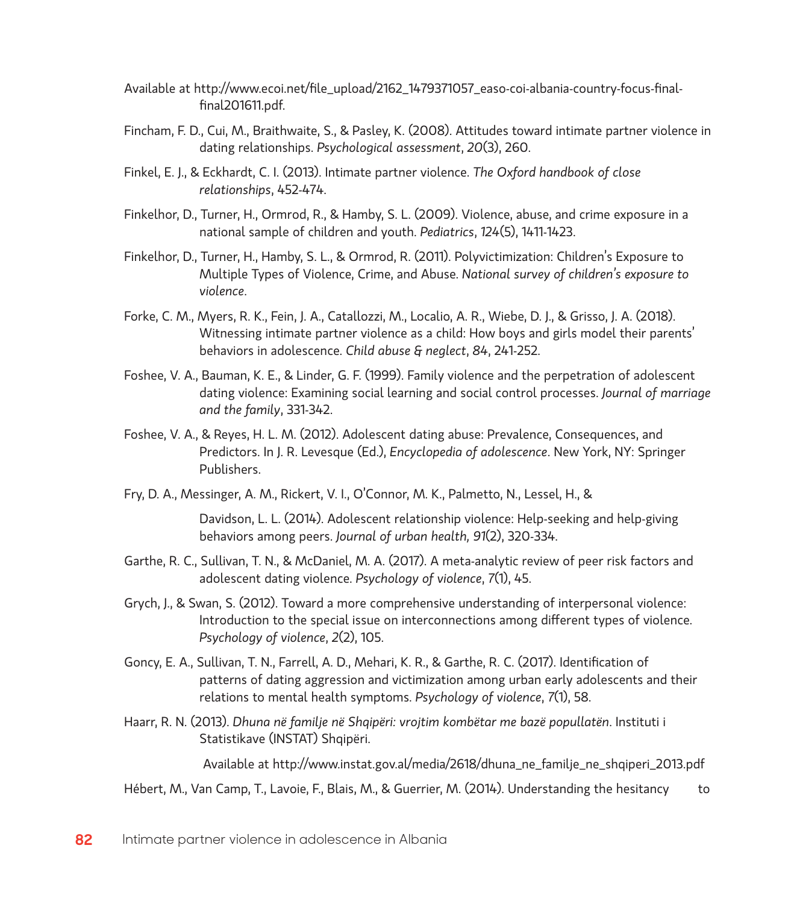Available at http://www.ecoi.net/file_upload/2162_1479371057_easo-coi-albania-country-focus-final-final201611.pdf.

Fincham, F. D., Cui, M., Braithwaite, S., & Pasley, K. (2008). Attitudes toward intimate partner violence in dating relationships. *Psychological assessment*, *20*(3), 260.

Finkel, E. J., & Eckhardt, C. I. (2013). Intimate partner violence. *The Oxford handbook of close relationships*, 452-474.

Finkelhor, D., Turner, H., Ormrod, R., & Hamby, S. L. (2009). Violence, abuse, and crime exposure in a national sample of children and youth. *Pediatrics*, *124*(5), 1411-1423.

Finkelhor, D., Turner, H., Hamby, S. L., & Ormrod, R. (2011). Polyvictimization: Children's Exposure to Multiple Types of Violence, Crime, and Abuse. *National survey of children's exposure to violence*.

Forke, C. M., Myers, R. K., Fein, J. A., Catallozzi, M., Localio, A. R., Wiebe, D. J., & Grisso, J. A. (2018). Witnessing intimate partner violence as a child: How boys and girls model their parents' behaviors in adolescence. *Child abuse & neglect*, *84*, 241-252.

Foshee, V. A., Bauman, K. E., & Linder, G. F. (1999). Family violence and the perpetration of adolescent dating violence: Examining social learning and social control processes. *Journal of marriage and the family*, 331-342.

Foshee, V. A., & Reyes, H. L. M. (2012). Adolescent dating abuse: Prevalence, Consequences, and Predictors. In J. R. Levesque (Ed.), *Encyclopedia of adolescence*. New York, NY: Springer Publishers.

Fry, D. A., Messinger, A. M., Rickert, V. I., O'Connor, M. K., Palmetto, N., Lessel, H., &

Davidson, L. L. (2014). Adolescent relationship violence: Help-seeking and help-giving behaviors among peers. *Journal of urban health, 91*(2), 320-334.

Garthe, R. C., Sullivan, T. N., & McDaniel, M. A. (2017). A meta-analytic review of peer risk factors and adolescent dating violence. *Psychology of violence*, *7*(1), 45.

Grych, J., & Swan, S. (2012). Toward a more comprehensive understanding of interpersonal violence: Introduction to the special issue on interconnections among different types of violence. *Psychology of violence*, *2*(2), 105.

Goncy, E. A., Sullivan, T. N., Farrell, A. D., Mehari, K. R., & Garthe, R. C. (2017). Identification of patterns of dating aggression and victimization among urban early adolescents and their relations to mental health symptoms. *Psychology of violence*, *7*(1), 58.

Haarr, R. N. (2013). *Dhuna në familje në Shqipëri: vrojtim kombëtar me bazë popullatën*. Instituti i Statistikave (INSTAT) Shqipëri.

Available at http://www.instat.gov.al/media/2618/dhuna_ne_familje_ne_shqiperi_2013.pdf

Hébert, M., Van Camp, T., Lavoie, F., Blais, M., & Guerrier, M. (2014). Understanding the hesitancy to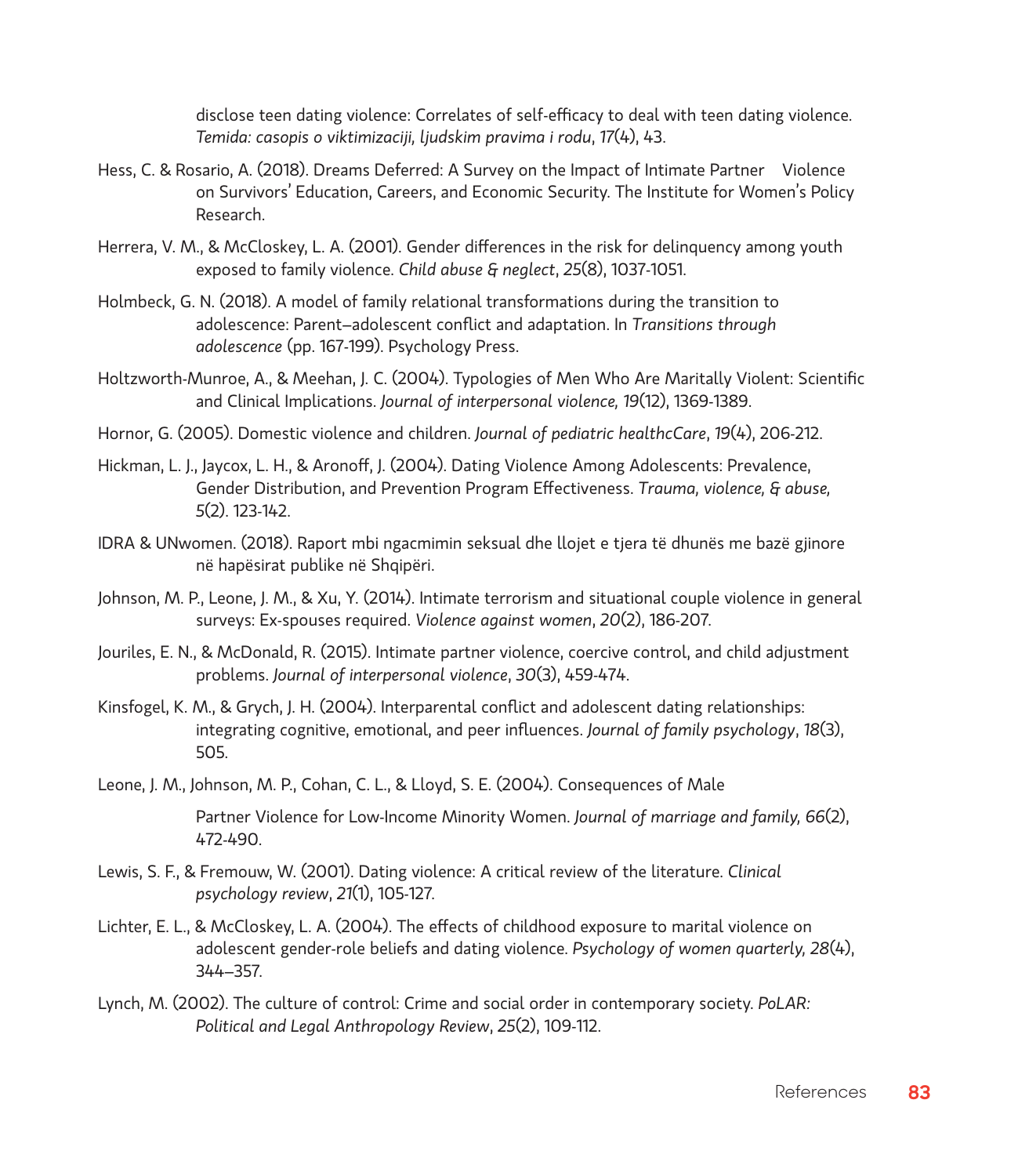disclose teen dating violence: Correlates of self-efficacy to deal with teen dating violence. *Temida: casopis o viktimizaciji, ljudskim pravima i rodu*, *17*(4), 43.

Hess, C. & Rosario, A. (2018). Dreams Deferred: A Survey on the Impact of Intimate Partner Violence on Survivors' Education, Careers, and Economic Security. The Institute for Women's Policy Research.

Herrera, V. M., & McCloskey, L. A. (2001). Gender differences in the risk for delinquency among youth exposed to family violence. *Child abuse & neglect*, *25*(8), 1037-1051.

Holmbeck, G. N. (2018). A model of family relational transformations during the transition to adolescence: Parent–adolescent conflict and adaptation. In *Transitions through adolescence* (pp. 167-199). Psychology Press.

Holtzworth-Munroe, A., & Meehan, J. C. (2004). Typologies of Men Who Are Maritally Violent: Scientific and Clinical Implications. *Journal of interpersonal violence, 19*(12), 1369-1389.

Hornor, G. (2005). Domestic violence and children. *Journal of pediatric healthcCare*, *19*(4), 206-212.

Hickman, L. J., Jaycox, L. H., & Aronoff, J. (2004). Dating Violence Among Adolescents: Prevalence, Gender Distribution, and Prevention Program Effectiveness. *Trauma, violence, & abuse, 5*(2). 123-142.

IDRA & UNwomen. (2018). Raport mbi ngacmimin seksual dhe llojet e tjera të dhunës me bazë gjinore në hapësirat publike në Shqipëri.

Johnson, M. P., Leone, J. M., & Xu, Y. (2014). Intimate terrorism and situational couple violence in general surveys: Ex-spouses required. *Violence against women*, *20*(2), 186-207.

Jouriles, E. N., & McDonald, R. (2015). Intimate partner violence, coercive control, and child adjustment problems. *Journal of interpersonal violence*, *30*(3), 459-474.

Kinsfogel, K. M., & Grych, J. H. (2004). Interparental conflict and adolescent dating relationships: integrating cognitive, emotional, and peer influences. *Journal of family psychology*, *18*(3), 505.

Leone, J. M., Johnson, M. P., Cohan, C. L., & Lloyd, S. E. (2004). Consequences of Male Partner Violence for Low-Income Minority Women. *Journal of marriage and family, 66*(2), 472-490.

Lewis, S. F., & Fremouw, W. (2001). Dating violence: A critical review of the literature. *Clinical psychology review*, *21*(1), 105-127.

Lichter, E. L., & McCloskey, L. A. (2004). The effects of childhood exposure to marital violence on adolescent gender-role beliefs and dating violence. *Psychology of women quarterly, 28*(4), 344–357.

Lynch, M. (2002). The culture of control: Crime and social order in contemporary society. *PoLAR: Political and Legal Anthropology Review*, *25*(2), 109-112.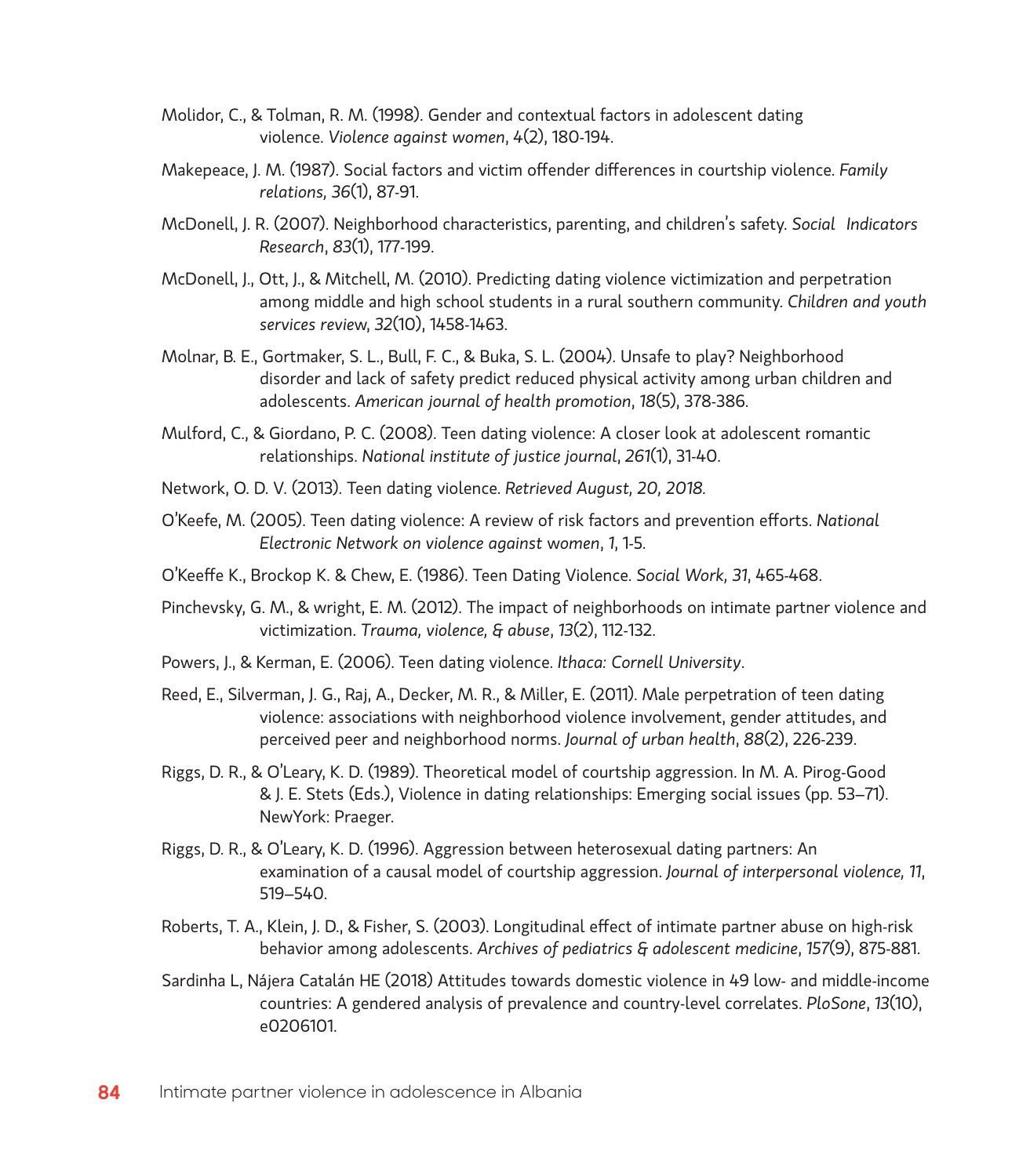Molidor, C., & Tolman, R. M. (1998). Gender and contextual factors in adolescent dating violence. *Violence against women*, 4(2), 180-194.

Makepeace, J. M. (1987). Social factors and victim offender differences in courtship violence. *Family relations, 36*(1), 87-91.

McDonell, J. R. (2007). Neighborhood characteristics, parenting, and children's safety. *Social Indicators Research*, *83*(1), 177-199.

McDonell, J., Ott, J., & Mitchell, M. (2010). Predicting dating violence victimization and perpetration among middle and high school students in a rural southern community. *Children and youth services review*, *32*(10), 1458-1463.

Molnar, B. E., Gortmaker, S. L., Bull, F. C., & Buka, S. L. (2004). Unsafe to play? Neighborhood disorder and lack of safety predict reduced physical activity among urban children and adolescents. *American journal of health promotion*, *18*(5), 378-386.

Mulford, C., & Giordano, P. C. (2008). Teen dating violence: A closer look at adolescent romantic relationships. *National institute of justice journal*, *261*(1), 31-40.

Network, O. D. V. (2013). Teen dating violence. *Retrieved August, 20, 2018.*

O'Keefe, M. (2005). Teen dating violence: A review of risk factors and prevention efforts. *National Electronic Network on violence against women*, *1*, 1-5.

O'Keeffe K., Brockop K. & Chew, E. (1986). Teen Dating Violence. *Social Work, 31*, 465-468.

Pinchevsky, G. M., & wright, E. M. (2012). The impact of neighborhoods on intimate partner violence and victimization. *Trauma, violence, & abuse*, *13*(2), 112-132.

Powers, J., & Kerman, E. (2006). Teen dating violence. *Ithaca: Cornell University*.

Reed, E., Silverman, J. G., Raj, A., Decker, M. R., & Miller, E. (2011). Male perpetration of teen dating violence: associations with neighborhood violence involvement, gender attitudes, and perceived peer and neighborhood norms. *Journal of urban health*, *88*(2), 226-239.

Riggs, D. R., & O'Leary, K. D. (1989). Theoretical model of courtship aggression. In M. A. Pirog-Good & J. E. Stets (Eds.), Violence in dating relationships: Emerging social issues (pp. 53–71). NewYork: Praeger.

Riggs, D. R., & O'Leary, K. D. (1996). Aggression between heterosexual dating partners: An examination of a causal model of courtship aggression. *Journal of interpersonal violence, 11*, 519–540.

Roberts, T. A., Klein, J. D., & Fisher, S. (2003). Longitudinal effect of intimate partner abuse on high-risk behavior among adolescents. *Archives of pediatrics & adolescent medicine*, *157*(9), 875-881.

Sardinha L, Nájera Catalán HE (2018) Attitudes towards domestic violence in 49 low- and middle-income countries: A gendered analysis of prevalence and country-level correlates. *PloSone*, *13*(10), e0206101.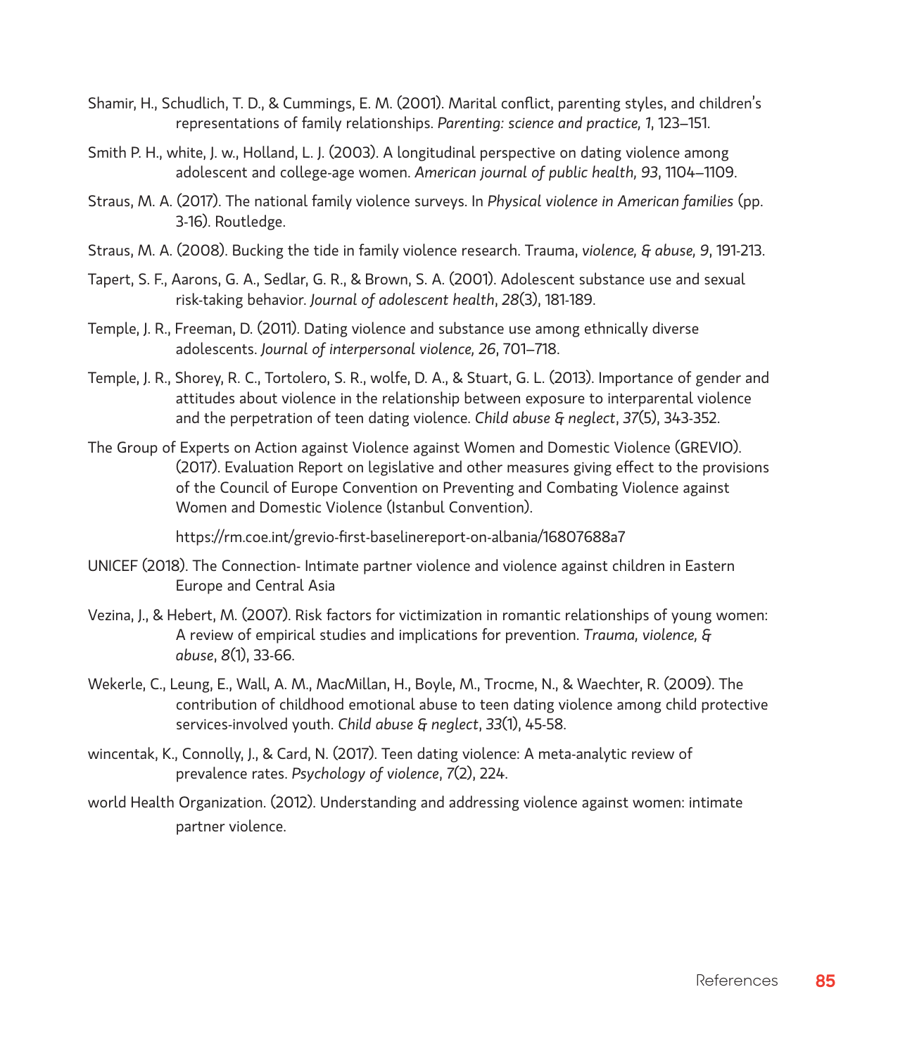Shamir, H., Schudlich, T. D., & Cummings, E. M. (2001). Marital conflict, parenting styles, and children's representations of family relationships. *Parenting: science and practice, 1*, 123–151.

Smith P. H., white, J. w., Holland, L. J. (2003). A longitudinal perspective on dating violence among adolescent and college-age women. *American journal of public health, 93*, 1104–1109.

Straus, M. A. (2017). The national family violence surveys. In *Physical violence in American families* (pp. 3-16). Routledge.

Straus, M. A. (2008). Bucking the tide in family violence research. Trauma, *violence, & abuse, 9*, 191-213.

Tapert, S. F., Aarons, G. A., Sedlar, G. R., & Brown, S. A. (2001). Adolescent substance use and sexual risk-taking behavior. *Journal of adolescent health*, *28*(3), 181-189.

Temple, J. R., Freeman, D. (2011). Dating violence and substance use among ethnically diverse adolescents. *Journal of interpersonal violence, 26*, 701–718.

Temple, J. R., Shorey, R. C., Tortolero, S. R., wolfe, D. A., & Stuart, G. L. (2013). Importance of gender and attitudes about violence in the relationship between exposure to interparental violence and the perpetration of teen dating violence. *Child abuse & neglect*, *37*(5), 343-352.

The Group of Experts on Action against Violence against Women and Domestic Violence (GREVIO). (2017). Evaluation Report on legislative and other measures giving effect to the provisions of the Council of Europe Convention on Preventing and Combating Violence against Women and Domestic Violence (Istanbul Convention).

https://rm.coe.int/grevio-first-baselinereport-on-albania/16807688a7

UNICEF (2018). The Connection- Intimate partner violence and violence against children in Eastern Europe and Central Asia

Vezina, J., & Hebert, M. (2007). Risk factors for victimization in romantic relationships of young women: A review of empirical studies and implications for prevention. *Trauma, violence, & abuse*, *8*(1), 33-66.

Wekerle, C., Leung, E., Wall, A. M., MacMillan, H., Boyle, M., Trocme, N., & Waechter, R. (2009). The contribution of childhood emotional abuse to teen dating violence among child protective services-involved youth. *Child abuse & neglect*, *33*(1), 45-58.

wincentak, K., Connolly, J., & Card, N. (2017). Teen dating violence: A meta-analytic review of prevalence rates. *Psychology of violence*, *7*(2), 224.

world Health Organization. (2012). Understanding and addressing violence against women: intimate partner violence.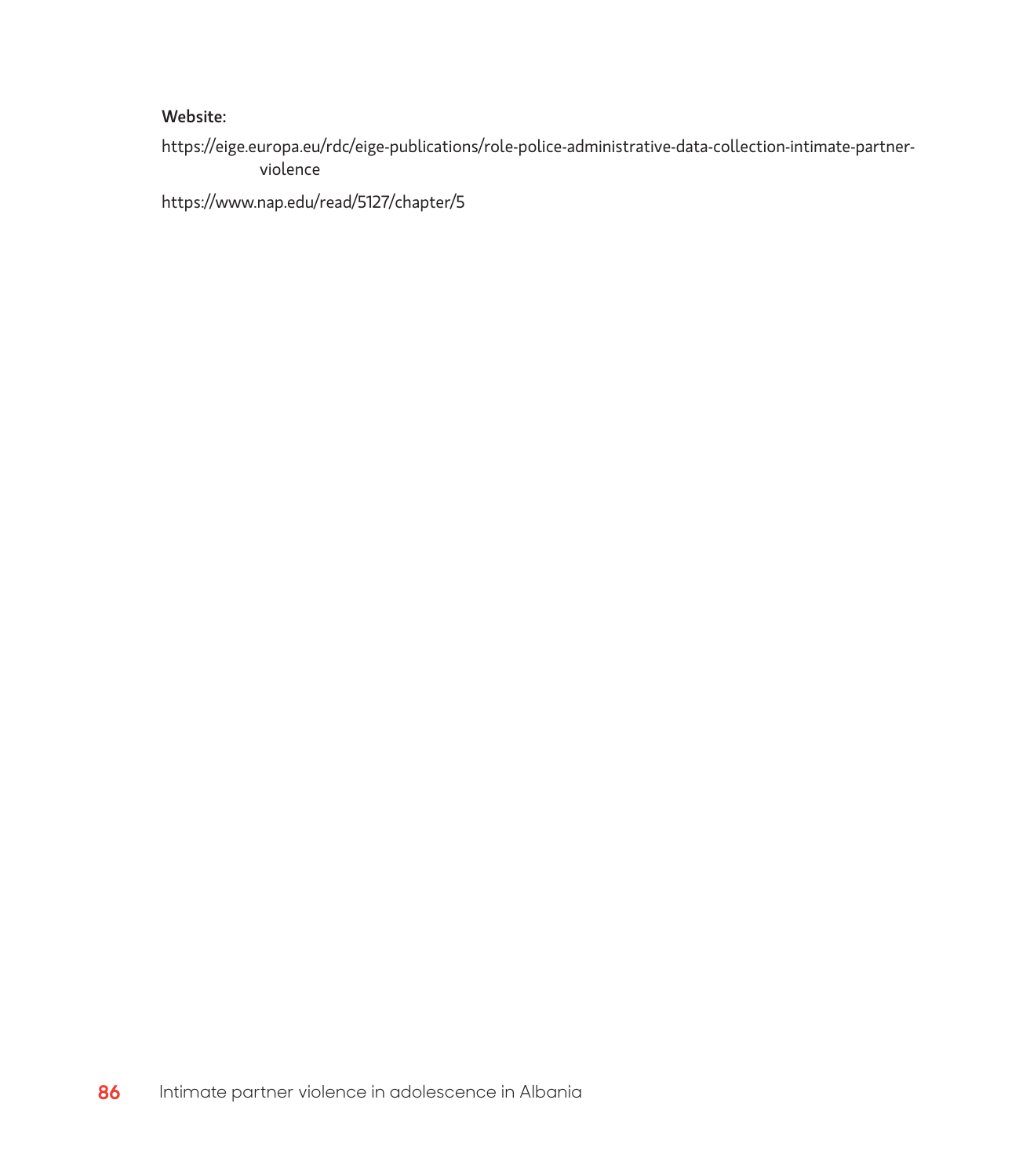**Website:**

https://eige.europa.eu/rdc/eige-publications/role-police-administrative-data-collection-intimate-partner-violence

https://www.nap.edu/read/5127/chapter/5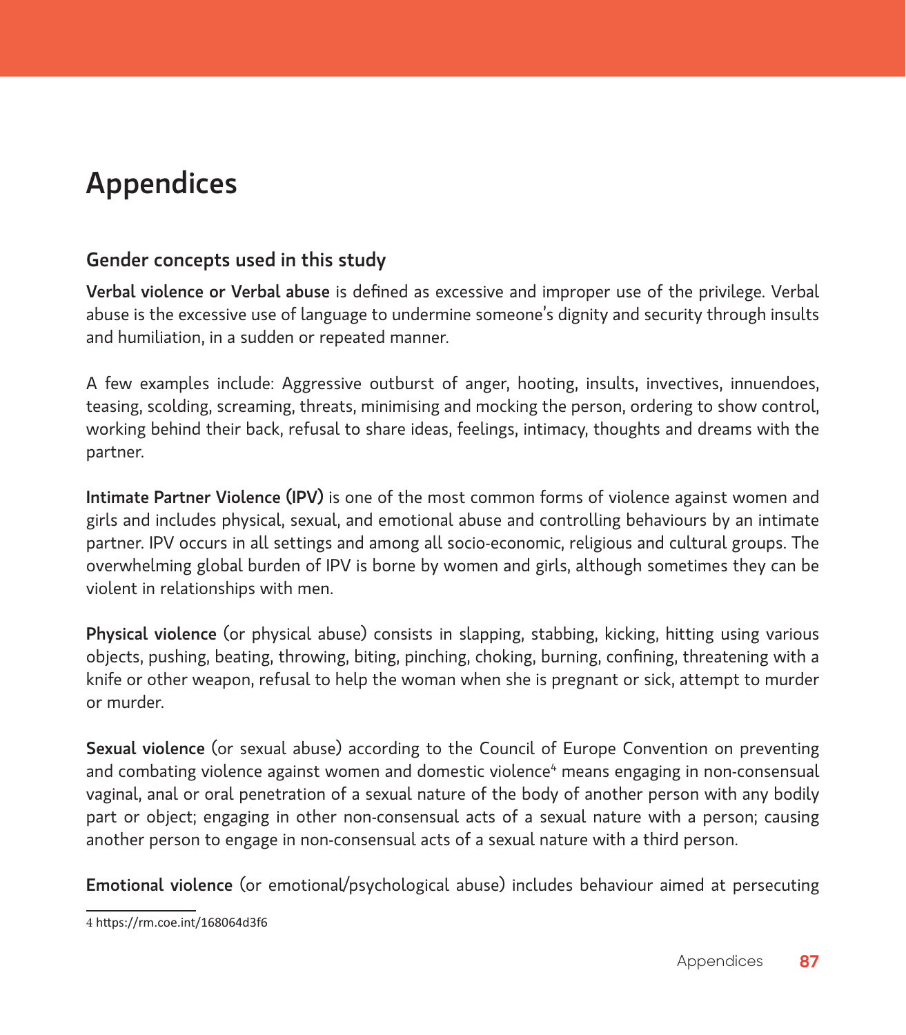# Appendices

## Gender concepts used in this study

**Verbal violence or Verbal abuse** is defined as excessive and improper use of the privilege. Verbal abuse is the excessive use of language to undermine someone's dignity and security through insults and humiliation, in a sudden or repeated manner.

A few examples include: Aggressive outburst of anger, hooting, insults, invectives, innuendoes, teasing, scolding, screaming, threats, minimising and mocking the person, ordering to show control, working behind their back, refusal to share ideas, feelings, intimacy, thoughts and dreams with the partner.

**Intimate Partner Violence (IPV)** is one of the most common forms of violence against women and girls and includes physical, sexual, and emotional abuse and controlling behaviours by an intimate partner. IPV occurs in all settings and among all socio-economic, religious and cultural groups. The overwhelming global burden of IPV is borne by women and girls, although sometimes they can be violent in relationships with men.

**Physical violence** (or physical abuse) consists in slapping, stabbing, kicking, hitting using various objects, pushing, beating, throwing, biting, pinching, choking, burning, confining, threatening with a knife or other weapon, refusal to help the woman when she is pregnant or sick, attempt to murder or murder.

**Sexual violence** (or sexual abuse) according to the Council of Europe Convention on preventing and combating violence against women and domestic violence[4] means engaging in non-consensual vaginal, anal or oral penetration of a sexual nature of the body of another person with any bodily part or object; engaging in other non-consensual acts of a sexual nature with a person; causing another person to engage in non-consensual acts of a sexual nature with a third person.

**Emotional violence** (or emotional/psychological abuse) includes behaviour aimed at persecuting

4 https://rm.coe.int/168064d3f6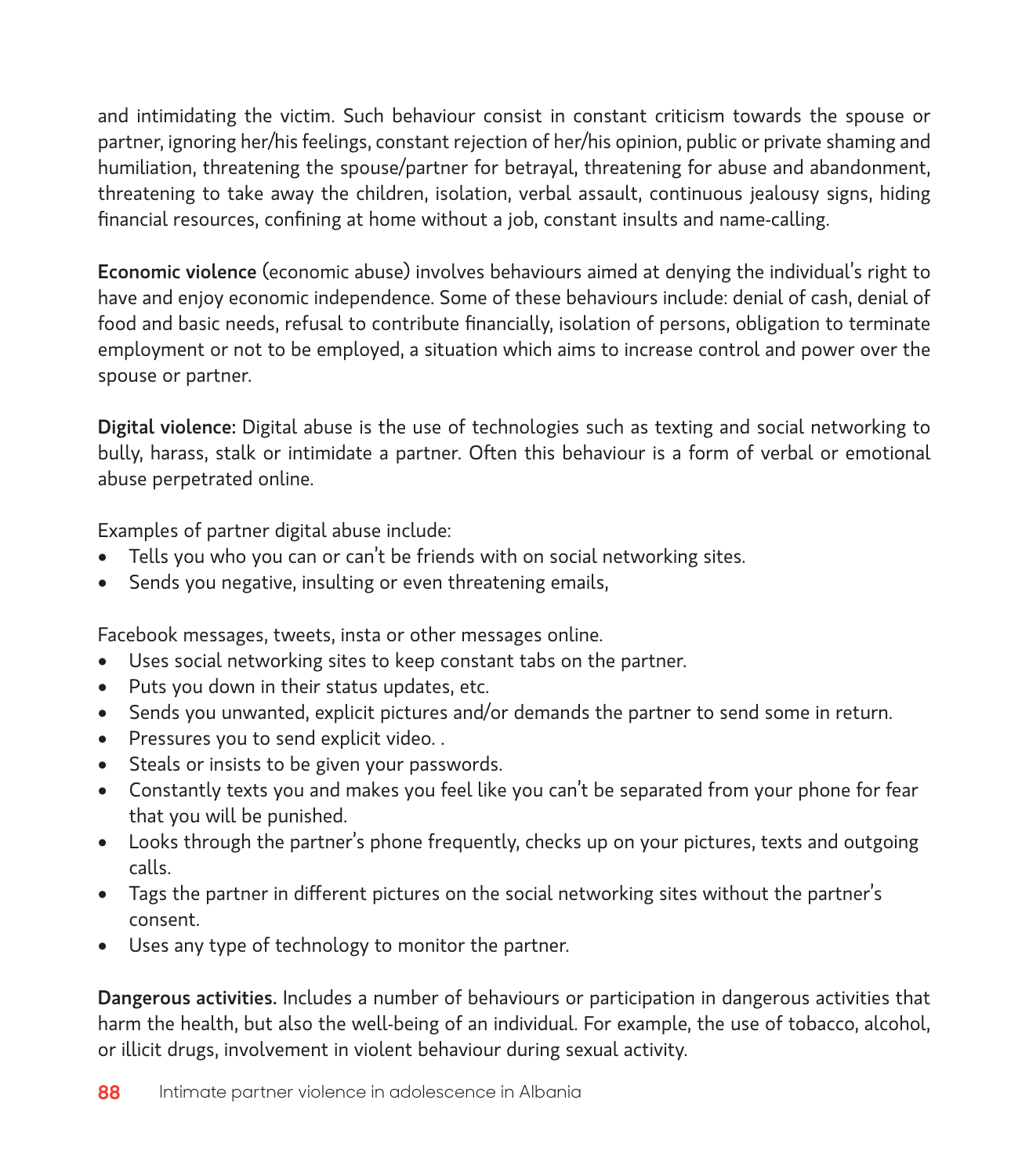and intimidating the victim. Such behaviour consist in constant criticism towards the spouse or partner, ignoring her/his feelings, constant rejection of her/his opinion, public or private shaming and humiliation, threatening the spouse/partner for betrayal, threatening for abuse and abandonment, threatening to take away the children, isolation, verbal assault, continuous jealousy signs, hiding financial resources, confining at home without a job, constant insults and name-calling.

**Economic violence** (economic abuse) involves behaviours aimed at denying the individual's right to have and enjoy economic independence. Some of these behaviours include: denial of cash, denial of food and basic needs, refusal to contribute financially, isolation of persons, obligation to terminate employment or not to be employed, a situation which aims to increase control and power over the spouse or partner.

**Digital violence:** Digital abuse is the use of technologies such as texting and social networking to bully, harass, stalk or intimidate a partner. Often this behaviour is a form of verbal or emotional abuse perpetrated online.

Examples of partner digital abuse include:

- Tells you who you can or can't be friends with on social networking sites.
- Sends you negative, insulting or even threatening emails,

Facebook messages, tweets, insta or other messages online.

- Uses social networking sites to keep constant tabs on the partner.
- Puts you down in their status updates, etc.
- Sends you unwanted, explicit pictures and/or demands the partner to send some in return.
- Pressures you to send explicit video. .
- Steals or insists to be given your passwords.
- Constantly texts you and makes you feel like you can't be separated from your phone for fear that you will be punished.
- Looks through the partner's phone frequently, checks up on your pictures, texts and outgoing calls.
- Tags the partner in different pictures on the social networking sites without the partner's consent.
- Uses any type of technology to monitor the partner.

**Dangerous activities.** Includes a number of behaviours or participation in dangerous activities that harm the health, but also the well-being of an individual. For example, the use of tobacco, alcohol, or illicit drugs, involvement in violent behaviour during sexual activity.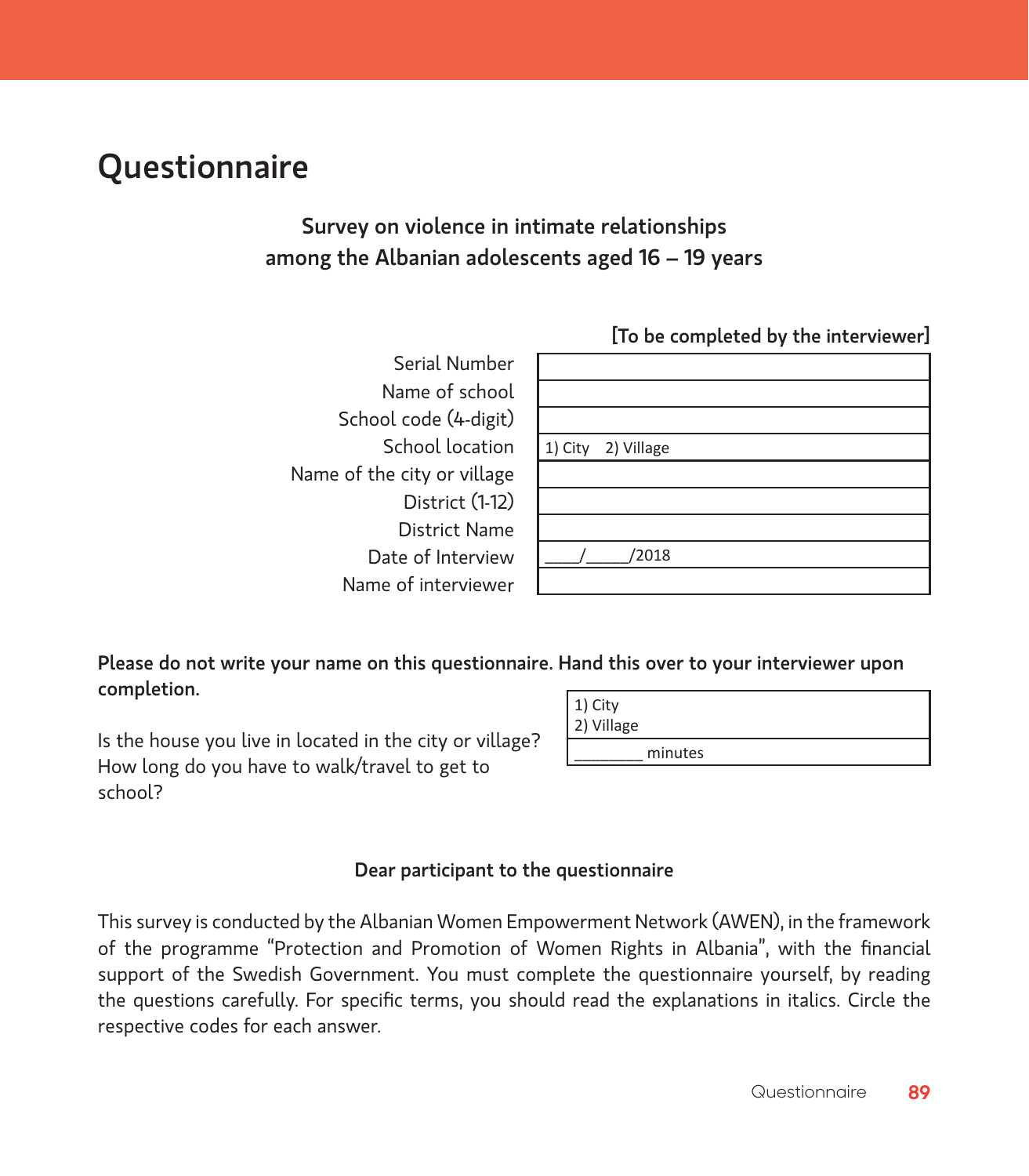# Questionnaire

**Survey on violence in intimate relationships among the Albanian adolescents aged 16 – 19 years**

**[To be completed by the interviewer]**

| | |
|---|---|
| Serial Number | |
| Name of school | |
| School code (4-digit) | |
| School location | 1) City 2) Village |
| Name of the city or village | |
| District (1-12) | |
| District Name | |
| Date of Interview | ____/_____/2018 |
| Name of interviewer | |

**Please do not write your name on this questionnaire. Hand this over to your interviewer upon completion.**

| | |
|---|---|
| Is the house you live in located in the city or village? | 1) City<br>2) Village |
| How long do you have to walk/travel to get to school? | ________ minutes |

**Dear participant to the questionnaire**

This survey is conducted by the Albanian Women Empowerment Network (AWEN), in the framework of the programme "Protection and Promotion of Women Rights in Albania", with the financial support of the Swedish Government. You must complete the questionnaire yourself, by reading the questions carefully. For specific terms, you should read the explanations in italics. Circle the respective codes for each answer.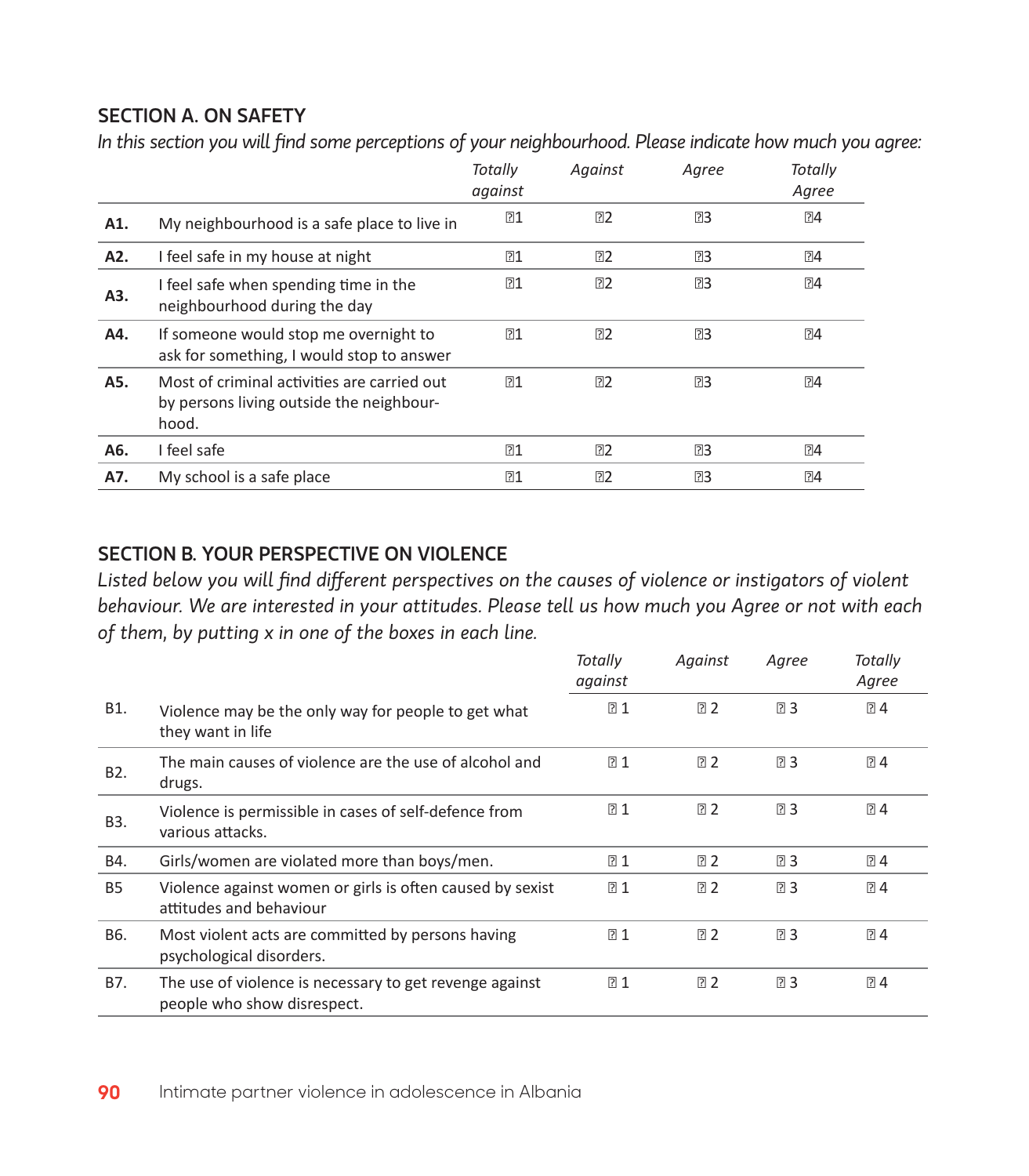## SECTION A. ON SAFETY

*In this section you will find some perceptions of your neighbourhood. Please indicate how much you agree:*

| | | *Totally against* | *Against* | *Agree* | *Totally Agree* |
|---|---|---|---|---|---|
| **A1.** | My neighbourhood is a safe place to live in | ▯1 | ▯2 | ▯3 | ▯4 |
| **A2.** | I feel safe in my house at night | ▯1 | ▯2 | ▯3 | ▯4 |
| **A3.** | I feel safe when spending time in the neighbourhood during the day | ▯1 | ▯2 | ▯3 | ▯4 |
| **A4.** | If someone would stop me overnight to ask for something, I would stop to answer | ▯1 | ▯2 | ▯3 | ▯4 |
| **A5.** | Most of criminal activities are carried out by persons living outside the neighbourhood. | ▯1 | ▯2 | ▯3 | ▯4 |
| **A6.** | I feel safe | ▯1 | ▯2 | ▯3 | ▯4 |
| **A7.** | My school is a safe place | ▯1 | ▯2 | ▯3 | ▯4 |

## SECTION B. YOUR PERSPECTIVE ON VIOLENCE

*Listed below you will find different perspectives on the causes of violence or instigators of violent behaviour. We are interested in your attitudes. Please tell us how much you Agree or not with each of them, by putting x in one of the boxes in each line.*

| | | *Totally against* | *Against* | *Agree* | *Totally Agree* |
|---|---|---|---|---|---|
| B1. | Violence may be the only way for people to get what they want in life | ▯ 1 | ▯ 2 | ▯ 3 | ▯ 4 |
| B2. | The main causes of violence are the use of alcohol and drugs. | ▯ 1 | ▯ 2 | ▯ 3 | ▯ 4 |
| B3. | Violence is permissible in cases of self-defence from various attacks. | ▯ 1 | ▯ 2 | ▯ 3 | ▯ 4 |
| B4. | Girls/women are violated more than boys/men. | ▯ 1 | ▯ 2 | ▯ 3 | ▯ 4 |
| B5 | Violence against women or girls is often caused by sexist attitudes and behaviour | ▯ 1 | ▯ 2 | ▯ 3 | ▯ 4 |
| B6. | Most violent acts are committed by persons having psychological disorders. | ▯ 1 | ▯ 2 | ▯ 3 | ▯ 4 |
| B7. | The use of violence is necessary to get revenge against people who show disrespect. | ▯ 1 | ▯ 2 | ▯ 3 | ▯ 4 |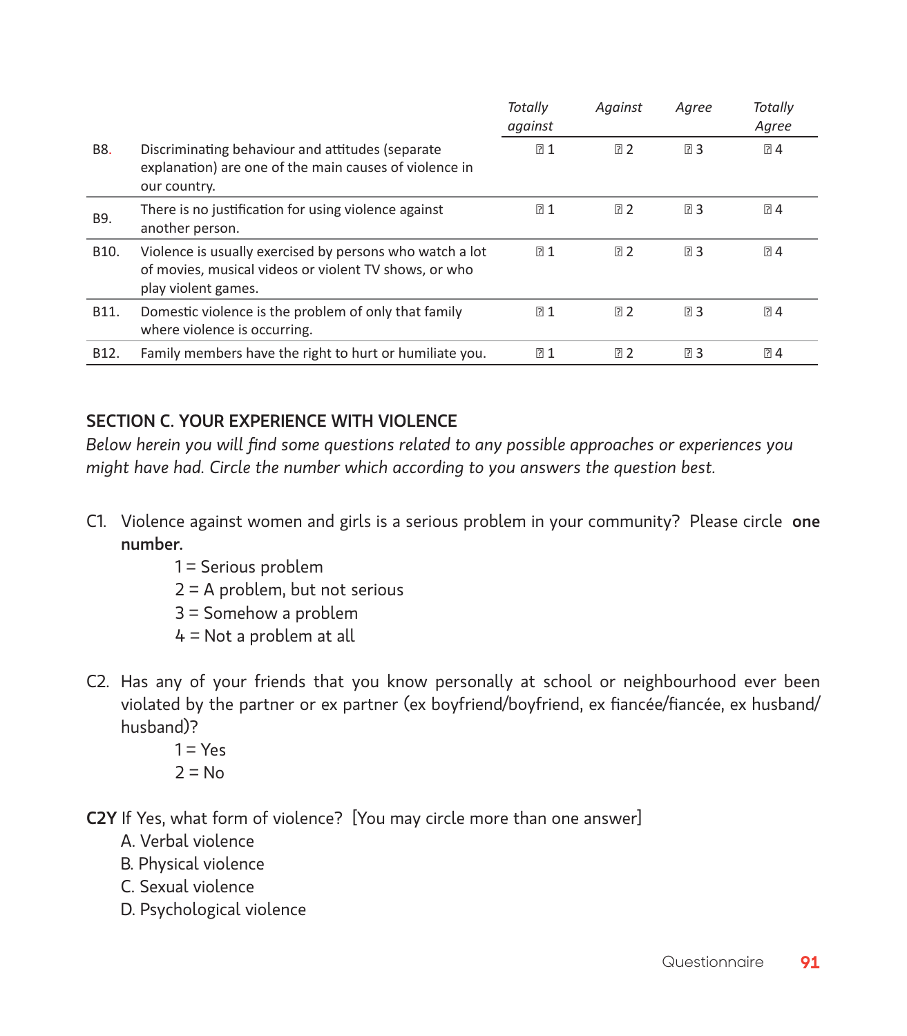| | | *Totally against* | *Against* | *Agree* | *Totally Agree* |
|---|---|---|---|---|---|
| B8. | Discriminating behaviour and attitudes (separate explanation) are one of the main causes of violence in our country. | ☐ 1 | ☐ 2 | ☐ 3 | ☐ 4 |
| B9. | There is no justification for using violence against another person. | ☐ 1 | ☐ 2 | ☐ 3 | ☐ 4 |
| B10. | Violence is usually exercised by persons who watch a lot of movies, musical videos or violent TV shows, or who play violent games. | ☐ 1 | ☐ 2 | ☐ 3 | ☐ 4 |
| B11. | Domestic violence is the problem of only that family where violence is occurring. | ☐ 1 | ☐ 2 | ☐ 3 | ☐ 4 |
| B12. | Family members have the right to hurt or humiliate you. | ☐ 1 | ☐ 2 | ☐ 3 | ☐ 4 |

## SECTION C. YOUR EXPERIENCE WITH VIOLENCE

*Below herein you will find some questions related to any possible approaches or experiences you might have had. Circle the number which according to you answers the question best.*

C1. Violence against women and girls is a serious problem in your community? Please circle **one number.**

1 = Serious problem
2 = A problem, but not serious
3 = Somehow a problem
4 = Not a problem at all

C2. Has any of your friends that you know personally at school or neighbourhood ever been violated by the partner or ex partner (ex boyfriend/boyfriend, ex fiancée/fiancée, ex husband/ husband)?

1 = Yes
2 = No

**C2Y** If Yes, what form of violence? [You may circle more than one answer]

A. Verbal violence
B. Physical violence
C. Sexual violence
D. Psychological violence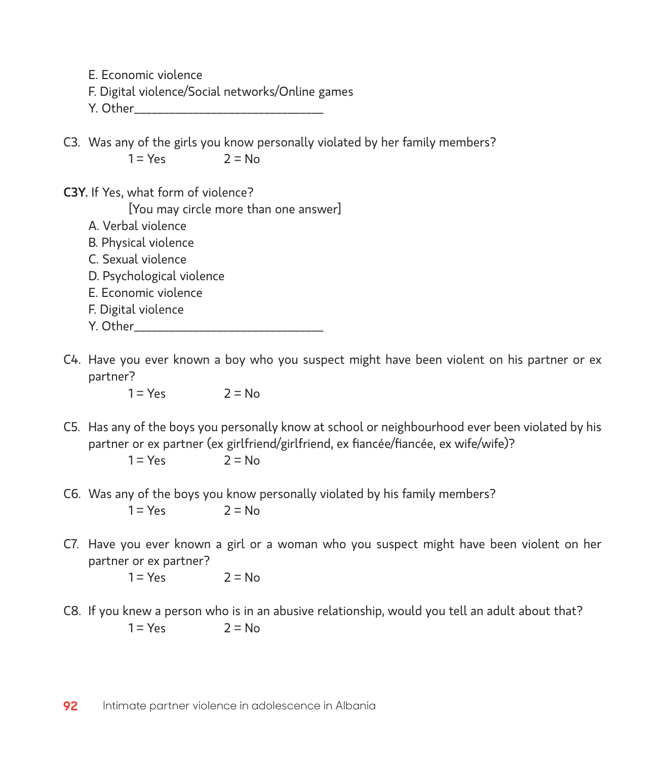E. Economic violence
F. Digital violence/Social networks/Online games
Y. Other_______________________________

C3. Was any of the girls you know personally violated by her family members?
1 = Yes 2 = No

**C3Y.** If Yes, what form of violence?
[You may circle more than one answer]
A. Verbal violence
B. Physical violence
C. Sexual violence
D. Psychological violence
E. Economic violence
F. Digital violence
Y. Other_______________________________

C4. Have you ever known a boy who you suspect might have been violent on his partner or ex partner?
1 = Yes 2 = No

C5. Has any of the boys you personally know at school or neighbourhood ever been violated by his partner or ex partner (ex girlfriend/girlfriend, ex fiancée/fiancée, ex wife/wife)?
1 = Yes 2 = No

C6. Was any of the boys you know personally violated by his family members?
1 = Yes 2 = No

C7. Have you ever known a girl or a woman who you suspect might have been violent on her partner or ex partner?
1 = Yes 2 = No

C8. If you knew a person who is in an abusive relationship, would you tell an adult about that?
1 = Yes 2 = No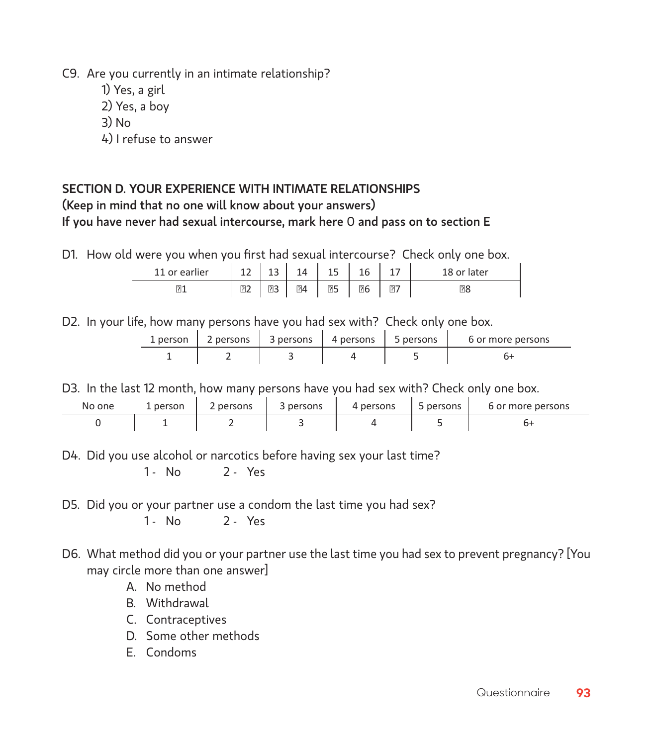C9. Are you currently in an intimate relationship?

1) Yes, a girl
2) Yes, a boy
3) No
4) I refuse to answer

## SECTION D. YOUR EXPERIENCE WITH INTIMATE RELATIONSHIPS

**(Keep in mind that no one will know about your answers)**

**If you have never had sexual intercourse, mark here** O **and pass on to section E**

D1. How old were you when you first had sexual intercourse? Check only one box.

| 11 or earlier | 12 | 13 | 14 | 15 | 16 | 17 | 18 or later |
|---|---|---|---|---|---|---|---|
| 1 | 2 | 3 | 4 | 5 | 6 | 7 | 8 |

D2. In your life, how many persons have you had sex with? Check only one box.

| 1 person | 2 persons | 3 persons | 4 persons | 5 persons | 6 or more persons |
|---|---|---|---|---|---|
| 1 | 2 | 3 | 4 | 5 | 6+ |

D3. In the last 12 month, how many persons have you had sex with? Check only one box.

| No one | 1 person | 2 persons | 3 persons | 4 persons | 5 persons | 6 or more persons |
|---|---|---|---|---|---|---|
| 0 | 1 | 2 | 3 | 4 | 5 | 6+ |

D4. Did you use alcohol or narcotics before having sex your last time?

1 - No 2 - Yes

D5. Did you or your partner use a condom the last time you had sex?

1 - No 2 - Yes

D6. What method did you or your partner use the last time you had sex to prevent pregnancy? [You may circle more than one answer]

A. No method
B. Withdrawal
C. Contraceptives
D. Some other methods
E. Condoms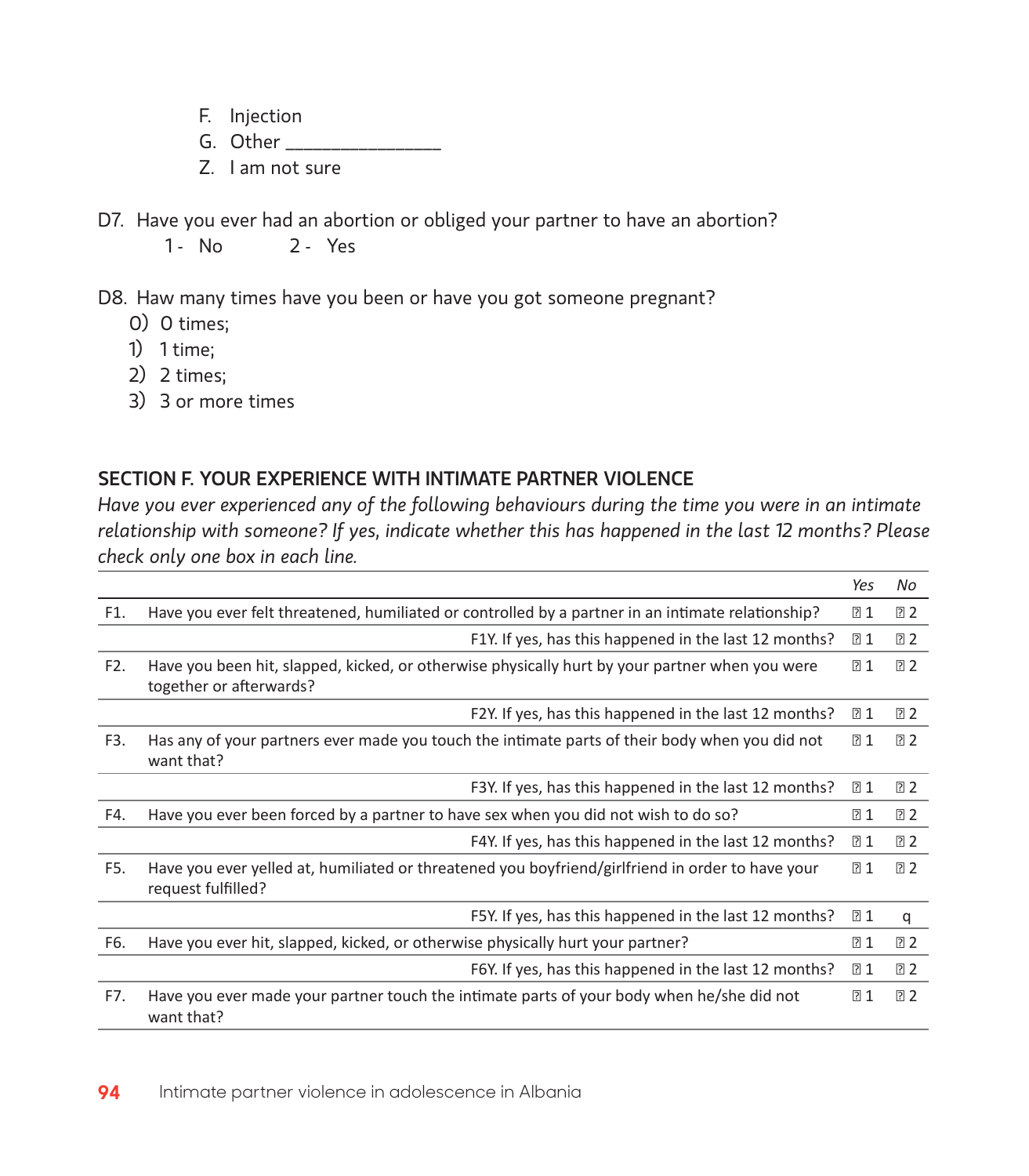F. Injection
G. Other ________________
Z. I am not sure

D7. Have you ever had an abortion or obliged your partner to have an abortion?
1 - No 2 - Yes

D8. Haw many times have you been or have you got someone pregnant?
0) 0 times;
1) 1 time;
2) 2 times;
3) 3 or more times

## SECTION F. YOUR EXPERIENCE WITH INTIMATE PARTNER VIOLENCE

*Have you ever experienced any of the following behaviours during the time you were in an intimate relationship with someone? If yes, indicate whether this has happened in the last 12 months? Please check only one box in each line.*

| | | *Yes* | *No* |
|---|---|---|---|
| F1. | Have you ever felt threatened, humiliated or controlled by a partner in an intimate relationship? | ▯ 1 | ▯ 2 |
| | F1Y. If yes, has this happened in the last 12 months? | ▯ 1 | ▯ 2 |
| F2. | Have you been hit, slapped, kicked, or otherwise physically hurt by your partner when you were together or afterwards? | ▯ 1 | ▯ 2 |
| | F2Y. If yes, has this happened in the last 12 months? | ▯ 1 | ▯ 2 |
| F3. | Has any of your partners ever made you touch the intimate parts of their body when you did not want that? | ▯ 1 | ▯ 2 |
| | F3Y. If yes, has this happened in the last 12 months? | ▯ 1 | ▯ 2 |
| F4. | Have you ever been forced by a partner to have sex when you did not wish to do so? | ▯ 1 | ▯ 2 |
| | F4Y. If yes, has this happened in the last 12 months? | ▯ 1 | ▯ 2 |
| F5. | Have you ever yelled at, humiliated or threatened you boyfriend/girlfriend in order to have your request fulfilled? | ▯ 1 | ▯ 2 |
| | F5Y. If yes, has this happened in the last 12 months? | ▯ 1 | q |
| F6. | Have you ever hit, slapped, kicked, or otherwise physically hurt your partner? | ▯ 1 | ▯ 2 |
| | F6Y. If yes, has this happened in the last 12 months? | ▯ 1 | ▯ 2 |
| F7. | Have you ever made your partner touch the intimate parts of your body when he/she did not want that? | ▯ 1 | ▯ 2 |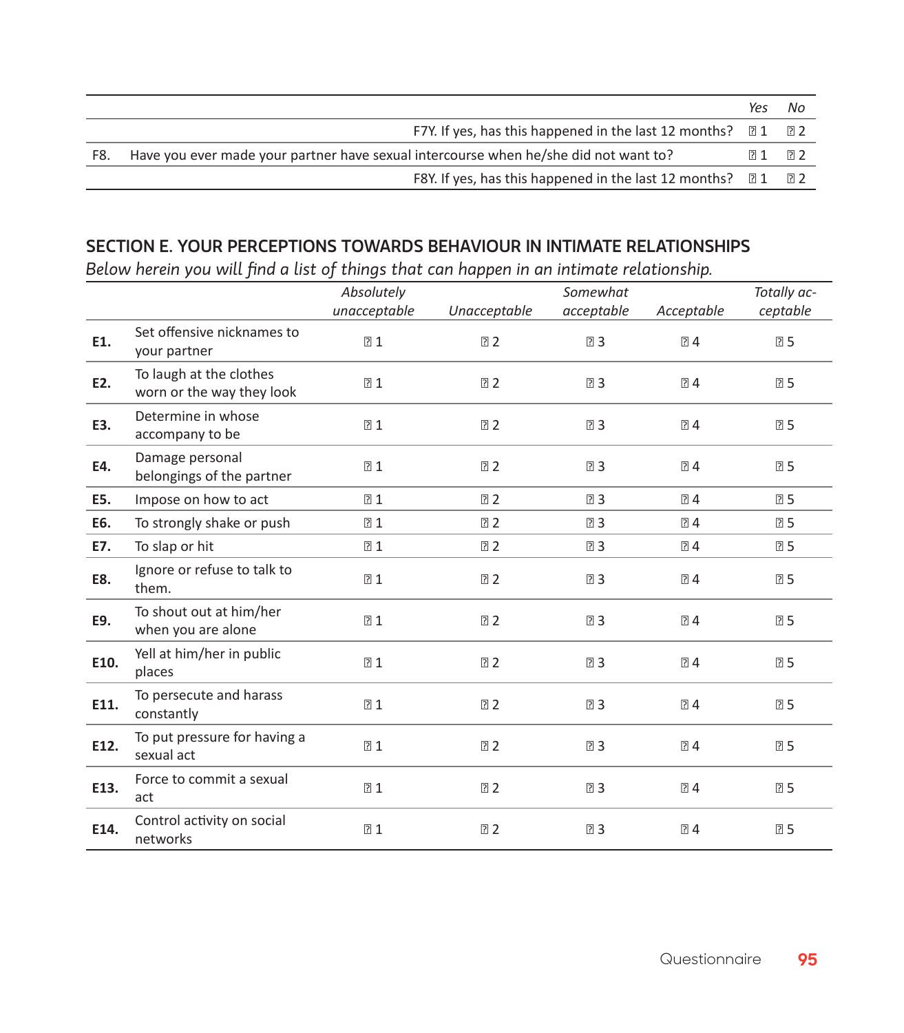| | | Yes | No |
|---|---|---|---|
| | F7Y. If yes, has this happened in the last 12 months? | ☐ 1 | ☐ 2 |
| F8. | Have you ever made your partner have sexual intercourse when he/she did not want to? | ☐ 1 | ☐ 2 |
| | F8Y. If yes, has this happened in the last 12 months? | ☐ 1 | ☐ 2 |

## SECTION E. YOUR PERCEPTIONS TOWARDS BEHAVIOUR IN INTIMATE RELATIONSHIPS

*Below herein you will find a list of things that can happen in an intimate relationship.*

| | | *Absolutely unacceptable* | *Unacceptable* | *Somewhat acceptable* | *Acceptable* | *Totally acceptable* |
|---|---|---|---|---|---|---|
| **E1.** | Set offensive nicknames to your partner | ☐ 1 | ☐ 2 | ☐ 3 | ☐ 4 | ☐ 5 |
| **E2.** | To laugh at the clothes worn or the way they look | ☐ 1 | ☐ 2 | ☐ 3 | ☐ 4 | ☐ 5 |
| **E3.** | Determine in whose accompany to be | ☐ 1 | ☐ 2 | ☐ 3 | ☐ 4 | ☐ 5 |
| **E4.** | Damage personal belongings of the partner | ☐ 1 | ☐ 2 | ☐ 3 | ☐ 4 | ☐ 5 |
| **E5.** | Impose on how to act | ☐ 1 | ☐ 2 | ☐ 3 | ☐ 4 | ☐ 5 |
| **E6.** | To strongly shake or push | ☐ 1 | ☐ 2 | ☐ 3 | ☐ 4 | ☐ 5 |
| **E7.** | To slap or hit | ☐ 1 | ☐ 2 | ☐ 3 | ☐ 4 | ☐ 5 |
| **E8.** | Ignore or refuse to talk to them. | ☐ 1 | ☐ 2 | ☐ 3 | ☐ 4 | ☐ 5 |
| **E9.** | To shout out at him/her when you are alone | ☐ 1 | ☐ 2 | ☐ 3 | ☐ 4 | ☐ 5 |
| **E10.** | Yell at him/her in public places | ☐ 1 | ☐ 2 | ☐ 3 | ☐ 4 | ☐ 5 |
| **E11.** | To persecute and harass constantly | ☐ 1 | ☐ 2 | ☐ 3 | ☐ 4 | ☐ 5 |
| **E12.** | To put pressure for having a sexual act | ☐ 1 | ☐ 2 | ☐ 3 | ☐ 4 | ☐ 5 |
| **E13.** | Force to commit a sexual act | ☐ 1 | ☐ 2 | ☐ 3 | ☐ 4 | ☐ 5 |
| **E14.** | Control activity on social networks | ☐ 1 | ☐ 2 | ☐ 3 | ☐ 4 | ☐ 5 |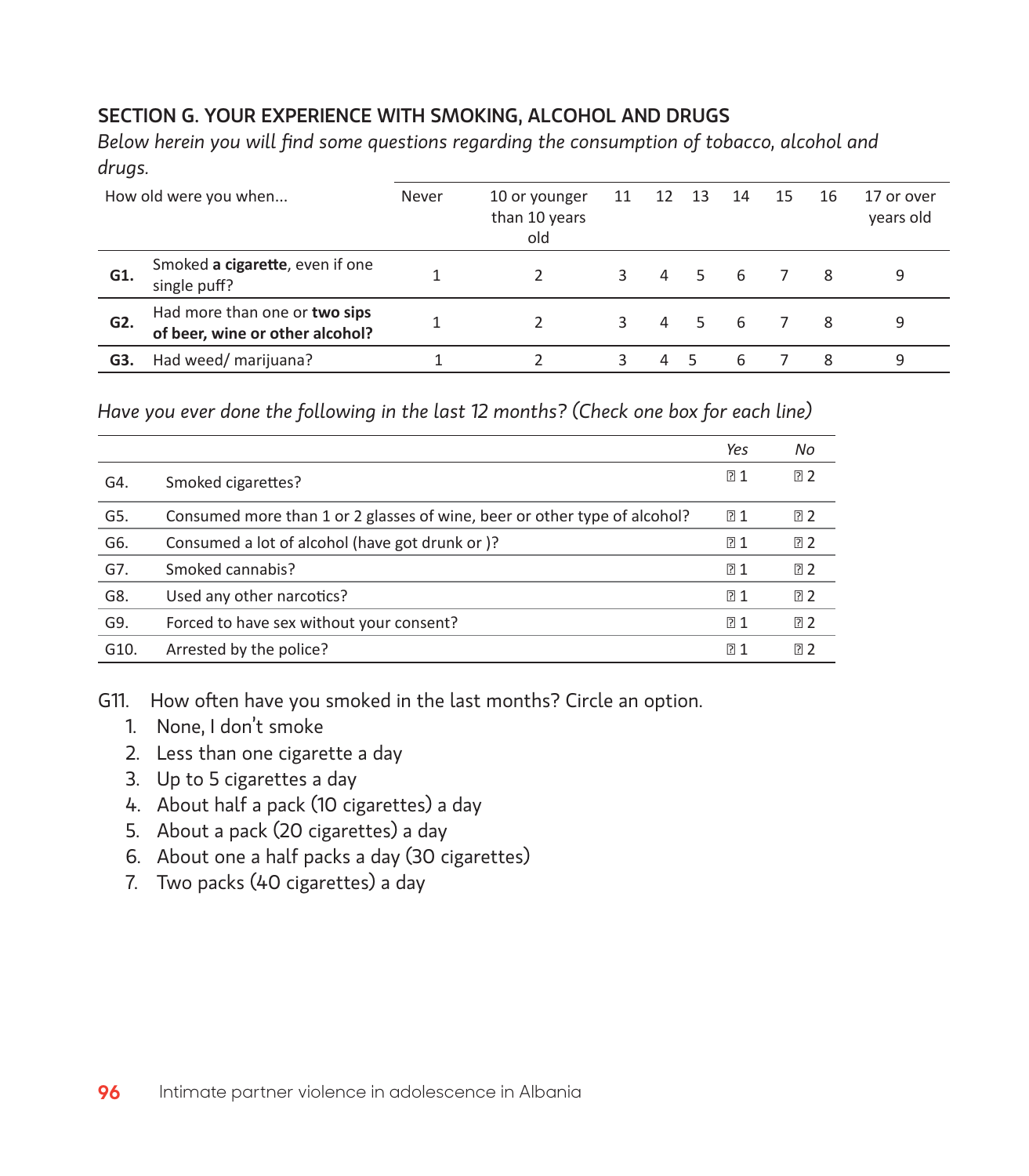## SECTION G. YOUR EXPERIENCE WITH SMOKING, ALCOHOL AND DRUGS

*Below herein you will find some questions regarding the consumption of tobacco, alcohol and drugs.*

| | How old were you when... | Never | 10 or younger than 10 years old | 11 | 12 | 13 | 14 | 15 | 16 | 17 or over years old |
|---|---|---|---|---|---|---|---|---|---|---|
| **G1.** | Smoked **a cigarette**, even if one single puff? | 1 | 2 | 3 | 4 | 5 | 6 | 7 | 8 | 9 |
| **G2.** | Had more than one or **two sips of beer, wine or other alcohol?** | 1 | 2 | 3 | 4 | 5 | 6 | 7 | 8 | 9 |
| **G3.** | Had weed/ marijuana? | 1 | 2 | 3 | 4 | 5 | 6 | 7 | 8 | 9 |

*Have you ever done the following in the last 12 months? (Check one box for each line)*

| | | *Yes* | *No* |
|---|---|---|---|
| G4. | Smoked cigarettes? | ☐ 1 | ☐ 2 |
| G5. | Consumed more than 1 or 2 glasses of wine, beer or other type of alcohol? | ☐ 1 | ☐ 2 |
| G6. | Consumed a lot of alcohol (have got drunk or )? | ☐ 1 | ☐ 2 |
| G7. | Smoked cannabis? | ☐ 1 | ☐ 2 |
| G8. | Used any other narcotics? | ☐ 1 | ☐ 2 |
| G9. | Forced to have sex without your consent? | ☐ 1 | ☐ 2 |
| G10. | Arrested by the police? | ☐ 1 | ☐ 2 |

G11. How often have you smoked in the last months? Circle an option.

1. None, I don't smoke
2. Less than one cigarette a day
3. Up to 5 cigarettes a day
4. About half a pack (10 cigarettes) a day
5. About a pack (20 cigarettes) a day
6. About one a half packs a day (30 cigarettes)
7. Two packs (40 cigarettes) a day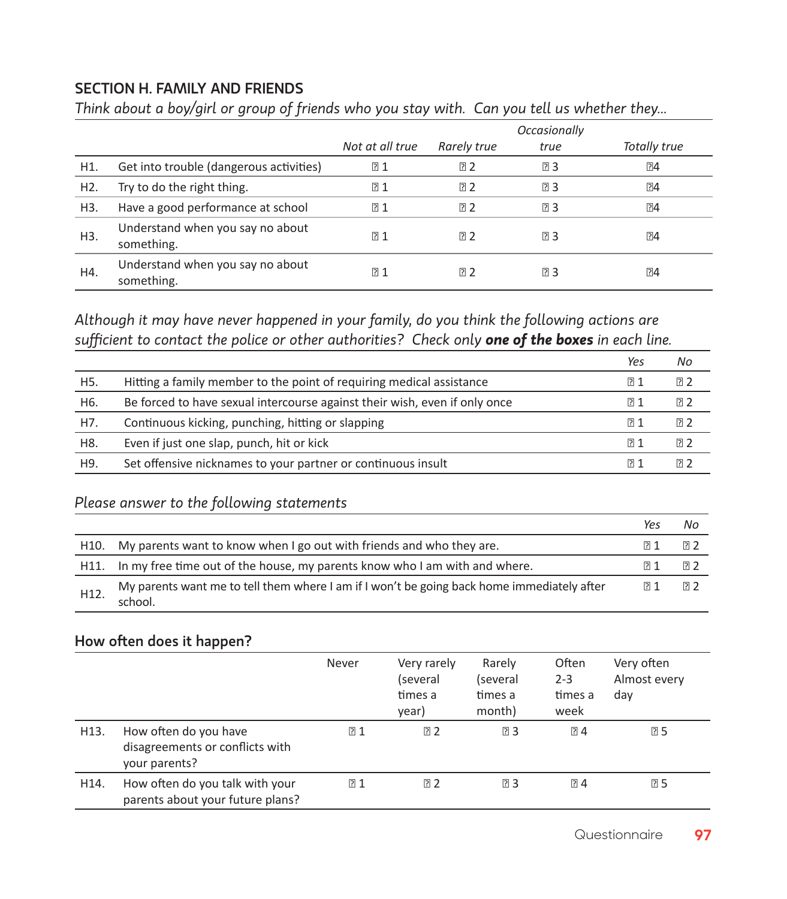**SECTION H. FAMILY AND FRIENDS**

*Think about a boy/girl or group of friends who you stay with. Can you tell us whether they...*

| | | *Not at all true* | *Rarely true* | *Occasionally true* | *Totally true* |
|---|---|---|---|---|---|
| H1. | Get into trouble (dangerous activities) | ▯ 1 | ▯ 2 | ▯ 3 | ▯4 |
| H2. | Try to do the right thing. | ▯ 1 | ▯ 2 | ▯ 3 | ▯4 |
| H3. | Have a good performance at school | ▯ 1 | ▯ 2 | ▯ 3 | ▯4 |
| H3. | Understand when you say no about something. | ▯ 1 | ▯ 2 | ▯ 3 | ▯4 |
| H4. | Understand when you say no about something. | ▯ 1 | ▯ 2 | ▯ 3 | ▯4 |

*Although it may have never happened in your family, do you think the following actions are sufficient to contact the police or other authorities? Check only **one of the boxes** in each line.*

| | | *Yes* | *No* |
|---|---|---|---|
| H5. | Hitting a family member to the point of requiring medical assistance | ▯ 1 | ▯ 2 |
| H6. | Be forced to have sexual intercourse against their wish, even if only once | ▯ 1 | ▯ 2 |
| H7. | Continuous kicking, punching, hitting or slapping | ▯ 1 | ▯ 2 |
| H8. | Even if just one slap, punch, hit or kick | ▯ 1 | ▯ 2 |
| H9. | Set offensive nicknames to your partner or continuous insult | ▯ 1 | ▯ 2 |

*Please answer to the following statements*

| | | *Yes* | *No* |
|---|---|---|---|
| H10. | My parents want to know when I go out with friends and who they are. | ▯ 1 | ▯ 2 |
| H11. | In my free time out of the house, my parents know who I am with and where. | ▯ 1 | ▯ 2 |
| H12. | My parents want me to tell them where I am if I won't be going back home immediately after school. | ▯ 1 | ▯ 2 |

**How often does it happen?**

| | | Never | Very rarely (several times a year) | Rarely (several times a month) | Often 2-3 times a week | Very often Almost every day |
|---|---|---|---|---|---|---|
| H13. | How often do you have disagreements or conflicts with your parents? | ▯ 1 | ▯ 2 | ▯ 3 | ▯ 4 | ▯ 5 |
| H14. | How often do you talk with your parents about your future plans? | ▯ 1 | ▯ 2 | ▯ 3 | ▯ 4 | ▯ 5 |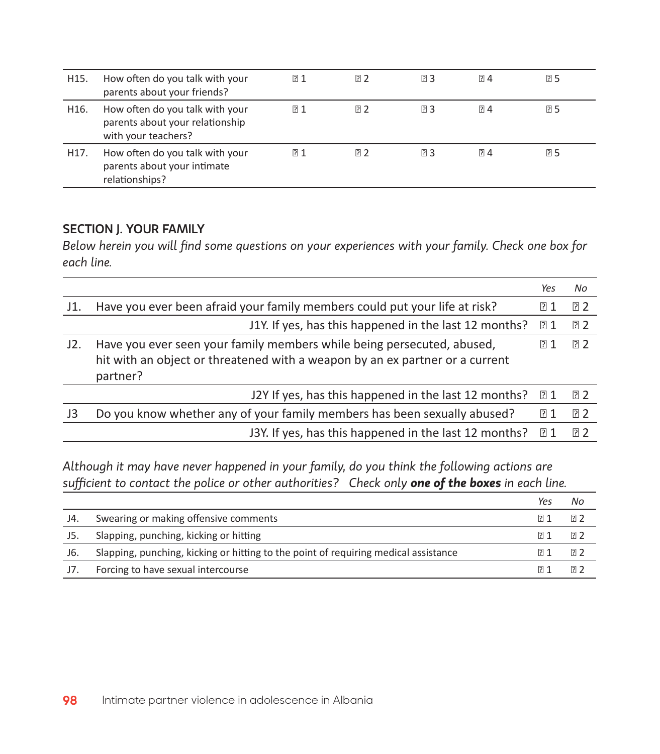| | | | | | | |
|---|---|---|---|---|---|---|
| H15. | How often do you talk with your parents about your friends? | ☐ 1 | ☐ 2 | ☐ 3 | ☐ 4 | ☐ 5 |
| H16. | How often do you talk with your parents about your relationship with your teachers? | ☐ 1 | ☐ 2 | ☐ 3 | ☐ 4 | ☐ 5 |
| H17. | How often do you talk with your parents about your intimate relationships? | ☐ 1 | ☐ 2 | ☐ 3 | ☐ 4 | ☐ 5 |

## SECTION J. YOUR FAMILY

*Below herein you will find some questions on your experiences with your family. Check one box for each line.*

| | | *Yes* | *No* |
|---|---|---|---|
| J1. | Have you ever been afraid your family members could put your life at risk? | ☐ 1 | ☐ 2 |
| | J1Y. If yes, has this happened in the last 12 months? | ☐ 1 | ☐ 2 |
| J2. | Have you ever seen your family members while being persecuted, abused, hit with an object or threatened with a weapon by an ex partner or a current partner? | ☐ 1 | ☐ 2 |
| | J2Y If yes, has this happened in the last 12 months? | ☐ 1 | ☐ 2 |
| J3 | Do you know whether any of your family members has been sexually abused? | ☐ 1 | ☐ 2 |
| | J3Y. If yes, has this happened in the last 12 months? | ☐ 1 | ☐ 2 |

*Although it may have never happened in your family, do you think the following actions are sufficient to contact the police or other authorities? Check only **one of the boxes** in each line.*

| | | *Yes* | *No* |
|---|---|---|---|
| J4. | Swearing or making offensive comments | ☐ 1 | ☐ 2 |
| J5. | Slapping, punching, kicking or hitting | ☐ 1 | ☐ 2 |
| J6. | Slapping, punching, kicking or hitting to the point of requiring medical assistance | ☐ 1 | ☐ 2 |
| J7. | Forcing to have sexual intercourse | ☐ 1 | ☐ 2 |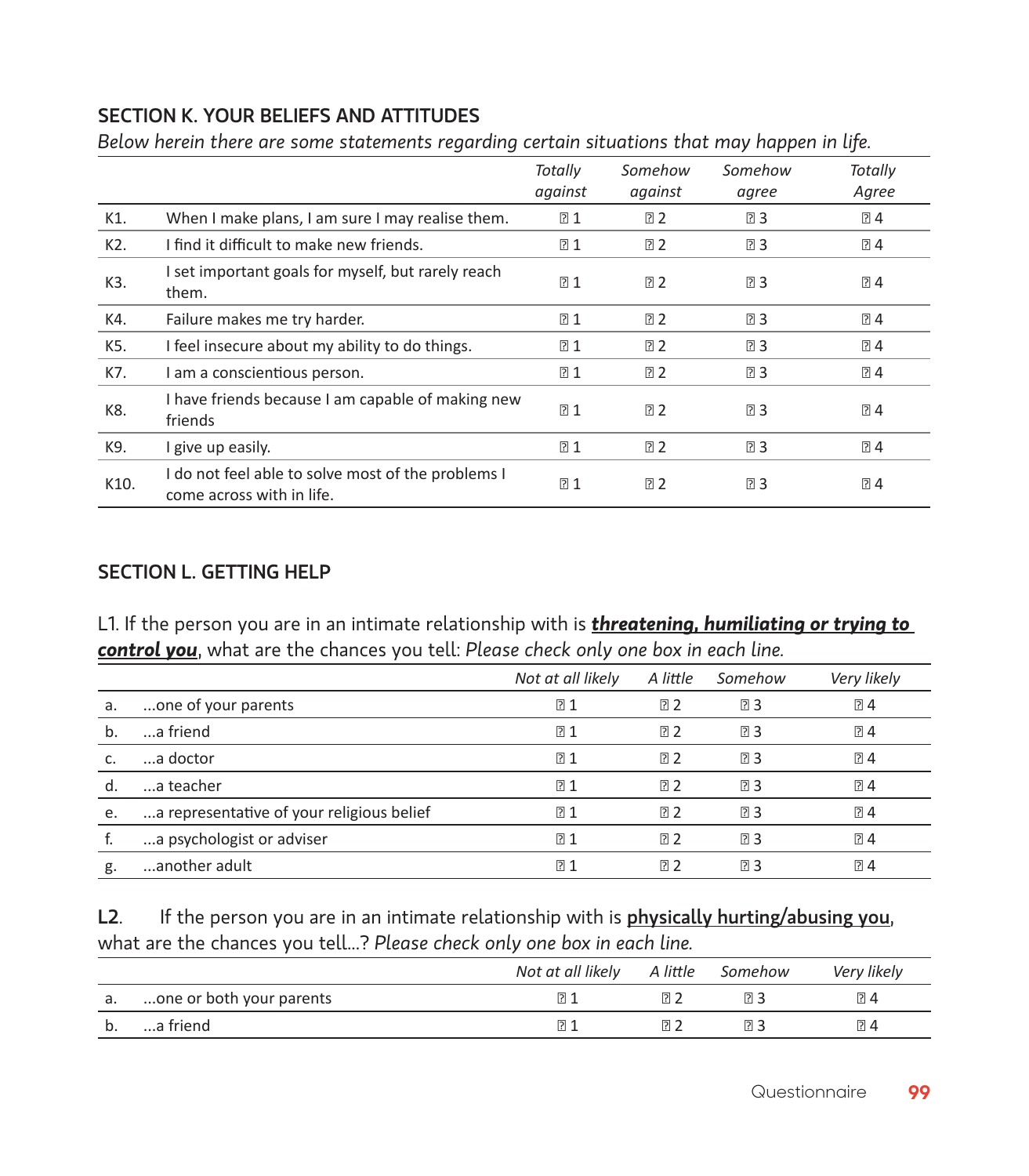## SECTION K. YOUR BELIEFS AND ATTITUDES

*Below herein there are some statements regarding certain situations that may happen in life.*

| | | *Totally against* | *Somehow against* | *Somehow agree* | *Totally Agree* |
|---|---|---|---|---|---|
| K1. | When I make plans, I am sure I may realise them. | ☐ 1 | ☐ 2 | ☐ 3 | ☐ 4 |
| K2. | I find it difficult to make new friends. | ☐ 1 | ☐ 2 | ☐ 3 | ☐ 4 |
| K3. | I set important goals for myself, but rarely reach them. | ☐ 1 | ☐ 2 | ☐ 3 | ☐ 4 |
| K4. | Failure makes me try harder. | ☐ 1 | ☐ 2 | ☐ 3 | ☐ 4 |
| K5. | I feel insecure about my ability to do things. | ☐ 1 | ☐ 2 | ☐ 3 | ☐ 4 |
| K7. | I am a conscientious person. | ☐ 1 | ☐ 2 | ☐ 3 | ☐ 4 |
| K8. | I have friends because I am capable of making new friends | ☐ 1 | ☐ 2 | ☐ 3 | ☐ 4 |
| K9. | I give up easily. | ☐ 1 | ☐ 2 | ☐ 3 | ☐ 4 |
| K10. | I do not feel able to solve most of the problems I come across with in life. | ☐ 1 | ☐ 2 | ☐ 3 | ☐ 4 |

## SECTION L. GETTING HELP

L1. If the person you are in an intimate relationship with is ***threatening, humiliating or trying to control you***, what are the chances you tell: *Please check only one box in each line.*

| | | *Not at all likely* | *A little* | *Somehow* | *Very likely* |
|---|---|---|---|---|---|
| a. | ...one of your parents | ☐ 1 | ☐ 2 | ☐ 3 | ☐ 4 |
| b. | ...a friend | ☐ 1 | ☐ 2 | ☐ 3 | ☐ 4 |
| c. | ...a doctor | ☐ 1 | ☐ 2 | ☐ 3 | ☐ 4 |
| d. | ...a teacher | ☐ 1 | ☐ 2 | ☐ 3 | ☐ 4 |
| e. | ...a representative of your religious belief | ☐ 1 | ☐ 2 | ☐ 3 | ☐ 4 |
| f. | ...a psychologist or adviser | ☐ 1 | ☐ 2 | ☐ 3 | ☐ 4 |
| g. | ...another adult | ☐ 1 | ☐ 2 | ☐ 3 | ☐ 4 |

**L2**. If the person you are in an intimate relationship with is **physically hurting/abusing you**, what are the chances you tell...? *Please check only one box in each line.*

| | | *Not at all likely* | *A little* | *Somehow* | *Very likely* |
|---|---|---|---|---|---|
| a. | ...one or both your parents | ☐ 1 | ☐ 2 | ☐ 3 | ☐ 4 |
| b. | ...a friend | ☐ 1 | ☐ 2 | ☐ 3 | ☐ 4 |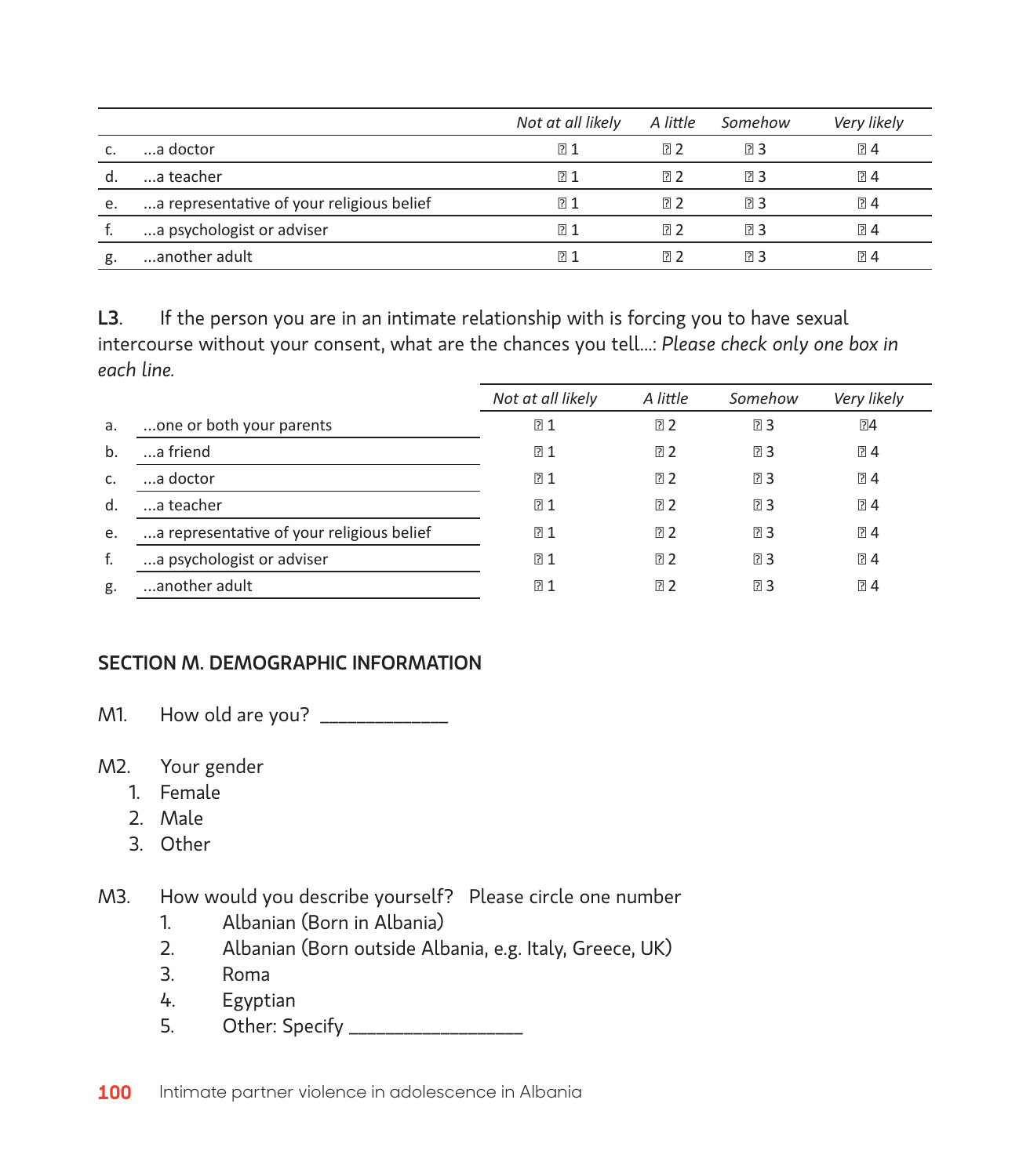| | | Not at all likely | A little | Somehow | Very likely |
|---|---|---|---|---|---|
| c. | ...a doctor | ☐ 1 | ☐ 2 | ☐ 3 | ☐ 4 |
| d. | ...a teacher | ☐ 1 | ☐ 2 | ☐ 3 | ☐ 4 |
| e. | ...a representative of your religious belief | ☐ 1 | ☐ 2 | ☐ 3 | ☐ 4 |
| f. | ...a psychologist or adviser | ☐ 1 | ☐ 2 | ☐ 3 | ☐ 4 |
| g. | ...another adult | ☐ 1 | ☐ 2 | ☐ 3 | ☐ 4 |

**L3**. If the person you are in an intimate relationship with is forcing you to have sexual intercourse without your consent, what are the chances you tell...: *Please check only one box in each line.*

| | | *Not at all likely* | *A little* | *Somehow* | *Very likely* |
|---|---|---|---|---|---|
| a. | ...one or both your parents | ☐ 1 | ☐ 2 | ☐ 3 | ☐4 |
| b. | ...a friend | ☐ 1 | ☐ 2 | ☐ 3 | ☐ 4 |
| c. | ...a doctor | ☐ 1 | ☐ 2 | ☐ 3 | ☐ 4 |
| d. | ...a teacher | ☐ 1 | ☐ 2 | ☐ 3 | ☐ 4 |
| e. | ...a representative of your religious belief | ☐ 1 | ☐ 2 | ☐ 3 | ☐ 4 |
| f. | ...a psychologist or adviser | ☐ 1 | ☐ 2 | ☐ 3 | ☐ 4 |
| g. | ...another adult | ☐ 1 | ☐ 2 | ☐ 3 | ☐ 4 |

## SECTION M. DEMOGRAPHIC INFORMATION

M1. How old are you? ____________

M2. Your gender

1. Female
2. Male
3. Other

M3. How would you describe yourself? Please circle one number

1. Albanian (Born in Albania)
2. Albanian (Born outside Albania, e.g. Italy, Greece, UK)
3. Roma
4. Egyptian
5. Other: Specify ________________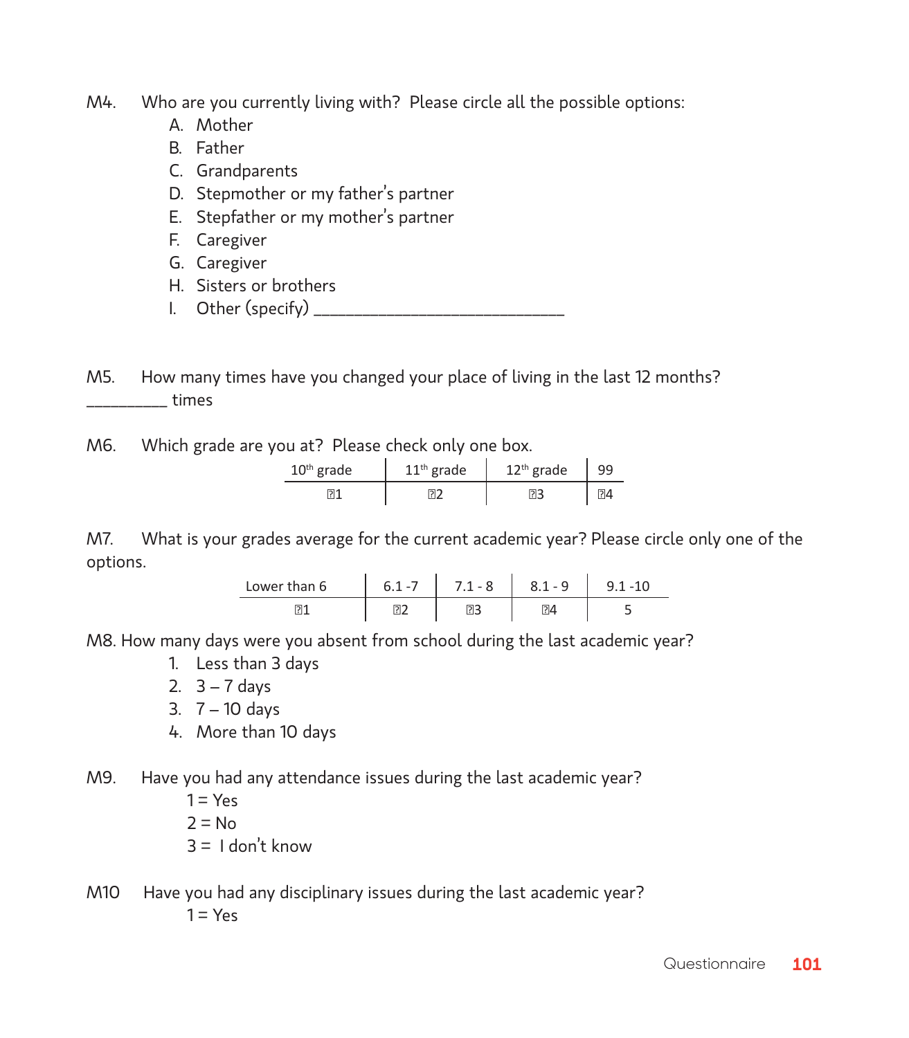M4. Who are you currently living with? Please circle all the possible options:

A. Mother
B. Father
C. Grandparents
D. Stepmother or my father's partner
E. Stepfather or my mother's partner
F. Caregiver
G. Caregiver
H. Sisters or brothers
I. Other (specify) ______________________________

M5. How many times have you changed your place of living in the last 12 months?
__________ times

M6. Which grade are you at? Please check only one box.

| 10th grade | 11th grade | 12th grade | 99 |
|---|---|---|---|
| ☐1 | ☐2 | ☐3 | ☐4 |

M7. What is your grades average for the current academic year? Please circle only one of the options.

| Lower than 6 | 6.1 -7 | 7.1 - 8 | 8.1 - 9 | 9.1 -10 |
|---|---|---|---|---|
| ☐1 | ☐2 | ☐3 | ☐4 | 5 |

M8. How many days were you absent from school during the last academic year?

1. Less than 3 days
2. 3 – 7 days
3. 7 – 10 days
4. More than 10 days

M9. Have you had any attendance issues during the last academic year?

1 = Yes
2 = No
3 = I don't know

M10 Have you had any disciplinary issues during the last academic year?

1 = Yes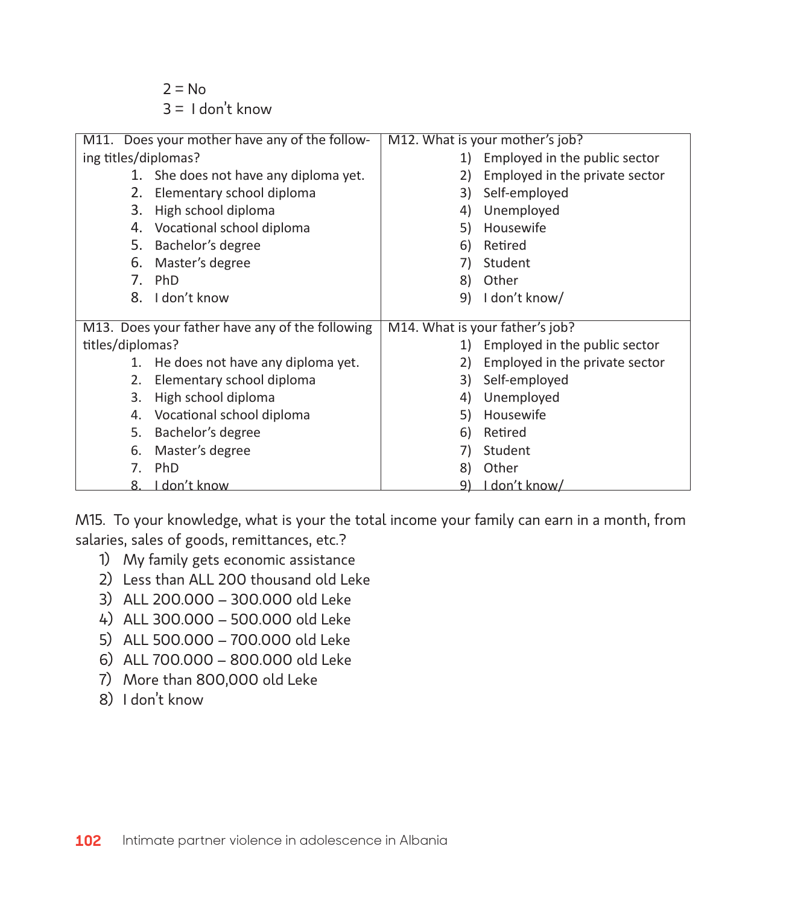2 = No
3 = I don't know

| | |
|---|---|
| M11. Does your mother have any of the following titles/diplomas?<br>1. She does not have any diploma yet.<br>2. Elementary school diploma<br>3. High school diploma<br>4. Vocational school diploma<br>5. Bachelor's degree<br>6. Master's degree<br>7. PhD<br>8. I don't know | M12. What is your mother's job?<br>1) Employed in the public sector<br>2) Employed in the private sector<br>3) Self-employed<br>4) Unemployed<br>5) Housewife<br>6) Retired<br>7) Student<br>8) Other<br>9) I don't know/ |
| M13. Does your father have any of the following titles/diplomas?<br>1. He does not have any diploma yet.<br>2. Elementary school diploma<br>3. High school diploma<br>4. Vocational school diploma<br>5. Bachelor's degree<br>6. Master's degree<br>7. PhD<br>8. I don't know | M14. What is your father's job?<br>1) Employed in the public sector<br>2) Employed in the private sector<br>3) Self-employed<br>4) Unemployed<br>5) Housewife<br>6) Retired<br>7) Student<br>8) Other<br>9) I don't know/ |

M15. To your knowledge, what is your the total income your family can earn in a month, from salaries, sales of goods, remittances, etc.?

1) My family gets economic assistance
2) Less than ALL 200 thousand old Leke
3) ALL 200.000 – 300.000 old Leke
4) ALL 300.000 – 500.000 old Leke
5) ALL 500.000 – 700.000 old Leke
6) ALL 700.000 – 800.000 old Leke
7) More than 800,000 old Leke
8) I don't know